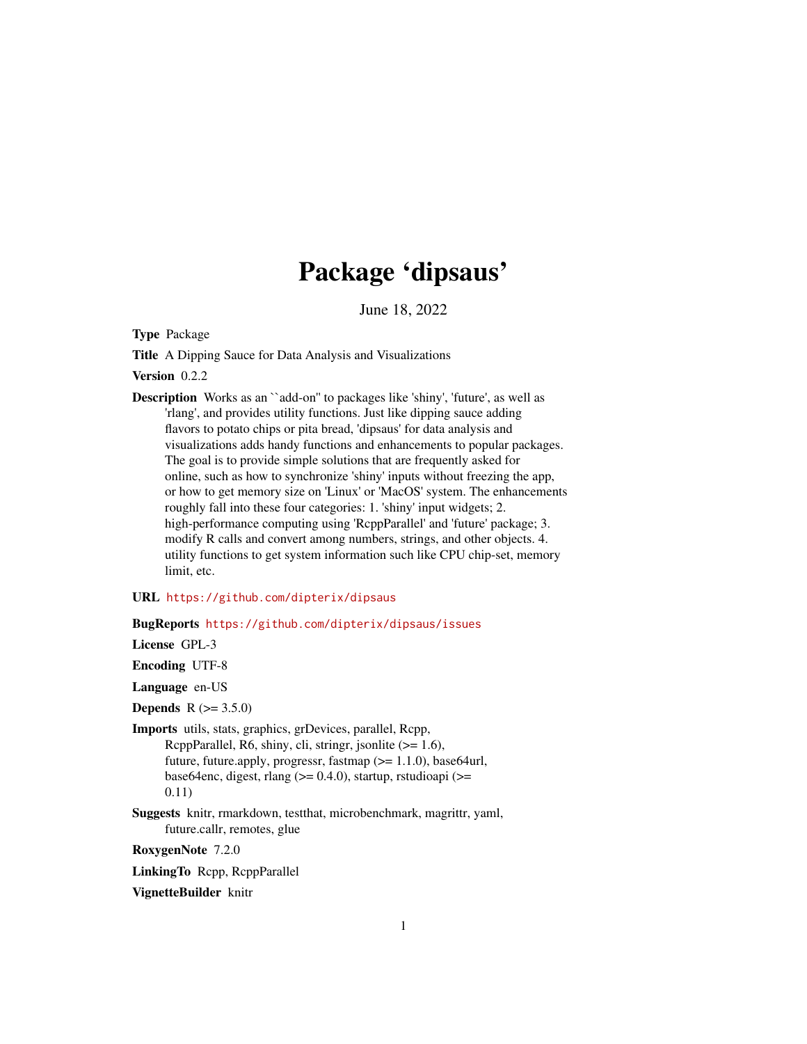# Package 'dipsaus'

June 18, 2022

**Type** Package

**Title** A Dipping Sauce for Data Analysis and Visualizations

**Version** 0.2.2

**Description** Works as an ``add-on'' to packages like 'shiny', 'future', as well as 'rlang', and provides utility functions. Just like dipping sauce adding flavors to potato chips or pita bread, 'dipsaus' for data analysis and visualizations adds handy functions and enhancements to popular packages. The goal is to provide simple solutions that are frequently asked for online, such as how to synchronize 'shiny' inputs without freezing the app, or how to get memory size on 'Linux' or 'MacOS' system. The enhancements roughly fall into these four categories: 1. 'shiny' input widgets; 2. high-performance computing using 'RcppParallel' and 'future' package; 3. modify R calls and convert among numbers, strings, and other objects. 4. utility functions to get system information such like CPU chip-set, memory limit, etc.

**URL** https://github.com/dipterix/dipsaus

**BugReports** https://github.com/dipterix/dipsaus/issues

**License** GPL-3

**Encoding** UTF-8

**Language** en-US

**Depends** R (>= 3.5.0)

**Imports** utils, stats, graphics, grDevices, parallel, Rcpp, RcppParallel, R6, shiny, cli, stringr, jsonlite (>= 1.6), future, future.apply, progressr, fastmap (>= 1.1.0), base64url, base64enc, digest, rlang (>= 0.4.0), startup, rstudioapi (>= 0.11)

**Suggests** knitr, rmarkdown, testthat, microbenchmark, magrittr, yaml, future.callr, remotes, glue

**RoxygenNote** 7.2.0

**LinkingTo** Rcpp, RcppParallel

**VignetteBuilder** knitr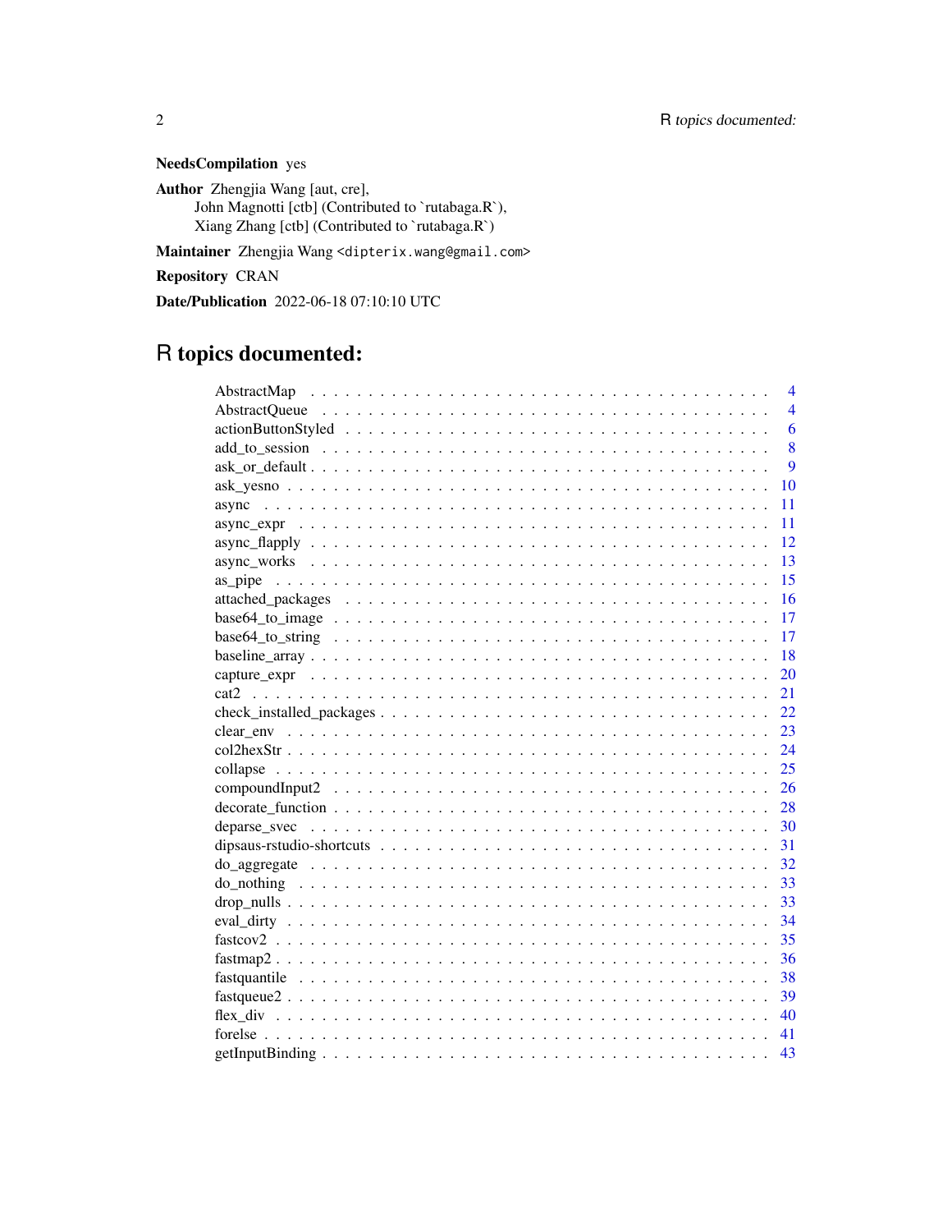**NeedsCompilation** yes

**Author** Zhengjia Wang [aut, cre],
John Magnotti [ctb] (Contributed to `rutabaga.R`),
Xiang Zhang [ctb] (Contributed to `rutabaga.R`)

**Maintainer** Zhengjia Wang <dipterix.wang@gmail.com>

**Repository** CRAN

**Date/Publication** 2022-06-18 07:10:10 UTC

# R topics documented:

| | |
|---|---|
| AbstractMap | 4 |
| AbstractQueue | 4 |
| actionButtonStyled | 6 |
| add_to_session | 8 |
| ask_or_default | 9 |
| ask_yesno | 10 |
| async | 11 |
| async_expr | 11 |
| async_flapply | 12 |
| async_works | 13 |
| as_pipe | 15 |
| attached_packages | 16 |
| base64_to_image | 17 |
| base64_to_string | 17 |
| baseline_array | 18 |
| capture_expr | 20 |
| cat2 | 21 |
| check_installed_packages | 22 |
| clear_env | 23 |
| col2hexStr | 24 |
| collapse | 25 |
| compoundInput2 | 26 |
| decorate_function | 28 |
| deparse_svec | 30 |
| dipsaus-rstudio-shortcuts | 31 |
| do_aggregate | 32 |
| do_nothing | 33 |
| drop_nulls | 33 |
| eval_dirty | 34 |
| fastcov2 | 35 |
| fastmap2 | 36 |
| fastquantile | 38 |
| fastqueue2 | 39 |
| flex_div | 40 |
| forelse | 41 |
| getInputBinding | 43 |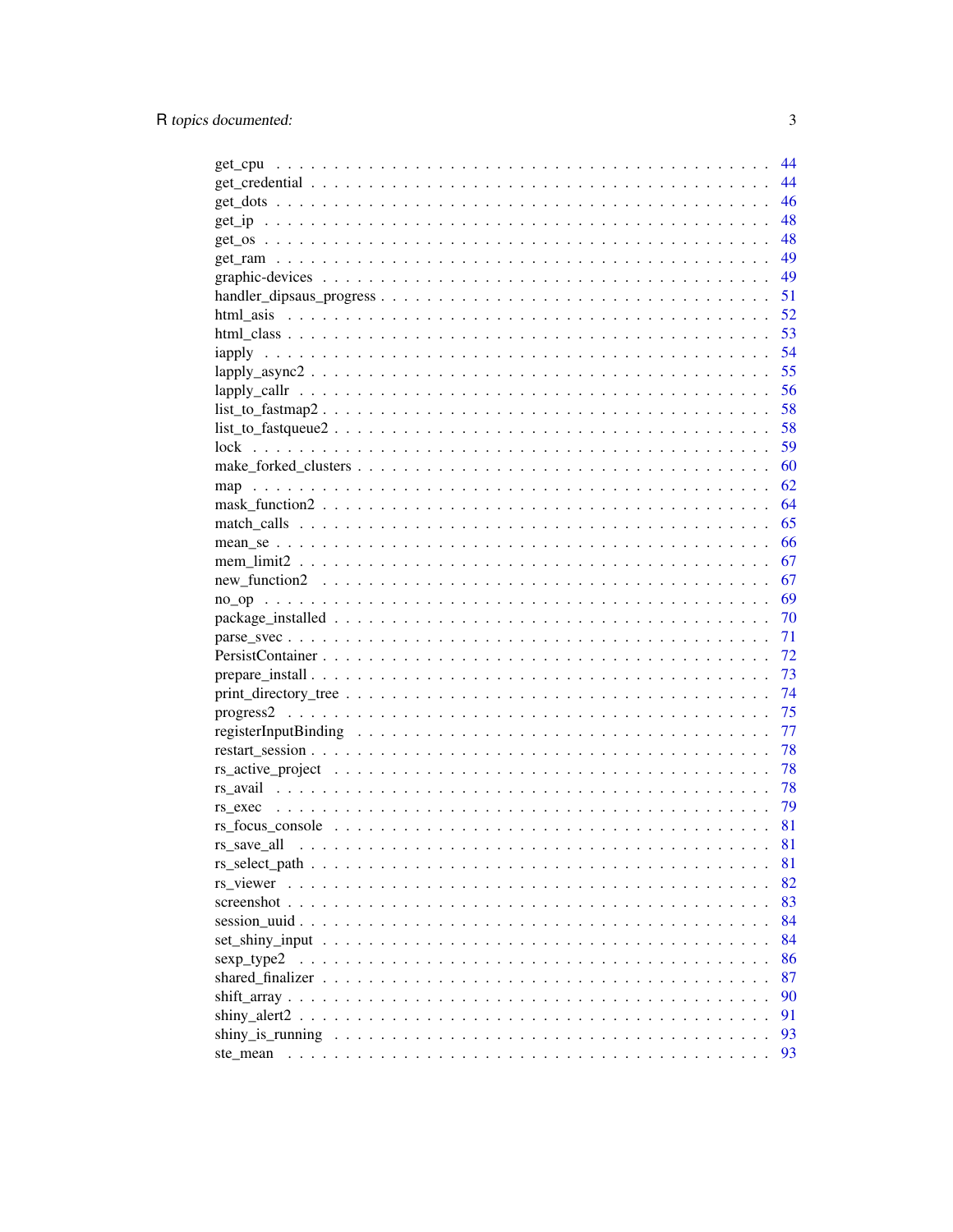| | |
|---|---|
| get_cpu | 44 |
| get_credential | 44 |
| get_dots | 46 |
| get_ip | 48 |
| get_os | 48 |
| get_ram | 49 |
| graphic-devices | 49 |
| handler_dipsaus_progress | 51 |
| html_asis | 52 |
| html_class | 53 |
| iapply | 54 |
| lapply_async2 | 55 |
| lapply_callr | 56 |
| list_to_fastmap2 | 58 |
| list_to_fastqueue2 | 58 |
| lock | 59 |
| make_forked_clusters | 60 |
| map | 62 |
| mask_function2 | 64 |
| match_calls | 65 |
| mean_se | 66 |
| mem_limit2 | 67 |
| new_function2 | 67 |
| no_op | 69 |
| package_installed | 70 |
| parse_svec | 71 |
| PersistContainer | 72 |
| prepare_install | 73 |
| print_directory_tree | 74 |
| progress2 | 75 |
| registerInputBinding | 77 |
| restart_session | 78 |
| rs_active_project | 78 |
| rs_avail | 78 |
| rs_exec | 79 |
| rs_focus_console | 81 |
| rs_save_all | 81 |
| rs_select_path | 81 |
| rs_viewer | 82 |
| screenshot | 83 |
| session_uuid | 84 |
| set_shiny_input | 84 |
| sexp_type2 | 86 |
| shared_finalizer | 87 |
| shift_array | 90 |
| shiny_alert2 | 91 |
| shiny_is_running | 93 |
| ste_mean | 93 |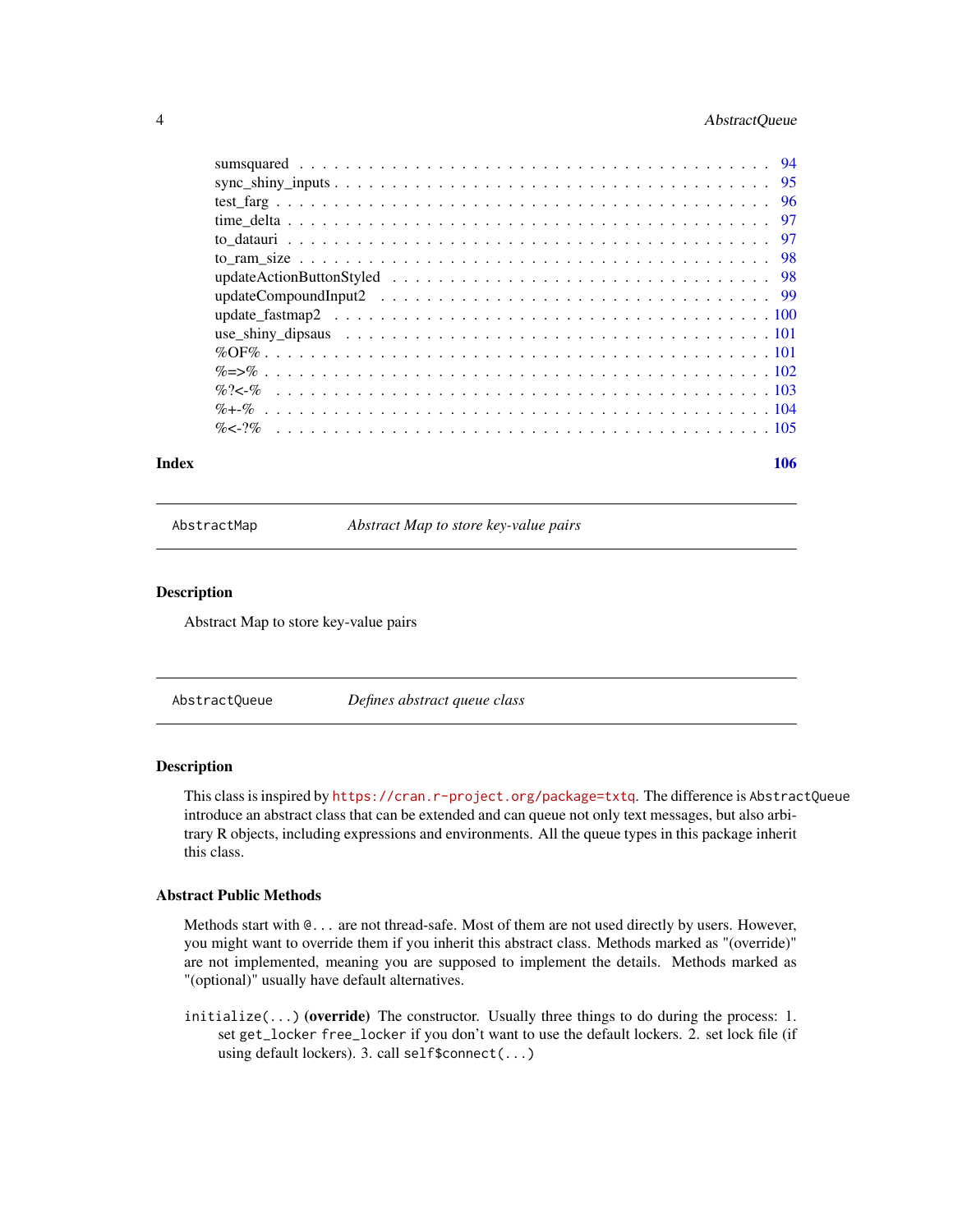sumsquared . . . . . . . . . . . . . . . . . . . . . . . . . . . . . . . . . . . . . . . 94
sync_shiny_inputs . . . . . . . . . . . . . . . . . . . . . . . . . . . . . . . . . . . . 95
test_farg . . . . . . . . . . . . . . . . . . . . . . . . . . . . . . . . . . . . . . . . 96
time_delta . . . . . . . . . . . . . . . . . . . . . . . . . . . . . . . . . . . . . . . 97
to_datauri . . . . . . . . . . . . . . . . . . . . . . . . . . . . . . . . . . . . . . . 97
to_ram_size . . . . . . . . . . . . . . . . . . . . . . . . . . . . . . . . . . . . . . 98
updateActionButtonStyled . . . . . . . . . . . . . . . . . . . . . . . . . . . . . . . 98
updateCompoundInput2 . . . . . . . . . . . . . . . . . . . . . . . . . . . . . . . . . 99
update_fastmap2 . . . . . . . . . . . . . . . . . . . . . . . . . . . . . . . . . . . . 100
use_shiny_dipsaus . . . . . . . . . . . . . . . . . . . . . . . . . . . . . . . . . . . 101
%OF% . . . . . . . . . . . . . . . . . . . . . . . . . . . . . . . . . . . . . . . . . 101
%=>% . . . . . . . . . . . . . . . . . . . . . . . . . . . . . . . . . . . . . . . . . 102
%?<-% . . . . . . . . . . . . . . . . . . . . . . . . . . . . . . . . . . . . . . . . 103
%+-% . . . . . . . . . . . . . . . . . . . . . . . . . . . . . . . . . . . . . . . . . 104
%<-?% . . . . . . . . . . . . . . . . . . . . . . . . . . . . . . . . . . . . . . . . 105

**Index** **106**

---

`AbstractMap` *Abstract Map to store key-value pairs*

---

### Description

Abstract Map to store key-value pairs

---

`AbstractQueue` *Defines abstract queue class*

---

### Description

This class is inspired by https://cran.r-project.org/package=txtq. The difference is `AbstractQueue` introduce an abstract class that can be extended and can queue not only text messages, but also arbitrary R objects, including expressions and environments. All the queue types in this package inherit this class.

### Abstract Public Methods

Methods start with `@...` are not thread-safe. Most of them are not used directly by users. However, you might want to override them if you inherit this abstract class. Methods marked as "(override)" are not implemented, meaning you are supposed to implement the details. Methods marked as "(optional)" usually have default alternatives.

`initialize(...)` **(override)** The constructor. Usually three things to do during the process: 1. set `get_locker` `free_locker` if you don't want to use the default lockers. 2. set lock file (if using default lockers). 3. call `self$connect(...)`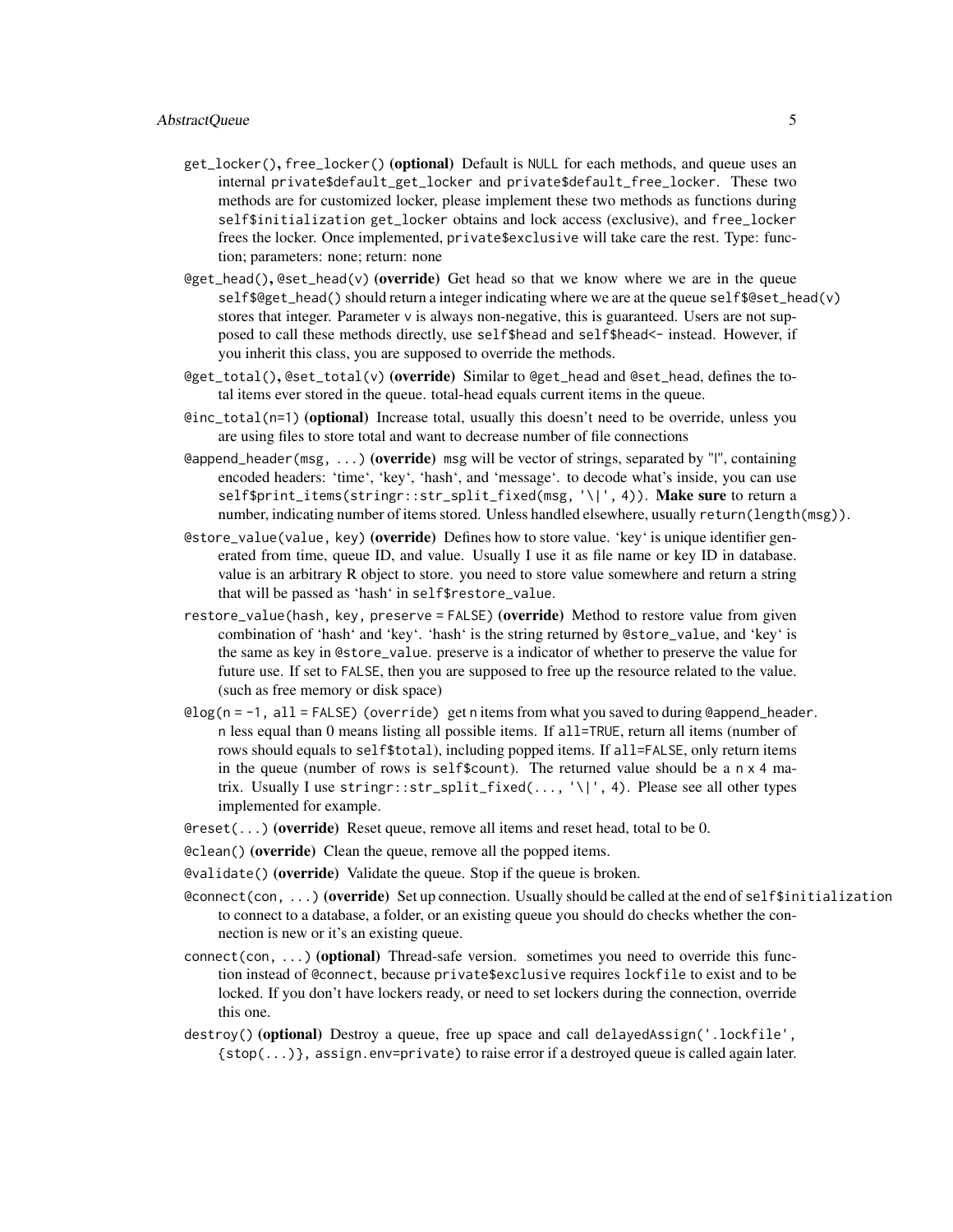`get_locker()`, `free_locker()` **(optional)** Default is `NULL` for each methods, and queue uses an internal `private$default_get_locker` and `private$default_free_locker`. These two methods are for customized locker, please implement these two methods as functions during `self$initialization` `get_locker` obtains and lock access (exclusive), and `free_locker` frees the locker. Once implemented, `private$exclusive` will take care the rest. Type: function; parameters: none; return: none

`@get_head()`, `@set_head(v)` **(override)** Get head so that we know where we are in the queue `self$@get_head()` should return a integer indicating where we are at the queue `self$@set_head(v)` stores that integer. Parameter `v` is always non-negative, this is guaranteed. Users are not supposed to call these methods directly, use `self$head` and `self$head<-` instead. However, if you inherit this class, you are supposed to override the methods.

`@get_total()`, `@set_total(v)` **(override)** Similar to `@get_head` and `@set_head`, defines the total items ever stored in the queue. total-head equals current items in the queue.

`@inc_total(n=1)` **(optional)** Increase total, usually this doesn't need to be override, unless you are using files to store total and want to decrease number of file connections

`@append_header(msg, ...)` **(override)** `msg` will be vector of strings, separated by "|", containing encoded headers: 'time', 'key', 'hash', and 'message'. to decode what's inside, you can use `self$print_items(stringr::str_split_fixed(msg, '\|', 4))`. **Make sure** to return a number, indicating number of items stored. Unless handled elsewhere, usually `return(length(msg))`.

`@store_value(value, key)` **(override)** Defines how to store value. 'key' is unique identifier generated from time, queue ID, and value. Usually I use it as file name or key ID in database. value is an arbitrary R object to store. you need to store value somewhere and return a string that will be passed as 'hash' in `self$restore_value`.

`restore_value(hash, key, preserve = FALSE)` **(override)** Method to restore value from given combination of 'hash' and 'key'. 'hash' is the string returned by `@store_value`, and 'key' is the same as key in `@store_value`. preserve is a indicator of whether to preserve the value for future use. If set to `FALSE`, then you are supposed to free up the resource related to the value. (such as free memory or disk space)

`@log(n = -1, all = FALSE) (override)` get `n` items from what you saved to during `@append_header`. `n` less equal than 0 means listing all possible items. If `all=TRUE`, return all items (number of rows should equals to `self$total`), including popped items. If `all=FALSE`, only return items in the queue (number of rows is `self$count`). The returned value should be a `n x 4` matrix. Usually I use `stringr::str_split_fixed(..., '\|', 4)`. Please see all other types implemented for example.

`@reset(...)` **(override)** Reset queue, remove all items and reset head, total to be 0.

`@clean()` **(override)** Clean the queue, remove all the popped items.

`@validate()` **(override)** Validate the queue. Stop if the queue is broken.

`@connect(con, ...)` **(override)** Set up connection. Usually should be called at the end of `self$initialization` to connect to a database, a folder, or an existing queue you should do checks whether the connection is new or it's an existing queue.

`connect(con, ...)` **(optional)** Thread-safe version. sometimes you need to override this function instead of `@connect`, because `private$exclusive` requires `lockfile` to exist and to be locked. If you don't have lockers ready, or need to set lockers during the connection, override this one.

`destroy()` **(optional)** Destroy a queue, free up space and call `delayedAssign('.lockfile', {stop(...)}, assign.env=private)` to raise error if a destroyed queue is called again later.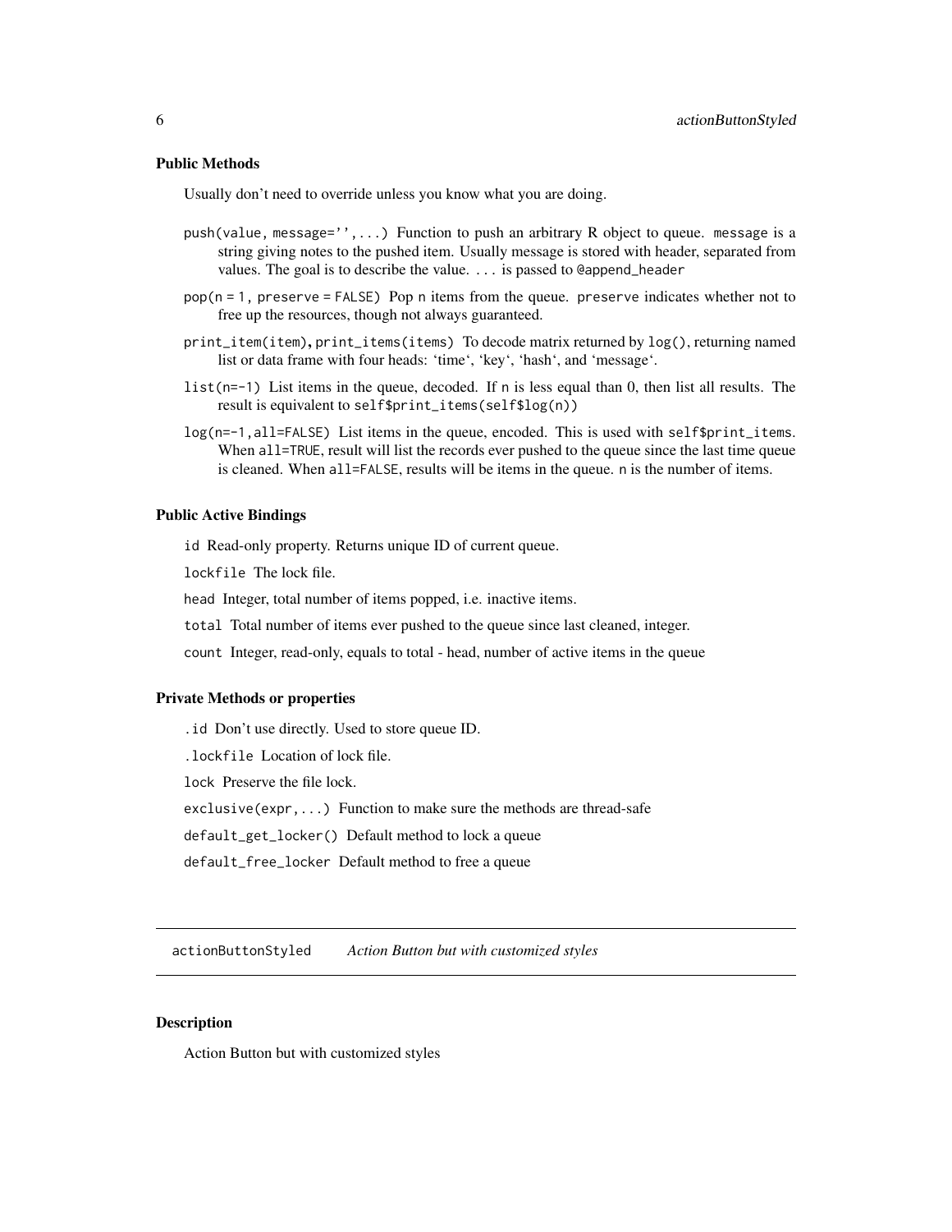### Public Methods

Usually don't need to override unless you know what you are doing.

`push(value, message='',...)` Function to push an arbitrary R object to queue. `message` is a string giving notes to the pushed item. Usually message is stored with header, separated from values. The goal is to describe the value. `...` is passed to `@append_header`

`pop(n = 1, preserve = FALSE)` Pop `n` items from the queue. `preserve` indicates whether not to free up the resources, though not always guaranteed.

`print_item(item)`, `print_items(items)` To decode matrix returned by `log()`, returning named list or data frame with four heads: 'time', 'key', 'hash', and 'message'.

`list(n=-1)` List items in the queue, decoded. If `n` is less equal than 0, then list all results. The result is equivalent to `self$print_items(self$log(n))`

`log(n=-1,all=FALSE)` List items in the queue, encoded. This is used with `self$print_items`. When `all=TRUE`, result will list the records ever pushed to the queue since the last time queue is cleaned. When `all=FALSE`, results will be items in the queue. `n` is the number of items.

### Public Active Bindings

`id` Read-only property. Returns unique ID of current queue.

`lockfile` The lock file.

`head` Integer, total number of items popped, i.e. inactive items.

`total` Total number of items ever pushed to the queue since last cleaned, integer.

`count` Integer, read-only, equals to total - head, number of active items in the queue

### Private Methods or properties

`.id` Don't use directly. Used to store queue ID.

`.lockfile` Location of lock file.

`lock` Preserve the file lock.

`exclusive(expr,...)` Function to make sure the methods are thread-safe

`default_get_locker()` Default method to lock a queue

`default_free_locker` Default method to free a queue

---

## actionButtonStyled *Action Button but with customized styles*

---

### Description

Action Button but with customized styles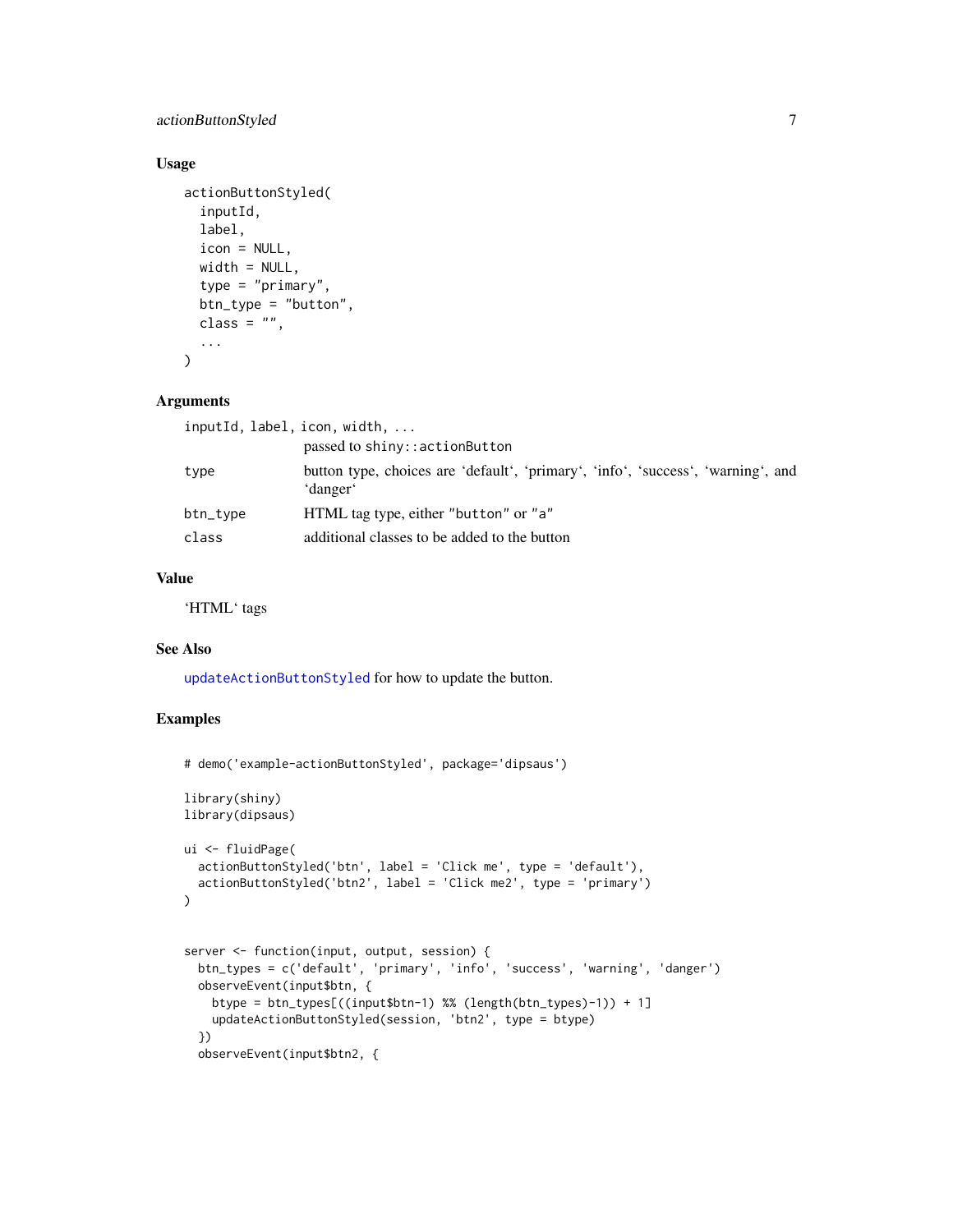### Usage

```
actionButtonStyled(
  inputId,
  label,
  icon = NULL,
  width = NULL,
  type = "primary",
  btn_type = "button",
  class = "",
  ...
)
```

### Arguments

| | |
|---|---|
| inputId, label, icon, width, ... | passed to shiny::actionButton |
| type | button type, choices are 'default', 'primary', 'info', 'success', 'warning', and 'danger' |
| btn_type | HTML tag type, either "button" or "a" |
| class | additional classes to be added to the button |

### Value

'HTML' tags

### See Also

updateActionButtonStyled for how to update the button.

### Examples

```
# demo('example-actionButtonStyled', package='dipsaus')

library(shiny)
library(dipsaus)

ui <- fluidPage(
  actionButtonStyled('btn', label = 'Click me', type = 'default'),
  actionButtonStyled('btn2', label = 'Click me2', type = 'primary')
)


server <- function(input, output, session) {
  btn_types = c('default', 'primary', 'info', 'success', 'warning', 'danger')
  observeEvent(input$btn, {
    btype = btn_types[((input$btn-1) %% (length(btn_types)-1)) + 1]
    updateActionButtonStyled(session, 'btn2', type = btype)
  })
  observeEvent(input$btn2, {
```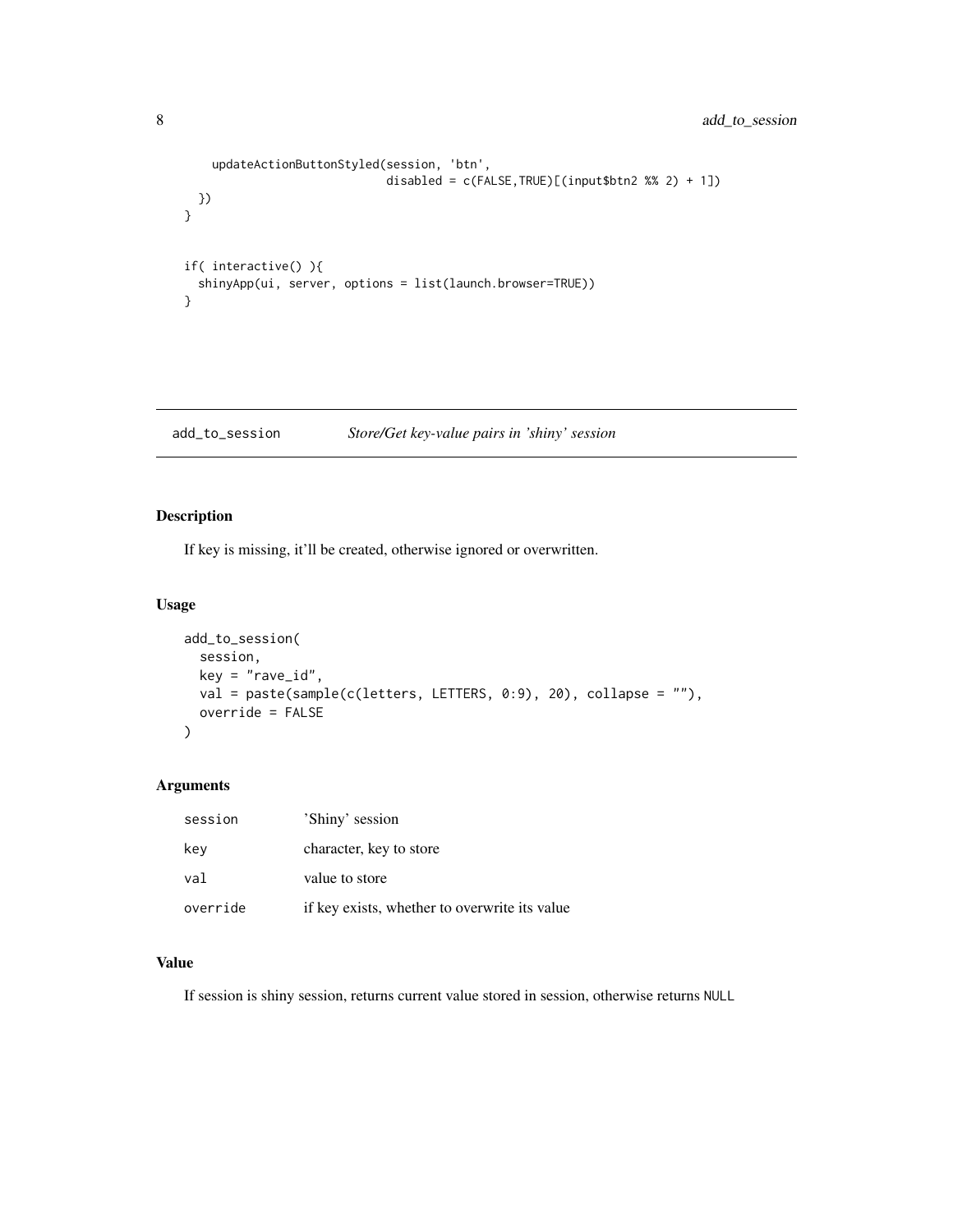```
    updateActionButtonStyled(session, 'btn',
                             disabled = c(FALSE,TRUE)[(input$btn2 %% 2) + 1])
  })
}


if( interactive() ){
  shinyApp(ui, server, options = list(launch.browser=TRUE))
}
```

---

## add_to_session &nbsp;&nbsp;&nbsp;&nbsp; *Store/Get key-value pairs in 'shiny' session*

---

### Description

If key is missing, it'll be created, otherwise ignored or overwritten.

### Usage

```
add_to_session(
  session,
  key = "rave_id",
  val = paste(sample(c(letters, LETTERS, 0:9), 20), collapse = ""),
  override = FALSE
)
```

### Arguments

| | |
|---|---|
| session | 'Shiny' session |
| key | character, key to store |
| val | value to store |
| override | if key exists, whether to overwrite its value |

### Value

If session is shiny session, returns current value stored in session, otherwise returns NULL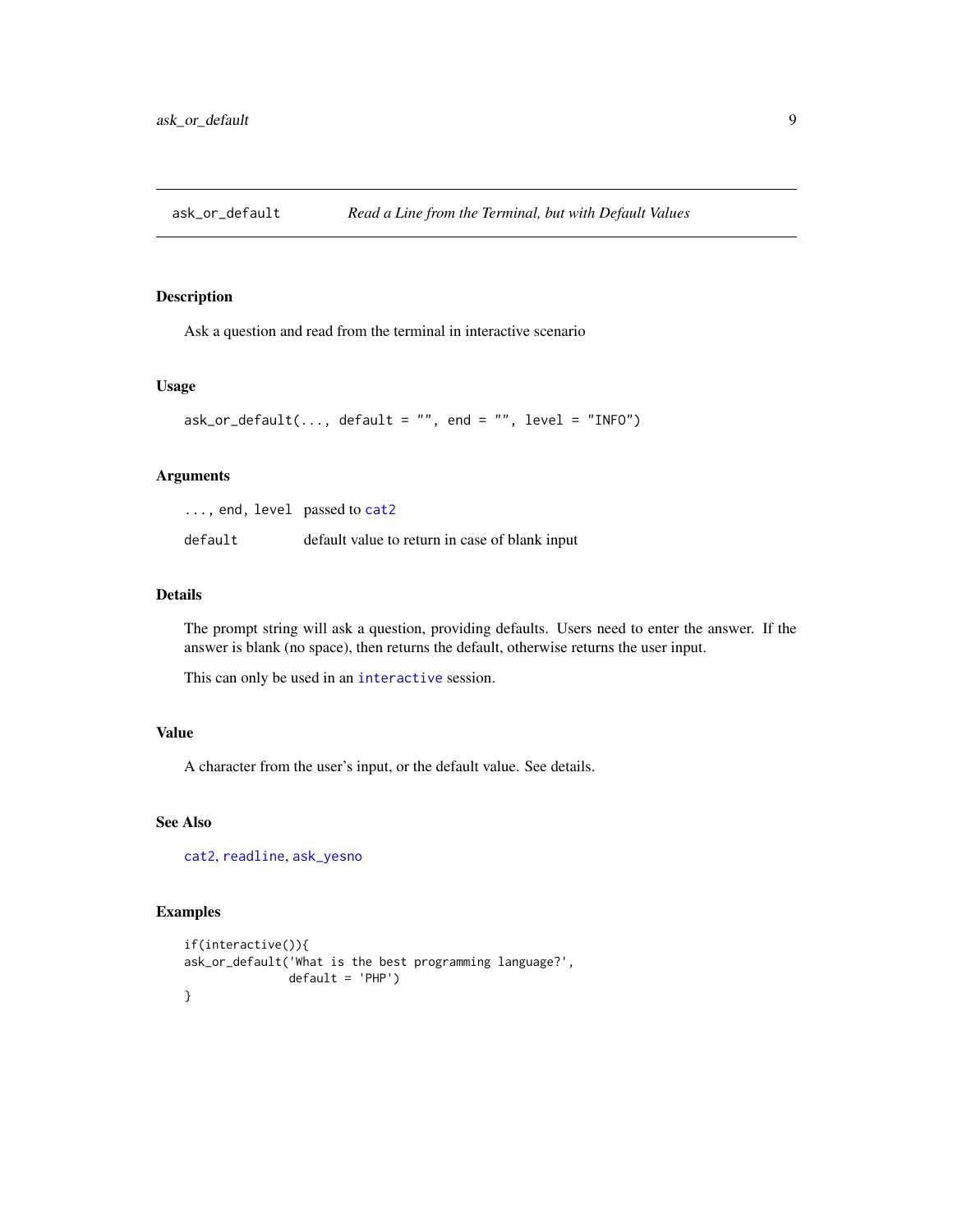# ask_or_default — *Read a Line from the Terminal, but with Default Values*

## Description

Ask a question and read from the terminal in interactive scenario

## Usage

```
ask_or_default(..., default = "", end = "", level = "INFO")
```

## Arguments

| | |
|---|---|
| `..., end, level` | passed to `cat2` |
| `default` | default value to return in case of blank input |

## Details

The prompt string will ask a question, providing defaults. Users need to enter the answer. If the answer is blank (no space), then returns the default, otherwise returns the user input.

This can only be used in an `interactive` session.

## Value

A character from the user's input, or the default value. See details.

## See Also

`cat2`, `readline`, `ask_yesno`

## Examples

```
if(interactive()){
ask_or_default('What is the best programming language?',
               default = 'PHP')
}
```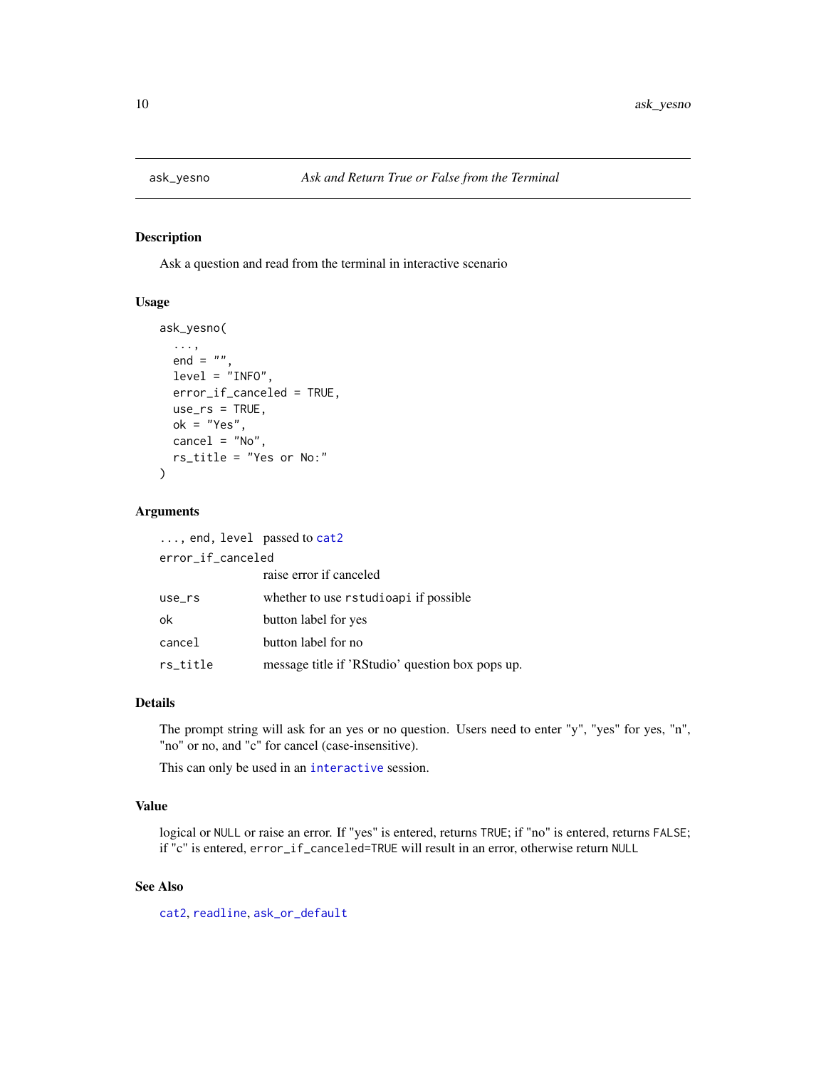## ask_yesno *Ask and Return True or False from the Terminal*

### Description

Ask a question and read from the terminal in interactive scenario

### Usage

```
ask_yesno(
  ...,
  end = "",
  level = "INFO",
  error_if_canceled = TRUE,
  use_rs = TRUE,
  ok = "Yes",
  cancel = "No",
  rs_title = "Yes or No:"
)
```

### Arguments

| | |
|---|---|
| `..., end, level` | passed to `cat2` |
| `error_if_canceled` | raise error if canceled |
| `use_rs` | whether to use `rstudioapi` if possible |
| `ok` | button label for yes |
| `cancel` | button label for no |
| `rs_title` | message title if 'RStudio' question box pops up. |

### Details

The prompt string will ask for an yes or no question. Users need to enter "y", "yes" for yes, "n", "no" or no, and "c" for cancel (case-insensitive).

This can only be used in an `interactive` session.

### Value

logical or `NULL` or raise an error. If "yes" is entered, returns `TRUE`; if "no" is entered, returns `FALSE`; if "c" is entered, `error_if_canceled=TRUE` will result in an error, otherwise return `NULL`

### See Also

`cat2`, `readline`, `ask_or_default`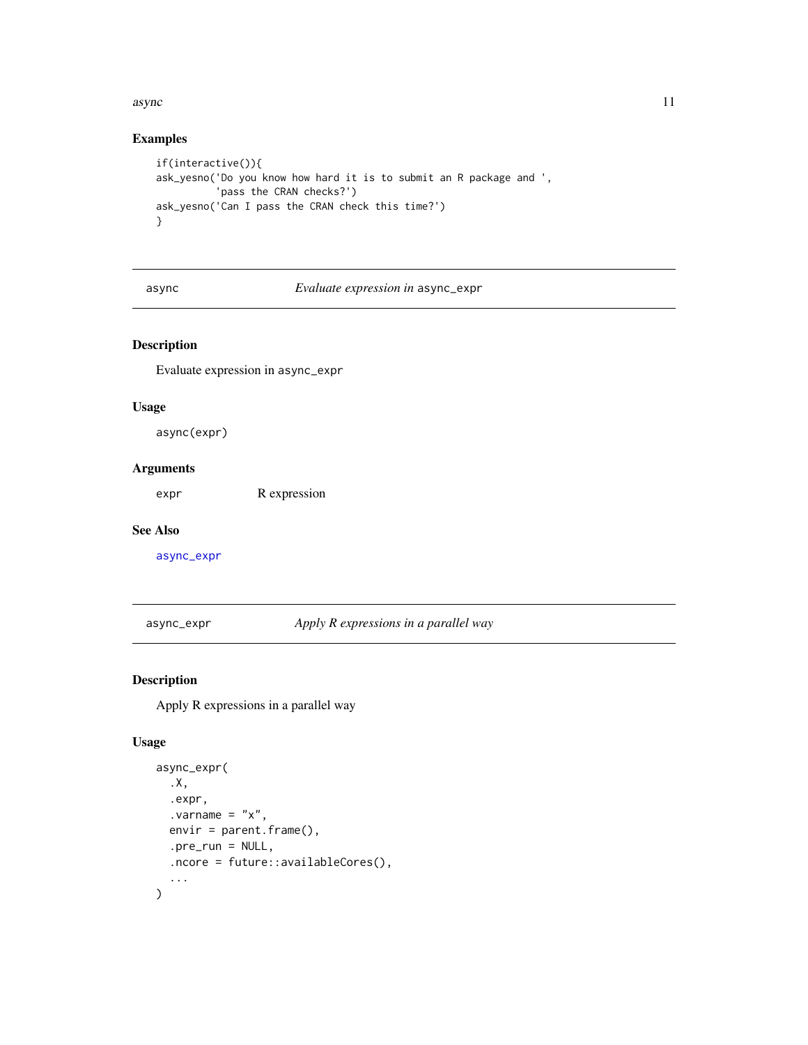## Examples

```
if(interactive()){
ask_yesno('Do you know how hard it is to submit an R package and ',
          'pass the CRAN checks?')
ask_yesno('Can I pass the CRAN check this time?')
}
```

---

# async — *Evaluate expression in* `async_expr`

## Description

Evaluate expression in `async_expr`

## Usage

```
async(expr)
```

## Arguments

`expr` R expression

## See Also

`async_expr`

---

# async_expr — *Apply R expressions in a parallel way*

## Description

Apply R expressions in a parallel way

## Usage

```
async_expr(
  .X,
  .expr,
  .varname = "x",
  envir = parent.frame(),
  .pre_run = NULL,
  .ncore = future::availableCores(),
  ...
)
```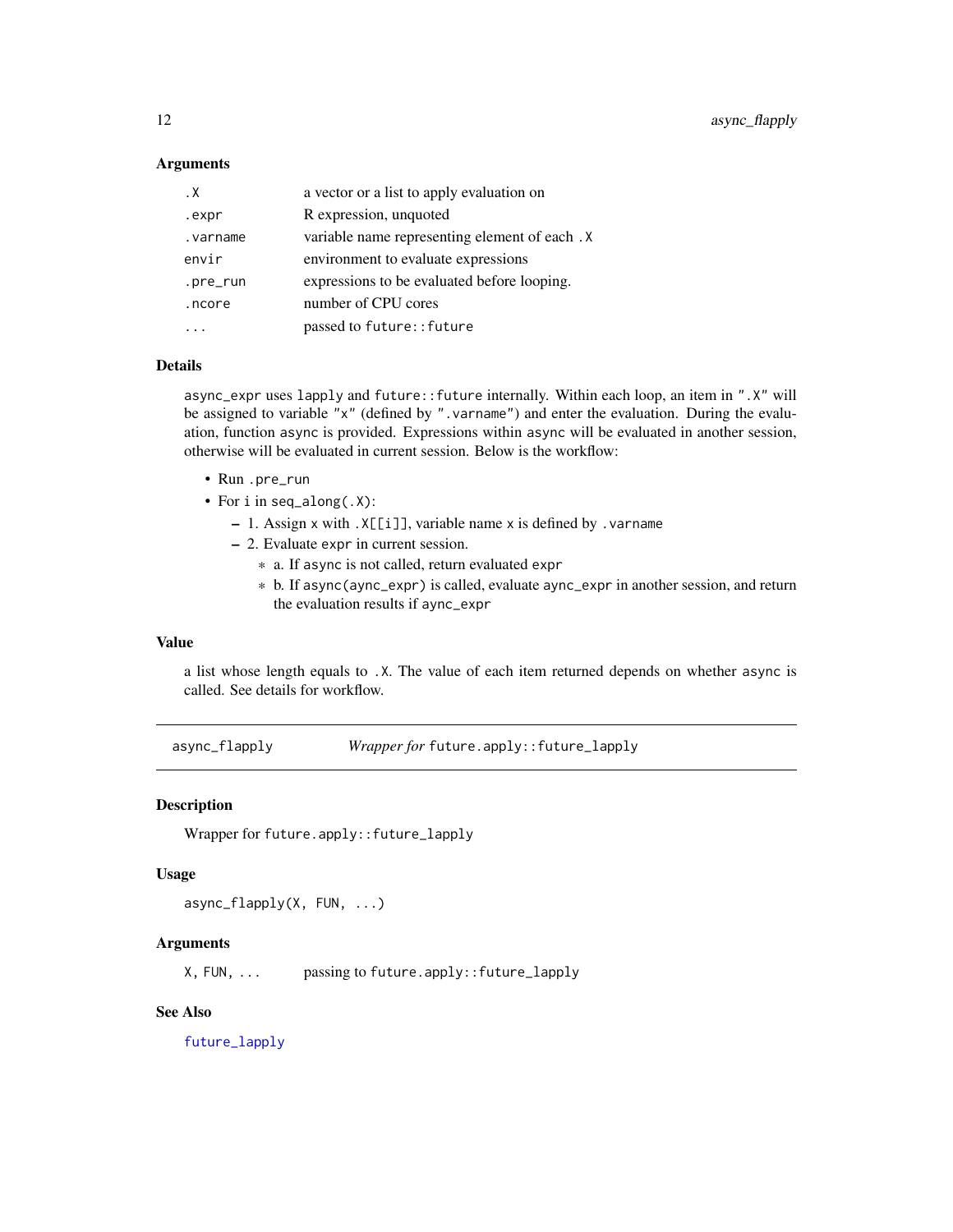### Arguments

| | |
|---|---|
| `.X` | a vector or a list to apply evaluation on |
| `.expr` | R expression, unquoted |
| `.varname` | variable name representing element of each `.X` |
| `envir` | environment to evaluate expressions |
| `.pre_run` | expressions to be evaluated before looping. |
| `.ncore` | number of CPU cores |
| `...` | passed to `future::future` |

### Details

`async_expr` uses `lapply` and `future::future` internally. Within each loop, an item in `".X"` will be assigned to variable `"x"` (defined by `".varname"`) and enter the evaluation. During the evaluation, function `async` is provided. Expressions within `async` will be evaluated in another session, otherwise will be evaluated in current session. Below is the workflow:

- Run `.pre_run`
- For `i` in `seq_along(.X)`:
  - 1. Assign `x` with `.X[[i]]`, variable name `x` is defined by `.varname`
  - 2. Evaluate `expr` in current session.
    - a. If `async` is not called, return evaluated `expr`
    - b. If `async(aync_expr)` is called, evaluate `aync_expr` in another session, and return the evaluation results if `aync_expr`

### Value

a list whose length equals to `.X`. The value of each item returned depends on whether `async` is called. See details for workflow.

---

## async_flapply — *Wrapper for* `future.apply::future_lapply`

---

### Description

Wrapper for `future.apply::future_lapply`

### Usage

```
async_flapply(X, FUN, ...)
```

### Arguments

| | |
|---|---|
| `X, FUN, ...` | passing to `future.apply::future_lapply` |

### See Also

`future_lapply`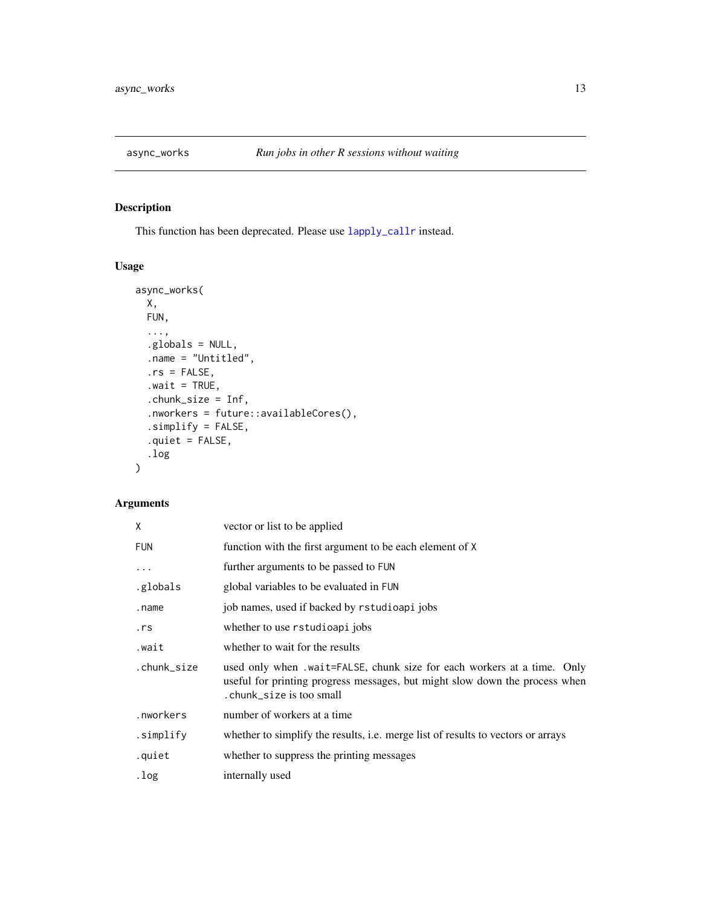# async_works — *Run jobs in other R sessions without waiting*

## Description

This function has been deprecated. Please use `lapply_callr` instead.

## Usage

```
async_works(
  X,
  FUN,
  ...,
  .globals = NULL,
  .name = "Untitled",
  .rs = FALSE,
  .wait = TRUE,
  .chunk_size = Inf,
  .nworkers = future::availableCores(),
  .simplify = FALSE,
  .quiet = FALSE,
  .log
)
```

## Arguments

| Argument | Description |
|---|---|
| `X` | vector or list to be applied |
| `FUN` | function with the first argument to be each element of `X` |
| `...` | further arguments to be passed to `FUN` |
| `.globals` | global variables to be evaluated in `FUN` |
| `.name` | job names, used if backed by `rstudioapi` jobs |
| `.rs` | whether to use `rstudioapi` jobs |
| `.wait` | whether to wait for the results |
| `.chunk_size` | used only when `.wait=FALSE`, chunk size for each workers at a time. Only useful for printing progress messages, but might slow down the process when `.chunk_size` is too small |
| `.nworkers` | number of workers at a time |
| `.simplify` | whether to simplify the results, i.e. merge list of results to vectors or arrays |
| `.quiet` | whether to suppress the printing messages |
| `.log` | internally used |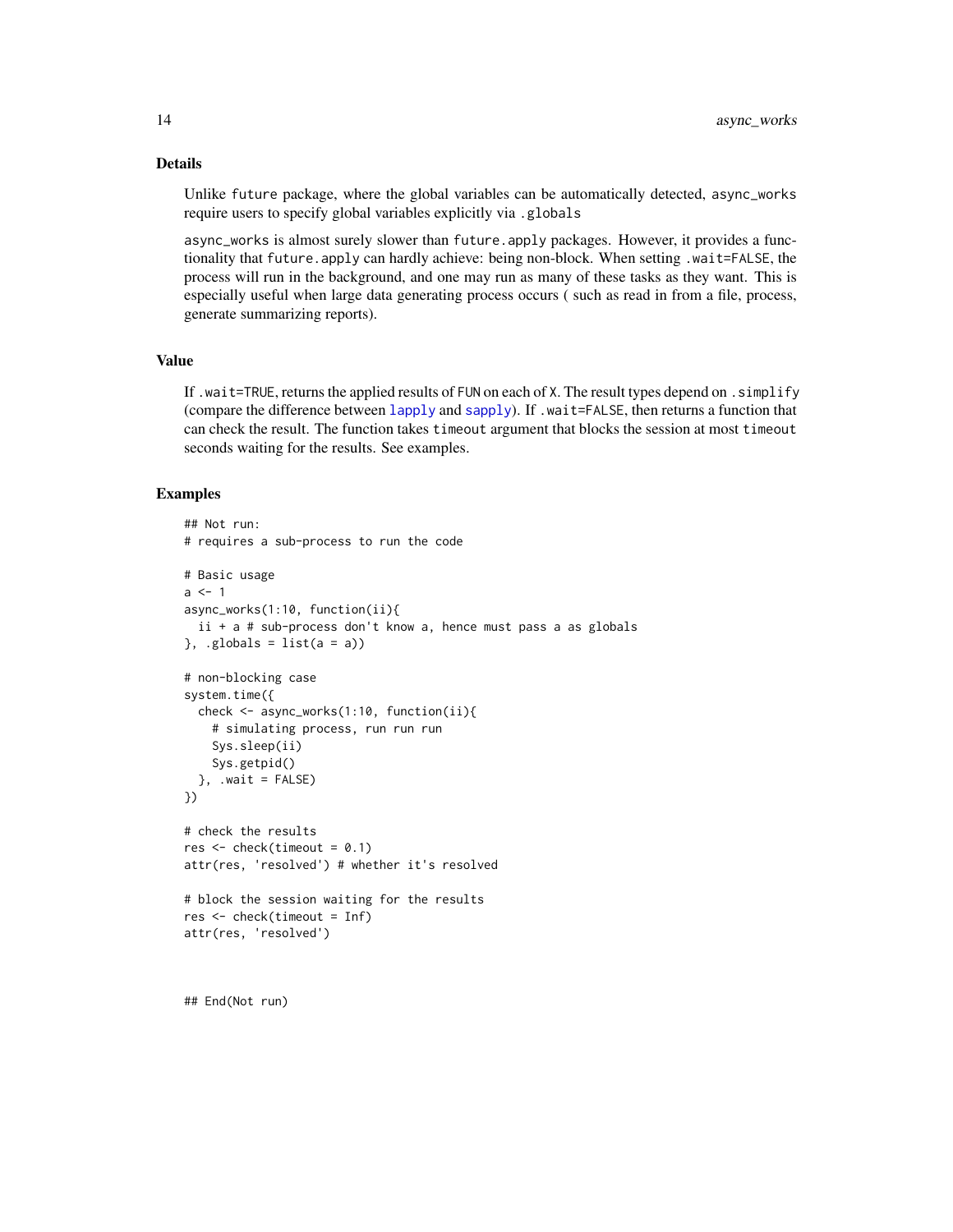## Details

Unlike `future` package, where the global variables can be automatically detected, `async_works` require users to specify global variables explicitly via `.globals`

`async_works` is almost surely slower than `future.apply` packages. However, it provides a functionality that `future.apply` can hardly achieve: being non-block. When setting `.wait=FALSE`, the process will run in the background, and one may run as many of these tasks as they want. This is especially useful when large data generating process occurs ( such as read in from a file, process, generate summarizing reports).

## Value

If `.wait=TRUE`, returns the applied results of `FUN` on each of `X`. The result types depend on `.simplify` (compare the difference between `lapply` and `sapply`). If `.wait=FALSE`, then returns a function that can check the result. The function takes `timeout` argument that blocks the session at most `timeout` seconds waiting for the results. See examples.

## Examples

```
## Not run:
# requires a sub-process to run the code

# Basic usage
a <- 1
async_works(1:10, function(ii){
  ii + a # sub-process don't know a, hence must pass a as globals
}, .globals = list(a = a))

# non-blocking case
system.time({
  check <- async_works(1:10, function(ii){
    # simulating process, run run run
    Sys.sleep(ii)
    Sys.getpid()
  }, .wait = FALSE)
})

# check the results
res <- check(timeout = 0.1)
attr(res, 'resolved') # whether it's resolved

# block the session waiting for the results
res <- check(timeout = Inf)
attr(res, 'resolved')



## End(Not run)
```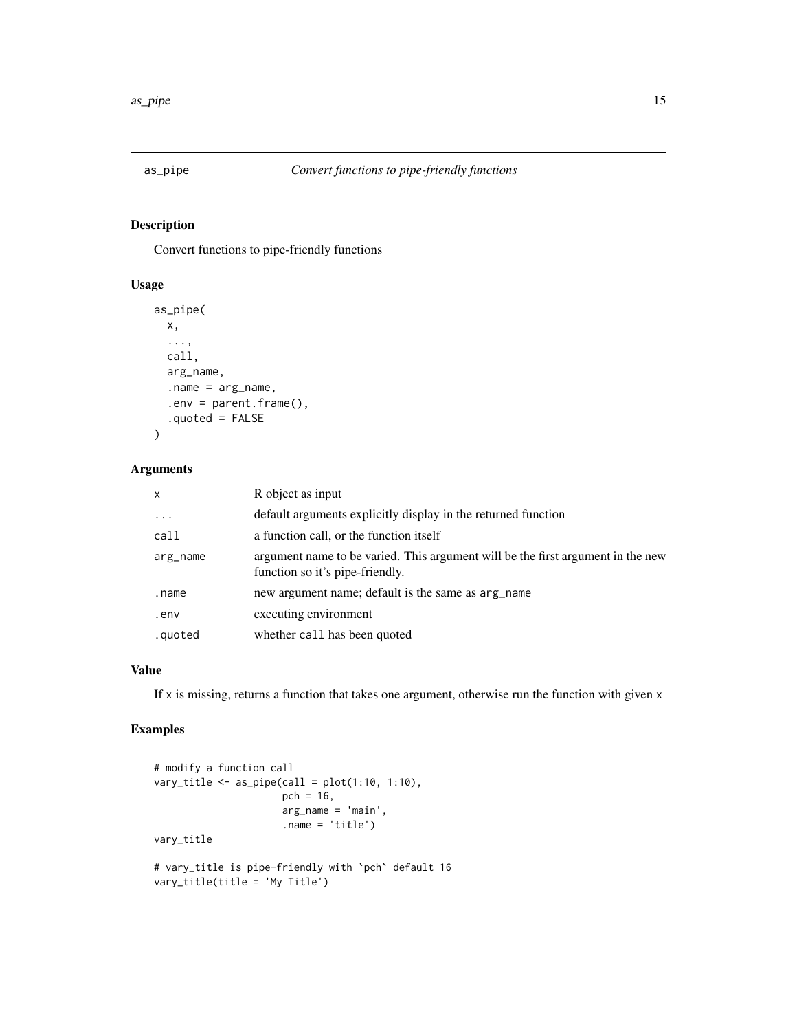## as_pipe — *Convert functions to pipe-friendly functions*

### Description

Convert functions to pipe-friendly functions

### Usage

```
as_pipe(
  x,
  ...,
  call,
  arg_name,
  .name = arg_name,
  .env = parent.frame(),
  .quoted = FALSE
)
```

### Arguments

| | |
|---|---|
| `x` | R object as input |
| `...` | default arguments explicitly display in the returned function |
| `call` | a function call, or the function itself |
| `arg_name` | argument name to be varied. This argument will be the first argument in the new function so it's pipe-friendly. |
| `.name` | new argument name; default is the same as `arg_name` |
| `.env` | executing environment |
| `.quoted` | whether `call` has been quoted |

### Value

If `x` is missing, returns a function that takes one argument, otherwise run the function with given `x`

### Examples

```
# modify a function call
vary_title <- as_pipe(call = plot(1:10, 1:10),
                      pch = 16,
                      arg_name = 'main',
                      .name = 'title')
vary_title

# vary_title is pipe-friendly with `pch` default 16
vary_title(title = 'My Title')
```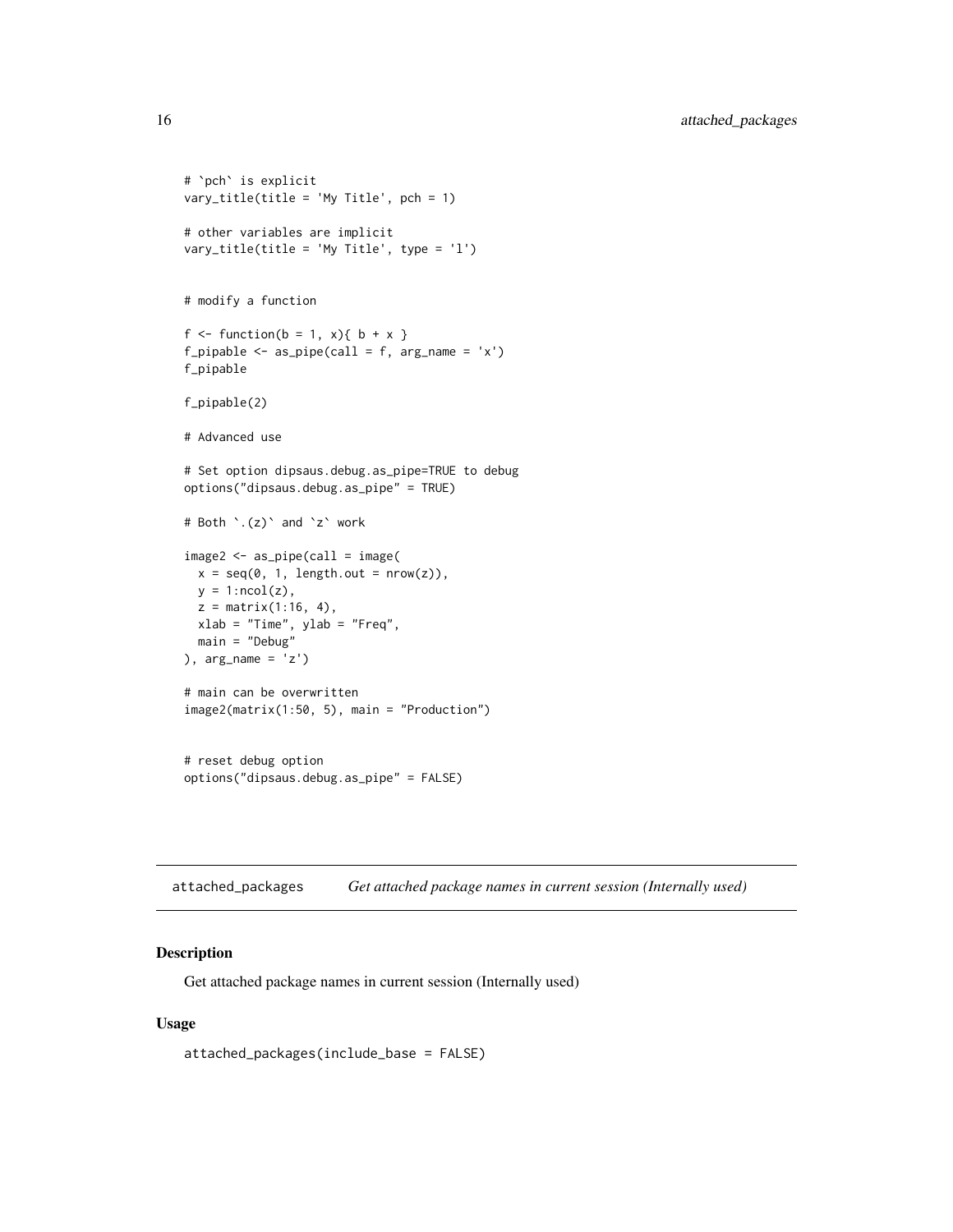```
# `pch` is explicit
vary_title(title = 'My Title', pch = 1)

# other variables are implicit
vary_title(title = 'My Title', type = 'l')


# modify a function

f <- function(b = 1, x){ b + x }
f_pipable <- as_pipe(call = f, arg_name = 'x')
f_pipable

f_pipable(2)

# Advanced use

# Set option dipsaus.debug.as_pipe=TRUE to debug
options("dipsaus.debug.as_pipe" = TRUE)

# Both `.(z)` and `z` work

image2 <- as_pipe(call = image(
  x = seq(0, 1, length.out = nrow(z)),
  y = 1:ncol(z),
  z = matrix(1:16, 4),
  xlab = "Time", ylab = "Freq",
  main = "Debug"
), arg_name = 'z')

# main can be overwritten
image2(matrix(1:50, 5), main = "Production")


# reset debug option
options("dipsaus.debug.as_pipe" = FALSE)
```

## attached_packages *Get attached package names in current session (Internally used)*

### Description

Get attached package names in current session (Internally used)

### Usage

```
attached_packages(include_base = FALSE)
```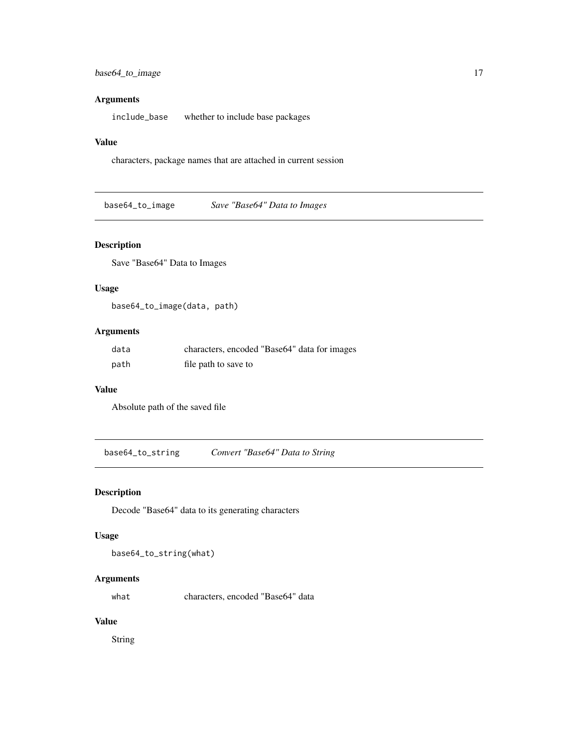### Arguments

| | |
|---|---|
| `include_base` | whether to include base packages |

### Value

characters, package names that are attached in current session

---

## `base64_to_image` *Save "Base64" Data to Images*

### Description

Save "Base64" Data to Images

### Usage

```
base64_to_image(data, path)
```

### Arguments

| | |
|---|---|
| `data` | characters, encoded "Base64" data for images |
| `path` | file path to save to |

### Value

Absolute path of the saved file

---

## `base64_to_string` *Convert "Base64" Data to String*

### Description

Decode "Base64" data to its generating characters

### Usage

```
base64_to_string(what)
```

### Arguments

| | |
|---|---|
| `what` | characters, encoded "Base64" data |

### Value

String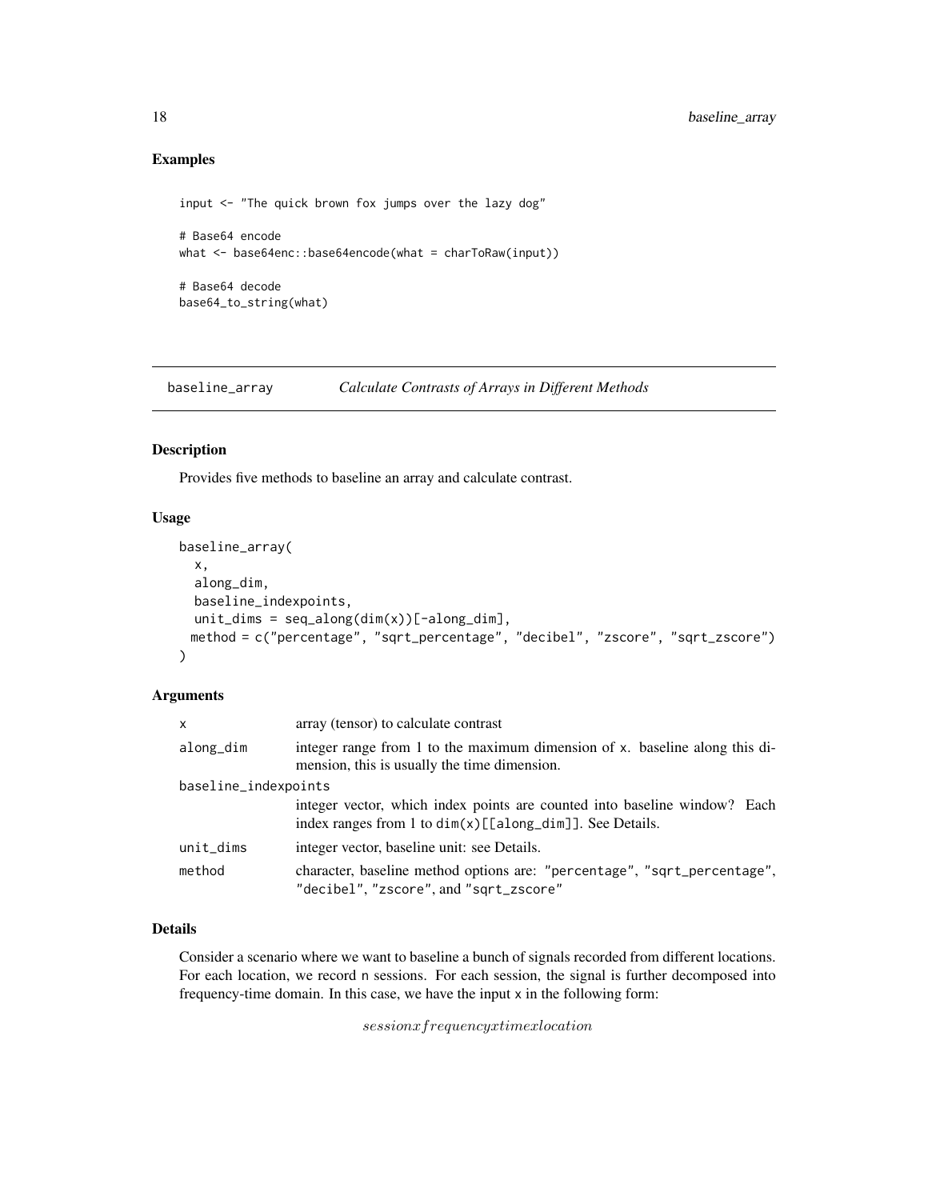## Examples

```
input <- "The quick brown fox jumps over the lazy dog"

# Base64 encode
what <- base64enc::base64encode(what = charToRaw(input))

# Base64 decode
base64_to_string(what)
```

---

## baseline_array    *Calculate Contrasts of Arrays in Different Methods*

---

### Description

Provides five methods to baseline an array and calculate contrast.

### Usage

```
baseline_array(
  x,
  along_dim,
  baseline_indexpoints,
  unit_dims = seq_along(dim(x))[-along_dim],
  method = c("percentage", "sqrt_percentage", "decibel", "zscore", "sqrt_zscore")
)
```

### Arguments

| | |
|---|---|
| `x` | array (tensor) to calculate contrast |
| `along_dim` | integer range from 1 to the maximum dimension of `x`. baseline along this dimension, this is usually the time dimension. |
| `baseline_indexpoints` | integer vector, which index points are counted into baseline window? Each index ranges from 1 to `dim(x)[[along_dim]]`. See Details. |
| `unit_dims` | integer vector, baseline unit: see Details. |
| `method` | character, baseline method options are: `"percentage"`, `"sqrt_percentage"`, `"decibel"`, `"zscore"`, and `"sqrt_zscore"` |

### Details

Consider a scenario where we want to baseline a bunch of signals recorded from different locations. For each location, we record `n` sessions. For each session, the signal is further decomposed into frequency-time domain. In this case, we have the input `x` in the following form:

$$session x frequency x time x location$$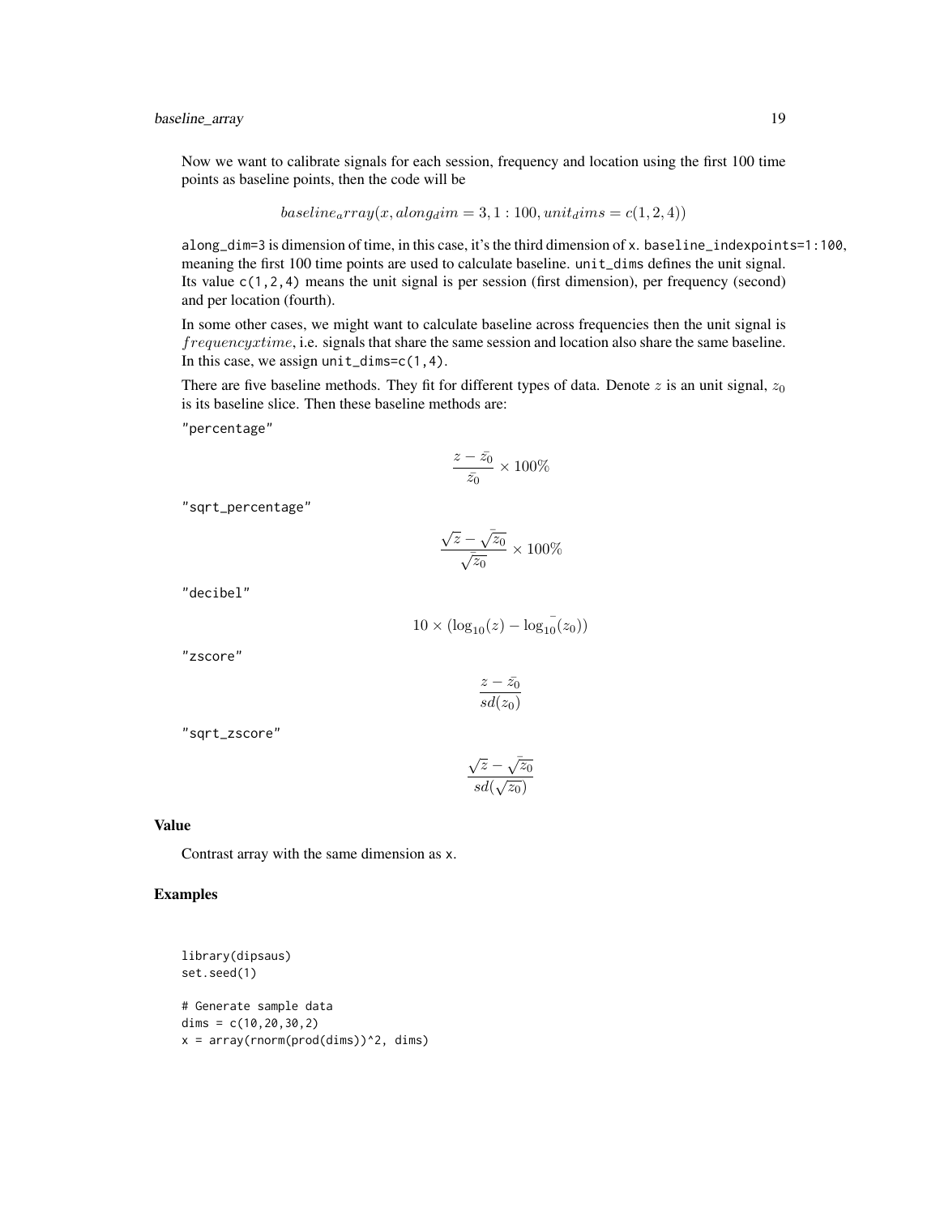Now we want to calibrate signals for each session, frequency and location using the first 100 time points as baseline points, then the code will be

$$baseline_array(x, along_dim = 3, 1:100, unit_dims = c(1,2,4))$$

along_dim=3 is dimension of time, in this case, it's the third dimension of x. baseline_indexpoints=1:100, meaning the first 100 time points are used to calculate baseline. unit_dims defines the unit signal. Its value c(1,2,4) means the unit signal is per session (first dimension), per frequency (second) and per location (fourth).

In some other cases, we might want to calculate baseline across frequencies then the unit signal is $frequencyxtime$, i.e. signals that share the same session and location also share the same baseline. In this case, we assign unit_dims=c(1,4).

There are five baseline methods. They fit for different types of data. Denote $z$ is an unit signal, $z_0$ is its baseline slice. Then these baseline methods are:

"percentage"

$$\frac{z - \bar{z_0}}{\bar{z_0}} \times 100\%$$

"sqrt_percentage"

$$\frac{\sqrt{z} - \bar{\sqrt{z_0}}}{\bar{\sqrt{z_0}}} \times 100\%$$

"decibel"

$$10 \times (\log_{10}(z) - \bar{\log_{10}}(z_0))$$

"zscore"

$$\frac{z - \bar{z_0}}{sd(z_0)}$$

"sqrt_zscore"

$$\frac{\sqrt{z} - \bar{\sqrt{z_0}}}{sd(\sqrt{z_0})}$$

## Value

Contrast array with the same dimension as x.

## Examples

```
library(dipsaus)
set.seed(1)

# Generate sample data
dims = c(10,20,30,2)
x = array(rnorm(prod(dims))^2, dims)
```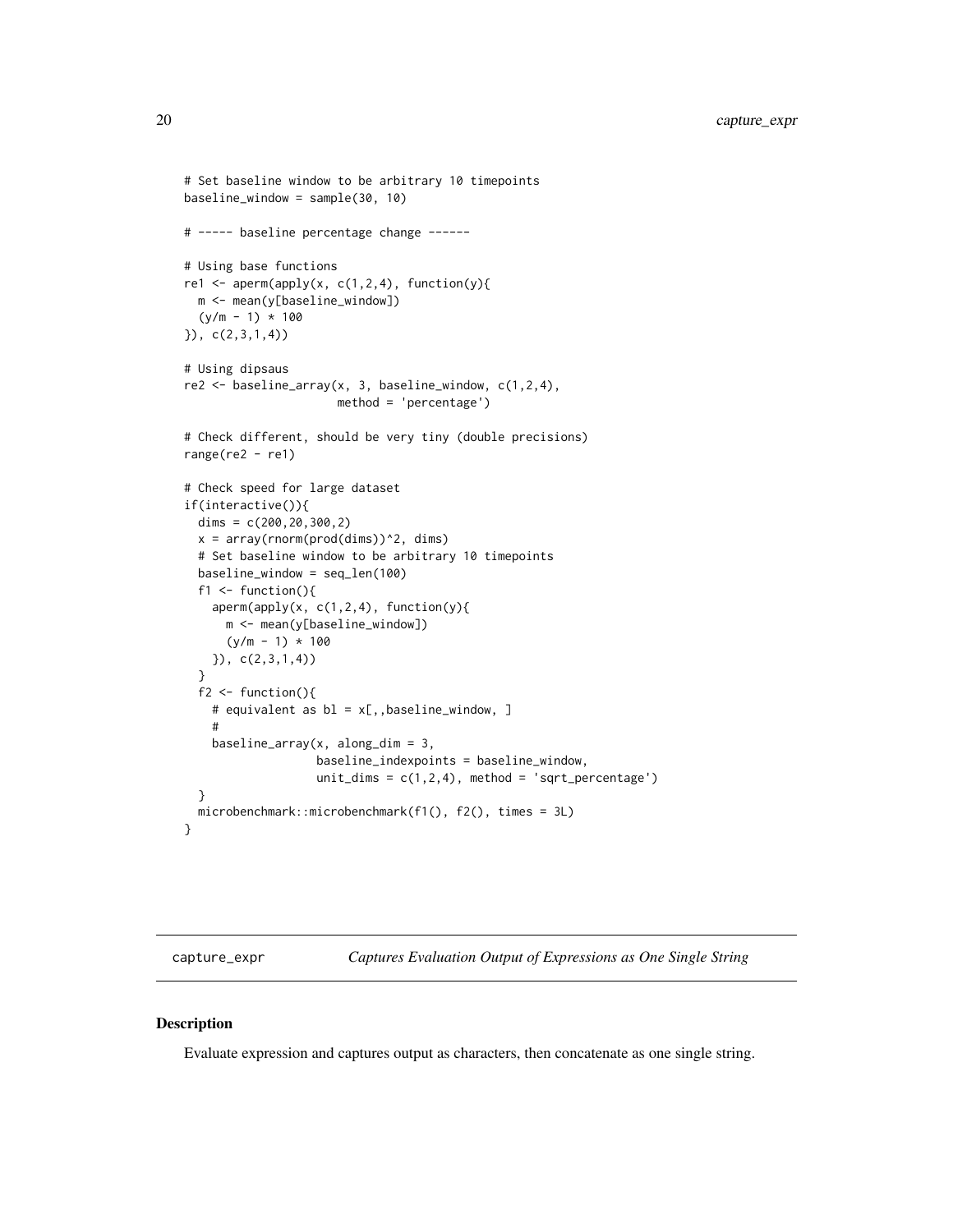```
# Set baseline window to be arbitrary 10 timepoints
baseline_window = sample(30, 10)

# ----- baseline percentage change ------

# Using base functions
re1 <- aperm(apply(x, c(1,2,4), function(y){
  m <- mean(y[baseline_window])
  (y/m - 1) * 100
}), c(2,3,1,4))

# Using dipsaus
re2 <- baseline_array(x, 3, baseline_window, c(1,2,4),
                      method = 'percentage')

# Check different, should be very tiny (double precisions)
range(re2 - re1)

# Check speed for large dataset
if(interactive()){
  dims = c(200,20,300,2)
  x = array(rnorm(prod(dims))^2, dims)
  # Set baseline window to be arbitrary 10 timepoints
  baseline_window = seq_len(100)
  f1 <- function(){
    aperm(apply(x, c(1,2,4), function(y){
      m <- mean(y[baseline_window])
      (y/m - 1) * 100
    }), c(2,3,1,4))
  }
  f2 <- function(){
    # equivalent as bl = x[,,baseline_window, ]
    #
    baseline_array(x, along_dim = 3,
                   baseline_indexpoints = baseline_window,
                   unit_dims = c(1,2,4), method = 'sqrt_percentage')
  }
  microbenchmark::microbenchmark(f1(), f2(), times = 3L)
}
```

## capture_expr — *Captures Evaluation Output of Expressions as One Single String*

### Description

Evaluate expression and captures output as characters, then concatenate as one single string.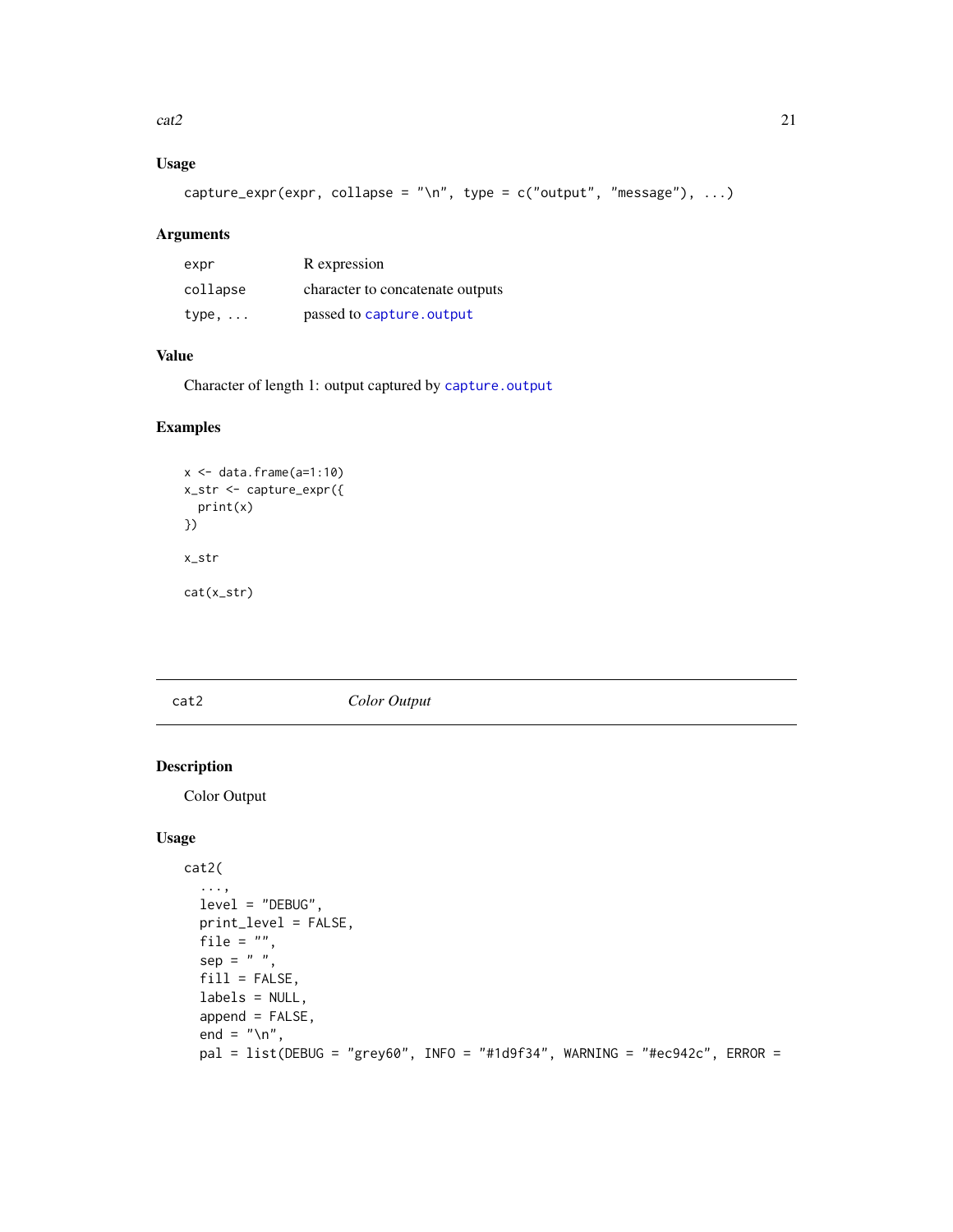## Usage

```
capture_expr(expr, collapse = "\n", type = c("output", "message"), ...)
```

## Arguments

| | |
|---|---|
| expr | R expression |
| collapse | character to concatenate outputs |
| type, ... | passed to capture.output |

## Value

Character of length 1: output captured by capture.output

## Examples

```

x <- data.frame(a=1:10)
x_str <- capture_expr({
  print(x)
})

x_str

cat(x_str)
```

---

# cat2 *Color Output*

## Description

Color Output

## Usage

```
cat2(
  ...,
  level = "DEBUG",
  print_level = FALSE,
  file = "",
  sep = " ",
  fill = FALSE,
  labels = NULL,
  append = FALSE,
  end = "\n",
  pal = list(DEBUG = "grey60", INFO = "#1d9f34", WARNING = "#ec942c", ERROR =
```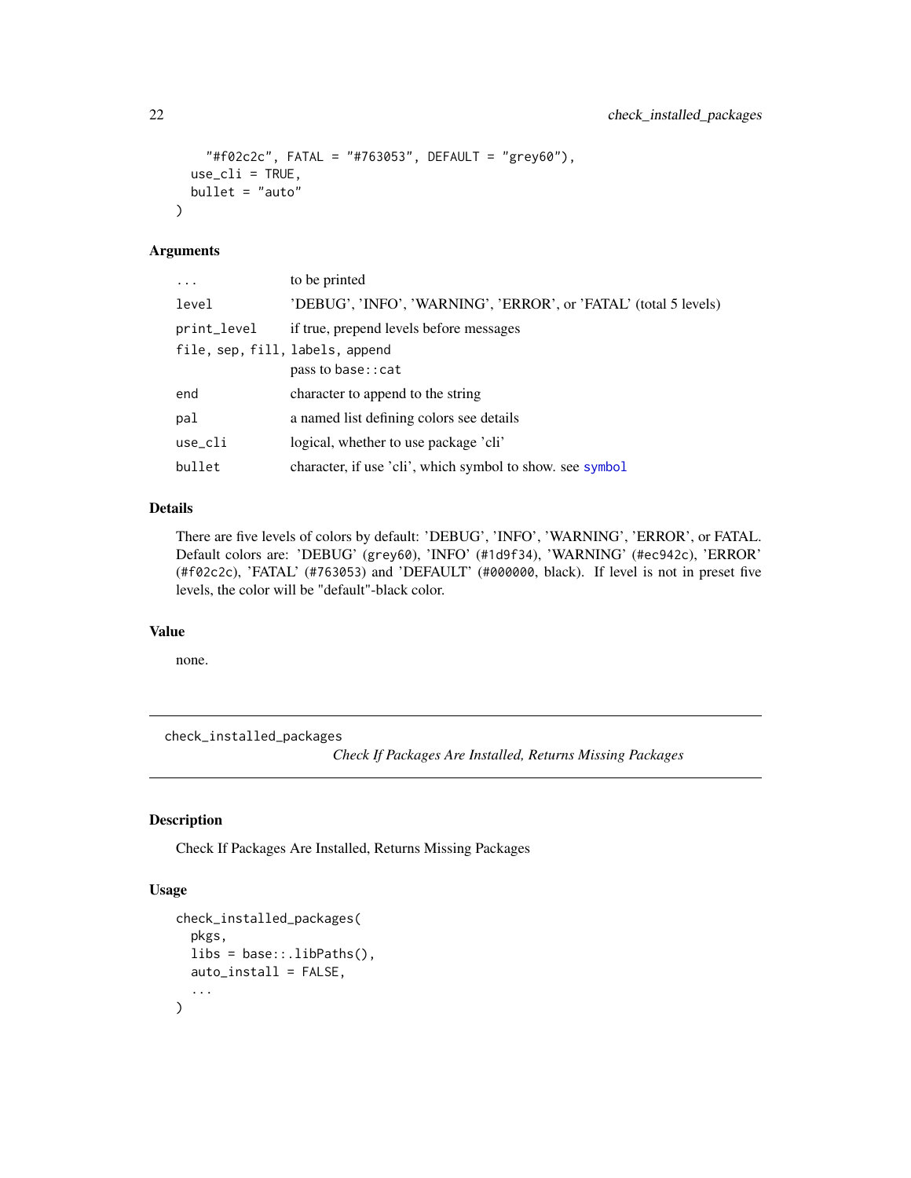```
    "#f02c2c", FATAL = "#763053", DEFAULT = "grey60"),
  use_cli = TRUE,
  bullet = "auto"
)
```

### Arguments

| | |
|---|---|
| `...` | to be printed |
| `level` | 'DEBUG', 'INFO', 'WARNING', 'ERROR', or 'FATAL' (total 5 levels) |
| `print_level` | if true, prepend levels before messages |
| `file, sep, fill, labels, append` | pass to `base::cat` |
| `end` | character to append to the string |
| `pal` | a named list defining colors see details |
| `use_cli` | logical, whether to use package 'cli' |
| `bullet` | character, if use 'cli', which symbol to show. see `symbol` |

### Details

There are five levels of colors by default: 'DEBUG', 'INFO', 'WARNING', 'ERROR', or FATAL. Default colors are: 'DEBUG' (`grey60`), 'INFO' (`#1d9f34`), 'WARNING' (`#ec942c`), 'ERROR' (`#f02c2c`), 'FATAL' (`#763053`) and 'DEFAULT' (`#000000`, black). If level is not in preset five levels, the color will be "default"-black color.

### Value

none.

---

## check_installed_packages

*Check If Packages Are Installed, Returns Missing Packages*

### Description

Check If Packages Are Installed, Returns Missing Packages

### Usage

```
check_installed_packages(
  pkgs,
  libs = base::.libPaths(),
  auto_install = FALSE,
  ...
)
```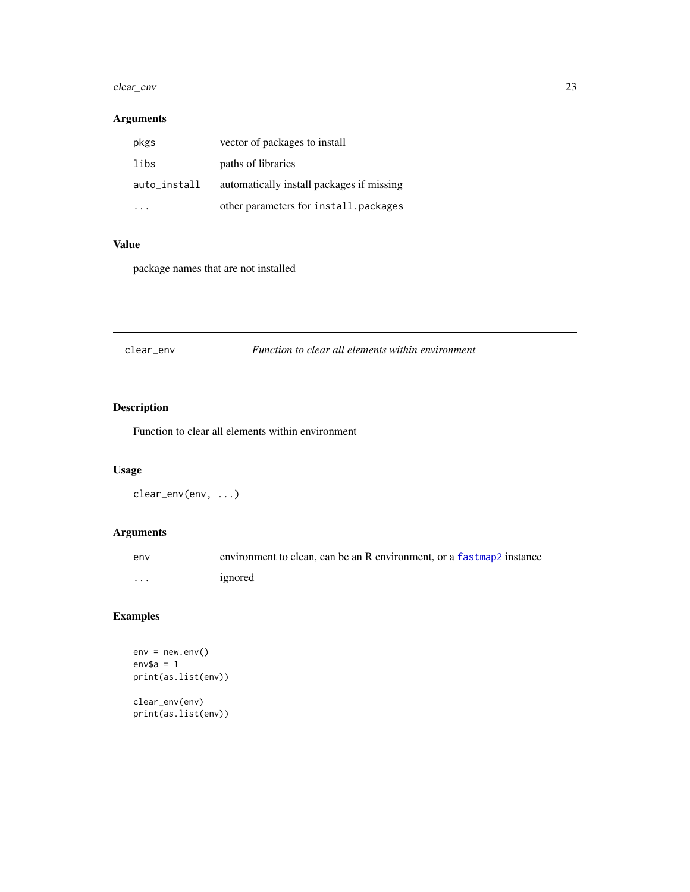### Arguments

| | |
|---|---|
| `pkgs` | vector of packages to install |
| `libs` | paths of libraries |
| `auto_install` | automatically install packages if missing |
| `...` | other parameters for `install.packages` |

### Value

package names that are not installed

---

## clear_env — *Function to clear all elements within environment*

---

### Description

Function to clear all elements within environment

### Usage

```
clear_env(env, ...)
```

### Arguments

| | |
|---|---|
| `env` | environment to clean, can be an R environment, or a `fastmap2` instance |
| `...` | ignored |

### Examples

```
env = new.env()
env$a = 1
print(as.list(env))

clear_env(env)
print(as.list(env))
```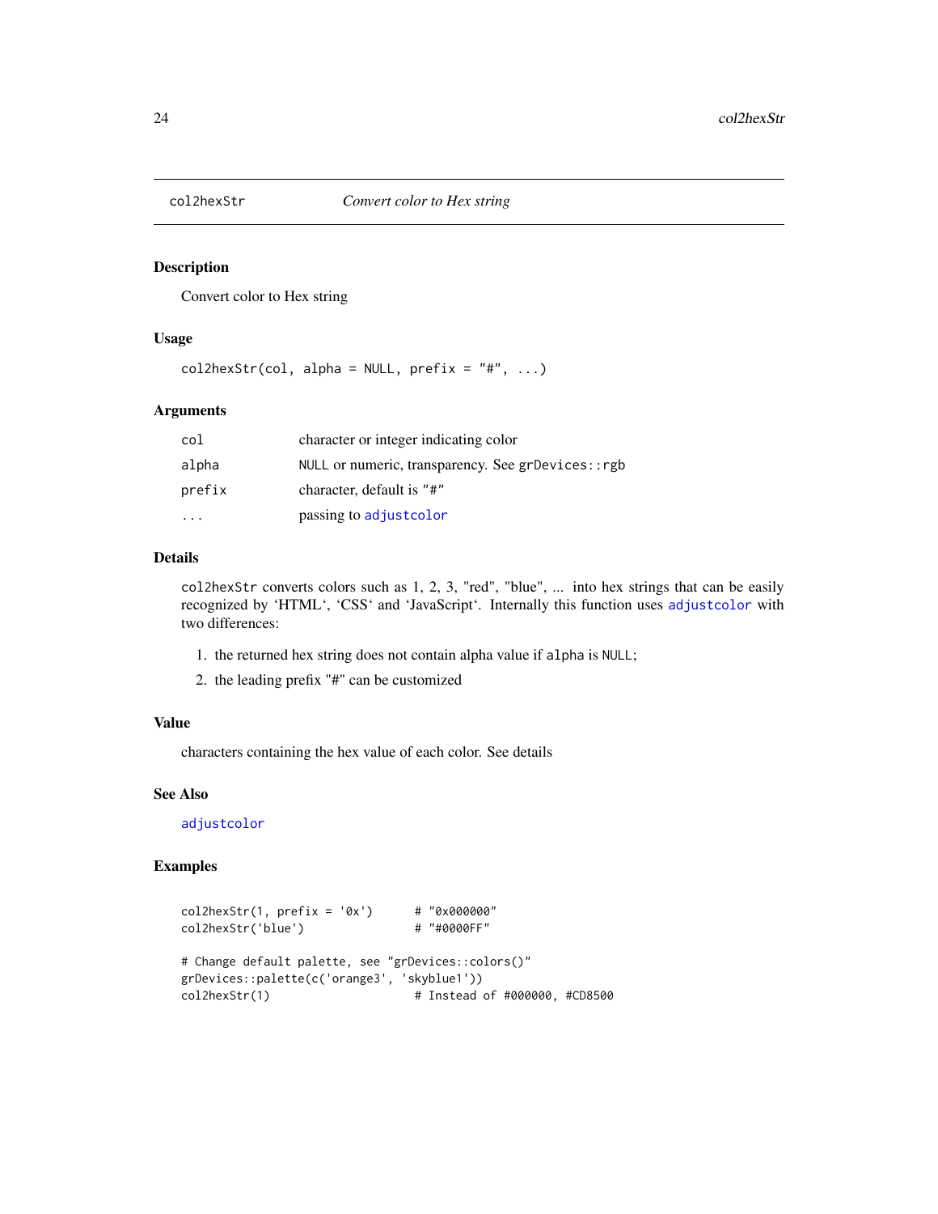# col2hexStr — *Convert color to Hex string*

## Description

Convert color to Hex string

## Usage

```
col2hexStr(col, alpha = NULL, prefix = "#", ...)
```

## Arguments

| | |
|---|---|
| `col` | character or integer indicating color |
| `alpha` | `NULL` or numeric, transparency. See `grDevices::rgb` |
| `prefix` | character, default is `"#"` |
| `...` | passing to `adjustcolor` |

## Details

`col2hexStr` converts colors such as 1, 2, 3, "red", "blue", ... into hex strings that can be easily recognized by 'HTML', 'CSS' and 'JavaScript'. Internally this function uses `adjustcolor` with two differences:

1. the returned hex string does not contain alpha value if `alpha` is `NULL`;
2. the leading prefix "#" can be customized

## Value

characters containing the hex value of each color. See details

## See Also

`adjustcolor`

## Examples

```
col2hexStr(1, prefix = '0x')      # "0x000000"
col2hexStr('blue')                # "#0000FF"

# Change default palette, see "grDevices::colors()"
grDevices::palette(c('orange3', 'skyblue1'))
col2hexStr(1)                     # Instead of #000000, #CD8500
```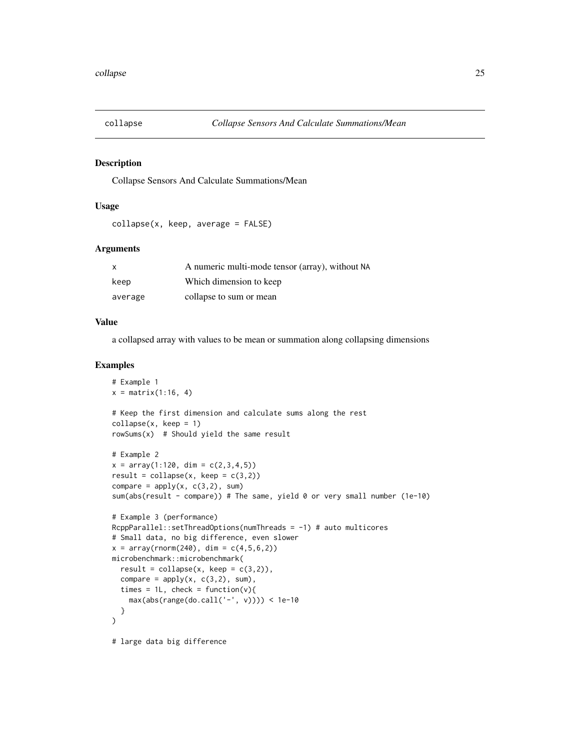## collapse — *Collapse Sensors And Calculate Summations/Mean*

### Description

Collapse Sensors And Calculate Summations/Mean

### Usage

```
collapse(x, keep, average = FALSE)
```

### Arguments

| | |
|---|---|
| x | A numeric multi-mode tensor (array), without NA |
| keep | Which dimension to keep |
| average | collapse to sum or mean |

### Value

a collapsed array with values to be mean or summation along collapsing dimensions

### Examples

```
# Example 1
x = matrix(1:16, 4)

# Keep the first dimension and calculate sums along the rest
collapse(x, keep = 1)
rowSums(x)  # Should yield the same result

# Example 2
x = array(1:120, dim = c(2,3,4,5))
result = collapse(x, keep = c(3,2))
compare = apply(x, c(3,2), sum)
sum(abs(result - compare)) # The same, yield 0 or very small number (1e-10)

# Example 3 (performance)
RcppParallel::setThreadOptions(numThreads = -1) # auto multicores
# Small data, no big difference, even slower
x = array(rnorm(240), dim = c(4,5,6,2))
microbenchmark::microbenchmark(
  result = collapse(x, keep = c(3,2)),
  compare = apply(x, c(3,2), sum),
  times = 1L, check = function(v){
    max(abs(range(do.call('-', v)))) < 1e-10
  }
)

# large data big difference
```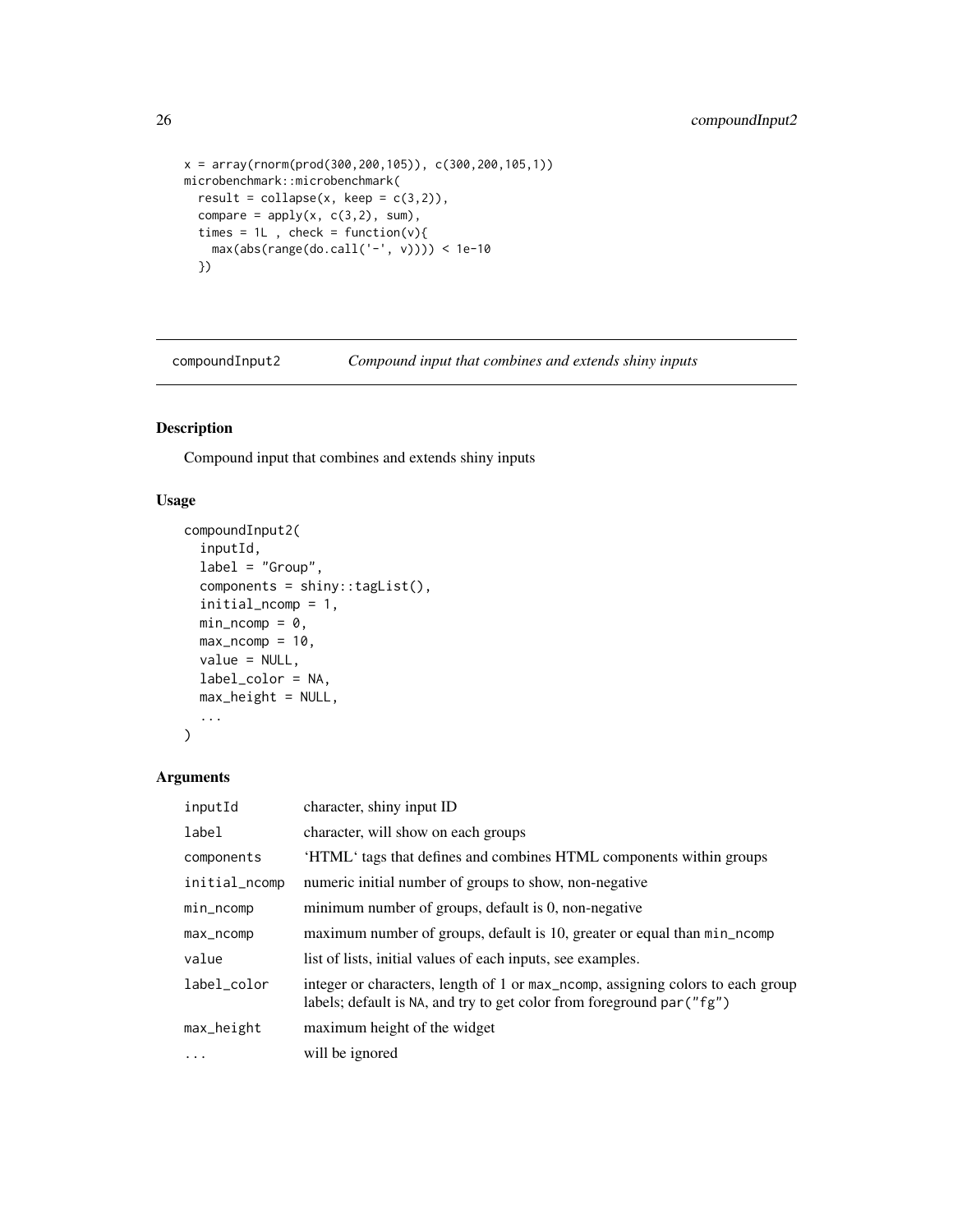```
x = array(rnorm(prod(300,200,105)), c(300,200,105,1))
microbenchmark::microbenchmark(
  result = collapse(x, keep = c(3,2)),
  compare = apply(x, c(3,2), sum),
  times = 1L , check = function(v){
    max(abs(range(do.call('-', v)))) < 1e-10
  })
```

## compoundInput2 — *Compound input that combines and extends shiny inputs*

### Description

Compound input that combines and extends shiny inputs

### Usage

```
compoundInput2(
  inputId,
  label = "Group",
  components = shiny::tagList(),
  initial_ncomp = 1,
  min_ncomp = 0,
  max_ncomp = 10,
  value = NULL,
  label_color = NA,
  max_height = NULL,
  ...
)
```

### Arguments

| | |
|---|---|
| `inputId` | character, shiny input ID |
| `label` | character, will show on each groups |
| `components` | 'HTML' tags that defines and combines HTML components within groups |
| `initial_ncomp` | numeric initial number of groups to show, non-negative |
| `min_ncomp` | minimum number of groups, default is 0, non-negative |
| `max_ncomp` | maximum number of groups, default is 10, greater or equal than `min_ncomp` |
| `value` | list of lists, initial values of each inputs, see examples. |
| `label_color` | integer or characters, length of 1 or `max_ncomp`, assigning colors to each group labels; default is `NA`, and try to get color from foreground `par("fg")` |
| `max_height` | maximum height of the widget |
| `...` | will be ignored |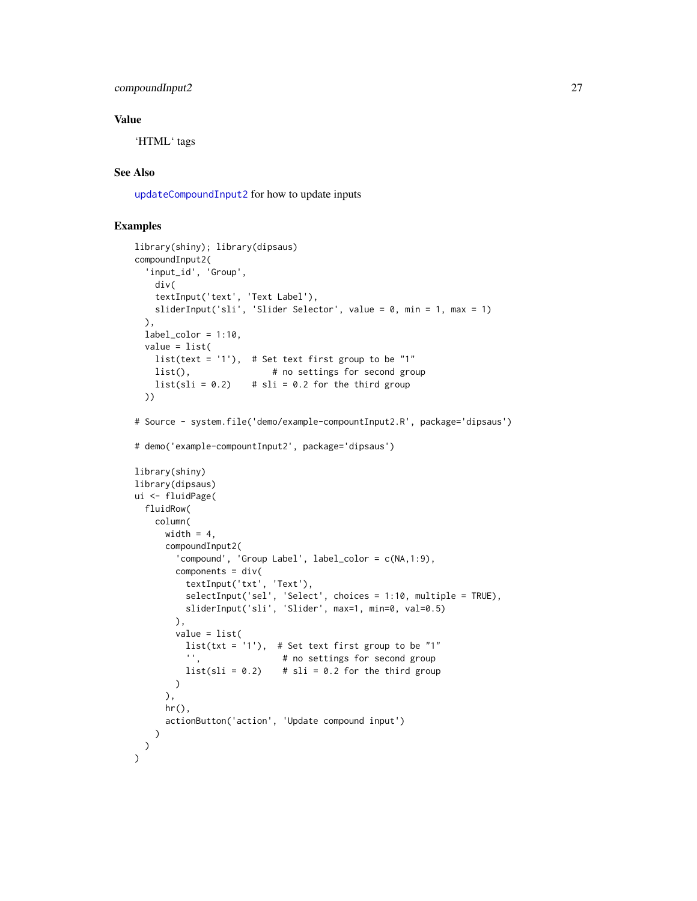### Value

'HTML' tags

### See Also

updateCompoundInput2 for how to update inputs

### Examples

```
library(shiny); library(dipsaus)
compoundInput2(
  'input_id', 'Group',
    div(
    textInput('text', 'Text Label'),
    sliderInput('sli', 'Slider Selector', value = 0, min = 1, max = 1)
  ),
  label_color = 1:10,
  value = list(
    list(text = '1'),  # Set text first group to be "1"
    list(),                # no settings for second group
    list(sli = 0.2)    # sli = 0.2 for the third group
  ))

# Source - system.file('demo/example-compountInput2.R', package='dipsaus')

# demo('example-compountInput2', package='dipsaus')

library(shiny)
library(dipsaus)
ui <- fluidPage(
  fluidRow(
    column(
      width = 4,
      compoundInput2(
        'compound', 'Group Label', label_color = c(NA,1:9),
        components = div(
          textInput('txt', 'Text'),
          selectInput('sel', 'Select', choices = 1:10, multiple = TRUE),
          sliderInput('sli', 'Slider', max=1, min=0, val=0.5)
        ),
        value = list(
          list(txt = '1'),  # Set text first group to be "1"
          '',                # no settings for second group
          list(sli = 0.2)    # sli = 0.2 for the third group
        )
      ),
      hr(),
      actionButton('action', 'Update compound input')
    )
  )
)
```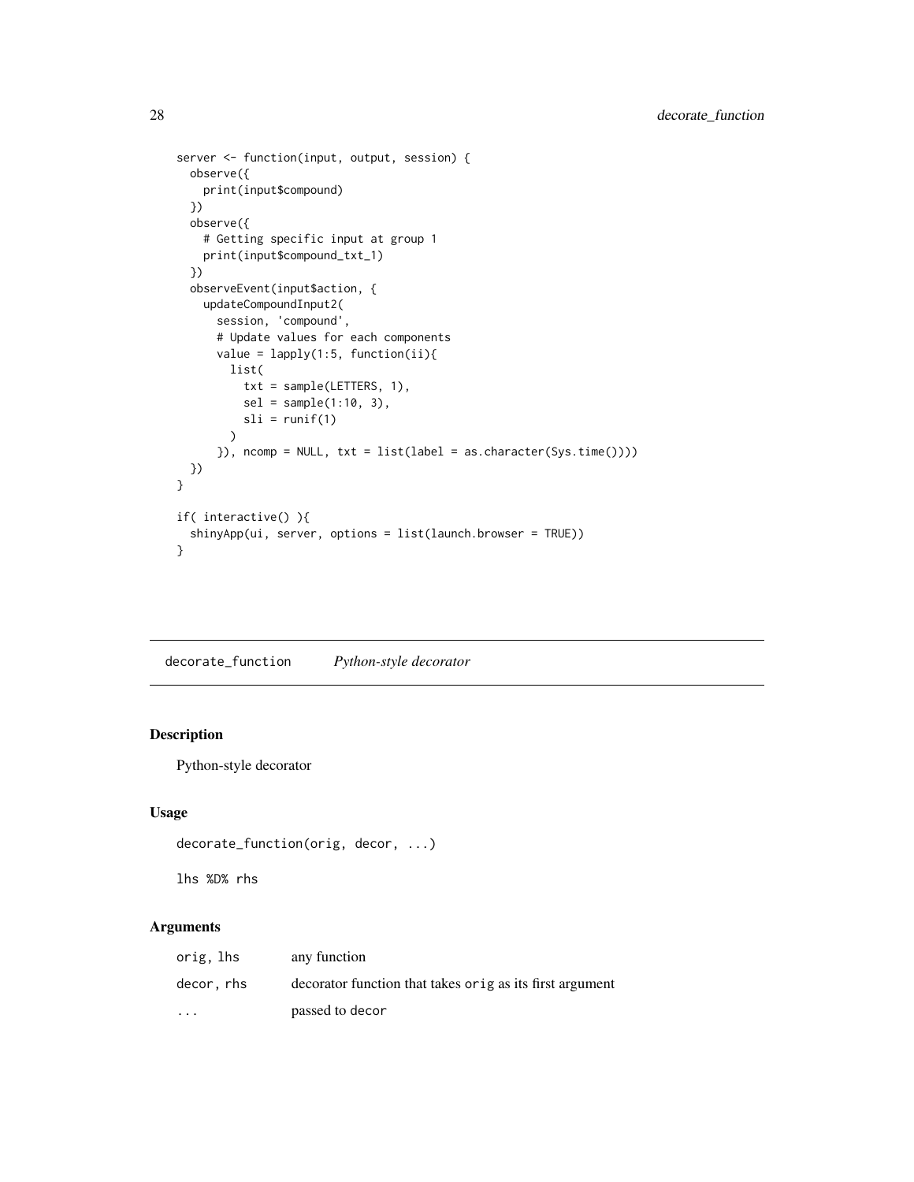```
server <- function(input, output, session) {
  observe({
    print(input$compound)
  })
  observe({
    # Getting specific input at group 1
    print(input$compound_txt_1)
  })
  observeEvent(input$action, {
    updateCompoundInput2(
      session, 'compound',
      # Update values for each components
      value = lapply(1:5, function(ii){
        list(
          txt = sample(LETTERS, 1),
          sel = sample(1:10, 3),
          sli = runif(1)
        )
      }), ncomp = NULL, txt = list(label = as.character(Sys.time())))
  })
}

if( interactive() ){
  shinyApp(ui, server, options = list(launch.browser = TRUE))
}
```

## decorate_function *Python-style decorator*

### Description

Python-style decorator

### Usage

```
decorate_function(orig, decor, ...)

lhs %D% rhs
```

### Arguments

| | |
|---|---|
| `orig, lhs` | any function |
| `decor, rhs` | decorator function that takes `orig` as its first argument |
| `...` | passed to `decor` |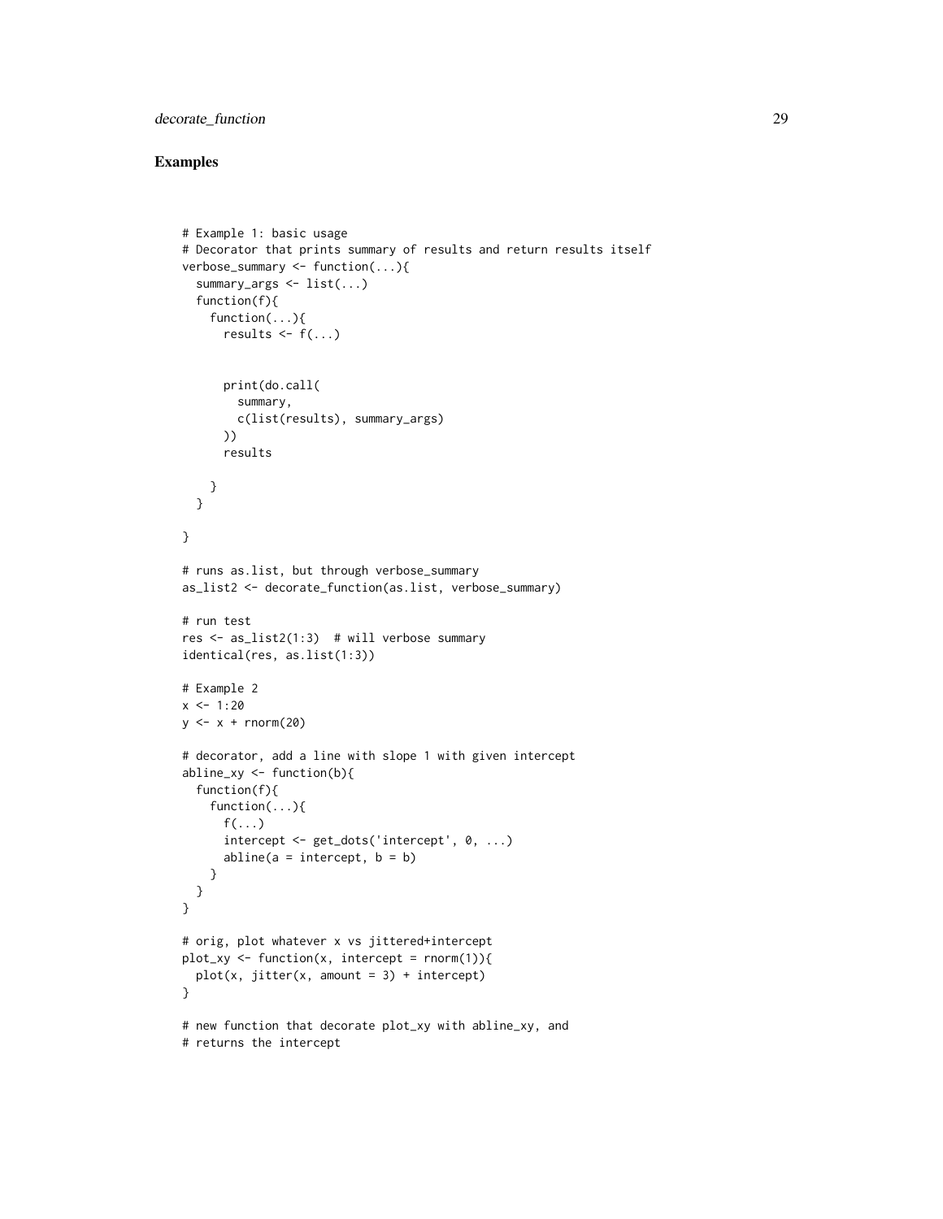## Examples

```
# Example 1: basic usage
# Decorator that prints summary of results and return results itself
verbose_summary <- function(...){
  summary_args <- list(...)
  function(f){
    function(...){
      results <- f(...)


      print(do.call(
        summary,
        c(list(results), summary_args)
      ))
      results

    }
  }

}

# runs as.list, but through verbose_summary
as_list2 <- decorate_function(as.list, verbose_summary)

# run test
res <- as_list2(1:3)  # will verbose summary
identical(res, as.list(1:3))

# Example 2
x <- 1:20
y <- x + rnorm(20)

# decorator, add a line with slope 1 with given intercept
abline_xy <- function(b){
  function(f){
    function(...){
      f(...)
      intercept <- get_dots('intercept', 0, ...)
      abline(a = intercept, b = b)
    }
  }
}

# orig, plot whatever x vs jittered+intercept
plot_xy <- function(x, intercept = rnorm(1)){
  plot(x, jitter(x, amount = 3) + intercept)
}

# new function that decorate plot_xy with abline_xy, and
# returns the intercept
```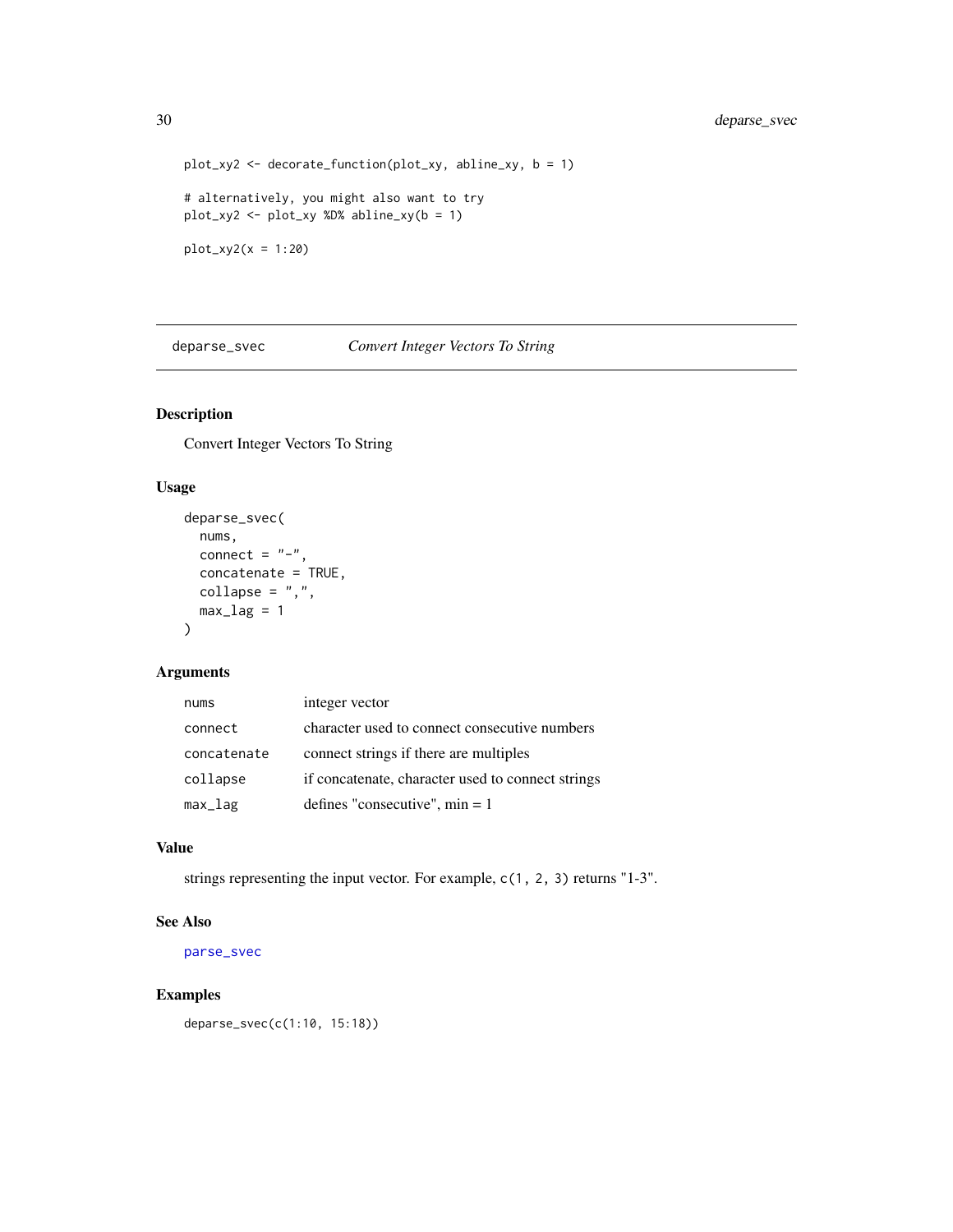```
plot_xy2 <- decorate_function(plot_xy, abline_xy, b = 1)

# alternatively, you might also want to try
plot_xy2 <- plot_xy %D% abline_xy(b = 1)

plot_xy2(x = 1:20)
```

## deparse_svec — *Convert Integer Vectors To String*

### Description

Convert Integer Vectors To String

### Usage

```
deparse_svec(
  nums,
  connect = "-",
  concatenate = TRUE,
  collapse = ",",
  max_lag = 1
)
```

### Arguments

| | |
|---|---|
| `nums` | integer vector |
| `connect` | character used to connect consecutive numbers |
| `concatenate` | connect strings if there are multiples |
| `collapse` | if concatenate, character used to connect strings |
| `max_lag` | defines "consecutive", min = 1 |

### Value

strings representing the input vector. For example, `c(1, 2, 3)` returns "1-3".

### See Also

`parse_svec`

### Examples

```
deparse_svec(c(1:10, 15:18))
```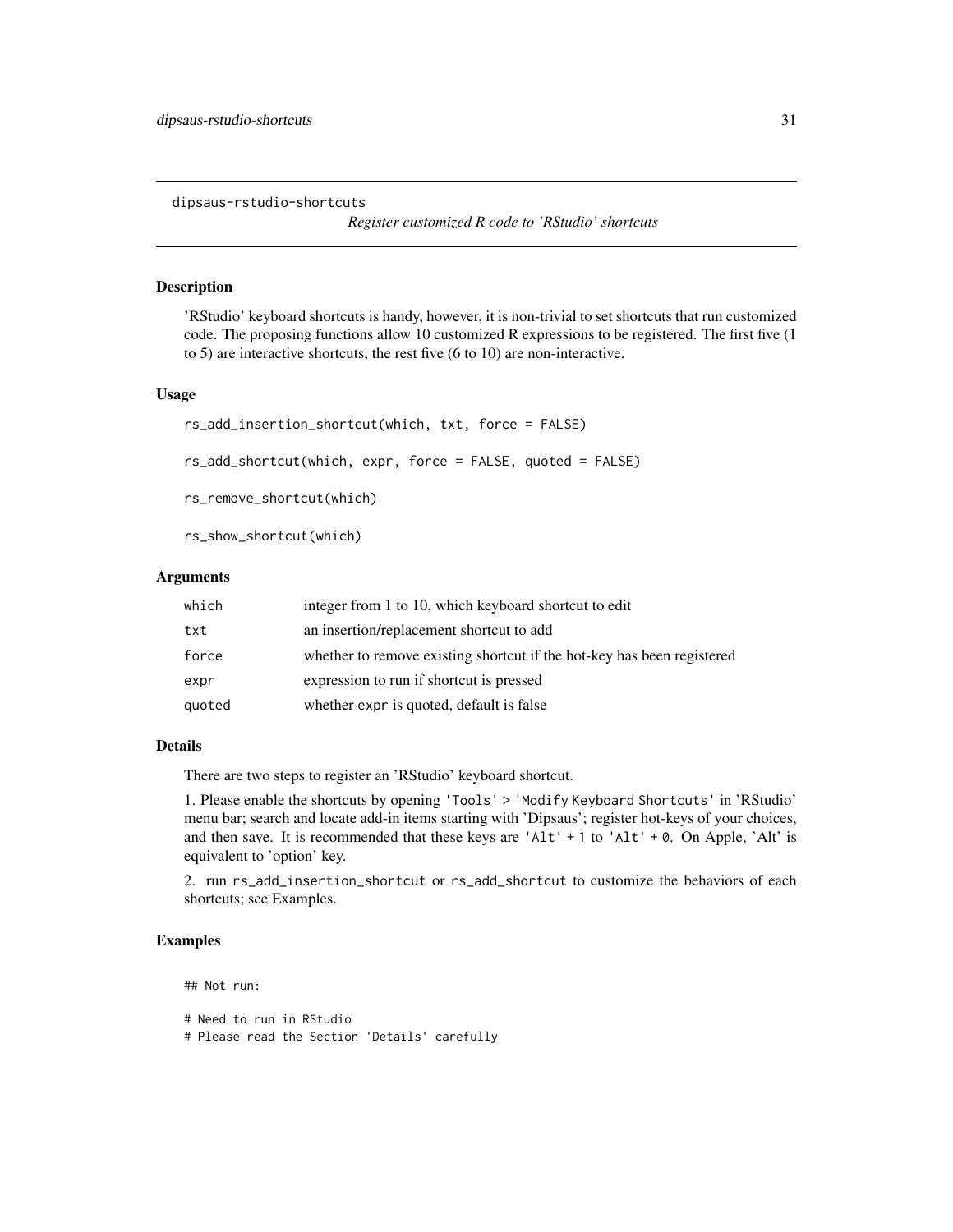dipsaus-rstudio-shortcuts

*Register customized R code to 'RStudio' shortcuts*

## Description

'RStudio' keyboard shortcuts is handy, however, it is non-trivial to set shortcuts that run customized code. The proposing functions allow 10 customized R expressions to be registered. The first five (1 to 5) are interactive shortcuts, the rest five (6 to 10) are non-interactive.

## Usage

```
rs_add_insertion_shortcut(which, txt, force = FALSE)

rs_add_shortcut(which, expr, force = FALSE, quoted = FALSE)

rs_remove_shortcut(which)

rs_show_shortcut(which)
```

## Arguments

| | |
|---|---|
| `which` | integer from 1 to 10, which keyboard shortcut to edit |
| `txt` | an insertion/replacement shortcut to add |
| `force` | whether to remove existing shortcut if the hot-key has been registered |
| `expr` | expression to run if shortcut is pressed |
| `quoted` | whether `expr` is quoted, default is false |

## Details

There are two steps to register an 'RStudio' keyboard shortcut.

1. Please enable the shortcuts by opening `'Tools' > 'Modify Keyboard Shortcuts'` in 'RStudio' menu bar; search and locate add-in items starting with 'Dipsaus'; register hot-keys of your choices, and then save. It is recommended that these keys are `'Alt' + 1` to `'Alt' + 0`. On Apple, 'Alt' is equivalent to 'option' key.

2. run `rs_add_insertion_shortcut` or `rs_add_shortcut` to customize the behaviors of each shortcuts; see Examples.

## Examples

```
## Not run:

# Need to run in RStudio
# Please read the Section 'Details' carefully
```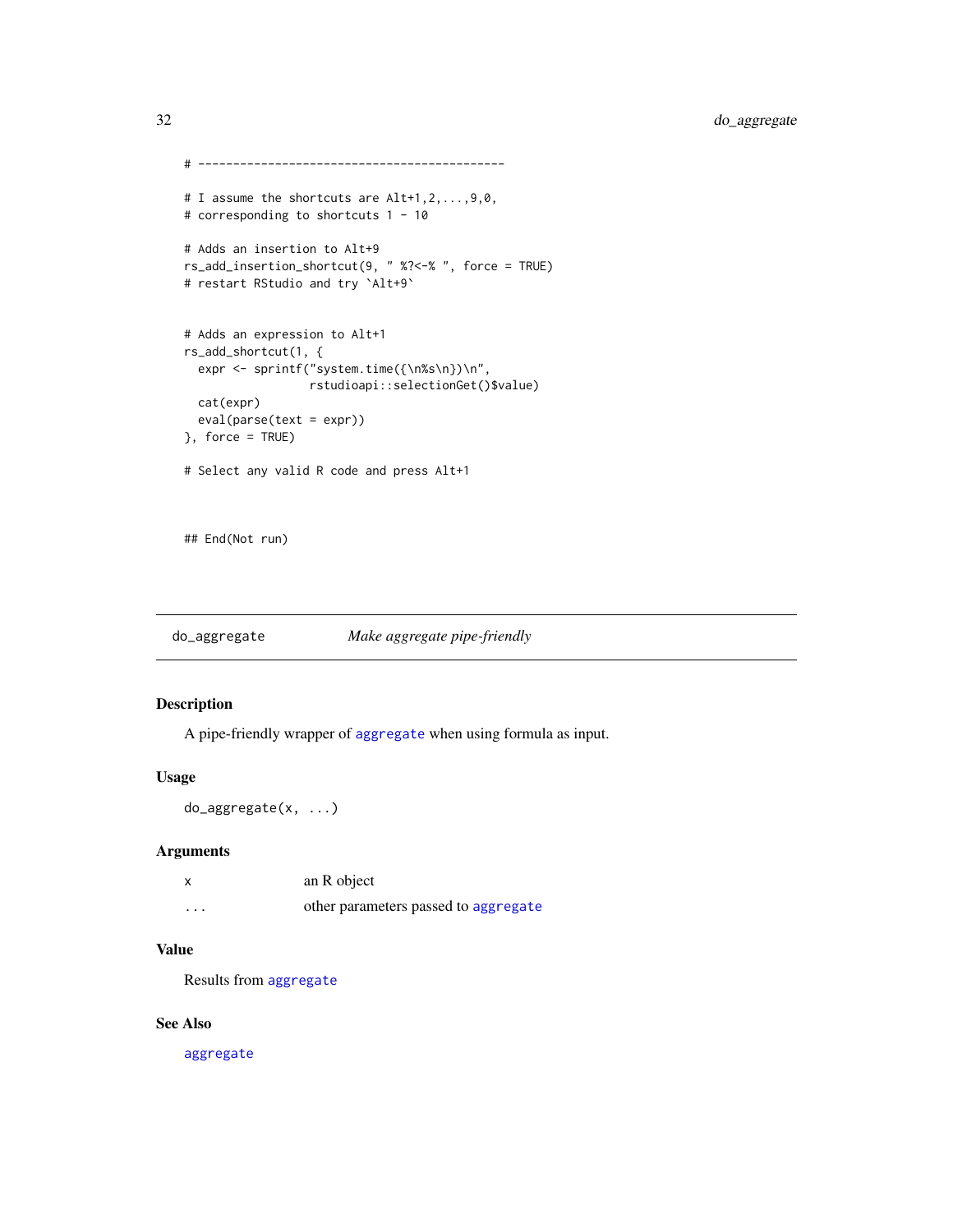```
# --------------------------------------------

# I assume the shortcuts are Alt+1,2,...,9,0,
# corresponding to shortcuts 1 - 10

# Adds an insertion to Alt+9
rs_add_insertion_shortcut(9, " %?<-% ", force = TRUE)
# restart RStudio and try `Alt+9`


# Adds an expression to Alt+1
rs_add_shortcut(1, {
  expr <- sprintf("system.time({\n%s\n})\n",
                  rstudioapi::selectionGet()$value)
  cat(expr)
  eval(parse(text = expr))
}, force = TRUE)

# Select any valid R code and press Alt+1



## End(Not run)
```

---

## do_aggregate — *Make aggregate pipe-friendly*

---

### Description

A pipe-friendly wrapper of `aggregate` when using formula as input.

### Usage

```
do_aggregate(x, ...)
```

### Arguments

| | |
|---|---|
| `x` | an R object |
| `...` | other parameters passed to `aggregate` |

### Value

Results from `aggregate`

### See Also

`aggregate`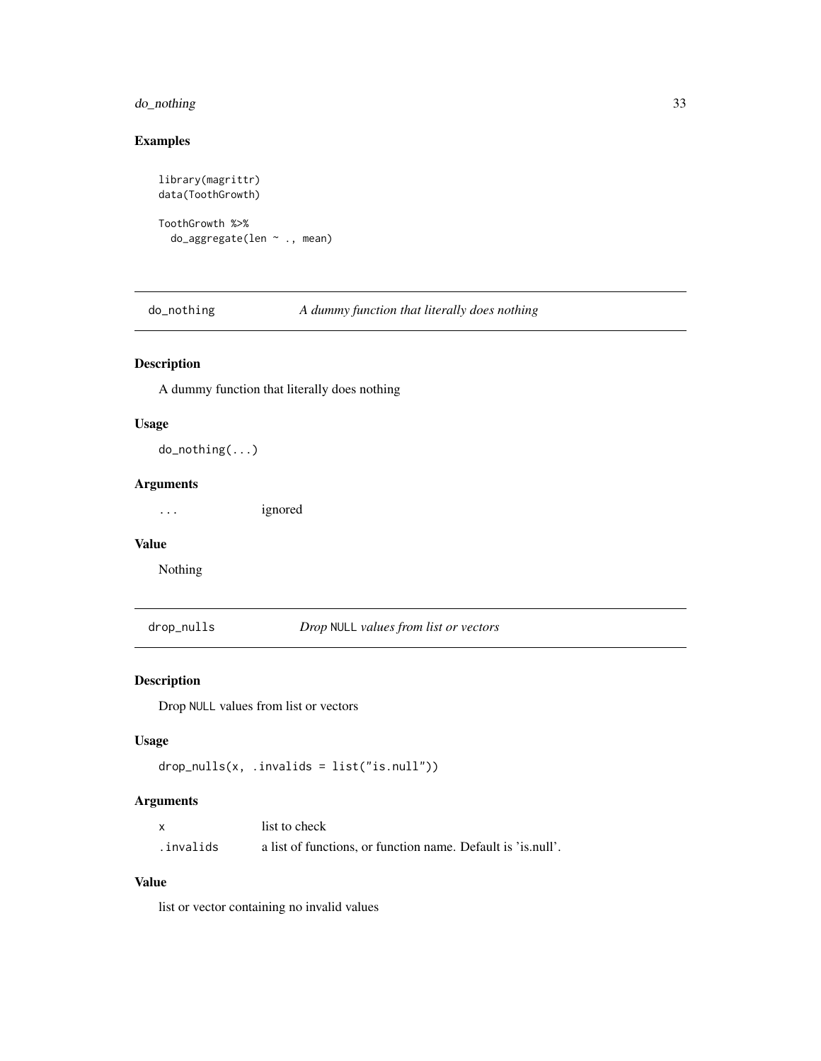### Examples

```
library(magrittr)
data(ToothGrowth)

ToothGrowth %>%
  do_aggregate(len ~ ., mean)
```

## do_nothing — *A dummy function that literally does nothing*

### Description

A dummy function that literally does nothing

### Usage

```
do_nothing(...)
```

### Arguments

| | |
|---|---|
| `...` | ignored |

### Value

Nothing

## drop_nulls — *Drop `NULL` values from list or vectors*

### Description

Drop `NULL` values from list or vectors

### Usage

```
drop_nulls(x, .invalids = list("is.null"))
```

### Arguments

| | |
|---|---|
| `x` | list to check |
| `.invalids` | a list of functions, or function name. Default is 'is.null'. |

### Value

list or vector containing no invalid values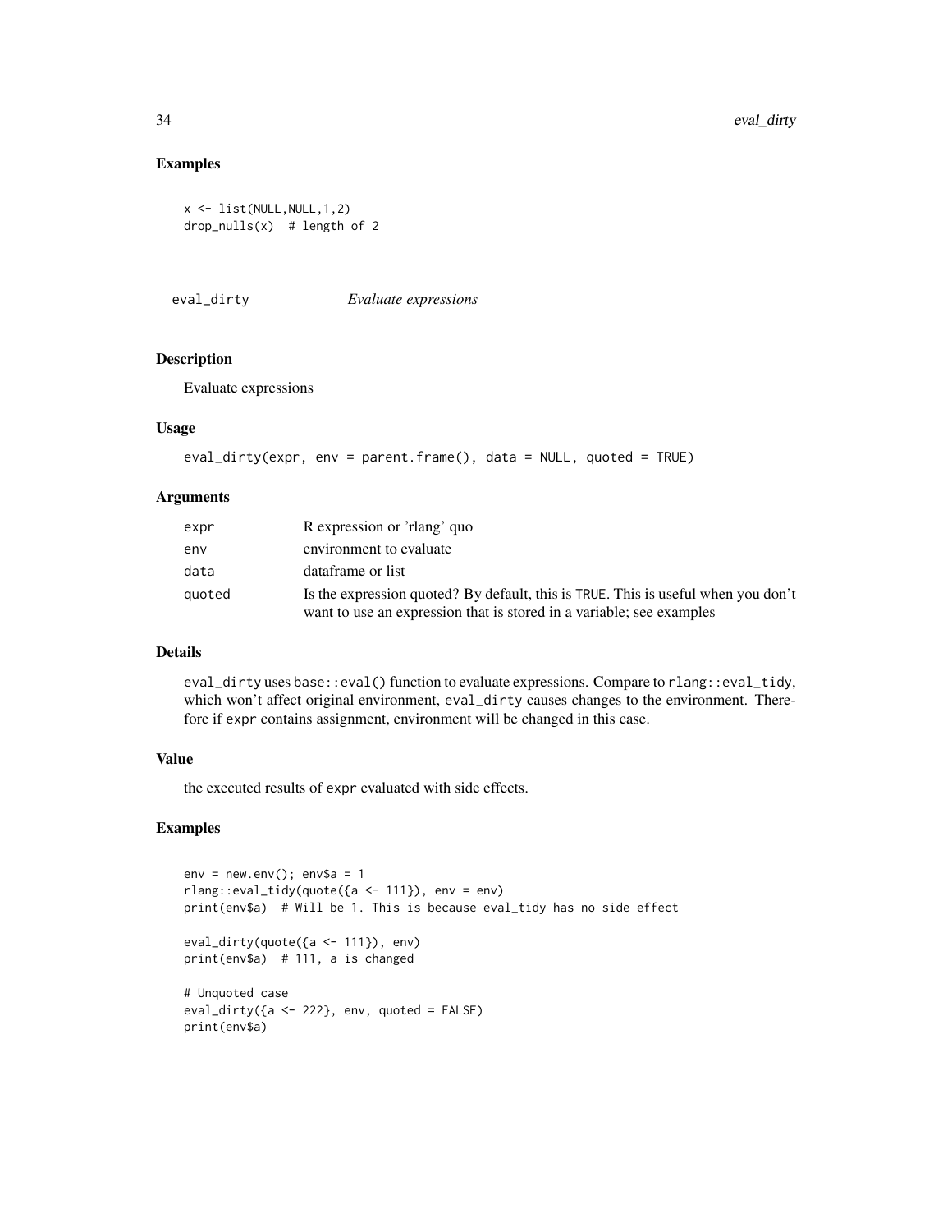## Examples

```
x <- list(NULL,NULL,1,2)
drop_nulls(x)  # length of 2
```

---

# eval_dirty *Evaluate expressions*

## Description

Evaluate expressions

## Usage

```
eval_dirty(expr, env = parent.frame(), data = NULL, quoted = TRUE)
```

## Arguments

| | |
|---|---|
| `expr` | R expression or 'rlang' quo |
| `env` | environment to evaluate |
| `data` | dataframe or list |
| `quoted` | Is the expression quoted? By default, this is `TRUE`. This is useful when you don't want to use an expression that is stored in a variable; see examples |

## Details

`eval_dirty` uses `base::eval()` function to evaluate expressions. Compare to `rlang::eval_tidy`, which won't affect original environment, `eval_dirty` causes changes to the environment. Therefore if `expr` contains assignment, environment will be changed in this case.

## Value

the executed results of `expr` evaluated with side effects.

## Examples

```
env = new.env(); env$a = 1
rlang::eval_tidy(quote({a <- 111}), env = env)
print(env$a)  # Will be 1. This is because eval_tidy has no side effect

eval_dirty(quote({a <- 111}), env)
print(env$a)  # 111, a is changed

# Unquoted case
eval_dirty({a <- 222}, env, quoted = FALSE)
print(env$a)
```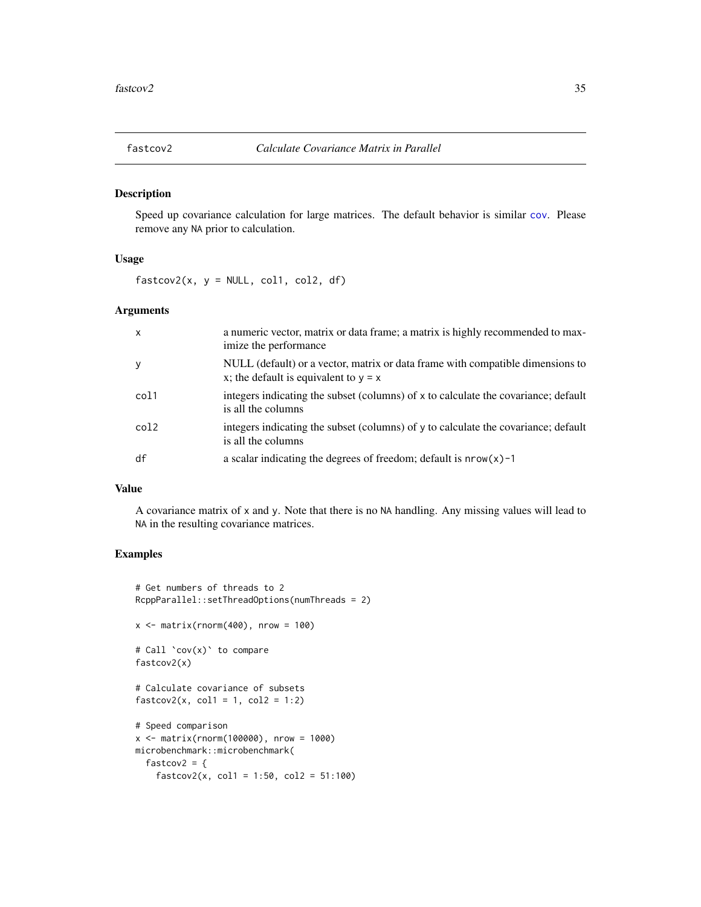## fastcov2 — *Calculate Covariance Matrix in Parallel*

### Description

Speed up covariance calculation for large matrices. The default behavior is similar `cov`. Please remove any `NA` prior to calculation.

### Usage

```
fastcov2(x, y = NULL, col1, col2, df)
```

### Arguments

| | |
|---|---|
| `x` | a numeric vector, matrix or data frame; a matrix is highly recommended to maximize the performance |
| `y` | NULL (default) or a vector, matrix or data frame with compatible dimensions to x; the default is equivalent to `y = x` |
| `col1` | integers indicating the subset (columns) of `x` to calculate the covariance; default is all the columns |
| `col2` | integers indicating the subset (columns) of `y` to calculate the covariance; default is all the columns |
| `df` | a scalar indicating the degrees of freedom; default is `nrow(x)-1` |

### Value

A covariance matrix of `x` and `y`. Note that there is no `NA` handling. Any missing values will lead to `NA` in the resulting covariance matrices.

### Examples

```
# Get numbers of threads to 2
RcppParallel::setThreadOptions(numThreads = 2)

x <- matrix(rnorm(400), nrow = 100)

# Call `cov(x)` to compare
fastcov2(x)

# Calculate covariance of subsets
fastcov2(x, col1 = 1, col2 = 1:2)

# Speed comparison
x <- matrix(rnorm(100000), nrow = 1000)
microbenchmark::microbenchmark(
  fastcov2 = {
    fastcov2(x, col1 = 1:50, col2 = 51:100)
```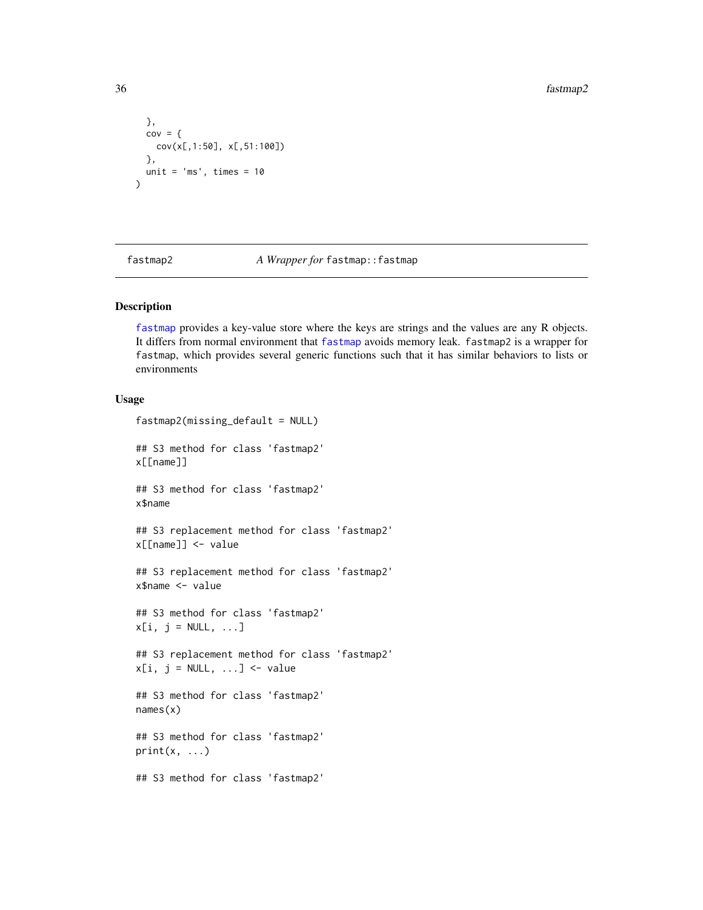```
  },
  cov = {
    cov(x[,1:50], x[,51:100])
  },
  unit = 'ms', times = 10
)
```

---

fastmap2 — *A Wrapper for* `fastmap::fastmap`

---

### Description

fastmap provides a key-value store where the keys are strings and the values are any R objects. It differs from normal environment that fastmap avoids memory leak. `fastmap2` is a wrapper for `fastmap`, which provides several generic functions such that it has similar behaviors to lists or environments

### Usage

```
fastmap2(missing_default = NULL)

## S3 method for class 'fastmap2'
x[[name]]

## S3 method for class 'fastmap2'
x$name

## S3 replacement method for class 'fastmap2'
x[[name]] <- value

## S3 replacement method for class 'fastmap2'
x$name <- value

## S3 method for class 'fastmap2'
x[i, j = NULL, ...]

## S3 replacement method for class 'fastmap2'
x[i, j = NULL, ...] <- value

## S3 method for class 'fastmap2'
names(x)

## S3 method for class 'fastmap2'
print(x, ...)

## S3 method for class 'fastmap2'
```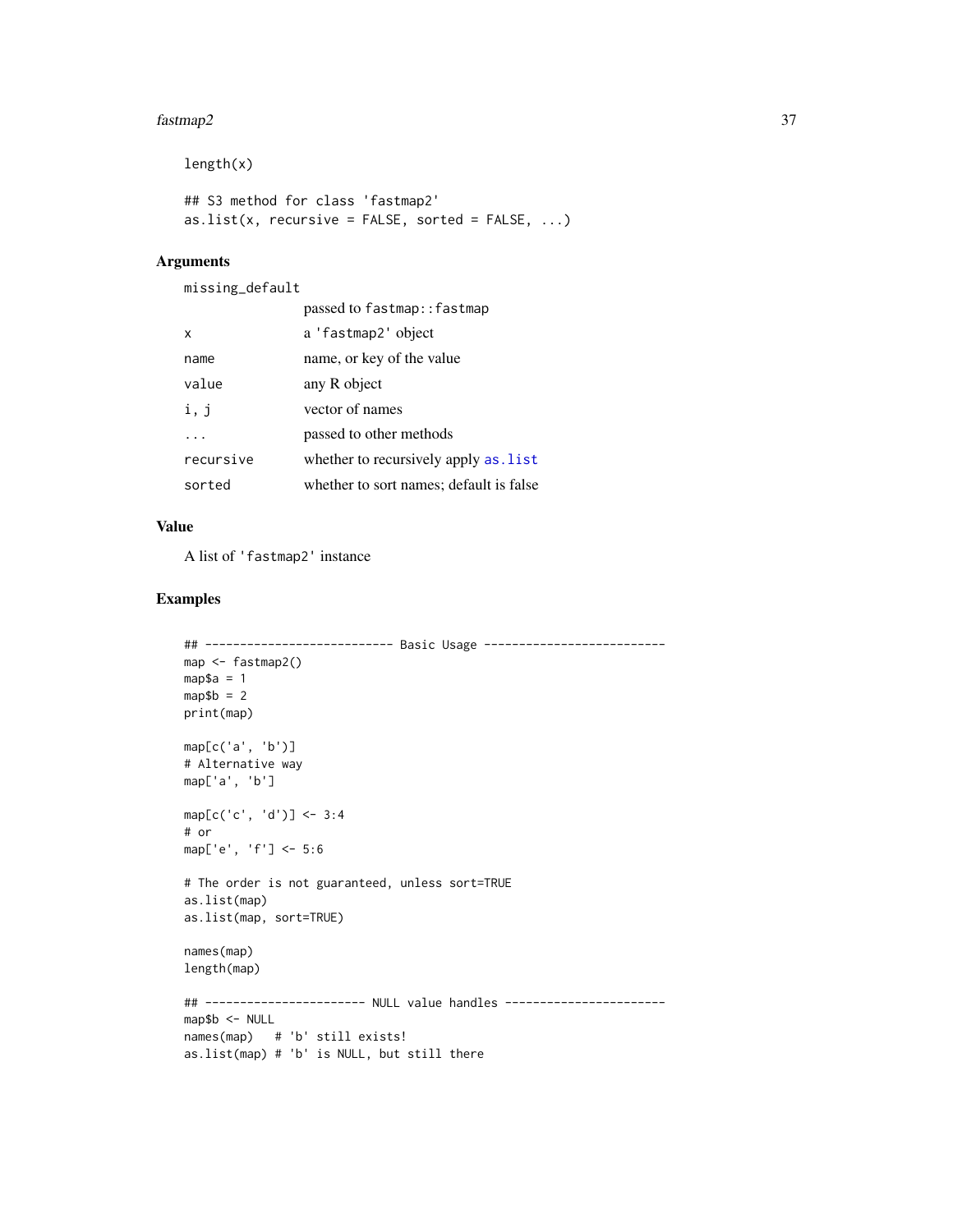```
length(x)

## S3 method for class 'fastmap2'
as.list(x, recursive = FALSE, sorted = FALSE, ...)
```

## Arguments

| | |
|---|---|
| missing_default | passed to fastmap::fastmap |
| x | a 'fastmap2' object |
| name | name, or key of the value |
| value | any R object |
| i, j | vector of names |
| ... | passed to other methods |
| recursive | whether to recursively apply as.list |
| sorted | whether to sort names; default is false |

## Value

A list of 'fastmap2' instance

## Examples

```
## --------------------------- Basic Usage --------------------------
map <- fastmap2()
map$a = 1
map$b = 2
print(map)

map[c('a', 'b')]
# Alternative way
map['a', 'b']

map[c('c', 'd')] <- 3:4
# or
map['e', 'f'] <- 5:6

# The order is not guaranteed, unless sort=TRUE
as.list(map)
as.list(map, sort=TRUE)

names(map)
length(map)

## ----------------------- NULL value handles -----------------------
map$b <- NULL
names(map)   # 'b' still exists!
as.list(map) # 'b' is NULL, but still there
```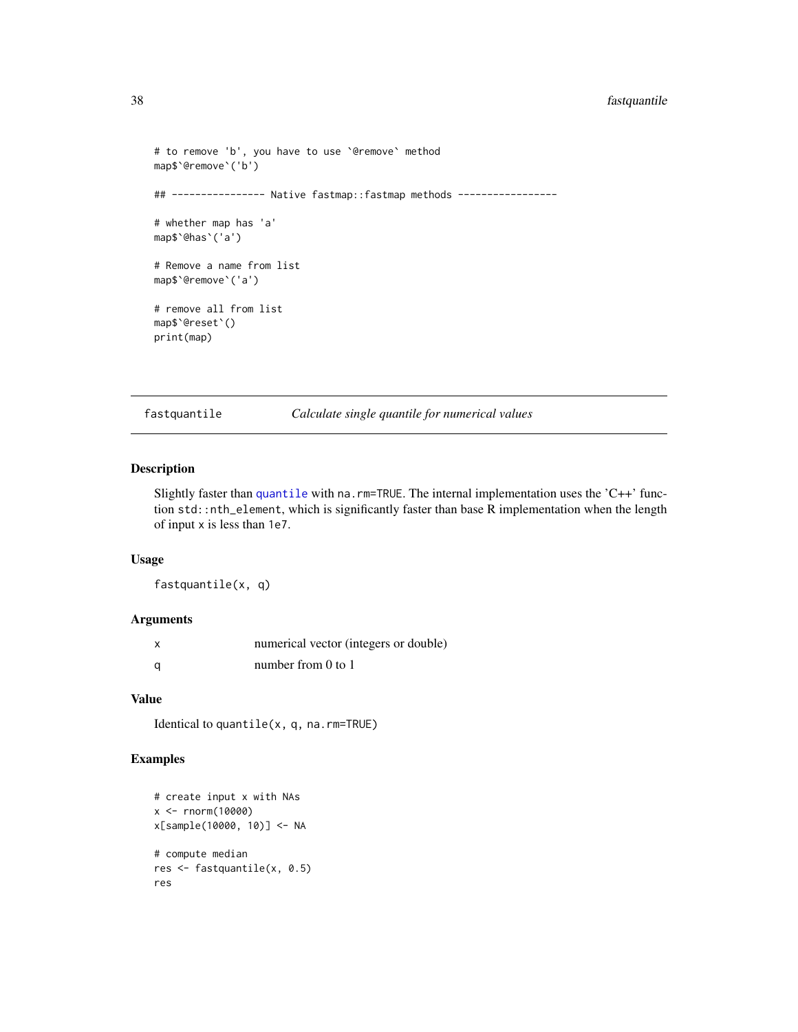```
# to remove 'b', you have to use `@remove` method
map$`@remove`('b')

## ---------------- Native fastmap::fastmap methods -----------------

# whether map has 'a'
map$`@has`('a')

# Remove a name from list
map$`@remove`('a')

# remove all from list
map$`@reset`()
print(map)
```

---

## fastquantile *Calculate single quantile for numerical values*

### Description

Slightly faster than `quantile` with `na.rm=TRUE`. The internal implementation uses the 'C++' function `std::nth_element`, which is significantly faster than base R implementation when the length of input `x` is less than `1e7`.

### Usage

```
fastquantile(x, q)
```

### Arguments

| | |
|---|---|
| x | numerical vector (integers or double) |
| q | number from 0 to 1 |

### Value

Identical to `quantile(x, q, na.rm=TRUE)`

### Examples

```
# create input x with NAs
x <- rnorm(10000)
x[sample(10000, 10)] <- NA

# compute median
res <- fastquantile(x, 0.5)
res
```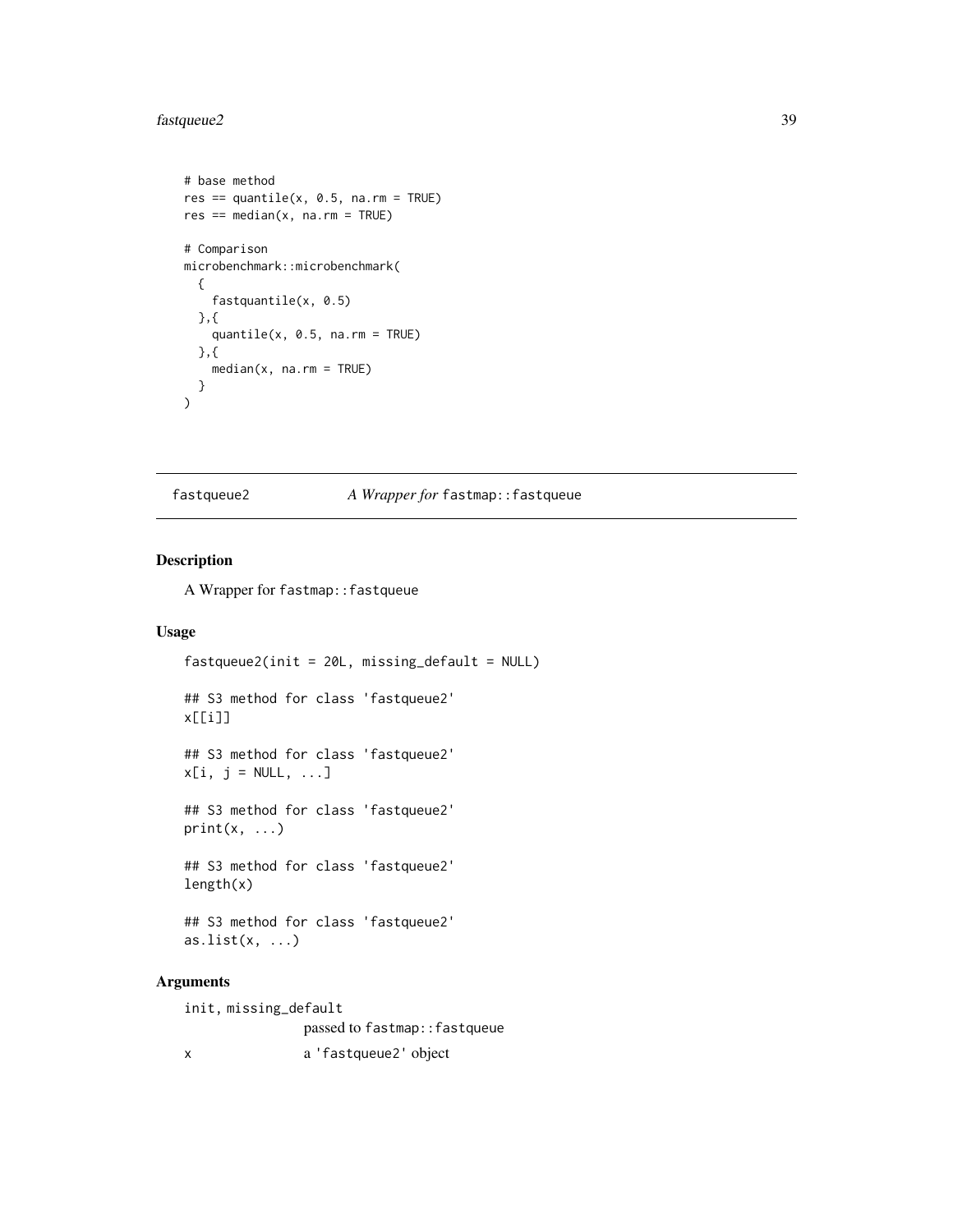```
# base method
res == quantile(x, 0.5, na.rm = TRUE)
res == median(x, na.rm = TRUE)

# Comparison
microbenchmark::microbenchmark(
  {
    fastquantile(x, 0.5)
  },{
    quantile(x, 0.5, na.rm = TRUE)
  },{
    median(x, na.rm = TRUE)
  }
)
```

## fastqueue2 — *A Wrapper for* `fastmap::fastqueue`

### Description

A Wrapper for `fastmap::fastqueue`

### Usage

```
fastqueue2(init = 20L, missing_default = NULL)

## S3 method for class 'fastqueue2'
x[[i]]

## S3 method for class 'fastqueue2'
x[i, j = NULL, ...]

## S3 method for class 'fastqueue2'
print(x, ...)

## S3 method for class 'fastqueue2'
length(x)

## S3 method for class 'fastqueue2'
as.list(x, ...)
```

### Arguments

| | |
|---|---|
| `init, missing_default` | passed to `fastmap::fastqueue` |
| `x` | a 'fastqueue2' object |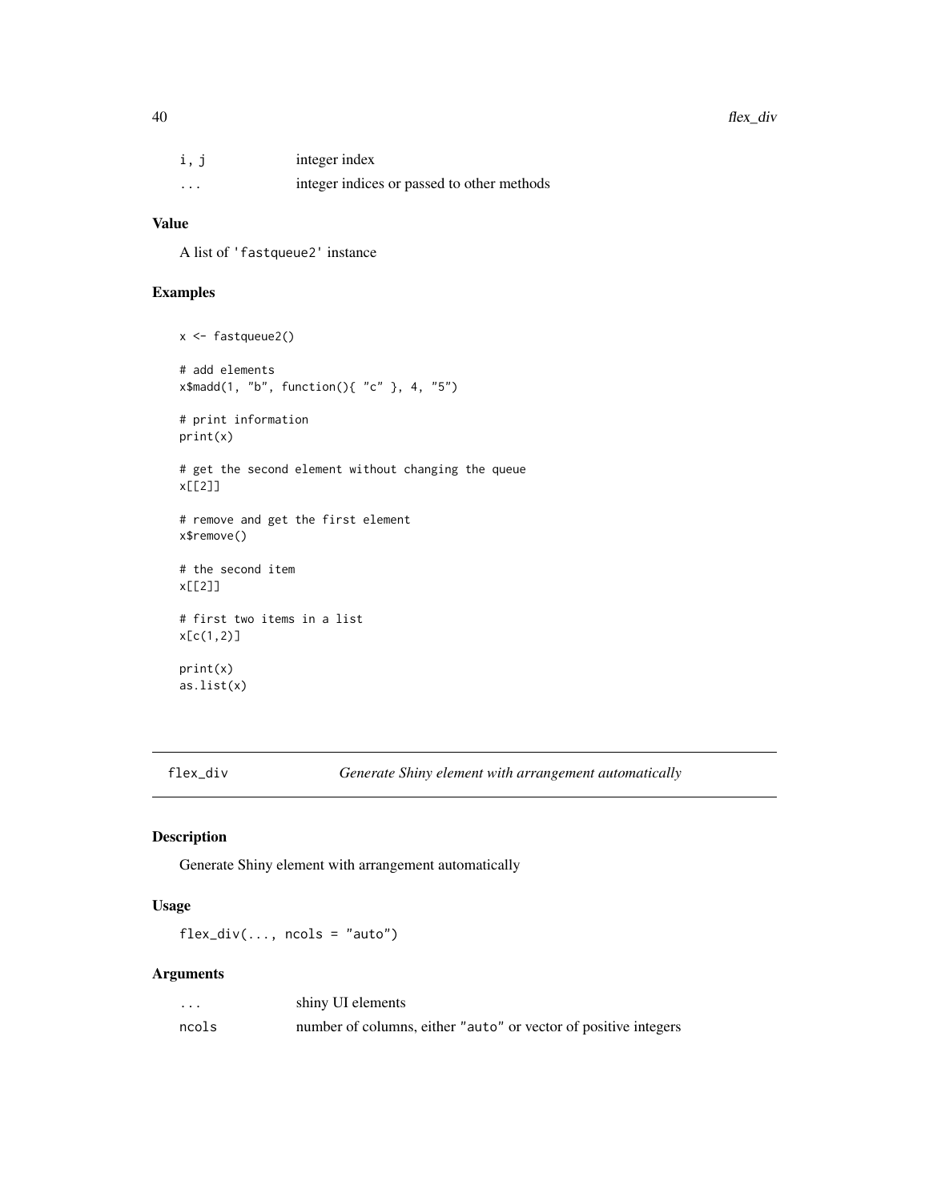| | |
|---|---|
| i, j | integer index |
| ... | integer indices or passed to other methods |

### Value

A list of 'fastqueue2' instance

### Examples

```
x <- fastqueue2()

# add elements
x$madd(1, "b", function(){ "c" }, 4, "5")

# print information
print(x)

# get the second element without changing the queue
x[[2]]

# remove and get the first element
x$remove()

# the second item
x[[2]]

# first two items in a list
x[c(1,2)]

print(x)
as.list(x)
```

## flex_div — *Generate Shiny element with arrangement automatically*

### Description

Generate Shiny element with arrangement automatically

### Usage

```
flex_div(..., ncols = "auto")
```

### Arguments

| | |
|---|---|
| ... | shiny UI elements |
| ncols | number of columns, either "auto" or vector of positive integers |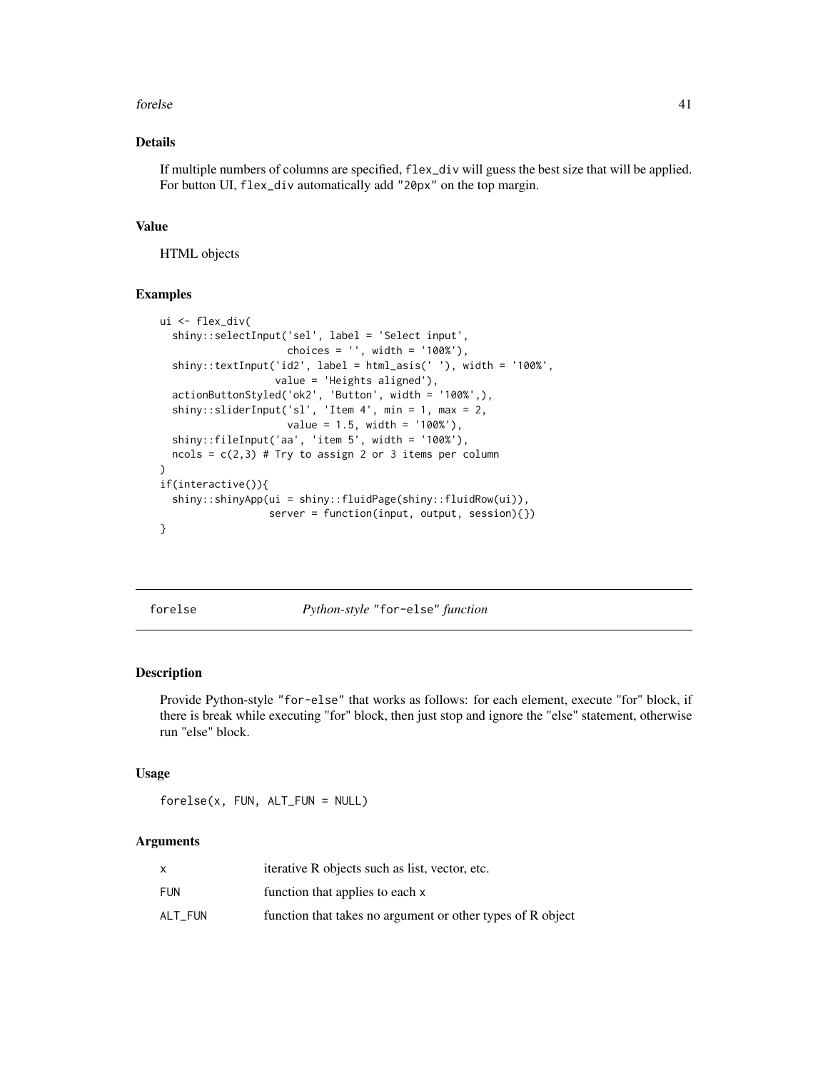### Details

If multiple numbers of columns are specified, `flex_div` will guess the best size that will be applied. For button UI, `flex_div` automatically add `"20px"` on the top margin.

### Value

HTML objects

### Examples

```
ui <- flex_div(
  shiny::selectInput('sel', label = 'Select input',
                     choices = '', width = '100%'),
  shiny::textInput('id2', label = html_asis(' '), width = '100%',
                   value = 'Heights aligned'),
  actionButtonStyled('ok2', 'Button', width = '100%',),
  shiny::sliderInput('sl', 'Item 4', min = 1, max = 2,
                     value = 1.5, width = '100%'),
  shiny::fileInput('aa', 'item 5', width = '100%'),
  ncols = c(2,3) # Try to assign 2 or 3 items per column
)
if(interactive()){
  shiny::shinyApp(ui = shiny::fluidPage(shiny::fluidRow(ui)),
                  server = function(input, output, session){})
}
```

---

## forelse — *Python-style "for-else" function*

### Description

Provide Python-style `"for-else"` that works as follows: for each element, execute "for" block, if there is break while executing "for" block, then just stop and ignore the "else" statement, otherwise run "else" block.

### Usage

```
forelse(x, FUN, ALT_FUN = NULL)
```

### Arguments

| | |
|---|---|
| `x` | iterative R objects such as list, vector, etc. |
| `FUN` | function that applies to each `x` |
| `ALT_FUN` | function that takes no argument or other types of R object |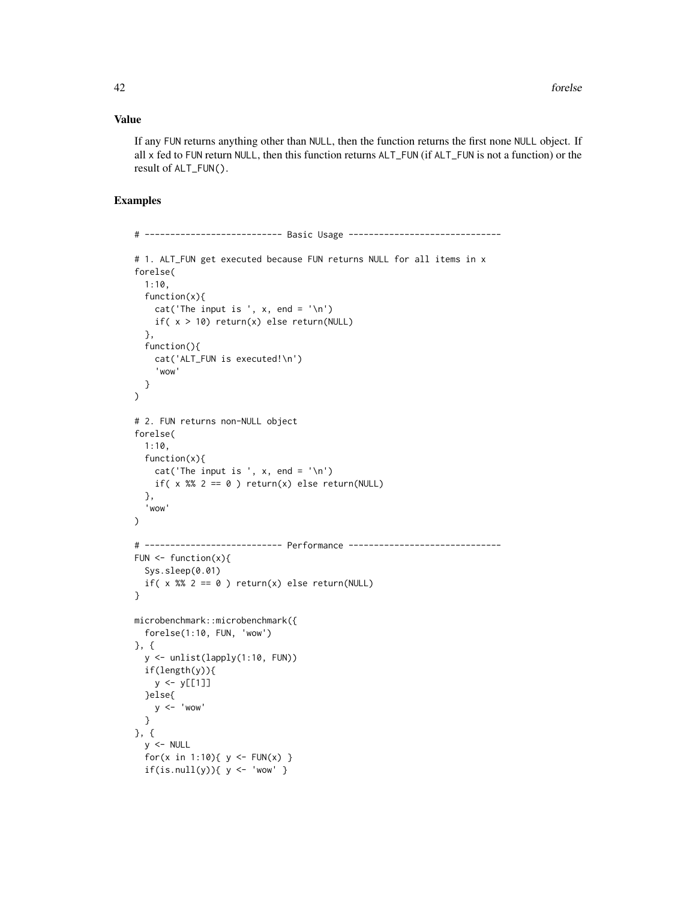## Value

If any `FUN` returns anything other than `NULL`, then the function returns the first none `NULL` object. If all `x` fed to `FUN` return `NULL`, then this function returns `ALT_FUN` (if `ALT_FUN` is not a function) or the result of `ALT_FUN()`.

## Examples

```
# --------------------------- Basic Usage ------------------------------

# 1. ALT_FUN get executed because FUN returns NULL for all items in x
forelse(
  1:10,
  function(x){
    cat('The input is ', x, end = '\n')
    if( x > 10) return(x) else return(NULL)
  },
  function(){
    cat('ALT_FUN is executed!\n')
    'wow'
  }
)

# 2. FUN returns non-NULL object
forelse(
  1:10,
  function(x){
    cat('The input is ', x, end = '\n')
    if( x %% 2 == 0 ) return(x) else return(NULL)
  },
  'wow'
)

# --------------------------- Performance ------------------------------
FUN <- function(x){
  Sys.sleep(0.01)
  if( x %% 2 == 0 ) return(x) else return(NULL)
}

microbenchmark::microbenchmark({
  forelse(1:10, FUN, 'wow')
}, {
  y <- unlist(lapply(1:10, FUN))
  if(length(y)){
    y <- y[[1]]
  }else{
    y <- 'wow'
  }
}, {
  y <- NULL
  for(x in 1:10){ y <- FUN(x) }
  if(is.null(y)){ y <- 'wow' }
```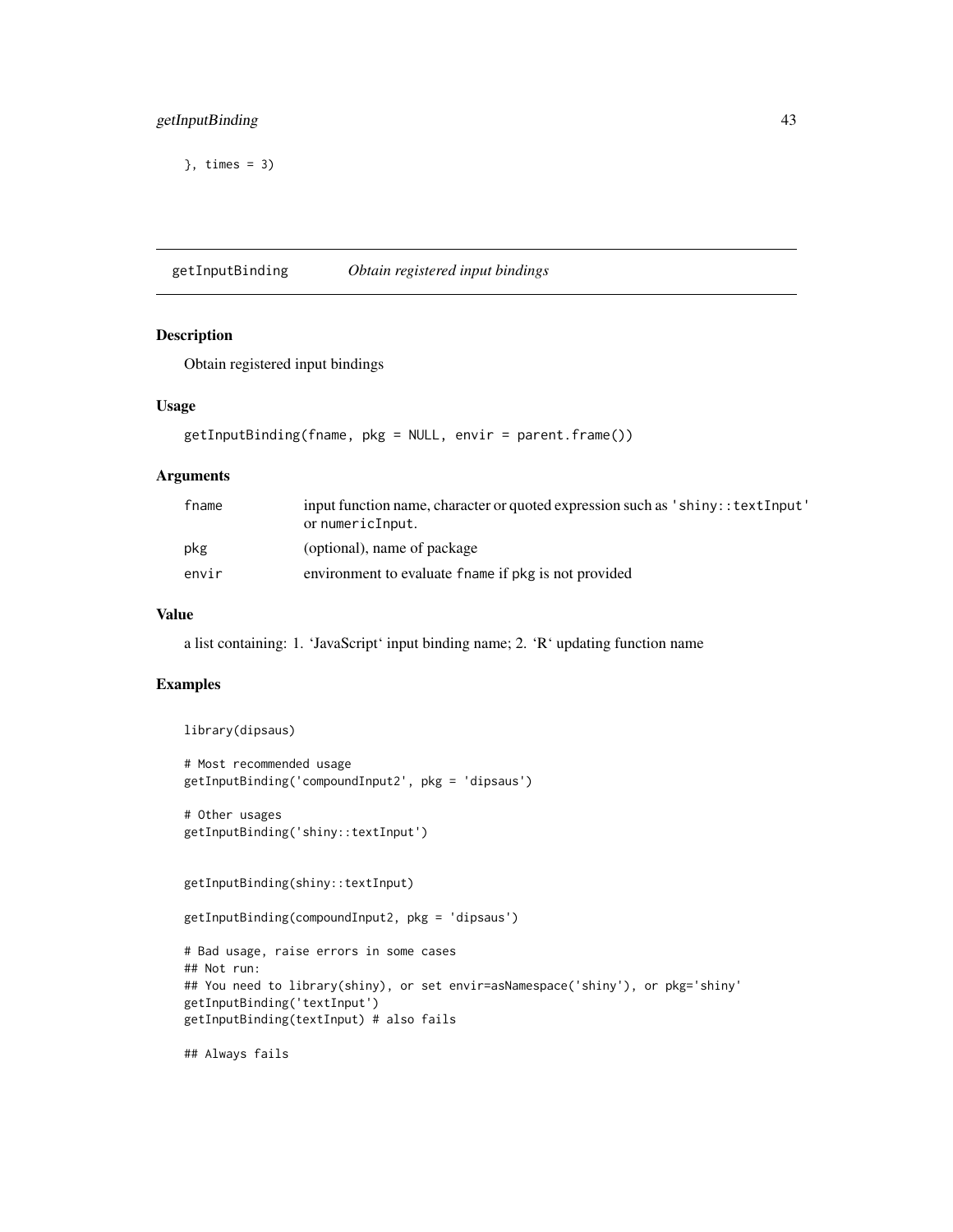```
}, times = 3)
```

## getInputBinding *Obtain registered input bindings*

### Description

Obtain registered input bindings

### Usage

```
getInputBinding(fname, pkg = NULL, envir = parent.frame())
```

### Arguments

| | |
|---|---|
| fname | input function name, character or quoted expression such as 'shiny::textInput' or numericInput. |
| pkg | (optional), name of package |
| envir | environment to evaluate fname if pkg is not provided |

### Value

a list containing: 1. 'JavaScript' input binding name; 2. 'R' updating function name

### Examples

```
library(dipsaus)

# Most recommended usage
getInputBinding('compoundInput2', pkg = 'dipsaus')

# Other usages
getInputBinding('shiny::textInput')


getInputBinding(shiny::textInput)

getInputBinding(compoundInput2, pkg = 'dipsaus')

# Bad usage, raise errors in some cases
## Not run:
## You need to library(shiny), or set envir=asNamespace('shiny'), or pkg='shiny'
getInputBinding('textInput')
getInputBinding(textInput) # also fails

## Always fails
```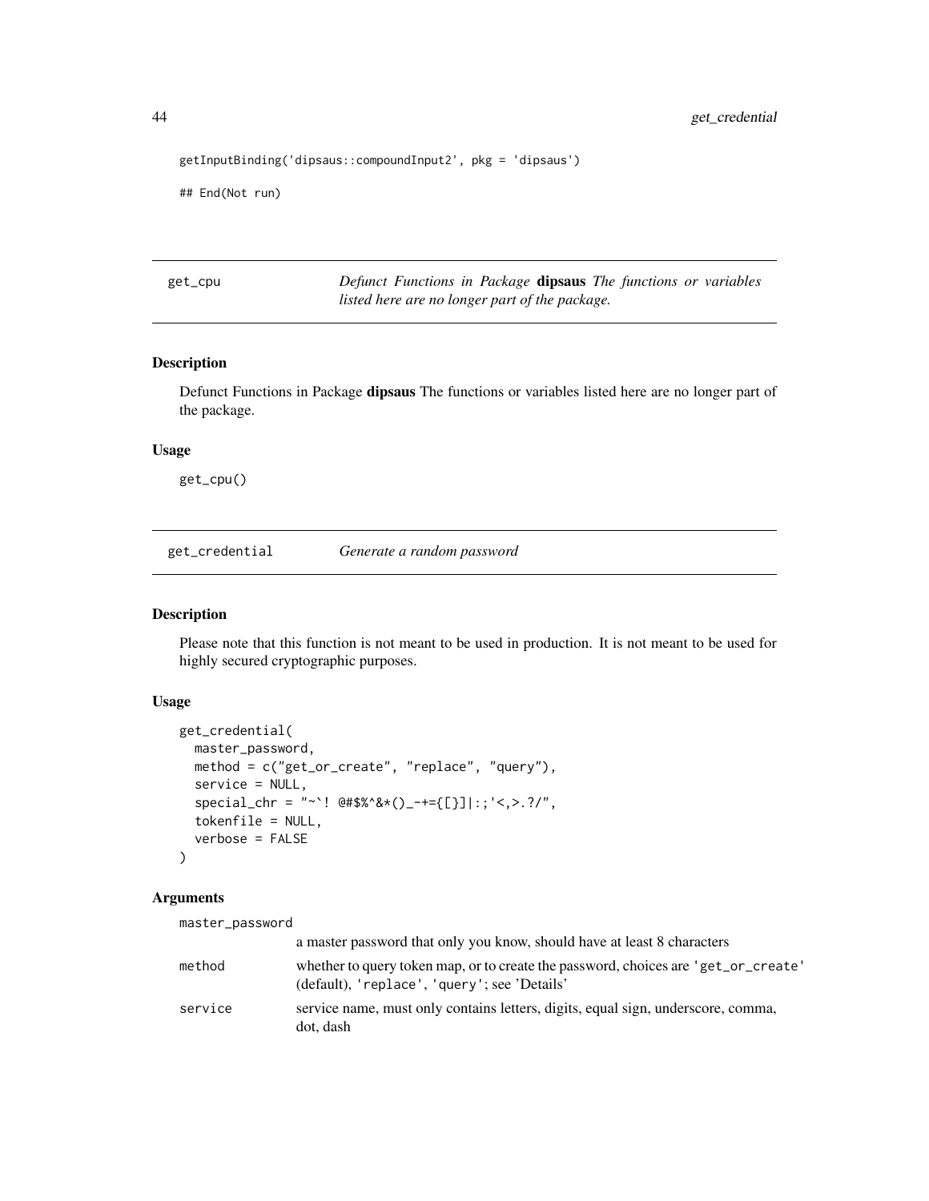```
getInputBinding('dipsaus::compoundInput2', pkg = 'dipsaus')

## End(Not run)
```

## get_cpu — *Defunct Functions in Package* **dipsaus** *The functions or variables listed here are no longer part of the package.*

### Description

Defunct Functions in Package **dipsaus** The functions or variables listed here are no longer part of the package.

### Usage

```
get_cpu()
```

## get_credential — *Generate a random password*

### Description

Please note that this function is not meant to be used in production. It is not meant to be used for highly secured cryptographic purposes.

### Usage

```
get_credential(
  master_password,
  method = c("get_or_create", "replace", "query"),
  service = NULL,
  special_chr = "~`! @#$%^&*()_-+={[}]|:;'<,>.?/",
  tokenfile = NULL,
  verbose = FALSE
)
```

### Arguments

| | |
|---|---|
| master_password | a master password that only you know, should have at least 8 characters |
| method | whether to query token map, or to create the password, choices are 'get_or_create' (default), 'replace', 'query'; see 'Details' |
| service | service name, must only contains letters, digits, equal sign, underscore, comma, dot, dash |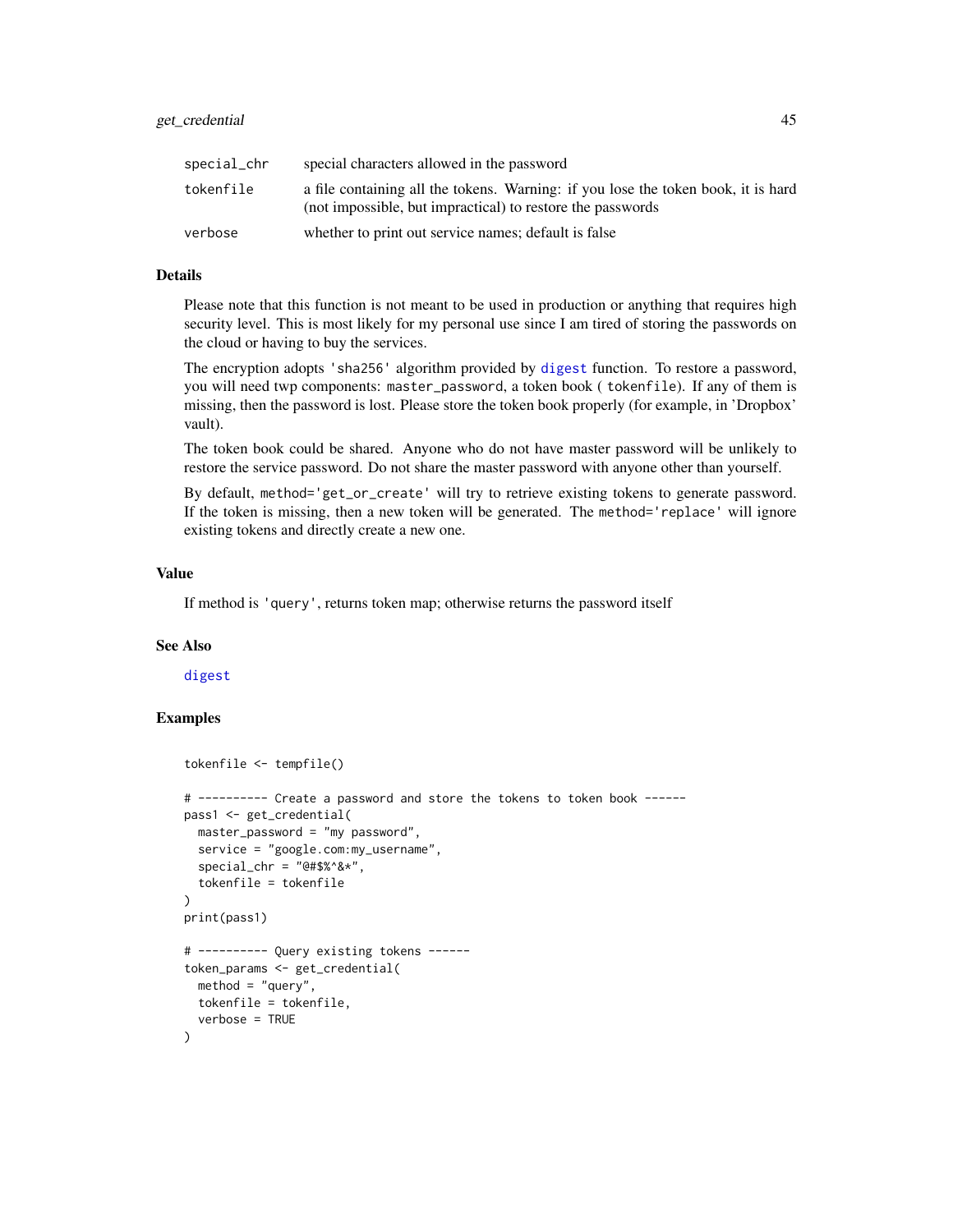| | |
|---|---|
| special_chr | special characters allowed in the password |
| tokenfile | a file containing all the tokens. Warning: if you lose the token book, it is hard (not impossible, but impractical) to restore the passwords |
| verbose | whether to print out service names; default is false |

### Details

Please note that this function is not meant to be used in production or anything that requires high security level. This is most likely for my personal use since I am tired of storing the passwords on the cloud or having to buy the services.

The encryption adopts `'sha256'` algorithm provided by `digest` function. To restore a password, you will need twp components: `master_password`, a token book ( `tokenfile`). If any of them is missing, then the password is lost. Please store the token book properly (for example, in 'Dropbox' vault).

The token book could be shared. Anyone who do not have master password will be unlikely to restore the service password. Do not share the master password with anyone other than yourself.

By default, `method='get_or_create'` will try to retrieve existing tokens to generate password. If the token is missing, then a new token will be generated. The `method='replace'` will ignore existing tokens and directly create a new one.

### Value

If method is `'query'`, returns token map; otherwise returns the password itself

### See Also

`digest`

### Examples

```
tokenfile <- tempfile()

# ---------- Create a password and store the tokens to token book ------
pass1 <- get_credential(
  master_password = "my password",
  service = "google.com:my_username",
  special_chr = "@#$%^&*",
  tokenfile = tokenfile
)
print(pass1)

# ---------- Query existing tokens ------
token_params <- get_credential(
  method = "query",
  tokenfile = tokenfile,
  verbose = TRUE
)
```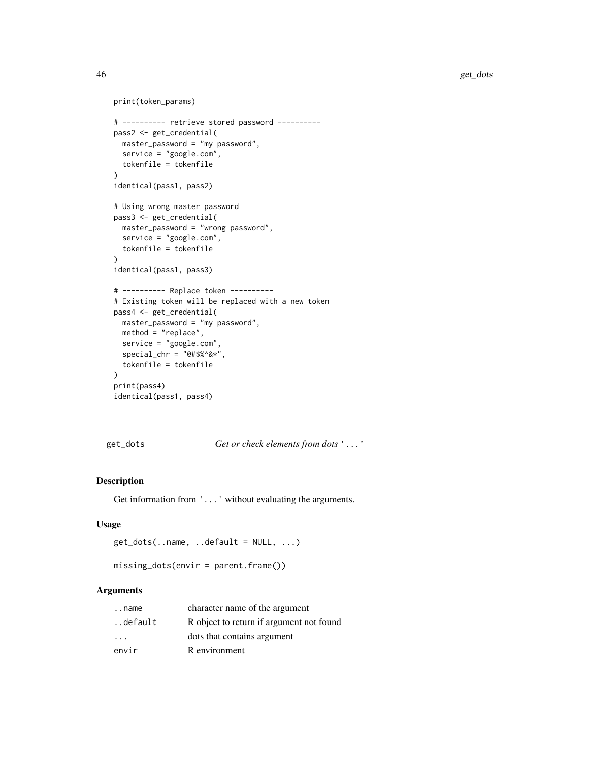```
print(token_params)

# ---------- retrieve stored password ----------
pass2 <- get_credential(
  master_password = "my password",
  service = "google.com",
  tokenfile = tokenfile
)
identical(pass1, pass2)

# Using wrong master password
pass3 <- get_credential(
  master_password = "wrong password",
  service = "google.com",
  tokenfile = tokenfile
)
identical(pass1, pass3)

# ---------- Replace token ----------
# Existing token will be replaced with a new token
pass4 <- get_credential(
  master_password = "my password",
  method = "replace",
  service = "google.com",
  special_chr = "@#$%^&*",
  tokenfile = tokenfile
)
print(pass4)
identical(pass1, pass4)
```

## get_dots — *Get or check elements from dots '...'*

### Description

Get information from `'...'` without evaluating the arguments.

### Usage

```
get_dots(..name, ..default = NULL, ...)

missing_dots(envir = parent.frame())
```

### Arguments

| | |
|---|---|
| `..name` | character name of the argument |
| `..default` | R object to return if argument not found |
| `...` | dots that contains argument |
| `envir` | R environment |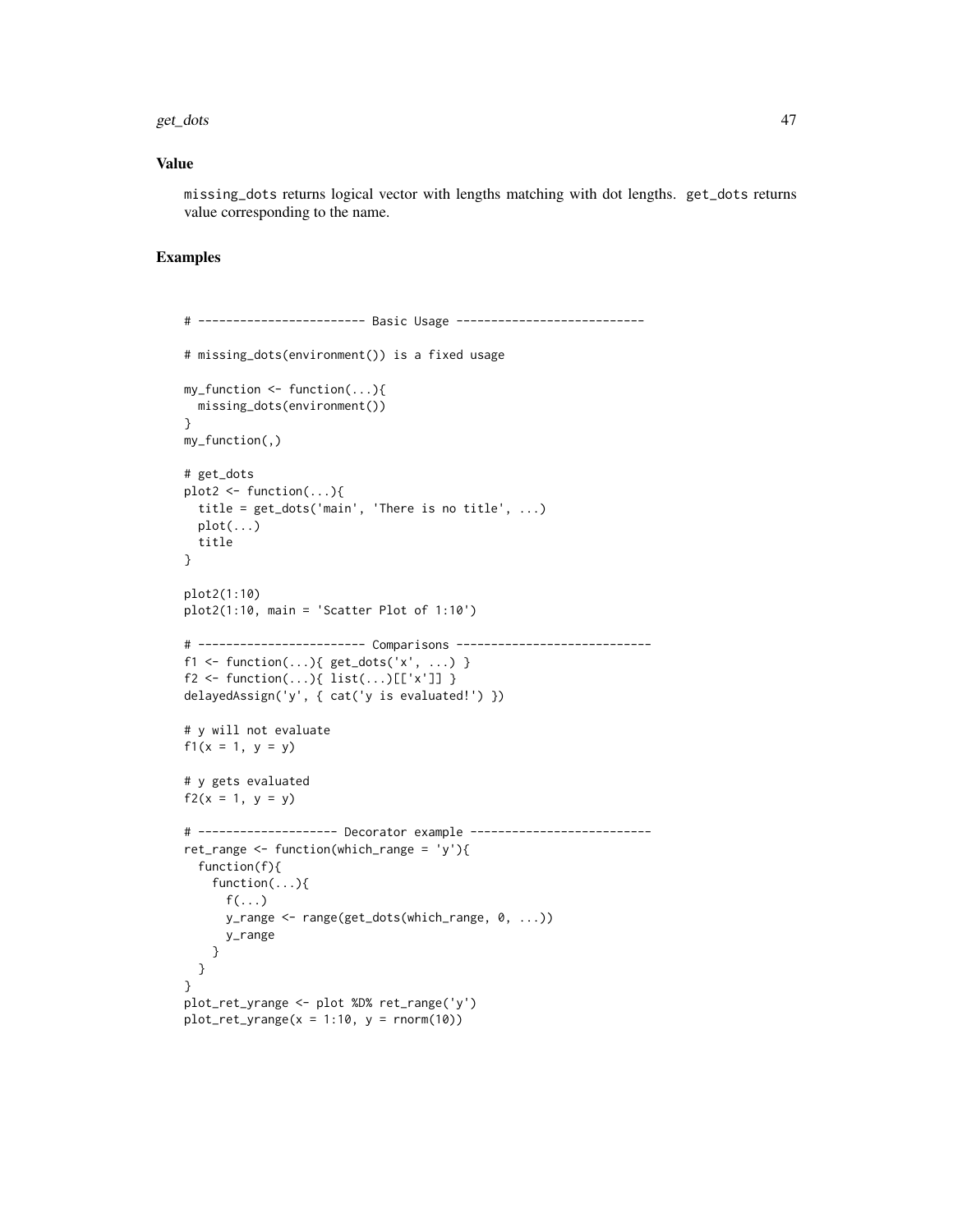## Value

`missing_dots` returns logical vector with lengths matching with dot lengths. `get_dots` returns value corresponding to the name.

## Examples

```
# ------------------------ Basic Usage ---------------------------

# missing_dots(environment()) is a fixed usage

my_function <- function(...){
  missing_dots(environment())
}
my_function(,)

# get_dots
plot2 <- function(...){
  title = get_dots('main', 'There is no title', ...)
  plot(...)
  title
}

plot2(1:10)
plot2(1:10, main = 'Scatter Plot of 1:10')

# ------------------------ Comparisons ----------------------------
f1 <- function(...){ get_dots('x', ...) }
f2 <- function(...){ list(...)[['x']] }
delayedAssign('y', { cat('y is evaluated!') })

# y will not evaluate
f1(x = 1, y = y)

# y gets evaluated
f2(x = 1, y = y)

# -------------------- Decorator example --------------------------
ret_range <- function(which_range = 'y'){
  function(f){
    function(...){
      f(...)
      y_range <- range(get_dots(which_range, 0, ...))
      y_range
    }
  }
}
plot_ret_yrange <- plot %D% ret_range('y')
plot_ret_yrange(x = 1:10, y = rnorm(10))
```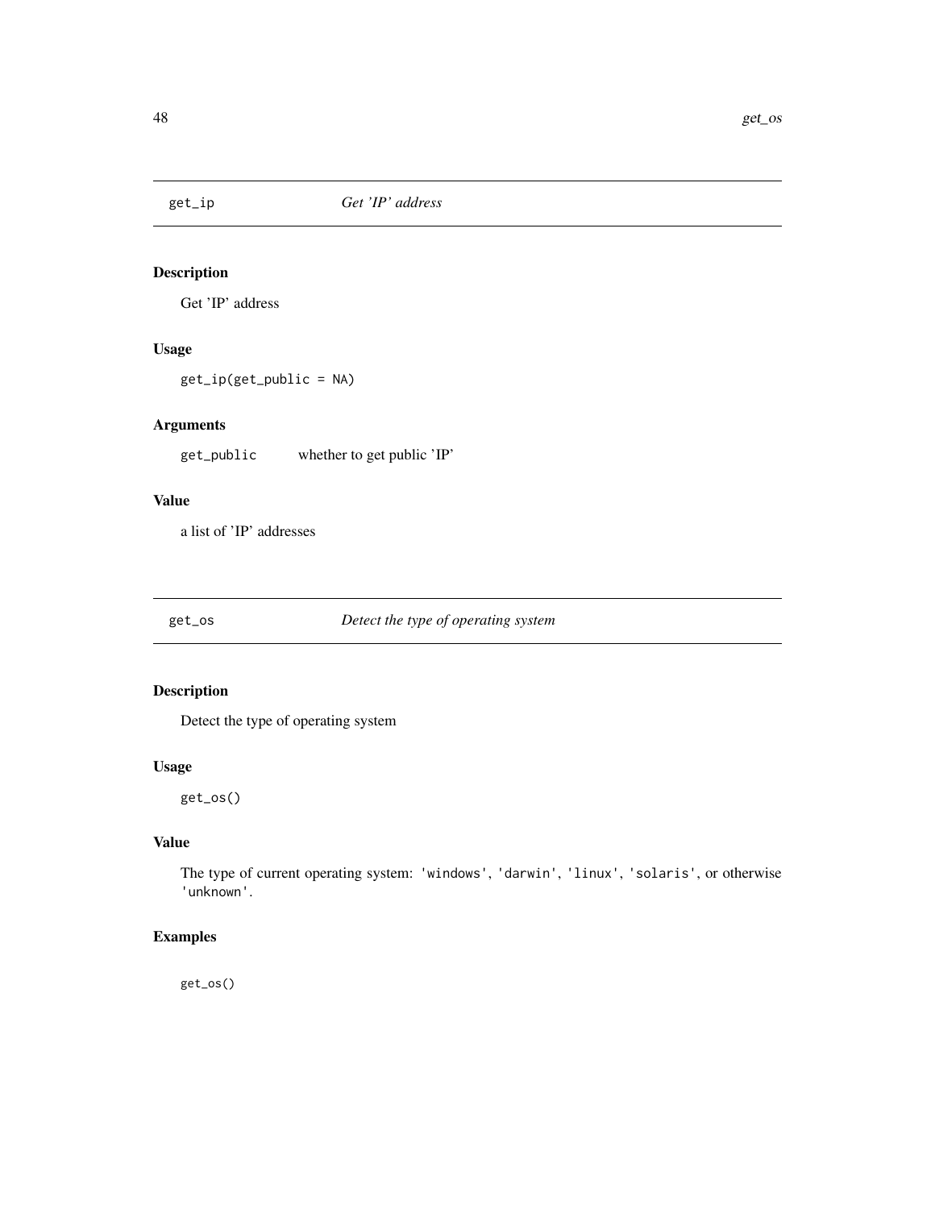## get_ip    *Get 'IP' address*

### Description

Get 'IP' address

### Usage

```
get_ip(get_public = NA)
```

### Arguments

| | |
|---|---|
| get_public | whether to get public 'IP' |

### Value

a list of 'IP' addresses

## get_os    *Detect the type of operating system*

### Description

Detect the type of operating system

### Usage

```
get_os()
```

### Value

The type of current operating system: `'windows'`, `'darwin'`, `'linux'`, `'solaris'`, or otherwise `'unknown'`.

### Examples

```
get_os()
```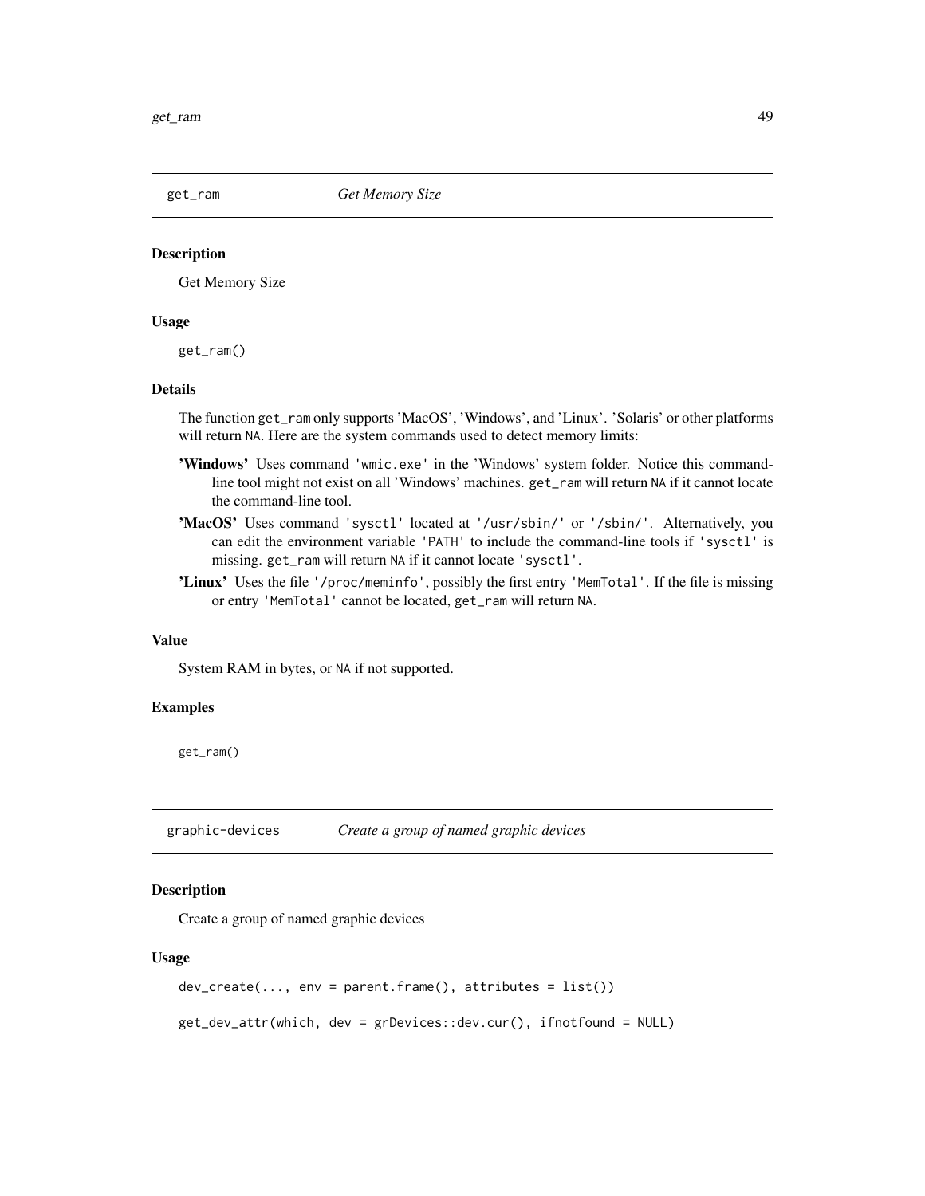## get_ram *Get Memory Size*

### Description

Get Memory Size

### Usage

```
get_ram()
```

### Details

The function `get_ram` only supports 'MacOS', 'Windows', and 'Linux'. 'Solaris' or other platforms will return `NA`. Here are the system commands used to detect memory limits:

**'Windows'** Uses command `'wmic.exe'` in the 'Windows' system folder. Notice this command-line tool might not exist on all 'Windows' machines. `get_ram` will return `NA` if it cannot locate the command-line tool.

**'MacOS'** Uses command `'sysctl'` located at `'/usr/sbin/'` or `'/sbin/'`. Alternatively, you can edit the environment variable `'PATH'` to include the command-line tools if `'sysctl'` is missing. `get_ram` will return `NA` if it cannot locate `'sysctl'`.

**'Linux'** Uses the file `'/proc/meminfo'`, possibly the first entry `'MemTotal'`. If the file is missing or entry `'MemTotal'` cannot be located, `get_ram` will return `NA`.

### Value

System RAM in bytes, or `NA` if not supported.

### Examples

```
get_ram()
```

## graphic-devices *Create a group of named graphic devices*

### Description

Create a group of named graphic devices

### Usage

```
dev_create(..., env = parent.frame(), attributes = list())

get_dev_attr(which, dev = grDevices::dev.cur(), ifnotfound = NULL)
```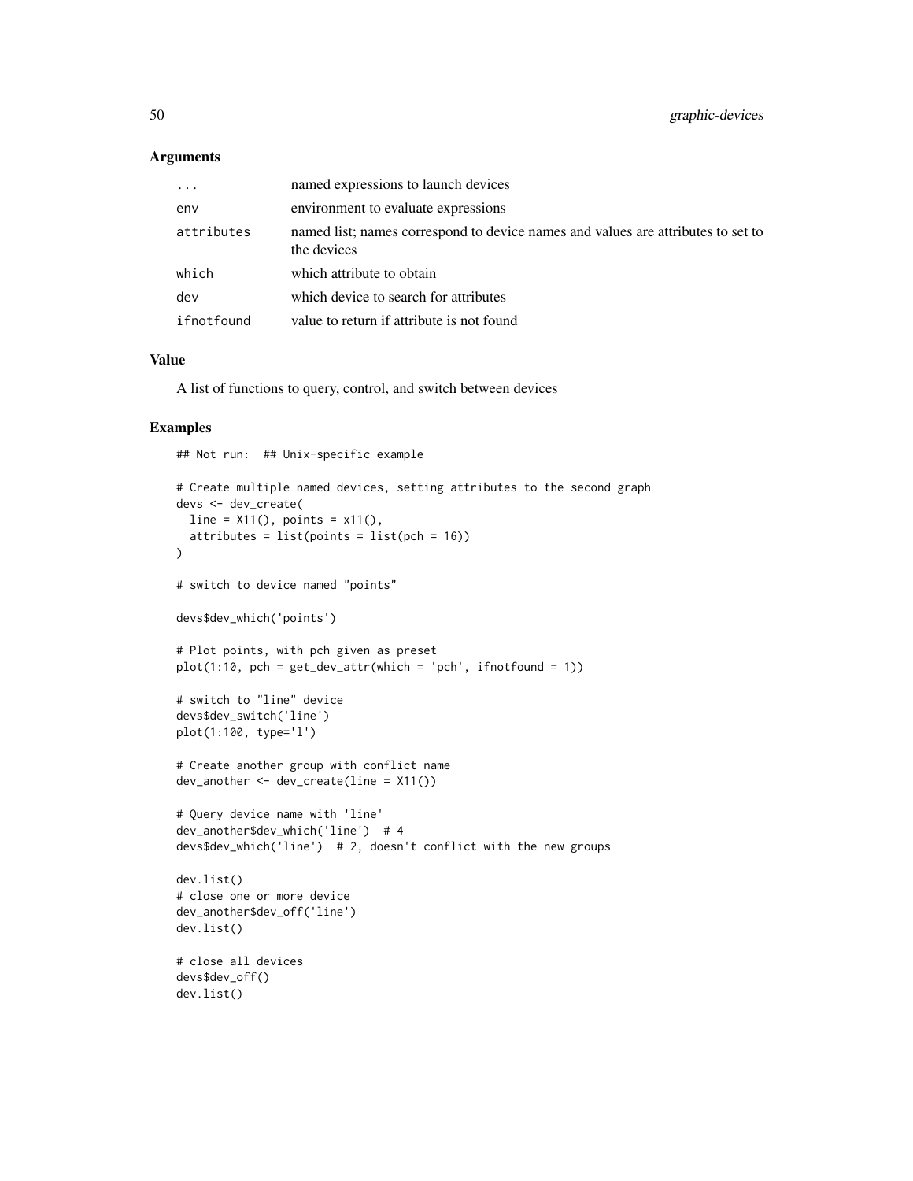### Arguments

| | |
|---|---|
| ... | named expressions to launch devices |
| env | environment to evaluate expressions |
| attributes | named list; names correspond to device names and values are attributes to set to the devices |
| which | which attribute to obtain |
| dev | which device to search for attributes |
| ifnotfound | value to return if attribute is not found |

### Value

A list of functions to query, control, and switch between devices

### Examples

```
## Not run:  ## Unix-specific example

# Create multiple named devices, setting attributes to the second graph
devs <- dev_create(
  line = X11(), points = x11(),
  attributes = list(points = list(pch = 16))
)

# switch to device named "points"

devs$dev_which('points')

# Plot points, with pch given as preset
plot(1:10, pch = get_dev_attr(which = 'pch', ifnotfound = 1))

# switch to "line" device
devs$dev_switch('line')
plot(1:100, type='l')

# Create another group with conflict name
dev_another <- dev_create(line = X11())

# Query device name with 'line'
dev_another$dev_which('line')  # 4
devs$dev_which('line')  # 2, doesn't conflict with the new groups

dev.list()
# close one or more device
dev_another$dev_off('line')
dev.list()

# close all devices
devs$dev_off()
dev.list()
```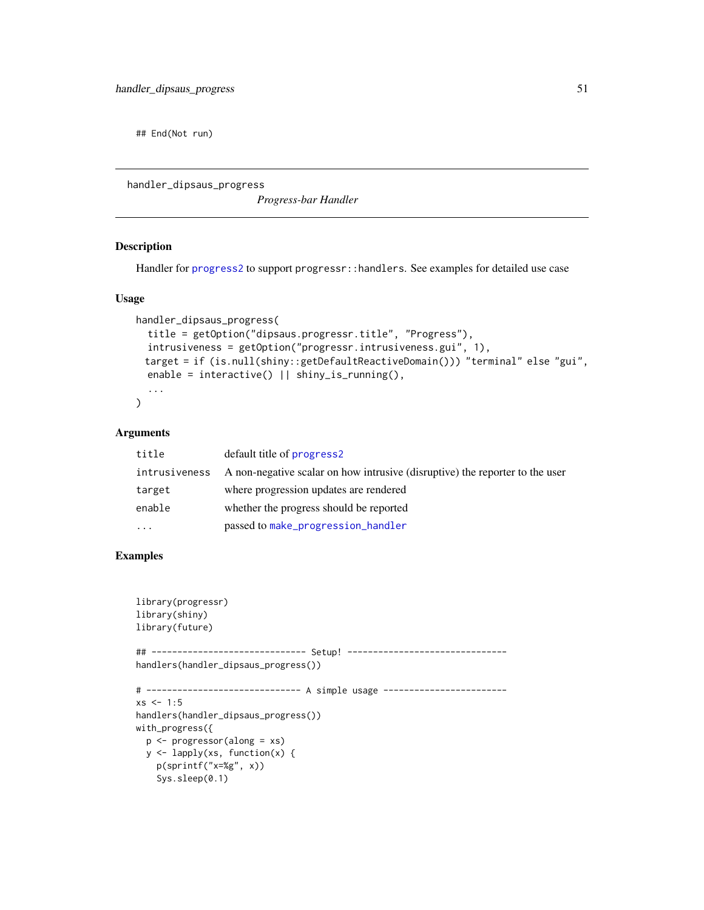```
## End(Not run)
```

---

## handler_dipsaus_progress

*Progress-bar Handler*

### Description

Handler for progress2 to support `progressr::handlers`. See examples for detailed use case

### Usage

```
handler_dipsaus_progress(
  title = getOption("dipsaus.progressr.title", "Progress"),
  intrusiveness = getOption("progressr.intrusiveness.gui", 1),
  target = if (is.null(shiny::getDefaultReactiveDomain())) "terminal" else "gui",
  enable = interactive() || shiny_is_running(),
  ...
)
```

### Arguments

| | |
|---|---|
| title | default title of progress2 |
| intrusiveness | A non-negative scalar on how intrusive (disruptive) the reporter to the user |
| target | where progression updates are rendered |
| enable | whether the progress should be reported |
| ... | passed to make_progression_handler |

### Examples

```
library(progressr)
library(shiny)
library(future)

## ------------------------------ Setup! -------------------------------
handlers(handler_dipsaus_progress())

# ----------------------------- A simple usage ------------------------
xs <- 1:5
handlers(handler_dipsaus_progress())
with_progress({
  p <- progressor(along = xs)
  y <- lapply(xs, function(x) {
    p(sprintf("x=%g", x))
    Sys.sleep(0.1)
```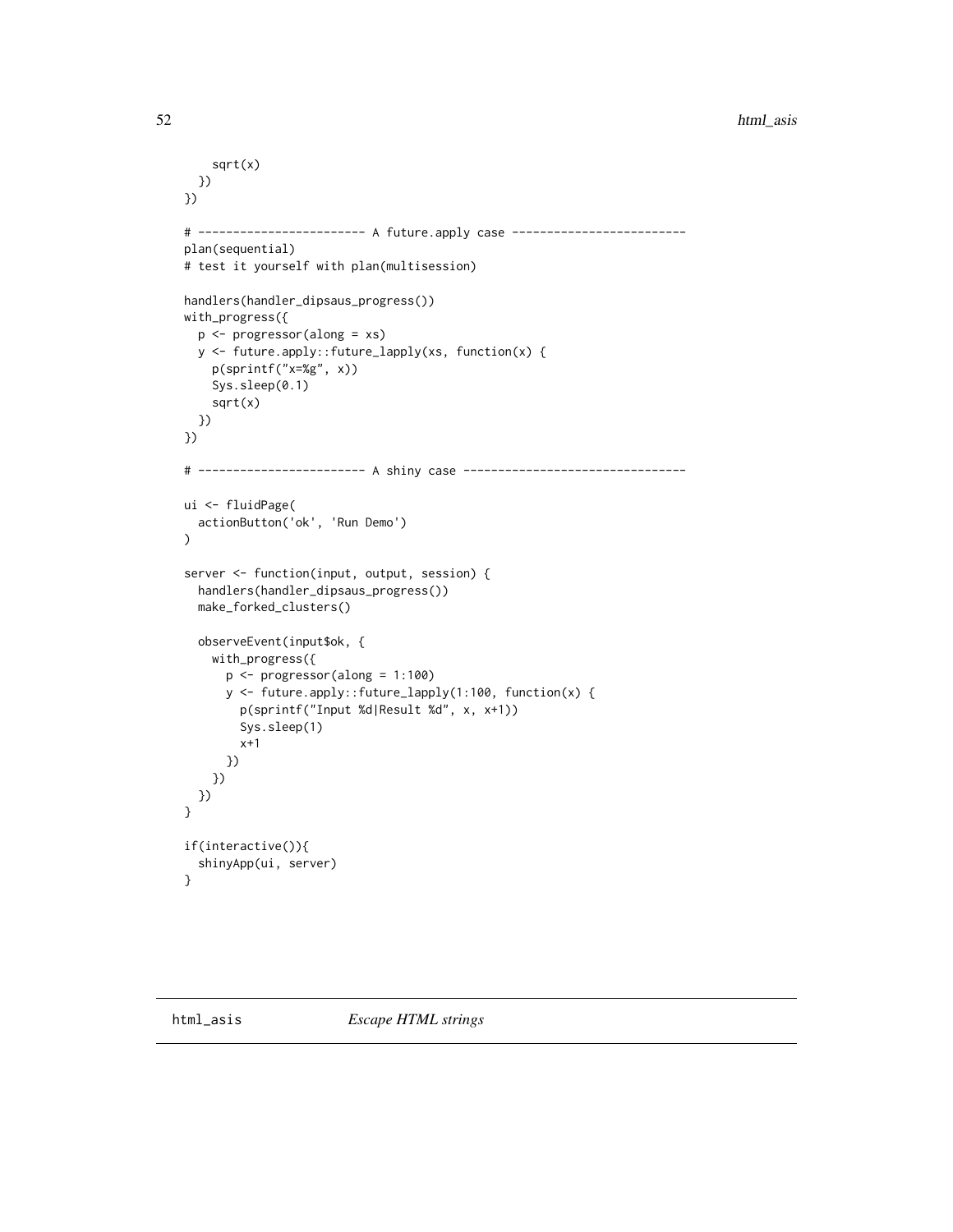```
    sqrt(x)
  })
})

# ----------------------- A future.apply case -------------------------
plan(sequential)
# test it yourself with plan(multisession)

handlers(handler_dipsaus_progress())
with_progress({
  p <- progressor(along = xs)
  y <- future.apply::future_lapply(xs, function(x) {
    p(sprintf("x=%g", x))
    Sys.sleep(0.1)
    sqrt(x)
  })
})

# ----------------------- A shiny case --------------------------------

ui <- fluidPage(
  actionButton('ok', 'Run Demo')
)

server <- function(input, output, session) {
  handlers(handler_dipsaus_progress())
  make_forked_clusters()

  observeEvent(input$ok, {
    with_progress({
      p <- progressor(along = 1:100)
      y <- future.apply::future_lapply(1:100, function(x) {
        p(sprintf("Input %d|Result %d", x, x+1))
        Sys.sleep(1)
        x+1
      })
    })
  })
}

if(interactive()){
  shinyApp(ui, server)
}
```

## html_asis *Escape HTML strings*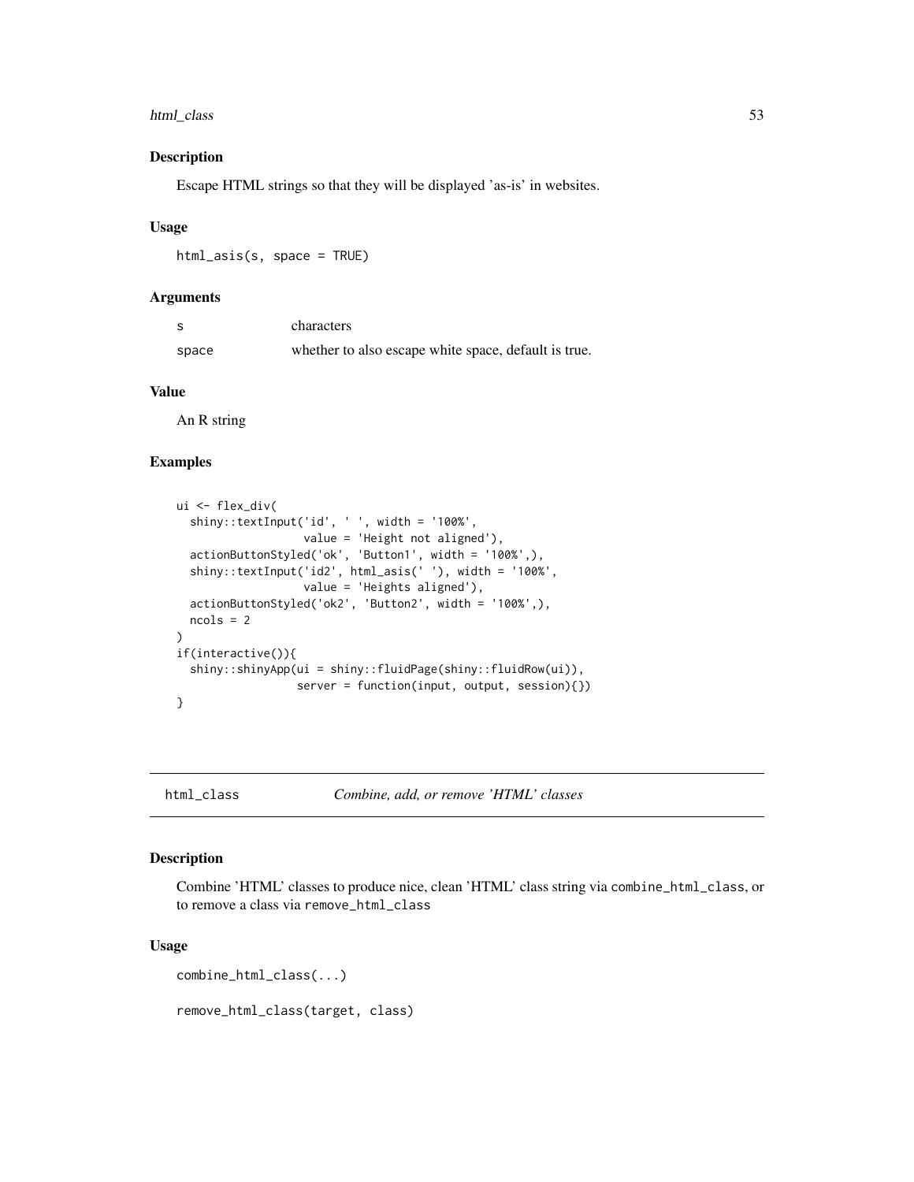## Description

Escape HTML strings so that they will be displayed 'as-is' in websites.

## Usage

```
html_asis(s, space = TRUE)
```

## Arguments

| | |
|---|---|
| s | characters |
| space | whether to also escape white space, default is true. |

## Value

An R string

## Examples

```
ui <- flex_div(
  shiny::textInput('id', ' ', width = '100%',
                   value = 'Height not aligned'),
  actionButtonStyled('ok', 'Button1', width = '100%',),
  shiny::textInput('id2', html_asis(' '), width = '100%',
                   value = 'Heights aligned'),
  actionButtonStyled('ok2', 'Button2', width = '100%',),
  ncols = 2
)
if(interactive()){
  shiny::shinyApp(ui = shiny::fluidPage(shiny::fluidRow(ui)),
                  server = function(input, output, session){})
}
```

---

# html_class    *Combine, add, or remove 'HTML' classes*

## Description

Combine 'HTML' classes to produce nice, clean 'HTML' class string via `combine_html_class`, or to remove a class via `remove_html_class`

## Usage

```
combine_html_class(...)

remove_html_class(target, class)
```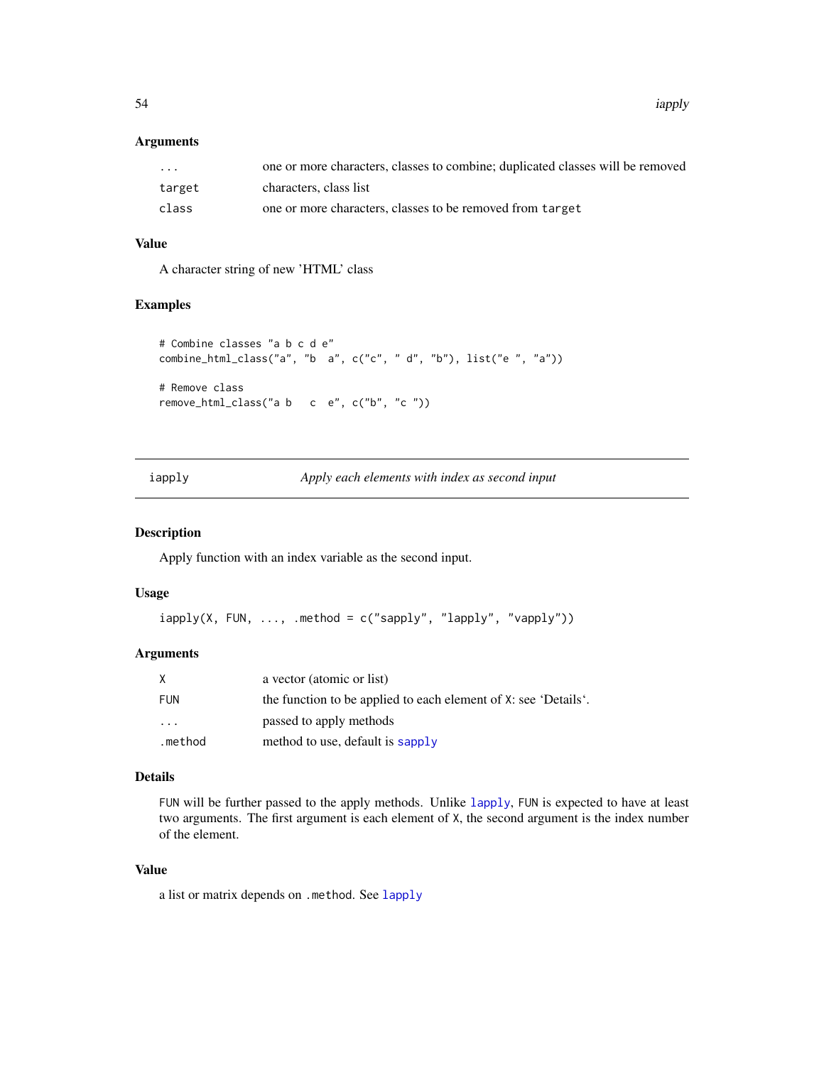### Arguments

| | |
|---|---|
| `...` | one or more characters, classes to combine; duplicated classes will be removed |
| `target` | characters, class list |
| `class` | one or more characters, classes to be removed from `target` |

### Value

A character string of new 'HTML' class

### Examples

```
# Combine classes "a b c d e"
combine_html_class("a", "b  a", c("c", " d", "b"), list("e ", "a"))

# Remove class
remove_html_class("a b   c  e", c("b", "c "))
```

---

## iapply — *Apply each elements with index as second input*

---

### Description

Apply function with an index variable as the second input.

### Usage

```
iapply(X, FUN, ..., .method = c("sapply", "lapply", "vapply"))
```

### Arguments

| | |
|---|---|
| `X` | a vector (atomic or list) |
| `FUN` | the function to be applied to each element of `X`: see 'Details'. |
| `...` | passed to apply methods |
| `.method` | method to use, default is `sapply` |

### Details

`FUN` will be further passed to the apply methods. Unlike `lapply`, `FUN` is expected to have at least two arguments. The first argument is each element of `X`, the second argument is the index number of the element.

### Value

a list or matrix depends on `.method`. See `lapply`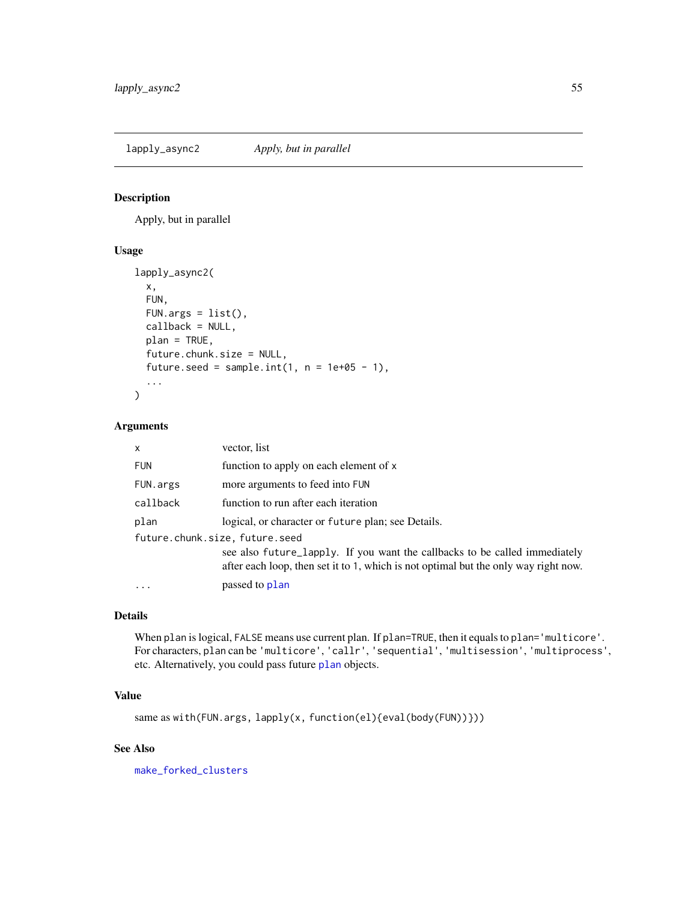## lapply_async2 — *Apply, but in parallel*

### Description

Apply, but in parallel

### Usage

```
lapply_async2(
  x,
  FUN,
  FUN.args = list(),
  callback = NULL,
  plan = TRUE,
  future.chunk.size = NULL,
  future.seed = sample.int(1, n = 1e+05 - 1),
  ...
)
```

### Arguments

| Argument | Description |
|---|---|
| `x` | vector, list |
| `FUN` | function to apply on each element of `x` |
| `FUN.args` | more arguments to feed into `FUN` |
| `callback` | function to run after each iteration |
| `plan` | logical, or character or `future` plan; see Details. |
| `future.chunk.size, future.seed` | see also `future_lapply`. If you want the callbacks to be called immediately after each loop, then set it to `1`, which is not optimal but the only way right now. |
| `...` | passed to `plan` |

### Details

When `plan` is logical, `FALSE` means use current plan. If `plan=TRUE`, then it equals to `plan='multicore'`. For characters, `plan` can be `'multicore'`, `'callr'`, `'sequential'`, `'multisession'`, `'multiprocess'`, etc. Alternatively, you could pass future `plan` objects.

### Value

same as `with(FUN.args, lapply(x, function(el){eval(body(FUN))}))`

### See Also

`make_forked_clusters`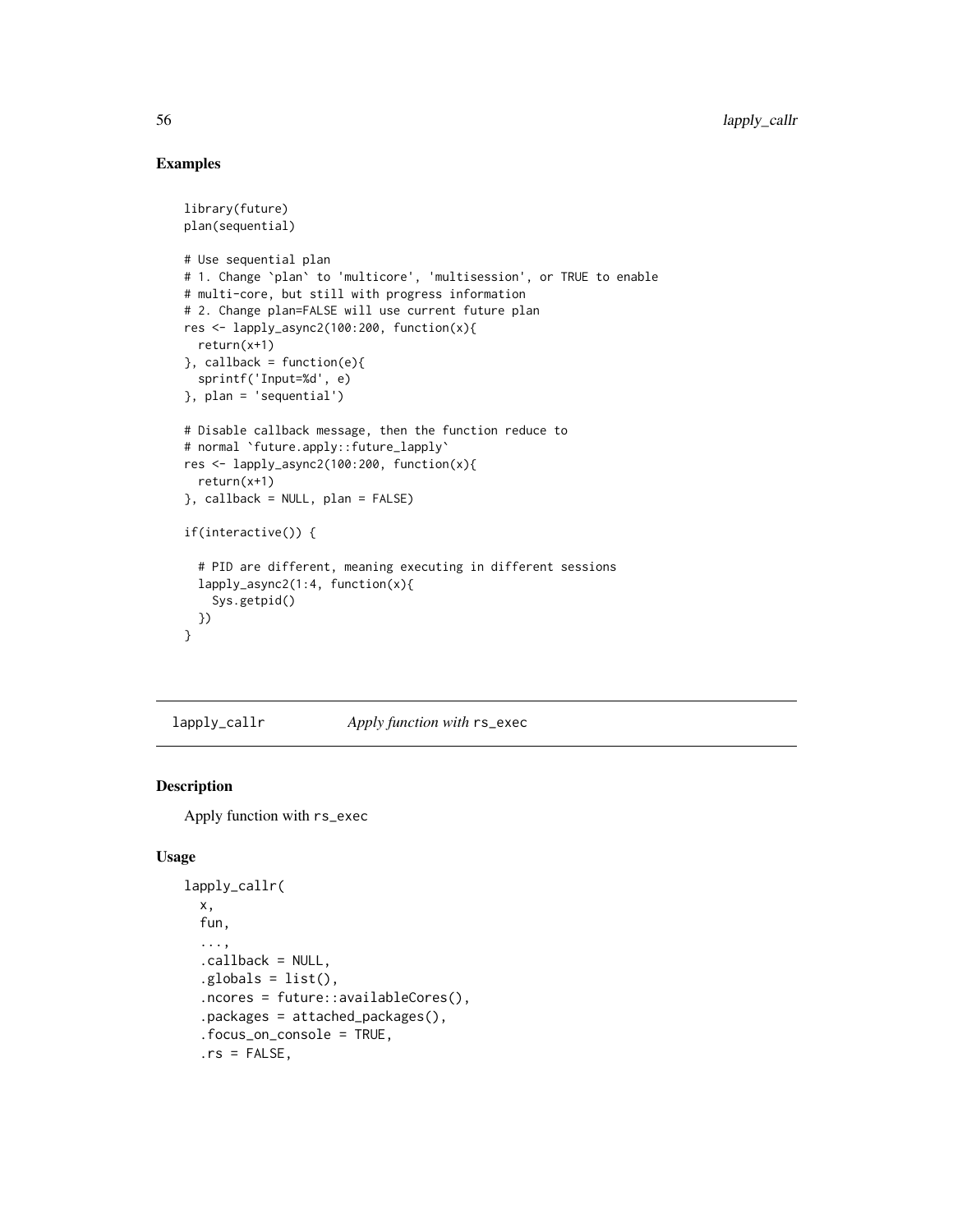## Examples

```
library(future)
plan(sequential)

# Use sequential plan
# 1. Change `plan` to 'multicore', 'multisession', or TRUE to enable
# multi-core, but still with progress information
# 2. Change plan=FALSE will use current future plan
res <- lapply_async2(100:200, function(x){
  return(x+1)
}, callback = function(e){
  sprintf('Input=%d', e)
}, plan = 'sequential')

# Disable callback message, then the function reduce to
# normal `future.apply::future_lapply`
res <- lapply_async2(100:200, function(x){
  return(x+1)
}, callback = NULL, plan = FALSE)

if(interactive()) {

  # PID are different, meaning executing in different sessions
  lapply_async2(1:4, function(x){
    Sys.getpid()
  })
}
```

---

## lapply_callr    *Apply function with* `rs_exec`

### Description

Apply function with `rs_exec`

### Usage

```
lapply_callr(
  x,
  fun,
  ...,
  .callback = NULL,
  .globals = list(),
  .ncores = future::availableCores(),
  .packages = attached_packages(),
  .focus_on_console = TRUE,
  .rs = FALSE,
```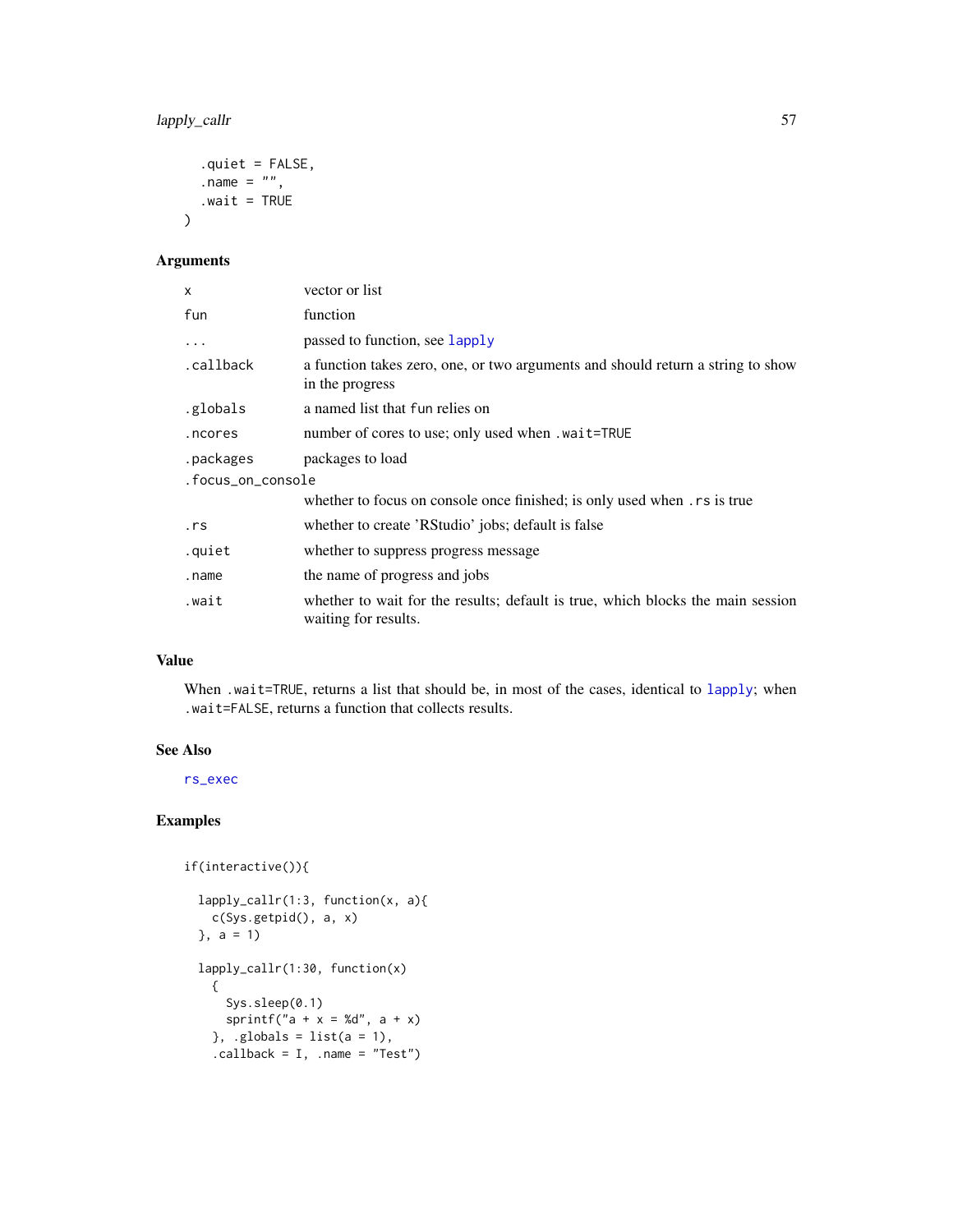```
  .quiet = FALSE,
  .name = "",
  .wait = TRUE
)
```

## Arguments

| | |
|---|---|
| `x` | vector or list |
| `fun` | function |
| `...` | passed to function, see lapply |
| `.callback` | a function takes zero, one, or two arguments and should return a string to show in the progress |
| `.globals` | a named list that `fun` relies on |
| `.ncores` | number of cores to use; only used when `.wait=TRUE` |
| `.packages` | packages to load |
| `.focus_on_console` | whether to focus on console once finished; is only used when `.rs` is true |
| `.rs` | whether to create 'RStudio' jobs; default is false |
| `.quiet` | whether to suppress progress message |
| `.name` | the name of progress and jobs |
| `.wait` | whether to wait for the results; default is true, which blocks the main session waiting for results. |

## Value

When `.wait=TRUE`, returns a list that should be, in most of the cases, identical to lapply; when `.wait=FALSE`, returns a function that collects results.

## See Also

rs_exec

## Examples

```
if(interactive()){

  lapply_callr(1:3, function(x, a){
    c(Sys.getpid(), a, x)
  }, a = 1)

  lapply_callr(1:30, function(x)
    {
      Sys.sleep(0.1)
      sprintf("a + x = %d", a + x)
    }, .globals = list(a = 1),
    .callback = I, .name = "Test")
```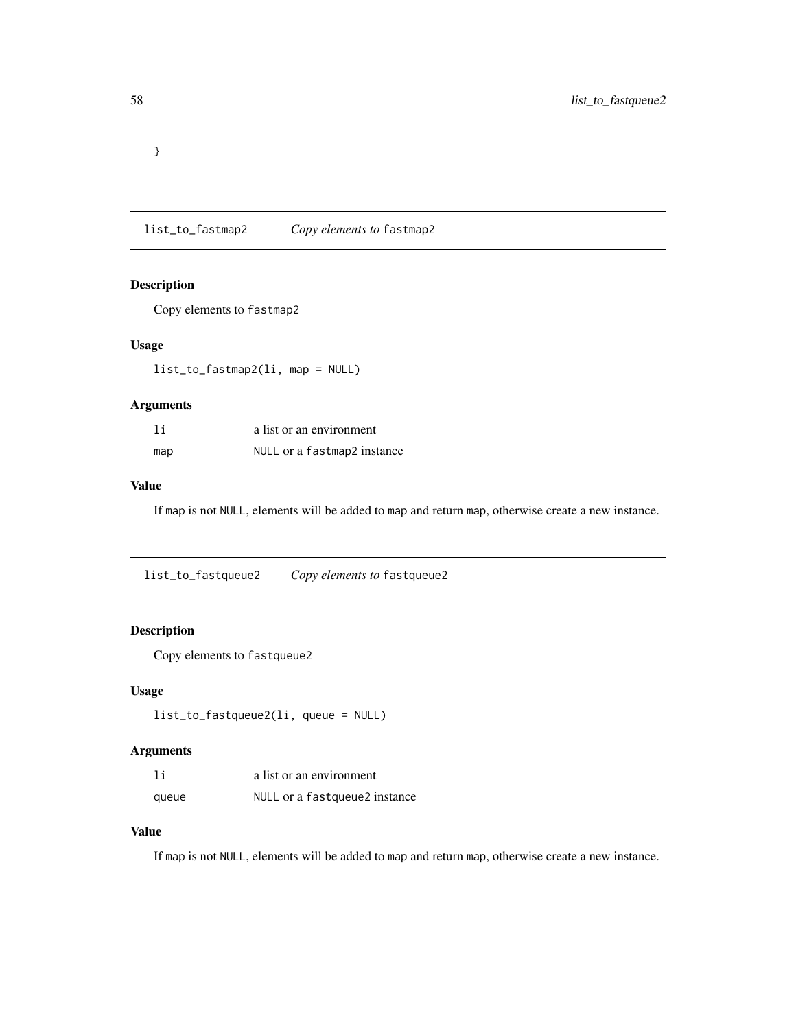```
}
```

## list_to_fastmap2 *Copy elements to* fastmap2

### Description

Copy elements to `fastmap2`

### Usage

```
list_to_fastmap2(li, map = NULL)
```

### Arguments

| | |
|---|---|
| li | a list or an environment |
| map | NULL or a fastmap2 instance |

### Value

If `map` is not `NULL`, elements will be added to `map` and return `map`, otherwise create a new instance.

## list_to_fastqueue2 *Copy elements to* fastqueue2

### Description

Copy elements to `fastqueue2`

### Usage

```
list_to_fastqueue2(li, queue = NULL)
```

### Arguments

| | |
|---|---|
| li | a list or an environment |
| queue | NULL or a fastqueue2 instance |

### Value

If `map` is not `NULL`, elements will be added to `map` and return `map`, otherwise create a new instance.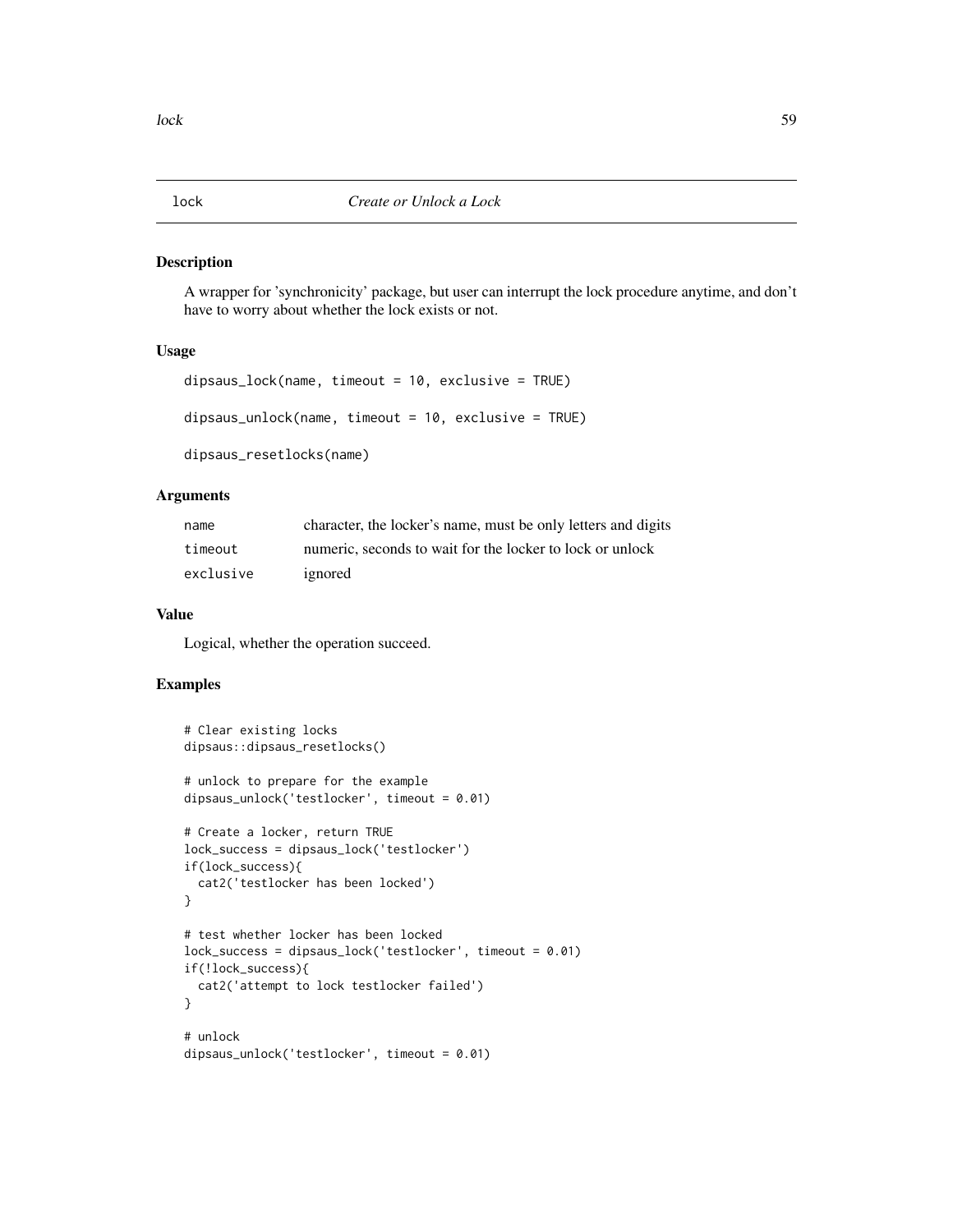# lock — *Create or Unlock a Lock*

## Description

A wrapper for 'synchronicity' package, but user can interrupt the lock procedure anytime, and don't have to worry about whether the lock exists or not.

## Usage

```
dipsaus_lock(name, timeout = 10, exclusive = TRUE)

dipsaus_unlock(name, timeout = 10, exclusive = TRUE)

dipsaus_resetlocks(name)
```

## Arguments

| | |
|---|---|
| `name` | character, the locker's name, must be only letters and digits |
| `timeout` | numeric, seconds to wait for the locker to lock or unlock |
| `exclusive` | ignored |

## Value

Logical, whether the operation succeed.

## Examples

```
# Clear existing locks
dipsaus::dipsaus_resetlocks()

# unlock to prepare for the example
dipsaus_unlock('testlocker', timeout = 0.01)

# Create a locker, return TRUE
lock_success = dipsaus_lock('testlocker')
if(lock_success){
  cat2('testlocker has been locked')
}

# test whether locker has been locked
lock_success = dipsaus_lock('testlocker', timeout = 0.01)
if(!lock_success){
  cat2('attempt to lock testlocker failed')
}

# unlock
dipsaus_unlock('testlocker', timeout = 0.01)
```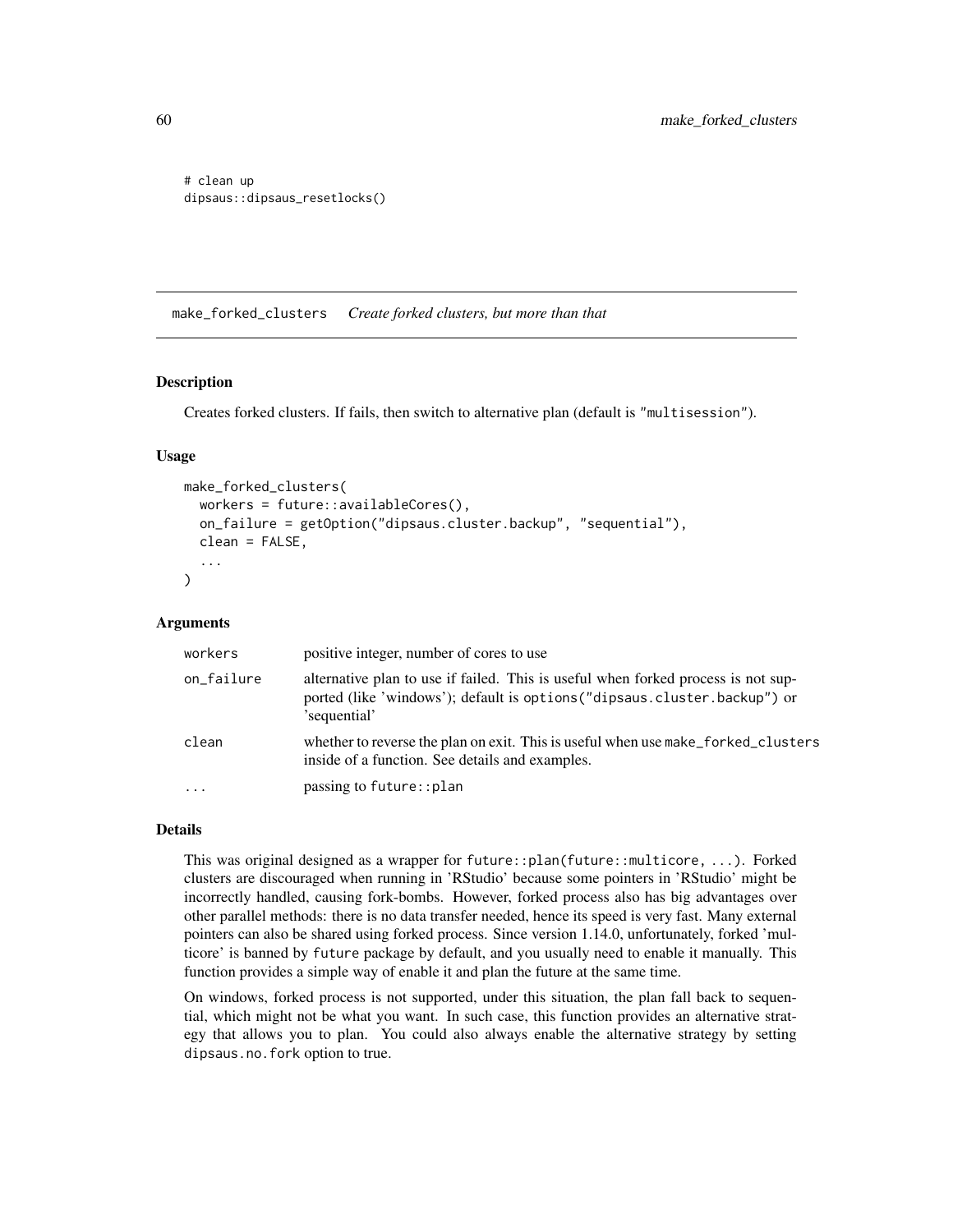```
# clean up
dipsaus::dipsaus_resetlocks()
```

## make_forked_clusters *Create forked clusters, but more than that*

### Description

Creates forked clusters. If fails, then switch to alternative plan (default is "multisession").

### Usage

```
make_forked_clusters(
  workers = future::availableCores(),
  on_failure = getOption("dipsaus.cluster.backup", "sequential"),
  clean = FALSE,
  ...
)
```

### Arguments

| | |
|---|---|
| workers | positive integer, number of cores to use |
| on_failure | alternative plan to use if failed. This is useful when forked process is not supported (like 'windows'); default is options("dipsaus.cluster.backup") or 'sequential' |
| clean | whether to reverse the plan on exit. This is useful when use make_forked_clusters inside of a function. See details and examples. |
| ... | passing to future::plan |

### Details

This was original designed as a wrapper for future::plan(future::multicore, ...). Forked clusters are discouraged when running in 'RStudio' because some pointers in 'RStudio' might be incorrectly handled, causing fork-bombs. However, forked process also has big advantages over other parallel methods: there is no data transfer needed, hence its speed is very fast. Many external pointers can also be shared using forked process. Since version 1.14.0, unfortunately, forked 'multicore' is banned by future package by default, and you usually need to enable it manually. This function provides a simple way of enable it and plan the future at the same time.

On windows, forked process is not supported, under this situation, the plan fall back to sequential, which might not be what you want. In such case, this function provides an alternative strategy that allows you to plan. You could also always enable the alternative strategy by setting dipsaus.no.fork option to true.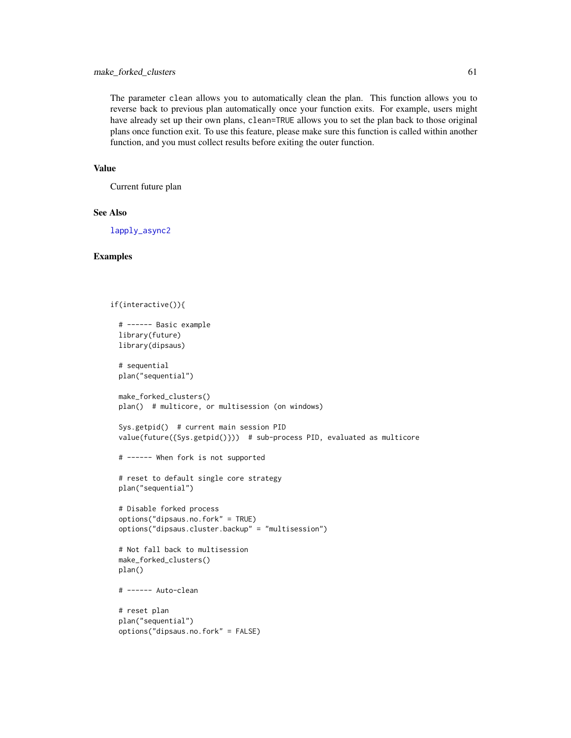The parameter `clean` allows you to automatically clean the plan. This function allows you to reverse back to previous plan automatically once your function exits. For example, users might have already set up their own plans, `clean=TRUE` allows you to set the plan back to those original plans once function exit. To use this feature, please make sure this function is called within another function, and you must collect results before exiting the outer function.

## Value

Current future plan

## See Also

lapply_async2

## Examples

```
if(interactive()){

  # ------ Basic example
  library(future)
  library(dipsaus)

  # sequential
  plan("sequential")

  make_forked_clusters()
  plan()  # multicore, or multisession (on windows)

  Sys.getpid()  # current main session PID
  value(future({Sys.getpid()}))  # sub-process PID, evaluated as multicore

  # ------ When fork is not supported

  # reset to default single core strategy
  plan("sequential")

  # Disable forked process
  options("dipsaus.no.fork" = TRUE)
  options("dipsaus.cluster.backup" = "multisession")

  # Not fall back to multisession
  make_forked_clusters()
  plan()

  # ------ Auto-clean

  # reset plan
  plan("sequential")
  options("dipsaus.no.fork" = FALSE)
```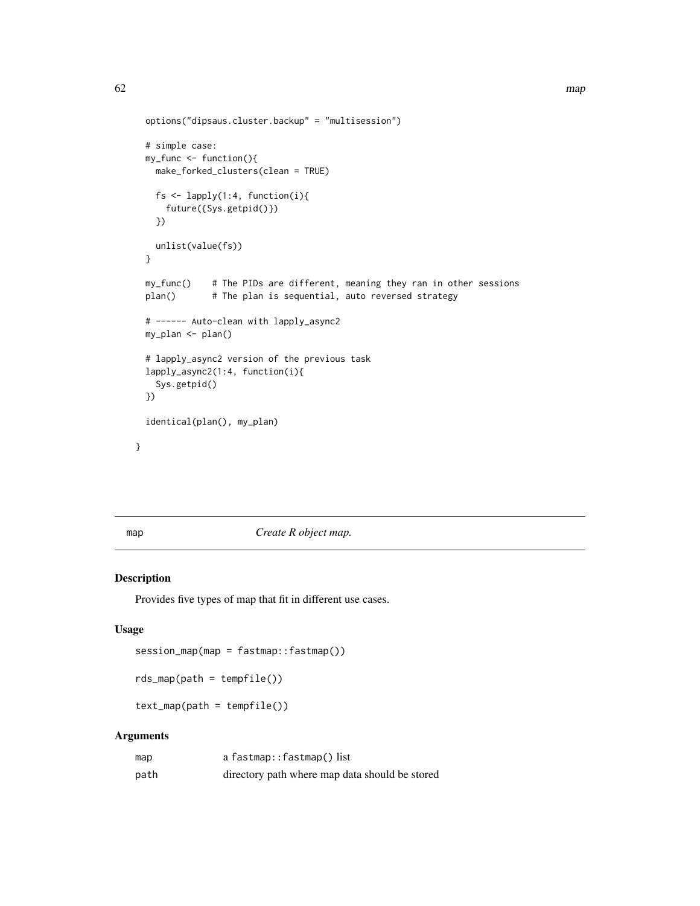```
  options("dipsaus.cluster.backup" = "multisession")

  # simple case:
  my_func <- function(){
    make_forked_clusters(clean = TRUE)

    fs <- lapply(1:4, function(i){
      future({Sys.getpid()})
    })

    unlist(value(fs))
  }

  my_func()    # The PIDs are different, meaning they ran in other sessions
  plan()       # The plan is sequential, auto reversed strategy

  # ------ Auto-clean with lapply_async2
  my_plan <- plan()

  # lapply_async2 version of the previous task
  lapply_async2(1:4, function(i){
    Sys.getpid()
  })

  identical(plan(), my_plan)

}
```

---

## map — *Create R object map.*

### Description

Provides five types of map that fit in different use cases.

### Usage

```
session_map(map = fastmap::fastmap())

rds_map(path = tempfile())

text_map(path = tempfile())
```

### Arguments

| | |
|---|---|
| map | a `fastmap::fastmap()` list |
| path | directory path where map data should be stored |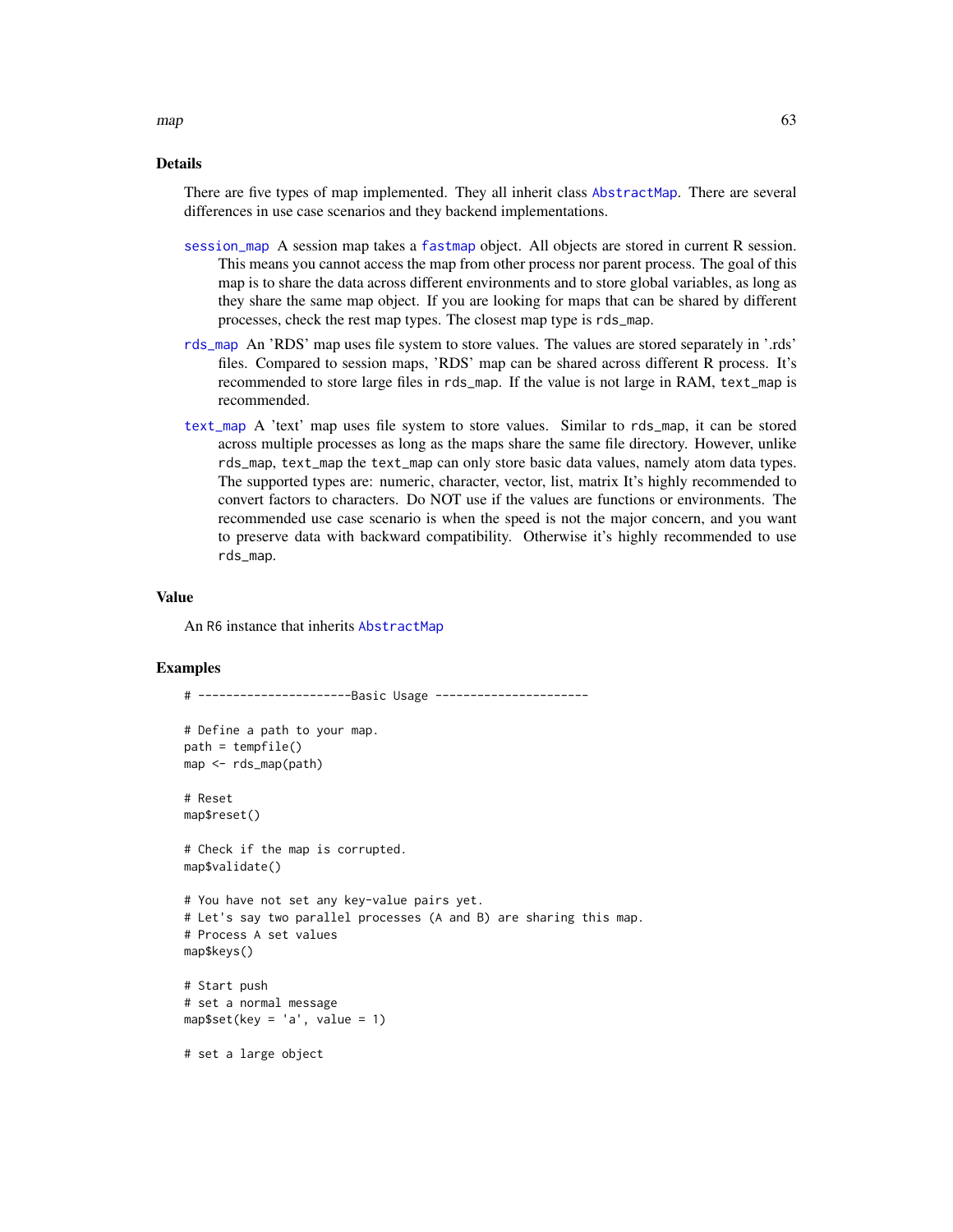## Details

There are five types of map implemented. They all inherit class AbstractMap. There are several differences in use case scenarios and they backend implementations.

**session_map** A session map takes a fastmap object. All objects are stored in current R session. This means you cannot access the map from other process nor parent process. The goal of this map is to share the data across different environments and to store global variables, as long as they share the same map object. If you are looking for maps that can be shared by different processes, check the rest map types. The closest map type is `rds_map`.

**rds_map** An 'RDS' map uses file system to store values. The values are stored separately in '.rds' files. Compared to session maps, 'RDS' map can be shared across different R process. It's recommended to store large files in `rds_map`. If the value is not large in RAM, `text_map` is recommended.

**text_map** A 'text' map uses file system to store values. Similar to `rds_map`, it can be stored across multiple processes as long as the maps share the same file directory. However, unlike `rds_map`, `text_map` the `text_map` can only store basic data values, namely atom data types. The supported types are: numeric, character, vector, list, matrix It's highly recommended to convert factors to characters. Do NOT use if the values are functions or environments. The recommended use case scenario is when the speed is not the major concern, and you want to preserve data with backward compatibility. Otherwise it's highly recommended to use `rds_map`.

## Value

An R6 instance that inherits AbstractMap

## Examples

```
# ---------------------Basic Usage ---------------------

# Define a path to your map.
path = tempfile()
map <- rds_map(path)

# Reset
map$reset()

# Check if the map is corrupted.
map$validate()

# You have not set any key-value pairs yet.
# Let's say two parallel processes (A and B) are sharing this map.
# Process A set values
map$keys()

# Start push
# set a normal message
map$set(key = 'a', value = 1)

# set a large object
```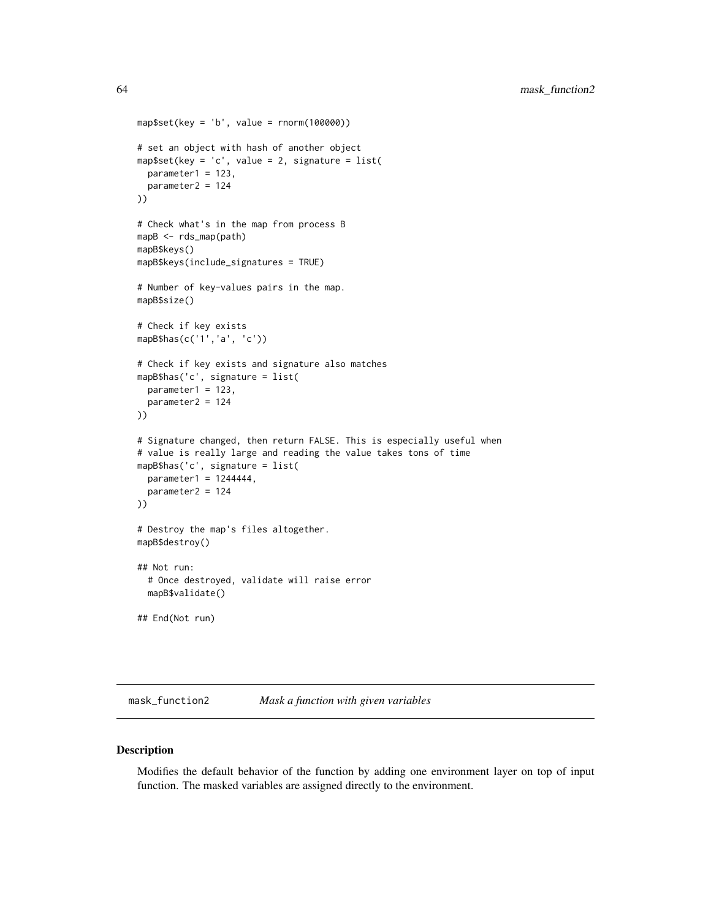```
map$set(key = 'b', value = rnorm(100000))

# set an object with hash of another object
map$set(key = 'c', value = 2, signature = list(
  parameter1 = 123,
  parameter2 = 124
))

# Check what's in the map from process B
mapB <- rds_map(path)
mapB$keys()
mapB$keys(include_signatures = TRUE)

# Number of key-values pairs in the map.
mapB$size()

# Check if key exists
mapB$has(c('1','a', 'c'))

# Check if key exists and signature also matches
mapB$has('c', signature = list(
  parameter1 = 123,
  parameter2 = 124
))

# Signature changed, then return FALSE. This is especially useful when
# value is really large and reading the value takes tons of time
mapB$has('c', signature = list(
  parameter1 = 1244444,
  parameter2 = 124
))

# Destroy the map's files altogether.
mapB$destroy()

## Not run:
  # Once destroyed, validate will raise error
  mapB$validate()

## End(Not run)
```

## mask_function2 *Mask a function with given variables*

### Description

Modifies the default behavior of the function by adding one environment layer on top of input function. The masked variables are assigned directly to the environment.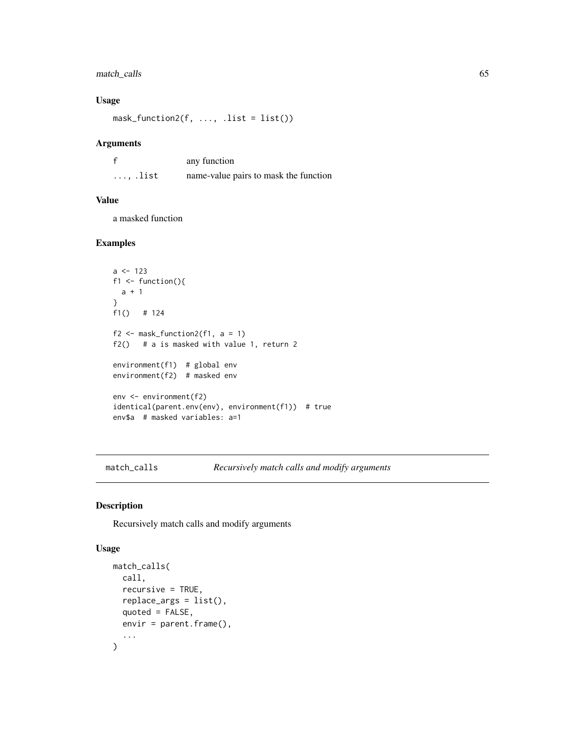### Usage

```
mask_function2(f, ..., .list = list())
```

### Arguments

| | |
|---|---|
| f | any function |
| ..., .list | name-value pairs to mask the function |

### Value

a masked function

### Examples

```
a <- 123
f1 <- function(){
  a + 1
}
f1()   # 124

f2 <- mask_function2(f1, a = 1)
f2()   # a is masked with value 1, return 2

environment(f1)  # global env
environment(f2)  # masked env

env <- environment(f2)
identical(parent.env(env), environment(f1))  # true
env$a  # masked variables: a=1
```

---

## match_calls    *Recursively match calls and modify arguments*

### Description

Recursively match calls and modify arguments

### Usage

```
match_calls(
  call,
  recursive = TRUE,
  replace_args = list(),
  quoted = FALSE,
  envir = parent.frame(),
  ...
)
```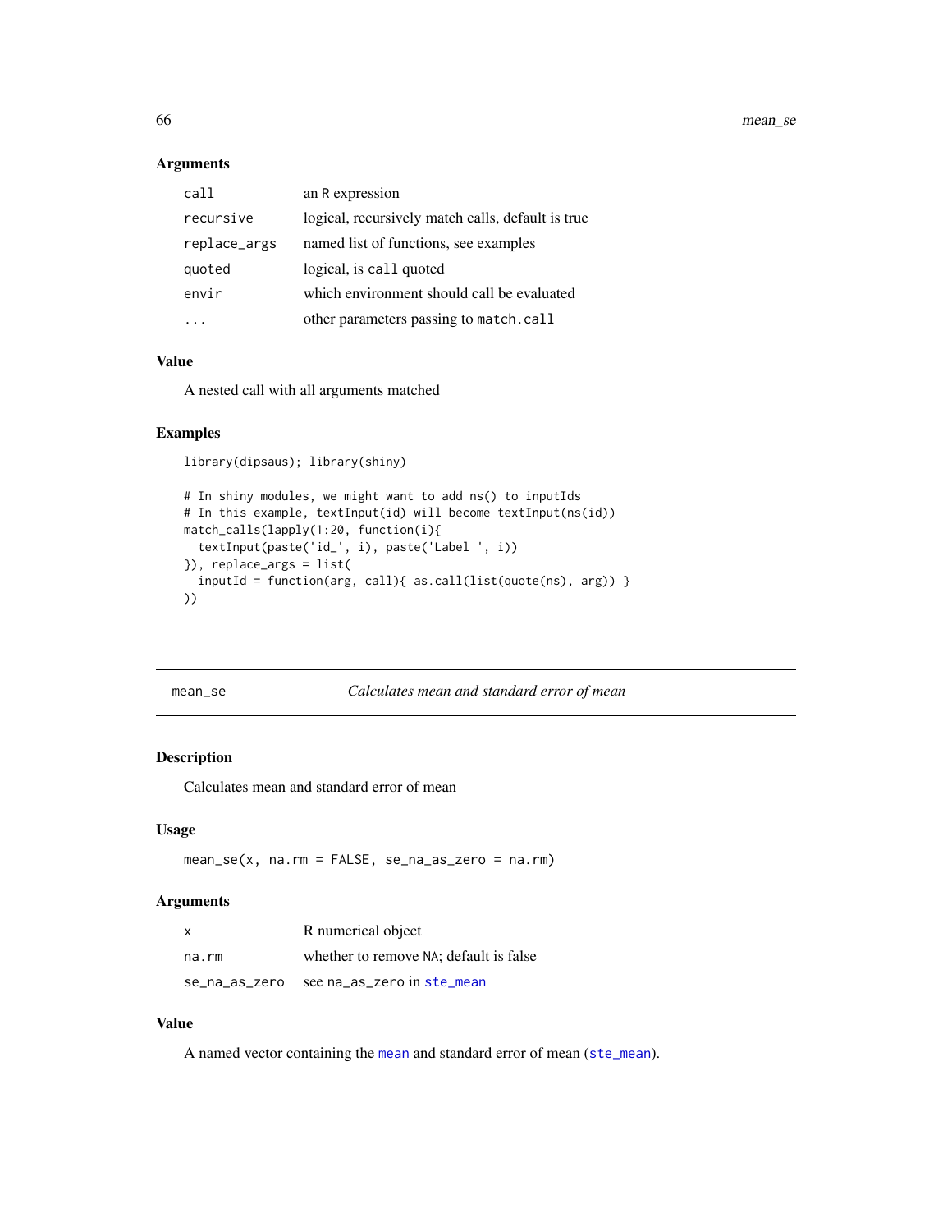## Arguments

| | |
|---|---|
| `call` | an R expression |
| `recursive` | logical, recursively match calls, default is true |
| `replace_args` | named list of functions, see examples |
| `quoted` | logical, is `call` quoted |
| `envir` | which environment should call be evaluated |
| `...` | other parameters passing to `match.call` |

## Value

A nested call with all arguments matched

## Examples

```
library(dipsaus); library(shiny)

# In shiny modules, we might want to add ns() to inputIds
# In this example, textInput(id) will become textInput(ns(id))
match_calls(lapply(1:20, function(i){
  textInput(paste('id_', i), paste('Label ', i))
}), replace_args = list(
  inputId = function(arg, call){ as.call(list(quote(ns), arg)) }
))
```

---

# mean_se — *Calculates mean and standard error of mean*

## Description

Calculates mean and standard error of mean

## Usage

```
mean_se(x, na.rm = FALSE, se_na_as_zero = na.rm)
```

## Arguments

| | |
|---|---|
| `x` | R numerical object |
| `na.rm` | whether to remove `NA`; default is false |
| `se_na_as_zero` | see `na_as_zero` in `ste_mean` |

## Value

A named vector containing the `mean` and standard error of mean (`ste_mean`).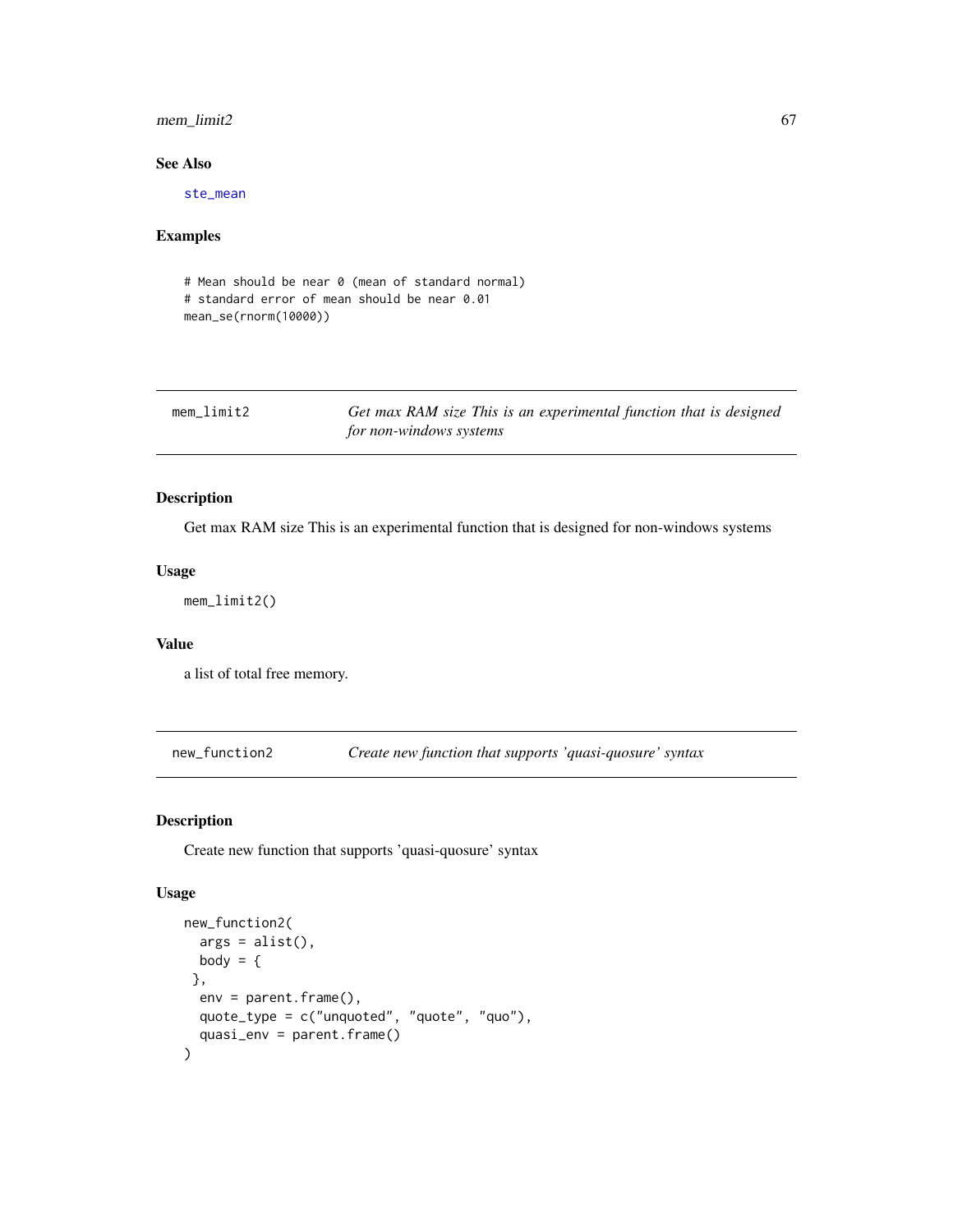### See Also

ste_mean

### Examples

```
# Mean should be near 0 (mean of standard normal)
# standard error of mean should be near 0.01
mean_se(rnorm(10000))
```

---

## mem_limit2 — *Get max RAM size This is an experimental function that is designed for non-windows systems*

---

### Description

Get max RAM size This is an experimental function that is designed for non-windows systems

### Usage

```
mem_limit2()
```

### Value

a list of total free memory.

---

## new_function2 — *Create new function that supports 'quasi-quosure' syntax*

---

### Description

Create new function that supports 'quasi-quosure' syntax

### Usage

```
new_function2(
  args = alist(),
  body = {
 },
  env = parent.frame(),
  quote_type = c("unquoted", "quote", "quo"),
  quasi_env = parent.frame()
)
```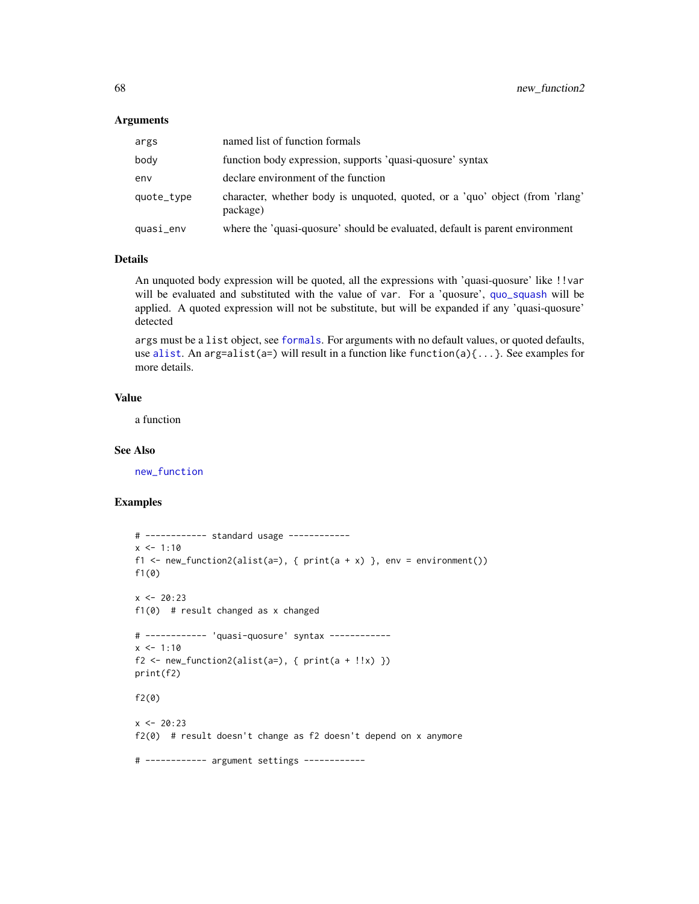## Arguments

| | |
|---|---|
| args | named list of function formals |
| body | function body expression, supports 'quasi-quosure' syntax |
| env | declare environment of the function |
| quote_type | character, whether body is unquoted, quoted, or a 'quo' object (from 'rlang' package) |
| quasi_env | where the 'quasi-quosure' should be evaluated, default is parent environment |

## Details

An unquoted body expression will be quoted, all the expressions with 'quasi-quosure' like `!!var` will be evaluated and substituted with the value of `var`. For a 'quosure', `quo_squash` will be applied. A quoted expression will not be substitute, but will be expanded if any 'quasi-quosure' detected

`args` must be a `list` object, see `formals`. For arguments with no default values, or quoted defaults, use `alist`. An `arg=alist(a=)` will result in a function like `function(a){...}`. See examples for more details.

## Value

a function

## See Also

`new_function`

## Examples

```
# ------------ standard usage ------------
x <- 1:10
f1 <- new_function2(alist(a=), { print(a + x) }, env = environment())
f1(0)

x <- 20:23
f1(0)  # result changed as x changed

# ------------ 'quasi-quosure' syntax ------------
x <- 1:10
f2 <- new_function2(alist(a=), { print(a + !!x) })
print(f2)

f2(0)

x <- 20:23
f2(0)  # result doesn't change as f2 doesn't depend on x anymore

# ------------ argument settings ------------
```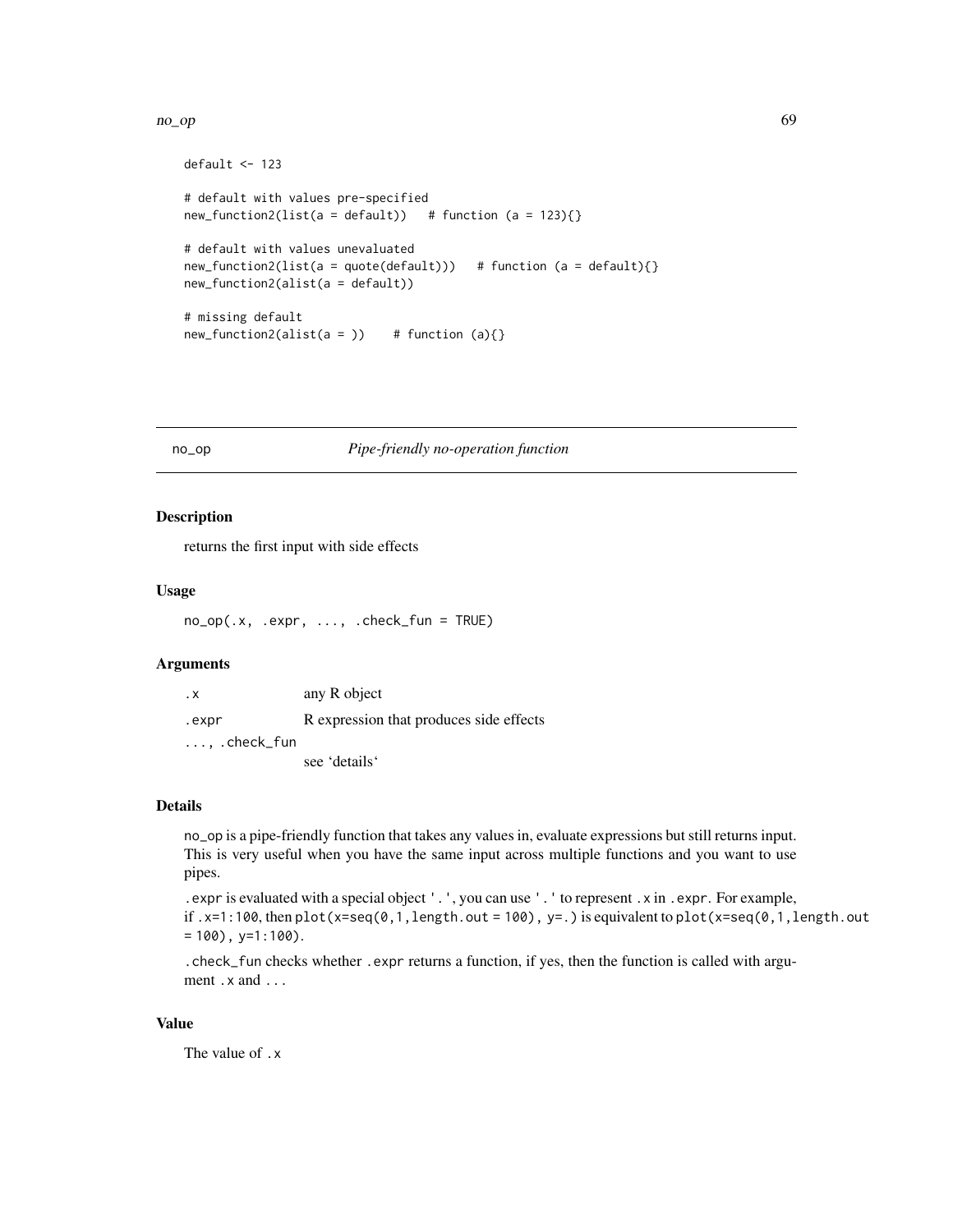```
default <- 123

# default with values pre-specified
new_function2(list(a = default))   # function (a = 123){}

# default with values unevaluated
new_function2(list(a = quote(default)))   # function (a = default){}
new_function2(alist(a = default))

# missing default
new_function2(alist(a = ))    # function (a){}
```

## no_op *Pipe-friendly no-operation function*

### Description

returns the first input with side effects

### Usage

```
no_op(.x, .expr, ..., .check_fun = TRUE)
```

### Arguments

| | |
|---|---|
| `.x` | any R object |
| `.expr` | R expression that produces side effects |
| `..., .check_fun` | see 'details' |

### Details

`no_op` is a pipe-friendly function that takes any values in, evaluate expressions but still returns input. This is very useful when you have the same input across multiple functions and you want to use pipes.

`.expr` is evaluated with a special object `'.'`, you can use `'.'` to represent `.x` in `.expr`. For example, if `.x=1:100`, then `plot(x=seq(0,1,length.out = 100), y=.)` is equivalent to `plot(x=seq(0,1,length.out = 100), y=1:100)`.

`.check_fun` checks whether `.expr` returns a function, if yes, then the function is called with argument `.x` and `...`

### Value

The value of `.x`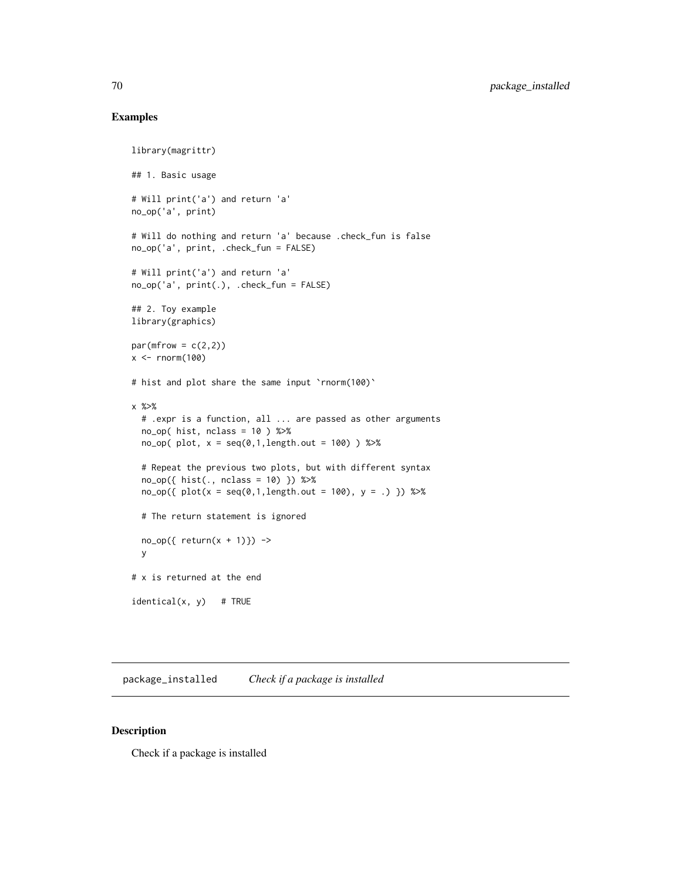## Examples

```
library(magrittr)

## 1. Basic usage

# Will print('a') and return 'a'
no_op('a', print)

# Will do nothing and return 'a' because .check_fun is false
no_op('a', print, .check_fun = FALSE)

# Will print('a') and return 'a'
no_op('a', print(.), .check_fun = FALSE)

## 2. Toy example
library(graphics)

par(mfrow = c(2,2))
x <- rnorm(100)

# hist and plot share the same input `rnorm(100)`

x %>%
  # .expr is a function, all ... are passed as other arguments
  no_op( hist, nclass = 10 ) %>%
  no_op( plot, x = seq(0,1,length.out = 100) ) %>%

  # Repeat the previous two plots, but with different syntax
  no_op({ hist(., nclass = 10) }) %>%
  no_op({ plot(x = seq(0,1,length.out = 100), y = .) }) %>%

  # The return statement is ignored

  no_op({ return(x + 1)}) ->
  y

# x is returned at the end

identical(x, y)   # TRUE
```

---

`package_installed` *Check if a package is installed*

---

## Description

Check if a package is installed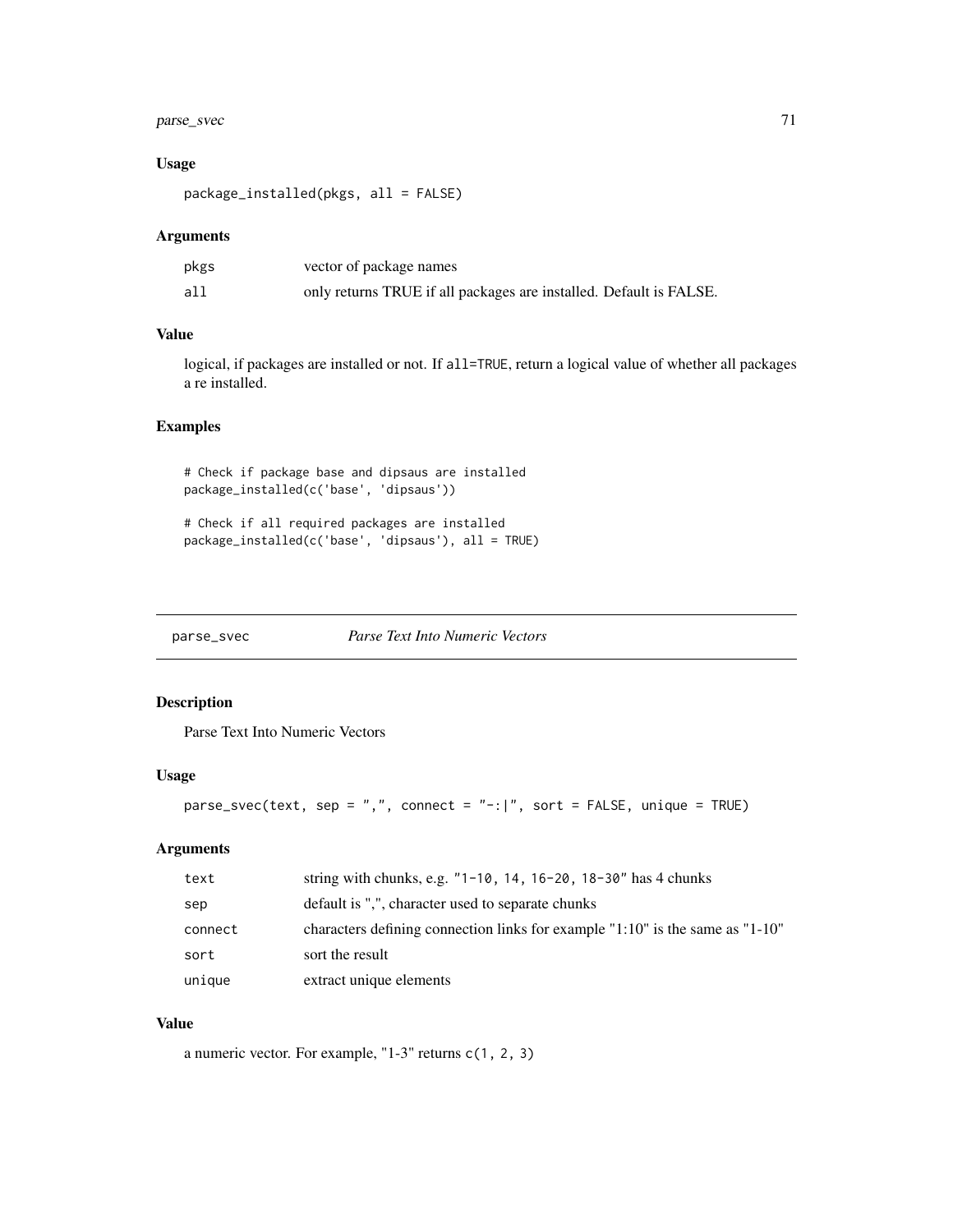### Usage

```
package_installed(pkgs, all = FALSE)
```

### Arguments

| | |
|---|---|
| pkgs | vector of package names |
| all | only returns TRUE if all packages are installed. Default is FALSE. |

### Value

logical, if packages are installed or not. If all=TRUE, return a logical value of whether all packages a re installed.

### Examples

```
# Check if package base and dipsaus are installed
package_installed(c('base', 'dipsaus'))

# Check if all required packages are installed
package_installed(c('base', 'dipsaus'), all = TRUE)
```

---

## parse_svec *Parse Text Into Numeric Vectors*

---

### Description

Parse Text Into Numeric Vectors

### Usage

```
parse_svec(text, sep = ",", connect = "-:|", sort = FALSE, unique = TRUE)
```

### Arguments

| | |
|---|---|
| text | string with chunks, e.g. "1-10, 14, 16-20, 18-30" has 4 chunks |
| sep | default is ",", character used to separate chunks |
| connect | characters defining connection links for example "1:10" is the same as "1-10" |
| sort | sort the result |
| unique | extract unique elements |

### Value

a numeric vector. For example, "1-3" returns c(1, 2, 3)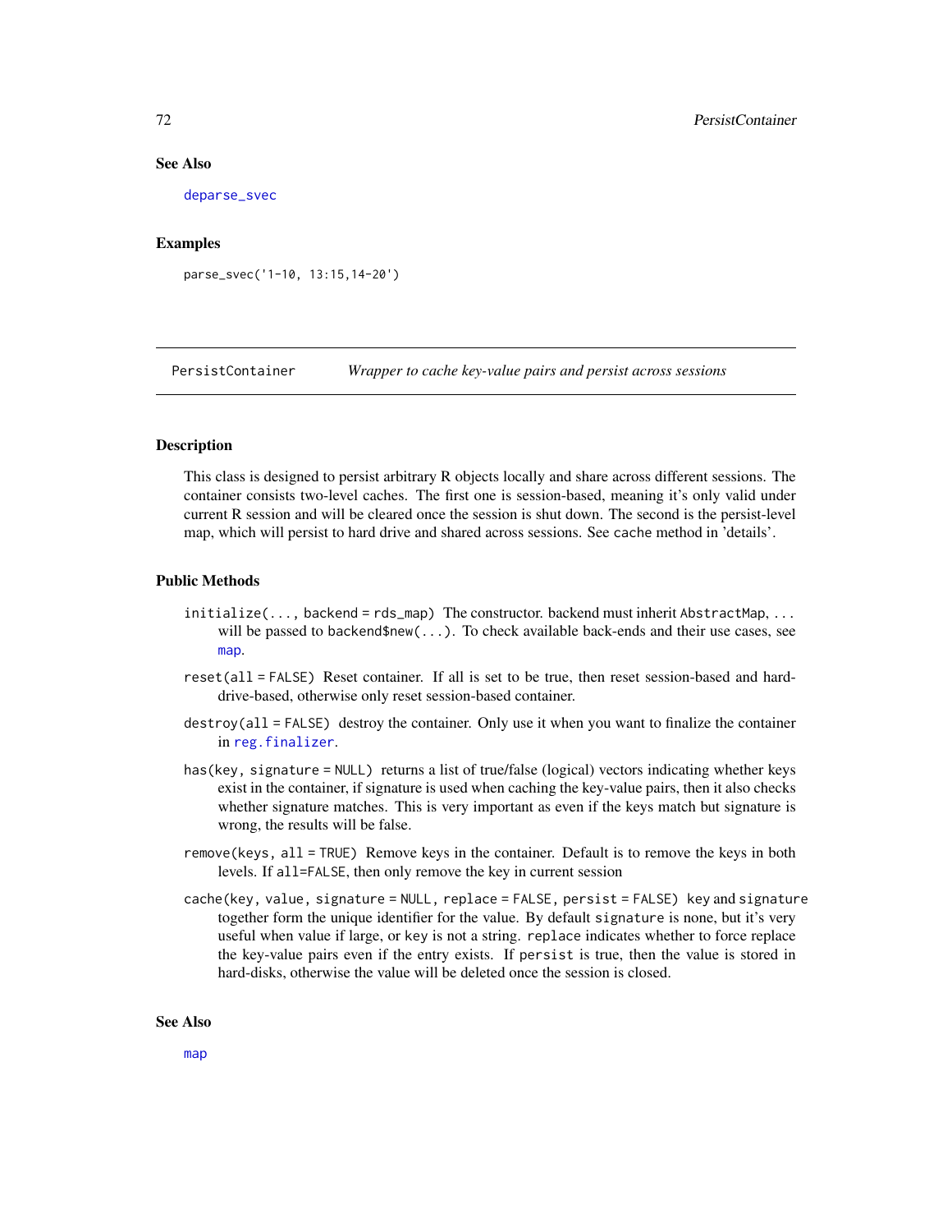### See Also

deparse_svec

### Examples

```
parse_svec('1-10, 13:15,14-20')
```

---

## PersistContainer *Wrapper to cache key-value pairs and persist across sessions*

---

### Description

This class is designed to persist arbitrary R objects locally and share across different sessions. The container consists two-level caches. The first one is session-based, meaning it's only valid under current R session and will be cleared once the session is shut down. The second is the persist-level map, which will persist to hard drive and shared across sessions. See cache method in 'details'.

### Public Methods

- `initialize(..., backend = rds_map)` The constructor. backend must inherit `AbstractMap`, `...` will be passed to `backend$new(...)`. To check available back-ends and their use cases, see map.
- `reset(all = FALSE)` Reset container. If all is set to be true, then reset session-based and hard-drive-based, otherwise only reset session-based container.
- `destroy(all = FALSE)` destroy the container. Only use it when you want to finalize the container in reg.finalizer.
- `has(key, signature = NULL)` returns a list of true/false (logical) vectors indicating whether keys exist in the container, if signature is used when caching the key-value pairs, then it also checks whether signature matches. This is very important as even if the keys match but signature is wrong, the results will be false.
- `remove(keys, all = TRUE)` Remove keys in the container. Default is to remove the keys in both levels. If `all=FALSE`, then only remove the key in current session
- `cache(key, value, signature = NULL, replace = FALSE, persist = FALSE)` key and signature together form the unique identifier for the value. By default `signature` is none, but it's very useful when value if large, or key is not a string. `replace` indicates whether to force replace the key-value pairs even if the entry exists. If `persist` is true, then the value is stored in hard-disks, otherwise the value will be deleted once the session is closed.

### See Also

map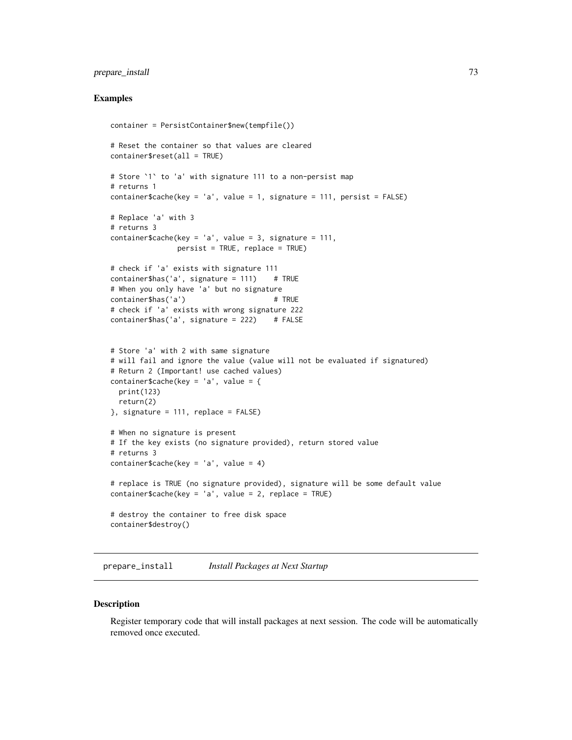### Examples

```
container = PersistContainer$new(tempfile())

# Reset the container so that values are cleared
container$reset(all = TRUE)

# Store `1` to 'a' with signature 111 to a non-persist map
# returns 1
container$cache(key = 'a', value = 1, signature = 111, persist = FALSE)

# Replace 'a' with 3
# returns 3
container$cache(key = 'a', value = 3, signature = 111,
                persist = TRUE, replace = TRUE)

# check if 'a' exists with signature 111
container$has('a', signature = 111)    # TRUE
# When you only have 'a' but no signature
container$has('a')                     # TRUE
# check if 'a' exists with wrong signature 222
container$has('a', signature = 222)    # FALSE


# Store 'a' with 2 with same signature
# will fail and ignore the value (value will not be evaluated if signatured)
# Return 2 (Important! use cached values)
container$cache(key = 'a', value = {
  print(123)
  return(2)
}, signature = 111, replace = FALSE)

# When no signature is present
# If the key exists (no signature provided), return stored value
# returns 3
container$cache(key = 'a', value = 4)

# replace is TRUE (no signature provided), signature will be some default value
container$cache(key = 'a', value = 2, replace = TRUE)

# destroy the container to free disk space
container$destroy()
```

## prepare_install *Install Packages at Next Startup*

### Description

Register temporary code that will install packages at next session. The code will be automatically removed once executed.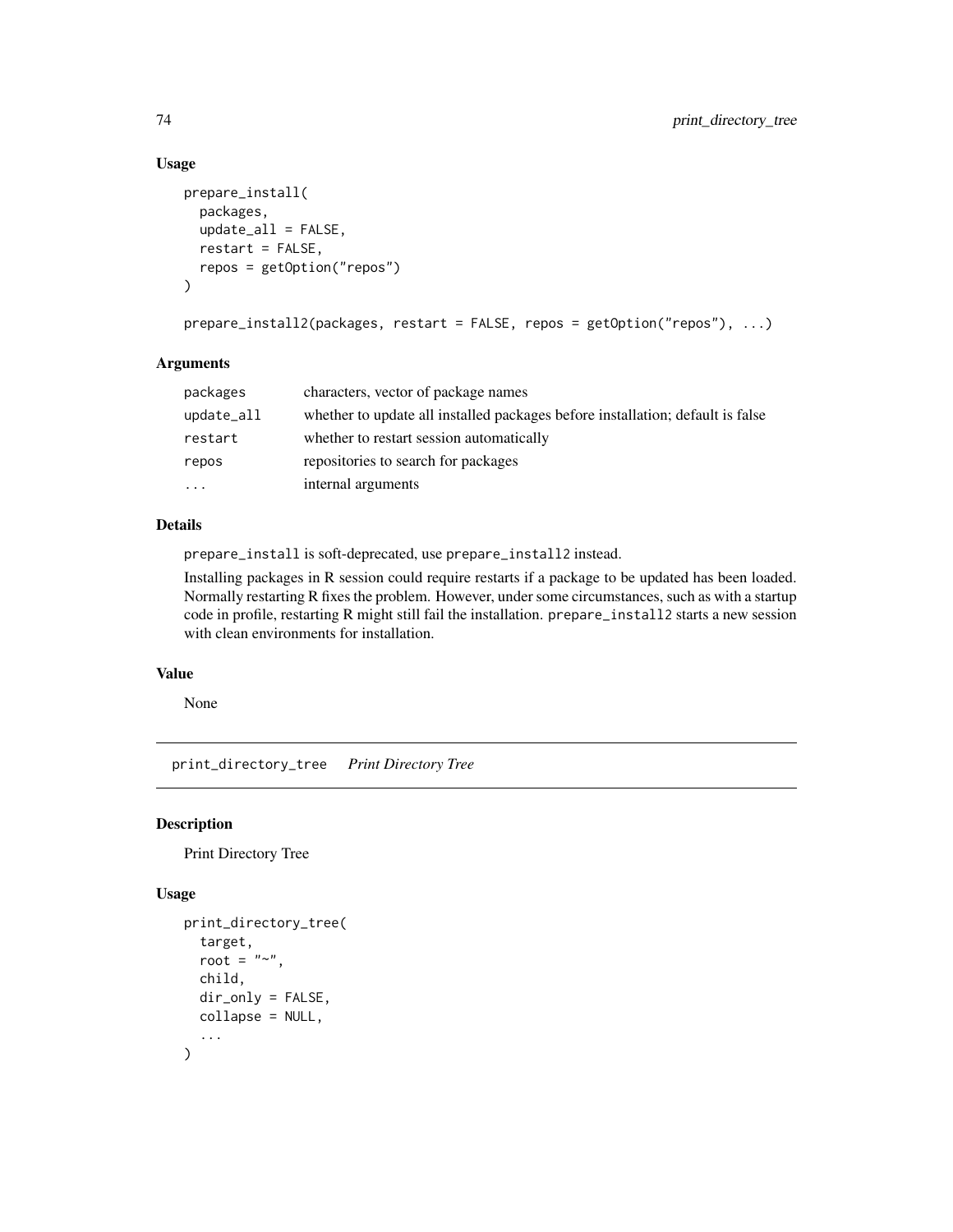### Usage

```
prepare_install(
  packages,
  update_all = FALSE,
  restart = FALSE,
  repos = getOption("repos")
)

prepare_install2(packages, restart = FALSE, repos = getOption("repos"), ...)
```

### Arguments

| | |
|---|---|
| `packages` | characters, vector of package names |
| `update_all` | whether to update all installed packages before installation; default is false |
| `restart` | whether to restart session automatically |
| `repos` | repositories to search for packages |
| `...` | internal arguments |

### Details

`prepare_install` is soft-deprecated, use `prepare_install2` instead.

Installing packages in R session could require restarts if a package to be updated has been loaded. Normally restarting R fixes the problem. However, under some circumstances, such as with a startup code in profile, restarting R might still fail the installation. `prepare_install2` starts a new session with clean environments for installation.

### Value

None

## print_directory_tree *Print Directory Tree*

### Description

Print Directory Tree

### Usage

```
print_directory_tree(
  target,
  root = "~",
  child,
  dir_only = FALSE,
  collapse = NULL,
  ...
)
```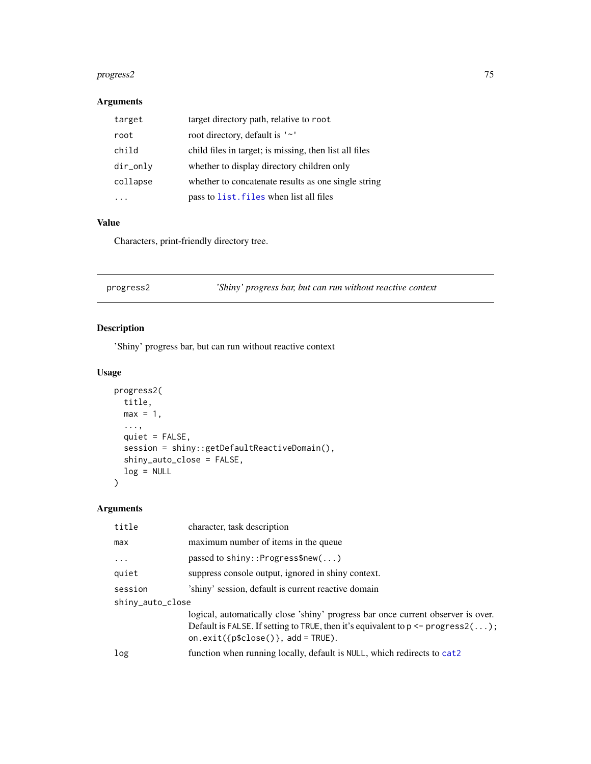### Arguments

| | |
|---|---|
| `target` | target directory path, relative to `root` |
| `root` | root directory, default is `'~'` |
| `child` | child files in target; is missing, then list all files |
| `dir_only` | whether to display directory children only |
| `collapse` | whether to concatenate results as one single string |
| `...` | pass to `list.files` when list all files |

### Value

Characters, print-friendly directory tree.

---

## progress2 — *'Shiny' progress bar, but can run without reactive context*

### Description

'Shiny' progress bar, but can run without reactive context

### Usage

```
progress2(
  title,
  max = 1,
  ...,
  quiet = FALSE,
  session = shiny::getDefaultReactiveDomain(),
  shiny_auto_close = FALSE,
  log = NULL
)
```

### Arguments

| | |
|---|---|
| `title` | character, task description |
| `max` | maximum number of items in the queue |
| `...` | passed to `shiny::Progress$new(...)` |
| `quiet` | suppress console output, ignored in shiny context. |
| `session` | 'shiny' session, default is current reactive domain |
| `shiny_auto_close` | logical, automatically close 'shiny' progress bar once current observer is over. Default is `FALSE`. If setting to `TRUE`, then it's equivalent to `p <- progress2(...); on.exit({p$close()}, add = TRUE)`. |
| `log` | function when running locally, default is `NULL`, which redirects to `cat2` |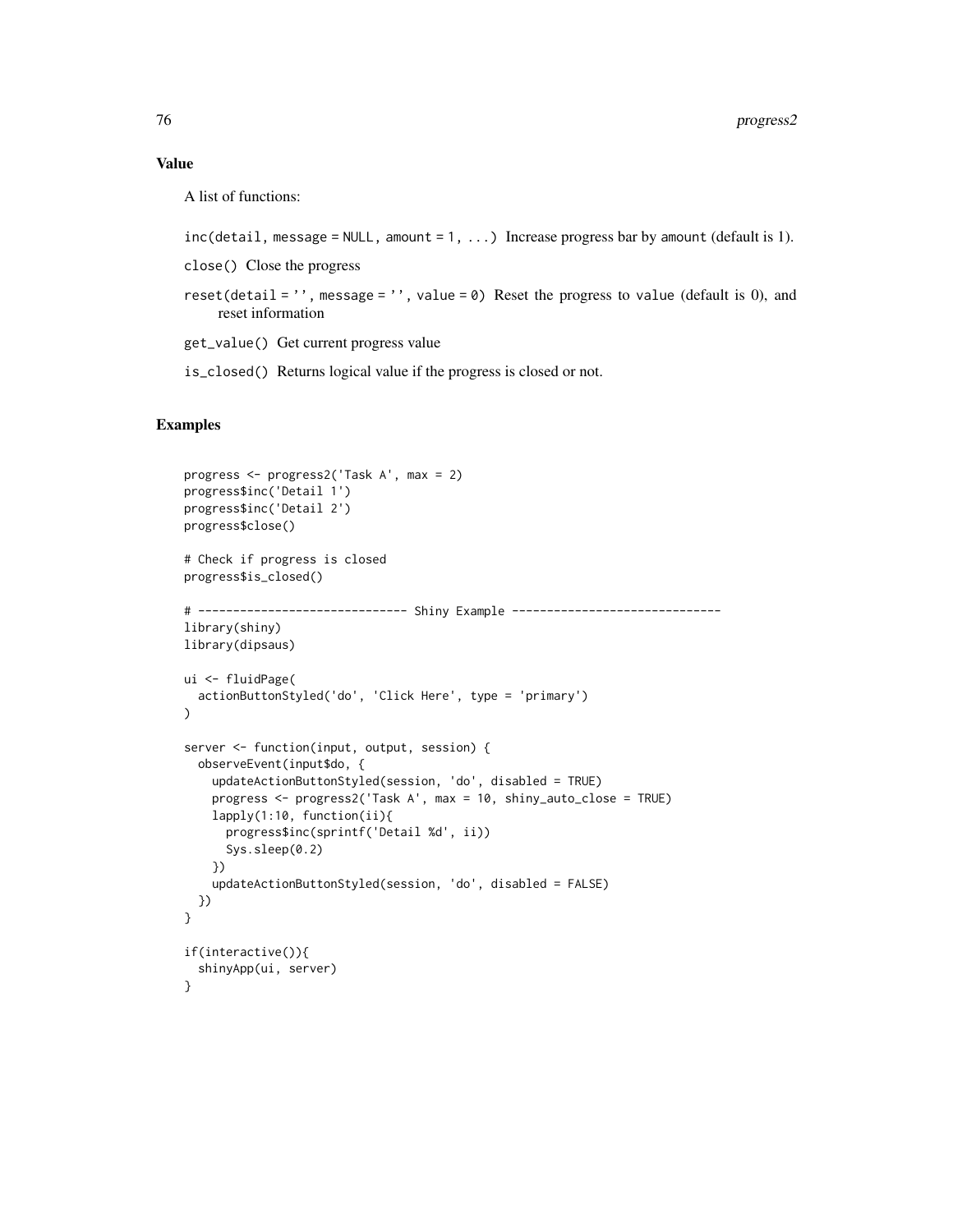## Value

A list of functions:

`inc(detail, message = NULL, amount = 1, ...)` Increase progress bar by `amount` (default is 1).

`close()` Close the progress

`reset(detail = '', message = '', value = 0)` Reset the progress to `value` (default is 0), and reset information

`get_value()` Get current progress value

`is_closed()` Returns logical value if the progress is closed or not.

## Examples

```
progress <- progress2('Task A', max = 2)
progress$inc('Detail 1')
progress$inc('Detail 2')
progress$close()

# Check if progress is closed
progress$is_closed()

# ------------------------------ Shiny Example ------------------------------
library(shiny)
library(dipsaus)

ui <- fluidPage(
  actionButtonStyled('do', 'Click Here', type = 'primary')
)

server <- function(input, output, session) {
  observeEvent(input$do, {
    updateActionButtonStyled(session, 'do', disabled = TRUE)
    progress <- progress2('Task A', max = 10, shiny_auto_close = TRUE)
    lapply(1:10, function(ii){
      progress$inc(sprintf('Detail %d', ii))
      Sys.sleep(0.2)
    })
    updateActionButtonStyled(session, 'do', disabled = FALSE)
  })
}

if(interactive()){
  shinyApp(ui, server)
}
```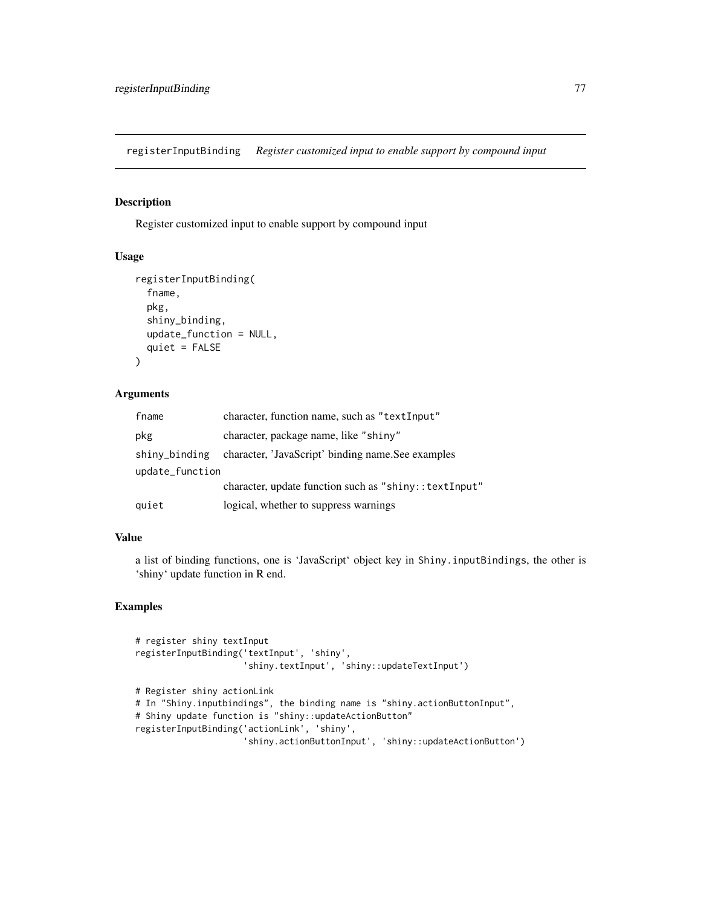registerInputBinding *Register customized input to enable support by compound input*

## Description

Register customized input to enable support by compound input

## Usage

```
registerInputBinding(
  fname,
  pkg,
  shiny_binding,
  update_function = NULL,
  quiet = FALSE
)
```

## Arguments

| | |
|---|---|
| `fname` | character, function name, such as `"textInput"` |
| `pkg` | character, package name, like `"shiny"` |
| `shiny_binding` | character, 'JavaScript' binding name.See examples |
| `update_function` | character, update function such as `"shiny::textInput"` |
| `quiet` | logical, whether to suppress warnings |

## Value

a list of binding functions, one is 'JavaScript' object key in `Shiny.inputBindings`, the other is 'shiny' update function in R end.

## Examples

```
# register shiny textInput
registerInputBinding('textInput', 'shiny',
                     'shiny.textInput', 'shiny::updateTextInput')

# Register shiny actionLink
# In "Shiny.inputbindings", the binding name is "shiny.actionButtonInput",
# Shiny update function is "shiny::updateActionButton"
registerInputBinding('actionLink', 'shiny',
                     'shiny.actionButtonInput', 'shiny::updateActionButton')
```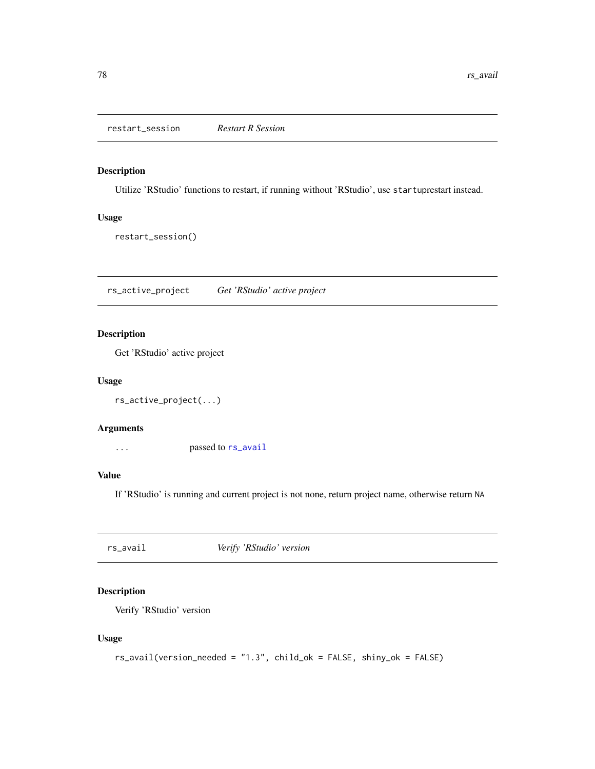## restart_session *Restart R Session*

### Description

Utilize 'RStudio' functions to restart, if running without 'RStudio', use `startup`restart instead.

### Usage

```
restart_session()
```

## rs_active_project *Get 'RStudio' active project*

### Description

Get 'RStudio' active project

### Usage

```
rs_active_project(...)
```

### Arguments

`...` passed to `rs_avail`

### Value

If 'RStudio' is running and current project is not none, return project name, otherwise return `NA`

## rs_avail *Verify 'RStudio' version*

### Description

Verify 'RStudio' version

### Usage

```
rs_avail(version_needed = "1.3", child_ok = FALSE, shiny_ok = FALSE)
```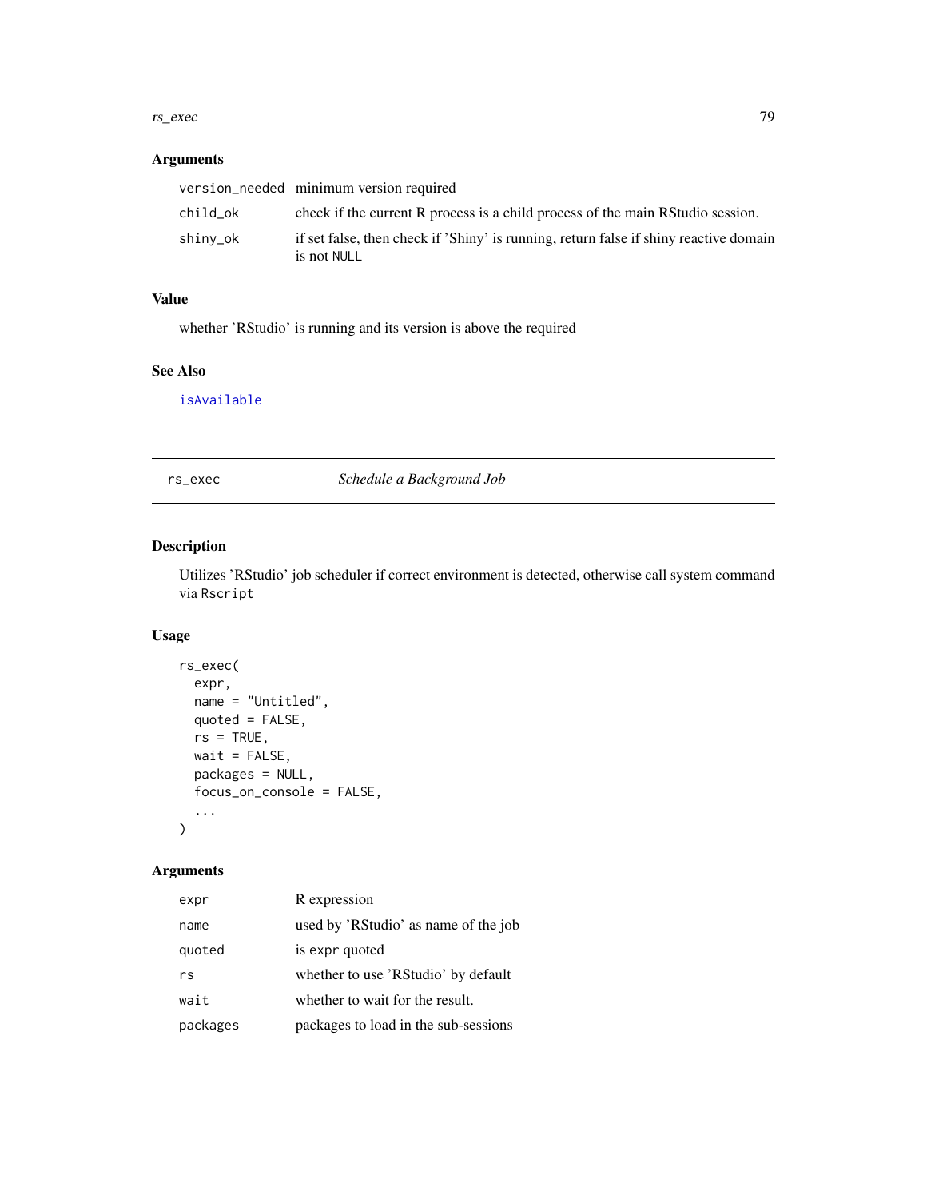## Arguments

| | |
|---|---|
| `version_needed` | minimum version required |
| `child_ok` | check if the current R process is a child process of the main RStudio session. |
| `shiny_ok` | if set false, then check if 'Shiny' is running, return false if shiny reactive domain is not `NULL` |

## Value

whether 'RStudio' is running and its version is above the required

## See Also

`isAvailable`

---

# rs_exec — *Schedule a Background Job*

## Description

Utilizes 'RStudio' job scheduler if correct environment is detected, otherwise call system command via `Rscript`

## Usage

```
rs_exec(
  expr,
  name = "Untitled",
  quoted = FALSE,
  rs = TRUE,
  wait = FALSE,
  packages = NULL,
  focus_on_console = FALSE,
  ...
)
```

## Arguments

| | |
|---|---|
| `expr` | R expression |
| `name` | used by 'RStudio' as name of the job |
| `quoted` | is `expr` quoted |
| `rs` | whether to use 'RStudio' by default |
| `wait` | whether to wait for the result. |
| `packages` | packages to load in the sub-sessions |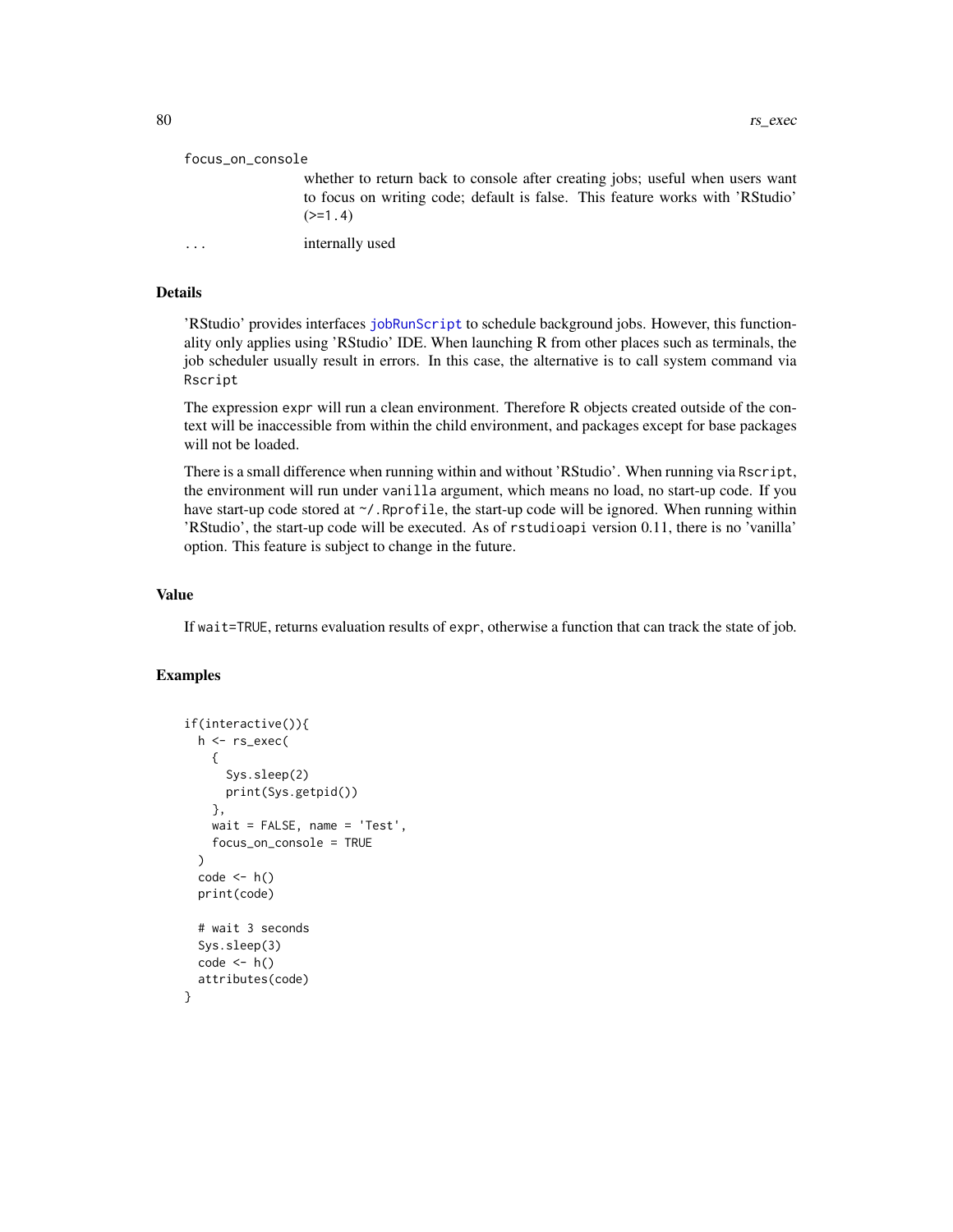focus_on_console
: whether to return back to console after creating jobs; useful when users want to focus on writing code; default is false. This feature works with 'RStudio' (>=1.4)

...
: internally used

## Details

'RStudio' provides interfaces jobRunScript to schedule background jobs. However, this functionality only applies using 'RStudio' IDE. When launching R from other places such as terminals, the job scheduler usually result in errors. In this case, the alternative is to call system command via `Rscript`

The expression `expr` will run a clean environment. Therefore R objects created outside of the context will be inaccessible from within the child environment, and packages except for base packages will not be loaded.

There is a small difference when running within and without 'RStudio'. When running via `Rscript`, the environment will run under `vanilla` argument, which means no load, no start-up code. If you have start-up code stored at `~/.Rprofile`, the start-up code will be ignored. When running within 'RStudio', the start-up code will be executed. As of `rstudioapi` version 0.11, there is no 'vanilla' option. This feature is subject to change in the future.

## Value

If `wait=TRUE`, returns evaluation results of `expr`, otherwise a function that can track the state of job.

## Examples

```
if(interactive()){
  h <- rs_exec(
    {
      Sys.sleep(2)
      print(Sys.getpid())
    },
    wait = FALSE, name = 'Test',
    focus_on_console = TRUE
  )
  code <- h()
  print(code)

  # wait 3 seconds
  Sys.sleep(3)
  code <- h()
  attributes(code)
}
```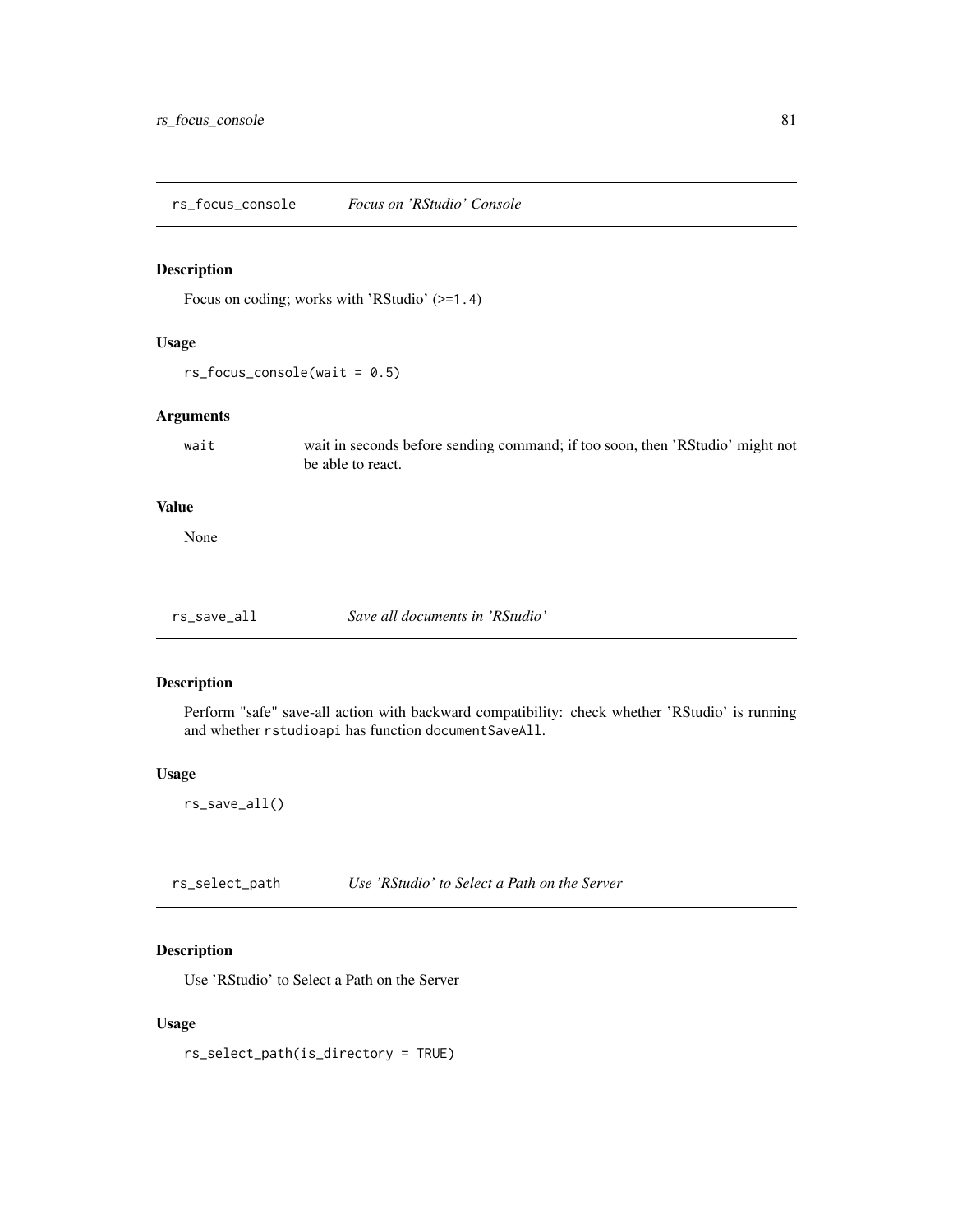## rs_focus_console *Focus on 'RStudio' Console*

### Description

Focus on coding; works with 'RStudio' (`>=1.4`)

### Usage

```
rs_focus_console(wait = 0.5)
```

### Arguments

| | |
|---|---|
| wait | wait in seconds before sending command; if too soon, then 'RStudio' might not be able to react. |

### Value

None

## rs_save_all *Save all documents in 'RStudio'*

### Description

Perform "safe" save-all action with backward compatibility: check whether 'RStudio' is running and whether `rstudioapi` has function `documentSaveAll`.

### Usage

```
rs_save_all()
```

## rs_select_path *Use 'RStudio' to Select a Path on the Server*

### Description

Use 'RStudio' to Select a Path on the Server

### Usage

```
rs_select_path(is_directory = TRUE)
```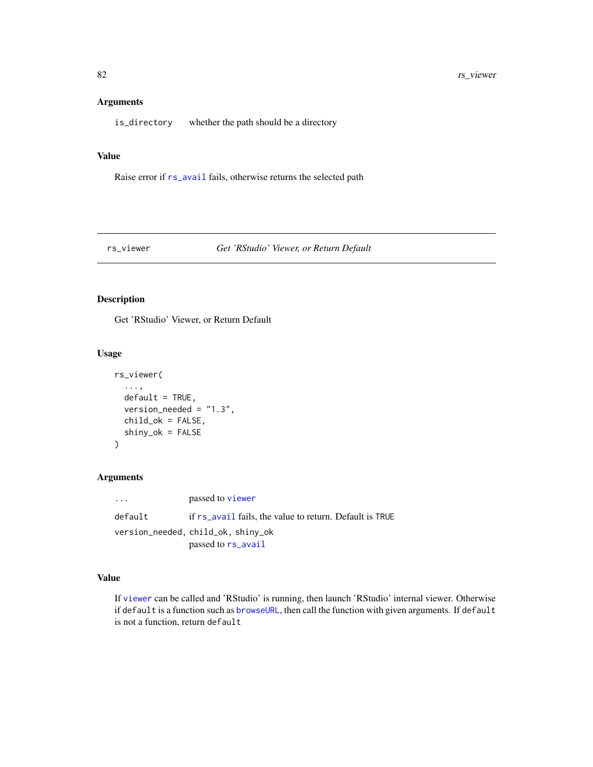### Arguments

`is_directory` whether the path should be a directory

### Value

Raise error if `rs_avail` fails, otherwise returns the selected path

---

## rs_viewer — *Get 'RStudio' Viewer, or Return Default*

### Description

Get 'RStudio' Viewer, or Return Default

### Usage

```
rs_viewer(
  ...,
  default = TRUE,
  version_needed = "1.3",
  child_ok = FALSE,
  shiny_ok = FALSE
)
```

### Arguments

| | |
|---|---|
| `...` | passed to `viewer` |
| `default` | if `rs_avail` fails, the value to return. Default is `TRUE` |
| `version_needed, child_ok, shiny_ok` | passed to `rs_avail` |

### Value

If `viewer` can be called and 'RStudio' is running, then launch 'RStudio' internal viewer. Otherwise if `default` is a function such as `browseURL`, then call the function with given arguments. If `default` is not a function, return `default`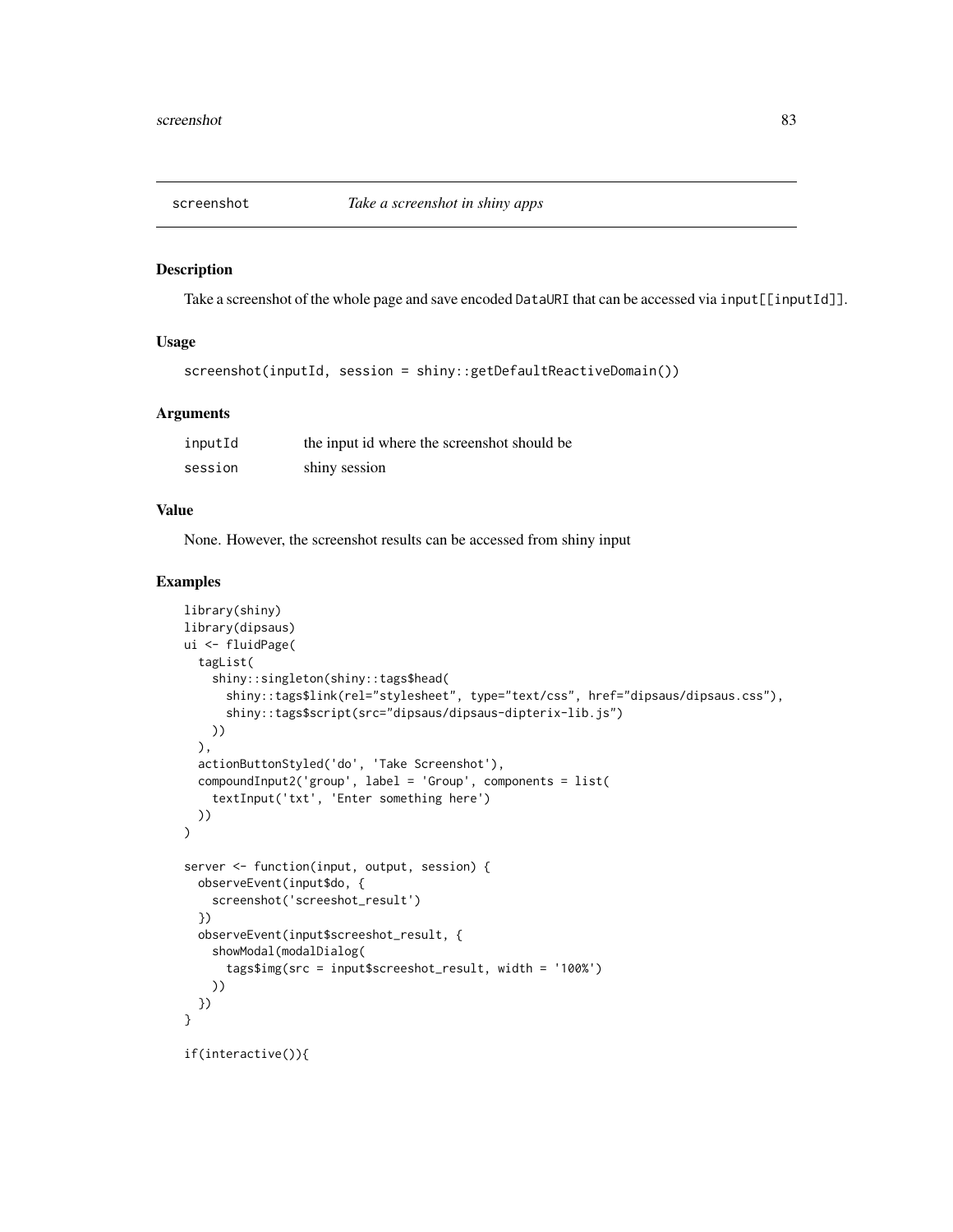## screenshot — *Take a screenshot in shiny apps*

### Description

Take a screenshot of the whole page and save encoded DataURI that can be accessed via input[[inputId]].

### Usage

```
screenshot(inputId, session = shiny::getDefaultReactiveDomain())
```

### Arguments

| | |
|---|---|
| inputId | the input id where the screenshot should be |
| session | shiny session |

### Value

None. However, the screenshot results can be accessed from shiny input

### Examples

```
library(shiny)
library(dipsaus)
ui <- fluidPage(
  tagList(
    shiny::singleton(shiny::tags$head(
      shiny::tags$link(rel="stylesheet", type="text/css", href="dipsaus/dipsaus.css"),
      shiny::tags$script(src="dipsaus/dipsaus-dipterix-lib.js")
    ))
  ),
  actionButtonStyled('do', 'Take Screenshot'),
  compoundInput2('group', label = 'Group', components = list(
    textInput('txt', 'Enter something here')
  ))
)

server <- function(input, output, session) {
  observeEvent(input$do, {
    screenshot('screeshot_result')
  })
  observeEvent(input$screeshot_result, {
    showModal(modalDialog(
      tags$img(src = input$screeshot_result, width = '100%')
    ))
  })
}

if(interactive()){
```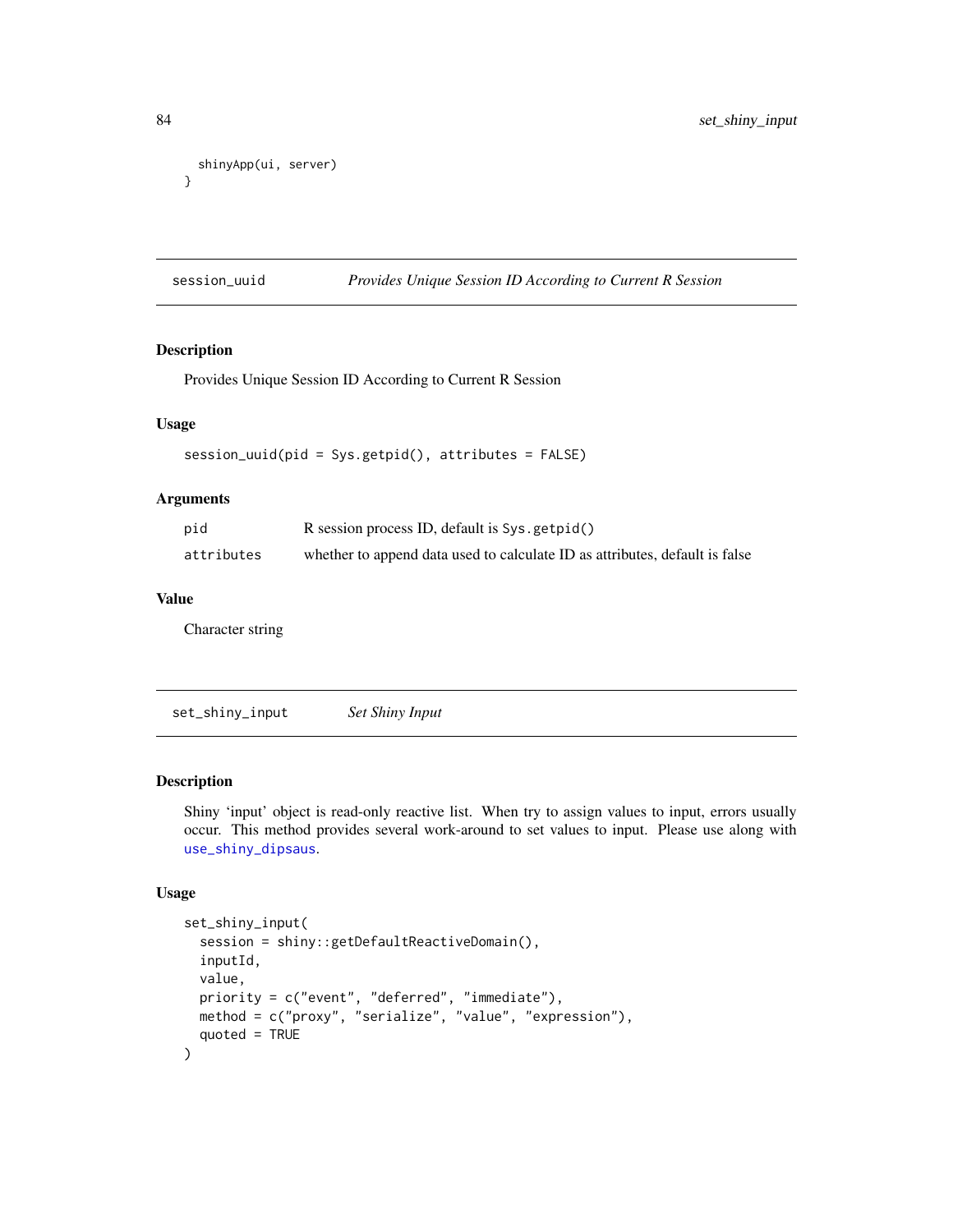```
  shinyApp(ui, server)
}
```

## session_uuid — *Provides Unique Session ID According to Current R Session*

### Description

Provides Unique Session ID According to Current R Session

### Usage

```
session_uuid(pid = Sys.getpid(), attributes = FALSE)
```

### Arguments

| | |
|---|---|
| `pid` | R session process ID, default is `Sys.getpid()` |
| `attributes` | whether to append data used to calculate ID as attributes, default is false |

### Value

Character string

## set_shiny_input — *Set Shiny Input*

### Description

Shiny 'input' object is read-only reactive list. When try to assign values to input, errors usually occur. This method provides several work-around to set values to input. Please use along with `use_shiny_dipsaus`.

### Usage

```
set_shiny_input(
  session = shiny::getDefaultReactiveDomain(),
  inputId,
  value,
  priority = c("event", "deferred", "immediate"),
  method = c("proxy", "serialize", "value", "expression"),
  quoted = TRUE
)
```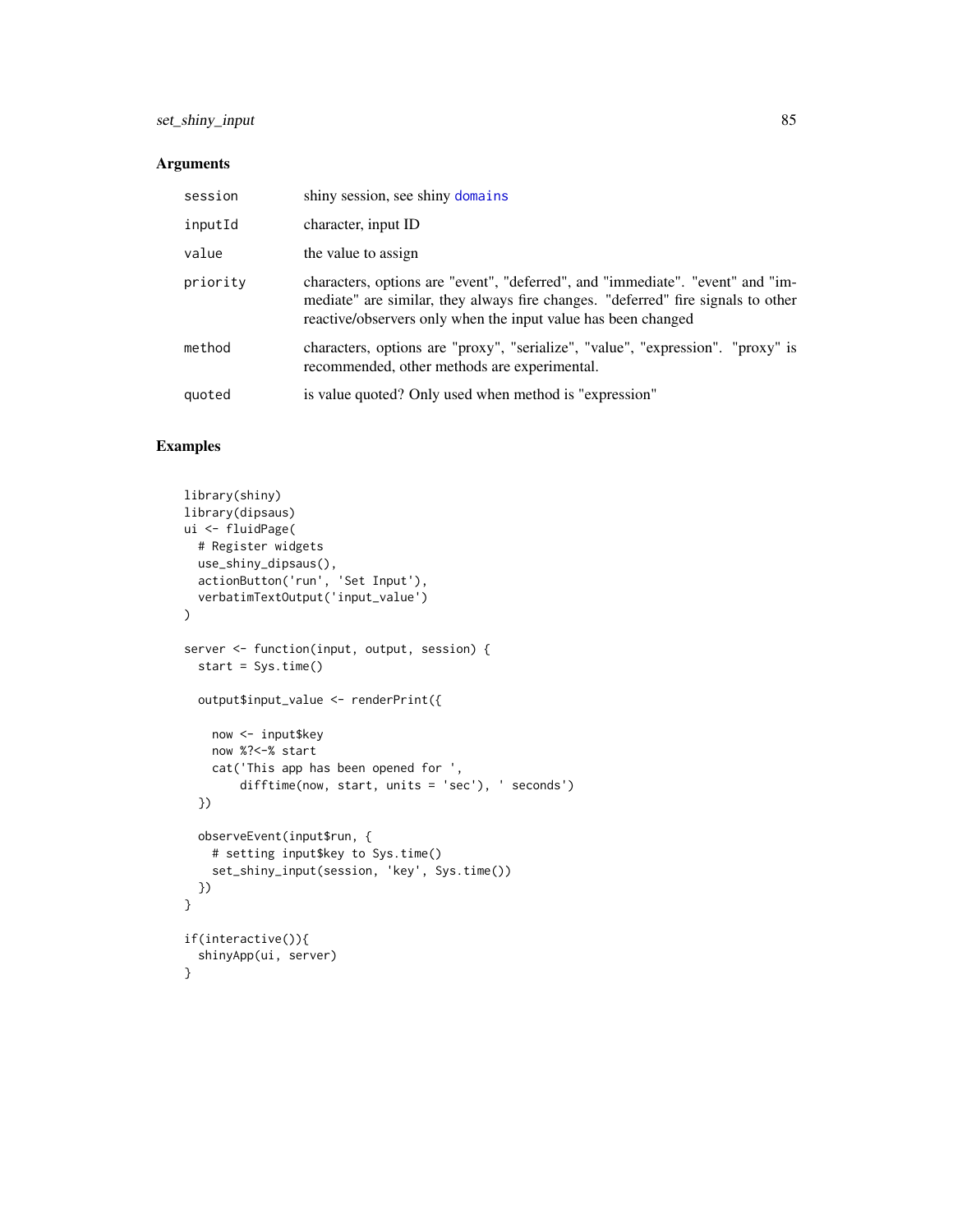## Arguments

| | |
|---|---|
| session | shiny session, see shiny domains |
| inputId | character, input ID |
| value | the value to assign |
| priority | characters, options are "event", "deferred", and "immediate". "event" and "immediate" are similar, they always fire changes. "deferred" fire signals to other reactive/observers only when the input value has been changed |
| method | characters, options are "proxy", "serialize", "value", "expression". "proxy" is recommended, other methods are experimental. |
| quoted | is value quoted? Only used when method is "expression" |

## Examples

```
library(shiny)
library(dipsaus)
ui <- fluidPage(
  # Register widgets
  use_shiny_dipsaus(),
  actionButton('run', 'Set Input'),
  verbatimTextOutput('input_value')
)

server <- function(input, output, session) {
  start = Sys.time()

  output$input_value <- renderPrint({

    now <- input$key
    now %?<-% start
    cat('This app has been opened for ',
        difftime(now, start, units = 'sec'), ' seconds')
  })

  observeEvent(input$run, {
    # setting input$key to Sys.time()
    set_shiny_input(session, 'key', Sys.time())
  })
}

if(interactive()){
  shinyApp(ui, server)
}
```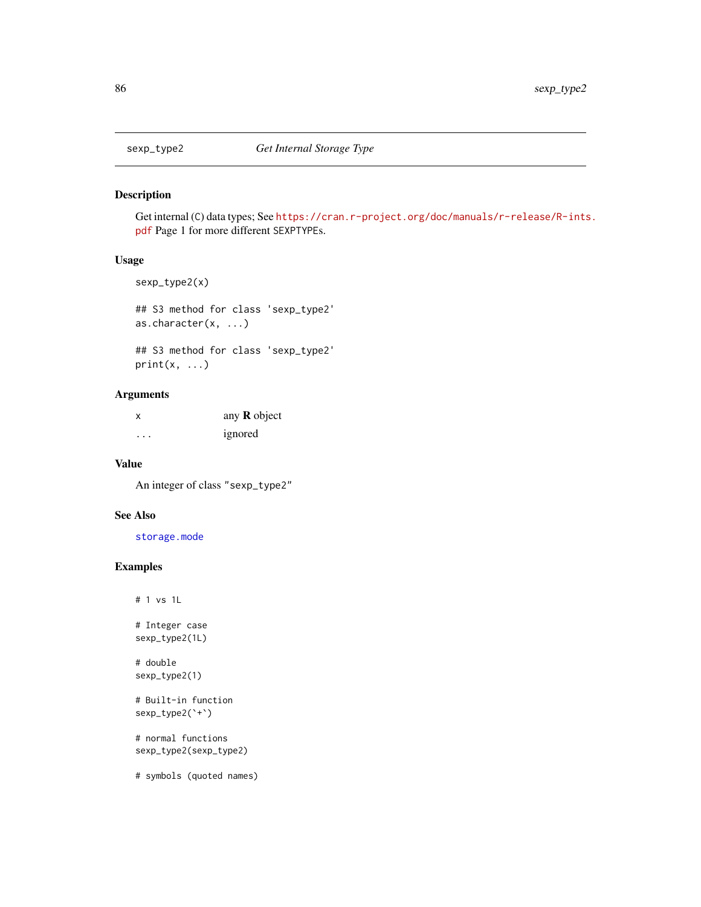## sexp_type2 *Get Internal Storage Type*

### Description

Get internal (C) data types; See https://cran.r-project.org/doc/manuals/r-release/R-ints.pdf Page 1 for more different SEXPTYPEs.

### Usage

```
sexp_type2(x)

## S3 method for class 'sexp_type2'
as.character(x, ...)

## S3 method for class 'sexp_type2'
print(x, ...)
```

### Arguments

| | |
|---|---|
| x | any **R** object |
| ... | ignored |

### Value

An integer of class "sexp_type2"

### See Also

storage.mode

### Examples

```
# 1 vs 1L

# Integer case
sexp_type2(1L)

# double
sexp_type2(1)

# Built-in function
sexp_type2(`+`)

# normal functions
sexp_type2(sexp_type2)

# symbols (quoted names)
```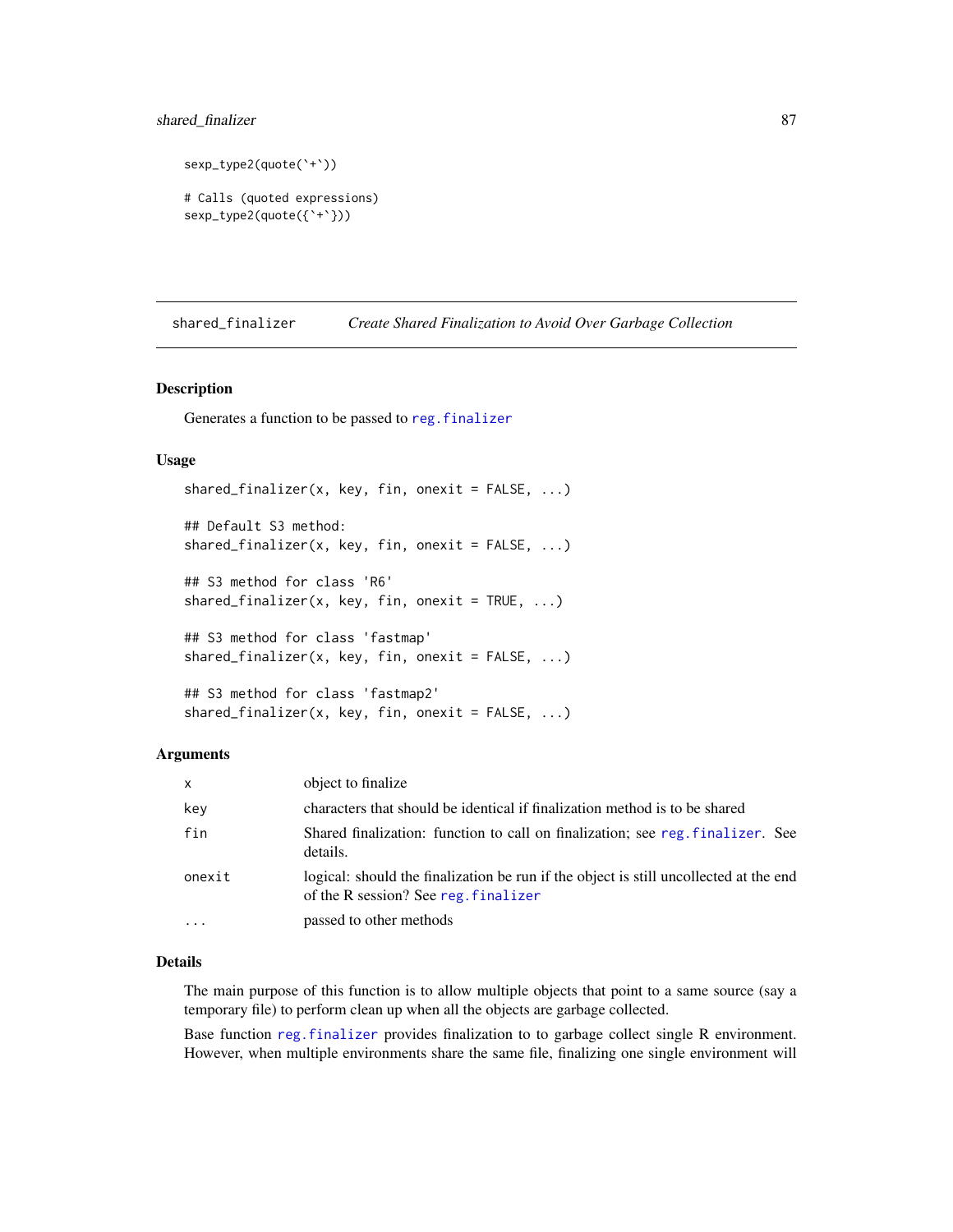```
sexp_type2(quote(`+`))

# Calls (quoted expressions)
sexp_type2(quote({`+`}))
```

## shared_finalizer — *Create Shared Finalization to Avoid Over Garbage Collection*

### Description

Generates a function to be passed to `reg.finalizer`

### Usage

```
shared_finalizer(x, key, fin, onexit = FALSE, ...)

## Default S3 method:
shared_finalizer(x, key, fin, onexit = FALSE, ...)

## S3 method for class 'R6'
shared_finalizer(x, key, fin, onexit = TRUE, ...)

## S3 method for class 'fastmap'
shared_finalizer(x, key, fin, onexit = FALSE, ...)

## S3 method for class 'fastmap2'
shared_finalizer(x, key, fin, onexit = FALSE, ...)
```

### Arguments

| | |
|---|---|
| `x` | object to finalize |
| `key` | characters that should be identical if finalization method is to be shared |
| `fin` | Shared finalization: function to call on finalization; see `reg.finalizer`. See details. |
| `onexit` | logical: should the finalization be run if the object is still uncollected at the end of the R session? See `reg.finalizer` |
| `...` | passed to other methods |

### Details

The main purpose of this function is to allow multiple objects that point to a same source (say a temporary file) to perform clean up when all the objects are garbage collected.

Base function `reg.finalizer` provides finalization to to garbage collect single R environment. However, when multiple environments share the same file, finalizing one single environment will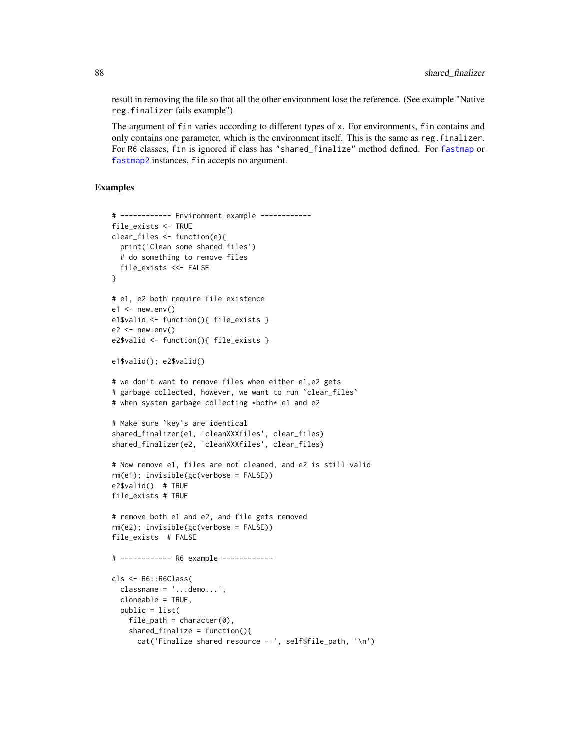result in removing the file so that all the other environment lose the reference. (See example "Native reg.finalizer fails example")

The argument of fin varies according to different types of x. For environments, fin contains and only contains one parameter, which is the environment itself. This is the same as reg.finalizer. For R6 classes, fin is ignored if class has "shared_finalize" method defined. For fastmap or fastmap2 instances, fin accepts no argument.

## Examples

```
# ------------ Environment example ------------
file_exists <- TRUE
clear_files <- function(e){
  print('Clean some shared files')
  # do something to remove files
  file_exists <<- FALSE
}

# e1, e2 both require file existence
e1 <- new.env()
e1$valid <- function(){ file_exists }
e2 <- new.env()
e2$valid <- function(){ file_exists }

e1$valid(); e2$valid()

# we don't want to remove files when either e1,e2 gets
# garbage collected, however, we want to run `clear_files`
# when system garbage collecting *both* e1 and e2

# Make sure `key`s are identical
shared_finalizer(e1, 'cleanXXXfiles', clear_files)
shared_finalizer(e2, 'cleanXXXfiles', clear_files)

# Now remove e1, files are not cleaned, and e2 is still valid
rm(e1); invisible(gc(verbose = FALSE))
e2$valid()  # TRUE
file_exists # TRUE

# remove both e1 and e2, and file gets removed
rm(e2); invisible(gc(verbose = FALSE))
file_exists  # FALSE

# ------------ R6 example ------------

cls <- R6::R6Class(
  classname = '...demo...',
  cloneable = TRUE,
  public = list(
    file_path = character(0),
    shared_finalize = function(){
      cat('Finalize shared resource - ', self$file_path, '\n')
```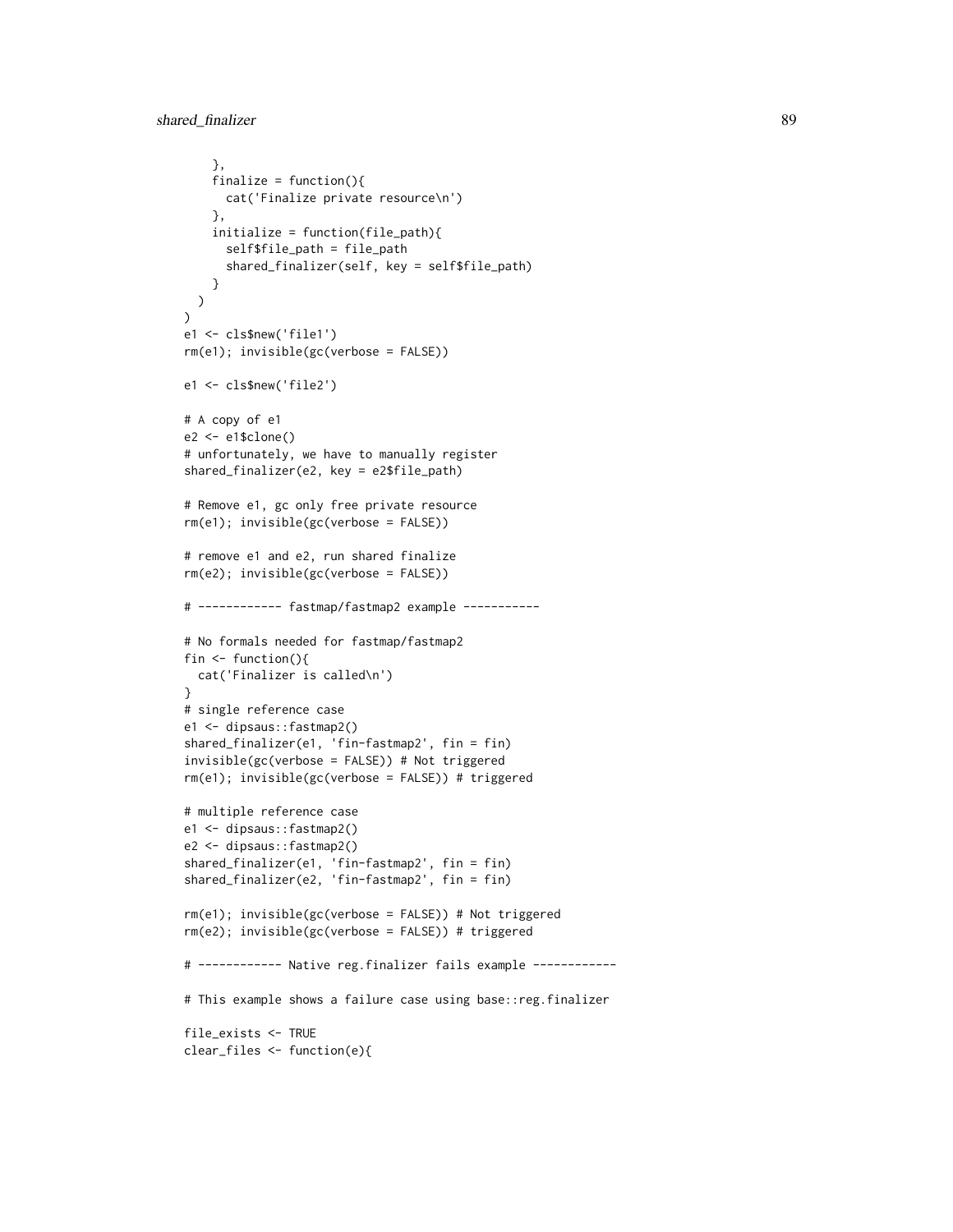```
    },
    finalize = function(){
      cat('Finalize private resource\n')
    },
    initialize = function(file_path){
      self$file_path = file_path
      shared_finalizer(self, key = self$file_path)
    }
  )
)
e1 <- cls$new('file1')
rm(e1); invisible(gc(verbose = FALSE))

e1 <- cls$new('file2')

# A copy of e1
e2 <- e1$clone()
# unfortunately, we have to manually register
shared_finalizer(e2, key = e2$file_path)

# Remove e1, gc only free private resource
rm(e1); invisible(gc(verbose = FALSE))

# remove e1 and e2, run shared finalize
rm(e2); invisible(gc(verbose = FALSE))

# ------------ fastmap/fastmap2 example -----------

# No formals needed for fastmap/fastmap2
fin <- function(){
  cat('Finalizer is called\n')
}
# single reference case
e1 <- dipsaus::fastmap2()
shared_finalizer(e1, 'fin-fastmap2', fin = fin)
invisible(gc(verbose = FALSE)) # Not triggered
rm(e1); invisible(gc(verbose = FALSE)) # triggered

# multiple reference case
e1 <- dipsaus::fastmap2()
e2 <- dipsaus::fastmap2()
shared_finalizer(e1, 'fin-fastmap2', fin = fin)
shared_finalizer(e2, 'fin-fastmap2', fin = fin)

rm(e1); invisible(gc(verbose = FALSE)) # Not triggered
rm(e2); invisible(gc(verbose = FALSE)) # triggered

# ------------ Native reg.finalizer fails example ------------

# This example shows a failure case using base::reg.finalizer

file_exists <- TRUE
clear_files <- function(e){
```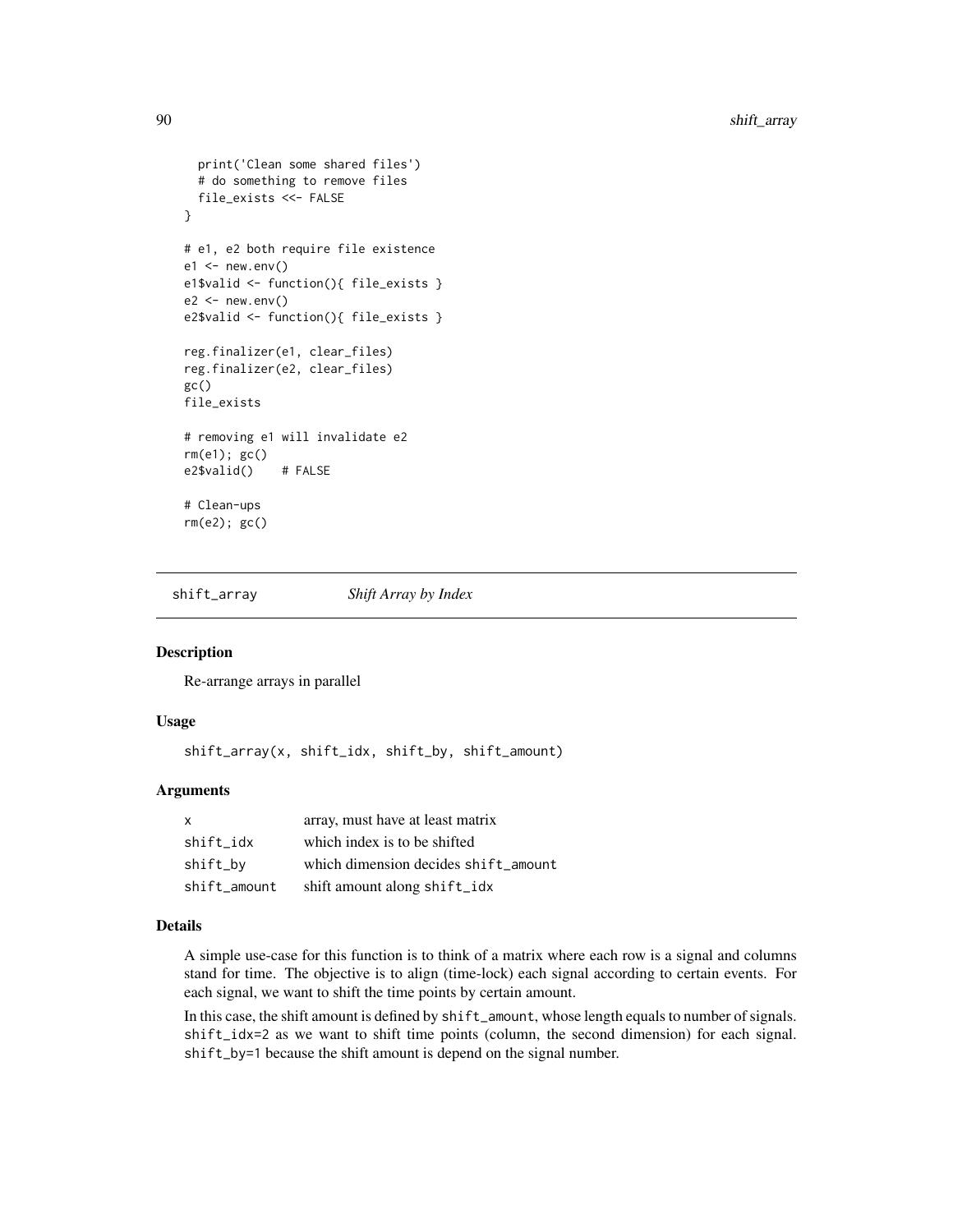```
  print('Clean some shared files')
  # do something to remove files
  file_exists <<- FALSE
}

# e1, e2 both require file existence
e1 <- new.env()
e1$valid <- function(){ file_exists }
e2 <- new.env()
e2$valid <- function(){ file_exists }

reg.finalizer(e1, clear_files)
reg.finalizer(e2, clear_files)
gc()
file_exists

# removing e1 will invalidate e2
rm(e1); gc()
e2$valid()    # FALSE

# Clean-ups
rm(e2); gc()
```

## shift_array — *Shift Array by Index*

### Description

Re-arrange arrays in parallel

### Usage

```
shift_array(x, shift_idx, shift_by, shift_amount)
```

### Arguments

| | |
|---|---|
| `x` | array, must have at least matrix |
| `shift_idx` | which index is to be shifted |
| `shift_by` | which dimension decides `shift_amount` |
| `shift_amount` | shift amount along `shift_idx` |

### Details

A simple use-case for this function is to think of a matrix where each row is a signal and columns stand for time. The objective is to align (time-lock) each signal according to certain events. For each signal, we want to shift the time points by certain amount.

In this case, the shift amount is defined by `shift_amount`, whose length equals to number of signals. `shift_idx=2` as we want to shift time points (column, the second dimension) for each signal. `shift_by=1` because the shift amount is depend on the signal number.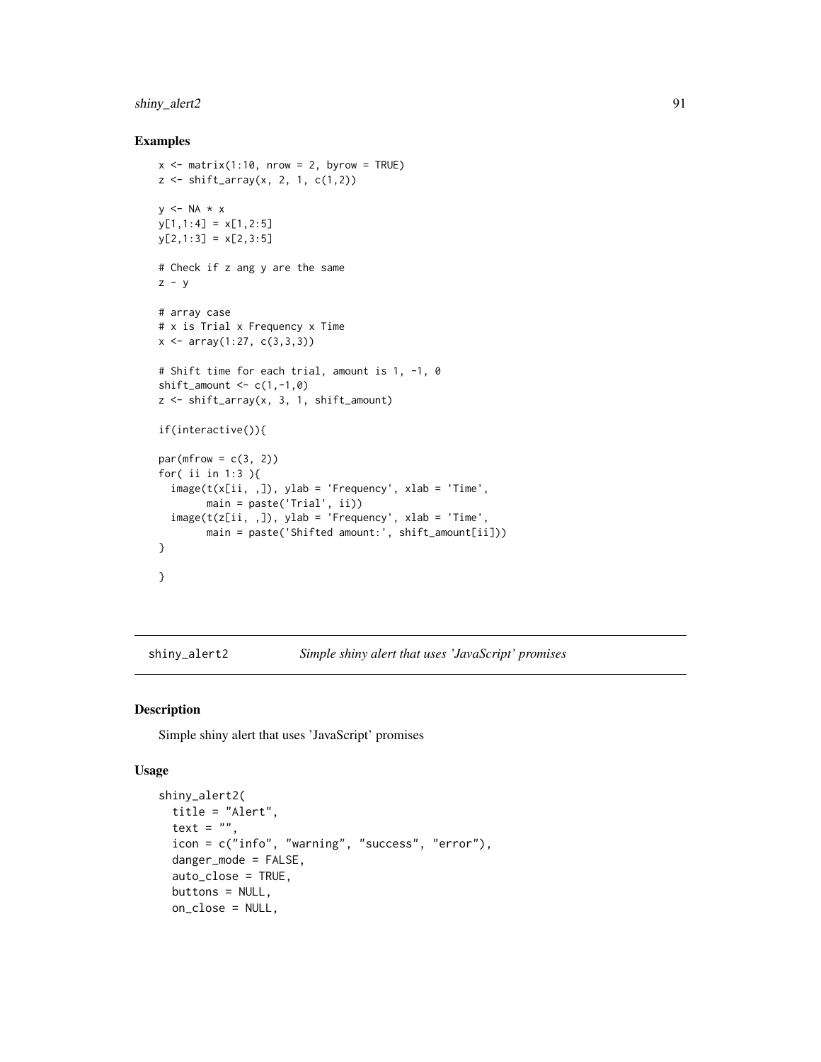### Examples

```
x <- matrix(1:10, nrow = 2, byrow = TRUE)
z <- shift_array(x, 2, 1, c(1,2))

y <- NA * x
y[1,1:4] = x[1,2:5]
y[2,1:3] = x[2,3:5]

# Check if z ang y are the same
z - y

# array case
# x is Trial x Frequency x Time
x <- array(1:27, c(3,3,3))

# Shift time for each trial, amount is 1, -1, 0
shift_amount <- c(1,-1,0)
z <- shift_array(x, 3, 1, shift_amount)

if(interactive()){

par(mfrow = c(3, 2))
for( ii in 1:3 ){
  image(t(x[ii, ,]), ylab = 'Frequency', xlab = 'Time',
        main = paste('Trial', ii))
  image(t(z[ii, ,]), ylab = 'Frequency', xlab = 'Time',
        main = paste('Shifted amount:', shift_amount[ii]))
}

}
```

---

## shiny_alert2 — *Simple shiny alert that uses 'JavaScript' promises*

### Description

Simple shiny alert that uses 'JavaScript' promises

### Usage

```
shiny_alert2(
  title = "Alert",
  text = "",
  icon = c("info", "warning", "success", "error"),
  danger_mode = FALSE,
  auto_close = TRUE,
  buttons = NULL,
  on_close = NULL,
```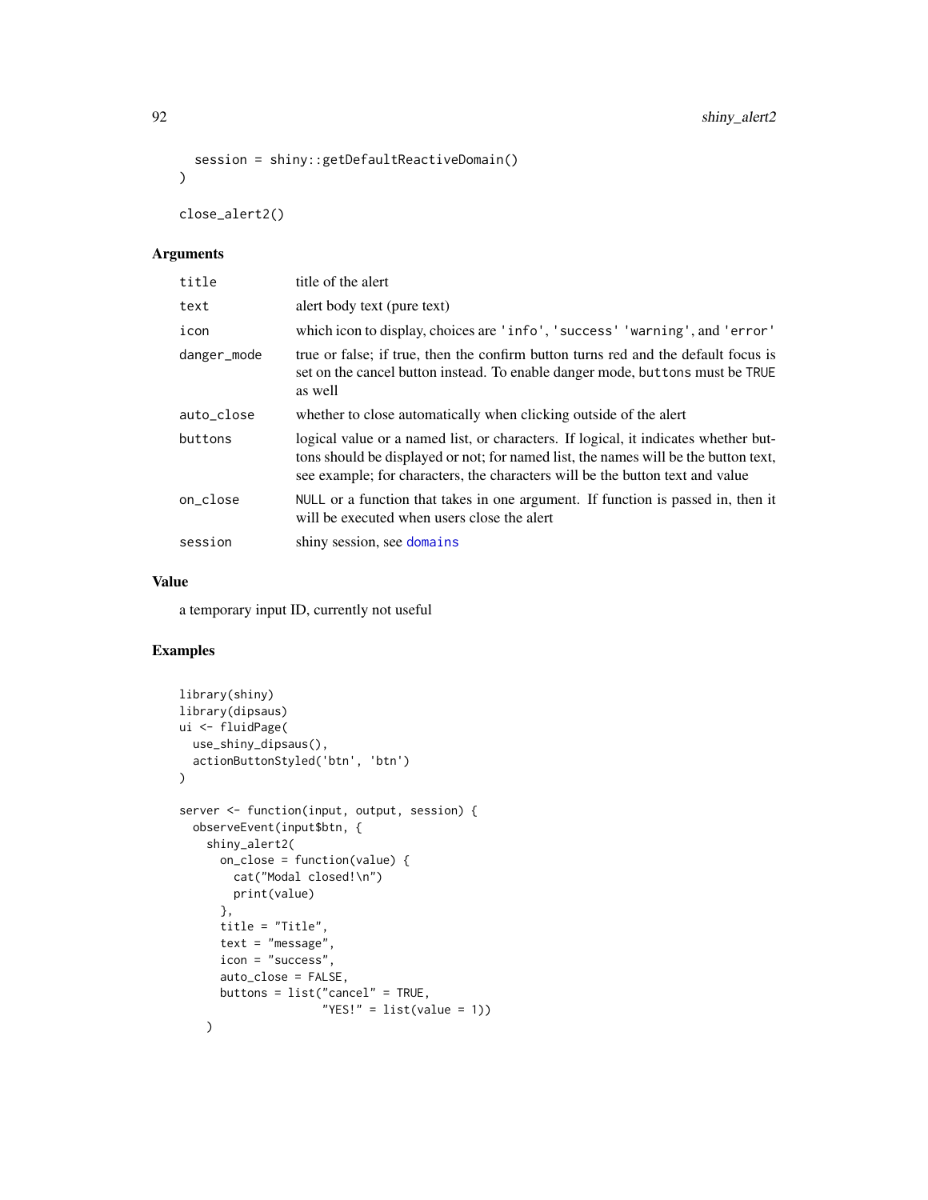```
  session = shiny::getDefaultReactiveDomain()
)

close_alert2()
```

## Arguments

| | |
|---|---|
| title | title of the alert |
| text | alert body text (pure text) |
| icon | which icon to display, choices are 'info', 'success' 'warning', and 'error' |
| danger_mode | true or false; if true, then the confirm button turns red and the default focus is set on the cancel button instead. To enable danger mode, buttons must be TRUE as well |
| auto_close | whether to close automatically when clicking outside of the alert |
| buttons | logical value or a named list, or characters. If logical, it indicates whether buttons should be displayed or not; for named list, the names will be the button text, see example; for characters, the characters will be the button text and value |
| on_close | NULL or a function that takes in one argument. If function is passed in, then it will be executed when users close the alert |
| session | shiny session, see domains |

## Value

a temporary input ID, currently not useful

## Examples

```
library(shiny)
library(dipsaus)
ui <- fluidPage(
  use_shiny_dipsaus(),
  actionButtonStyled('btn', 'btn')
)

server <- function(input, output, session) {
  observeEvent(input$btn, {
    shiny_alert2(
      on_close = function(value) {
        cat("Modal closed!\n")
        print(value)
      },
      title = "Title",
      text = "message",
      icon = "success",
      auto_close = FALSE,
      buttons = list("cancel" = TRUE,
                     "YES!" = list(value = 1))
    )
```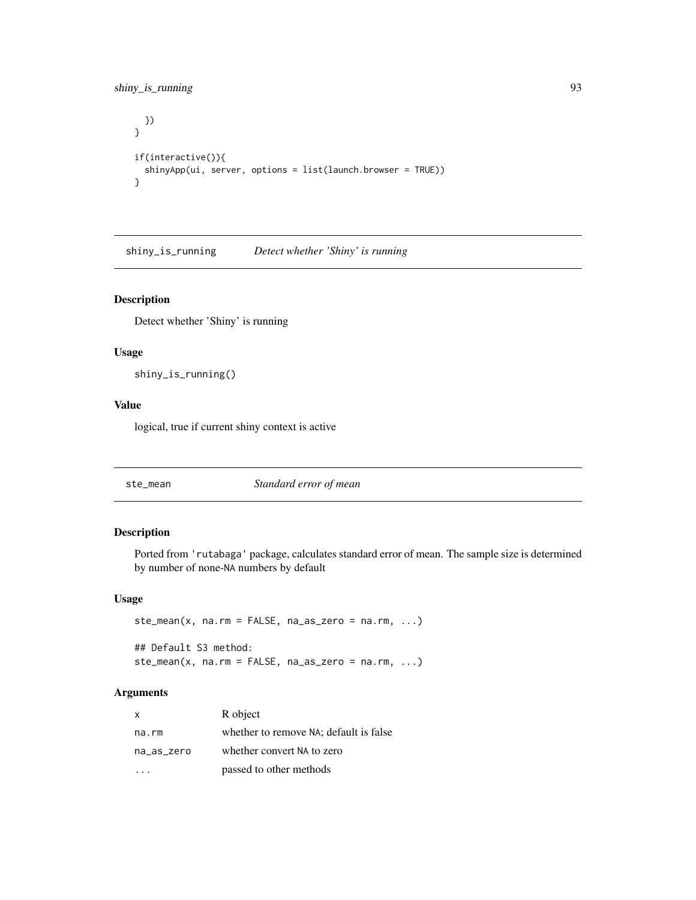```
  })
}

if(interactive()){
  shinyApp(ui, server, options = list(launch.browser = TRUE))
}
```

## shiny_is_running — *Detect whether 'Shiny' is running*

### Description

Detect whether 'Shiny' is running

### Usage

```
shiny_is_running()
```

### Value

logical, true if current shiny context is active

## ste_mean — *Standard error of mean*

### Description

Ported from 'rutabaga' package, calculates standard error of mean. The sample size is determined by number of none-NA numbers by default

### Usage

```
ste_mean(x, na.rm = FALSE, na_as_zero = na.rm, ...)

## Default S3 method:
ste_mean(x, na.rm = FALSE, na_as_zero = na.rm, ...)
```

### Arguments

| | |
|---|---|
| x | R object |
| na.rm | whether to remove NA; default is false |
| na_as_zero | whether convert NA to zero |
| ... | passed to other methods |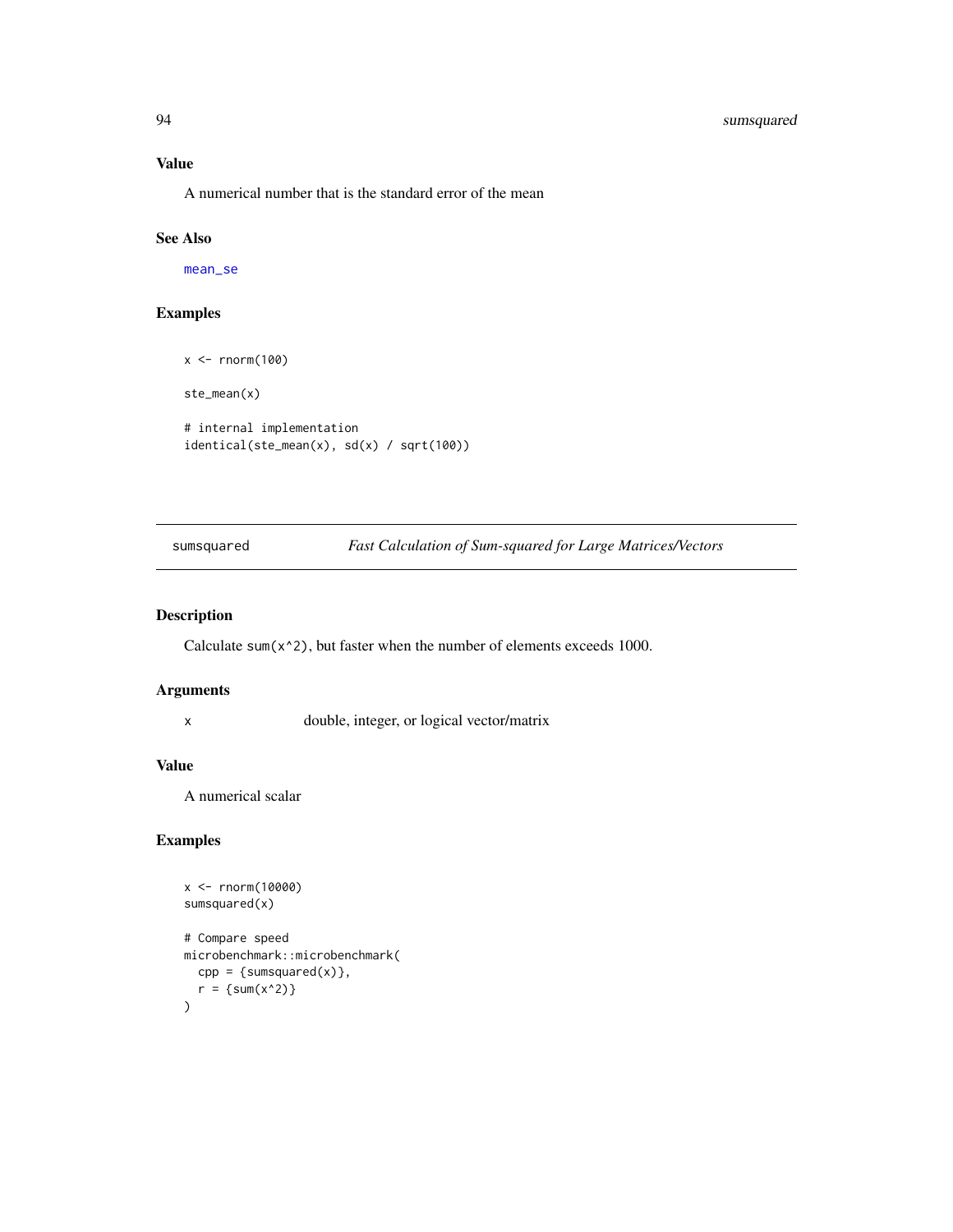### Value

A numerical number that is the standard error of the mean

### See Also

mean_se

### Examples

```
x <- rnorm(100)

ste_mean(x)

# internal implementation
identical(ste_mean(x), sd(x) / sqrt(100))
```

---

## sumsquared — *Fast Calculation of Sum-squared for Large Matrices/Vectors*

### Description

Calculate `sum(x^2)`, but faster when the number of elements exceeds 1000.

### Arguments

| | |
|---|---|
| x | double, integer, or logical vector/matrix |

### Value

A numerical scalar

### Examples

```
x <- rnorm(10000)
sumsquared(x)

# Compare speed
microbenchmark::microbenchmark(
  cpp = {sumsquared(x)},
  r = {sum(x^2)}
)
```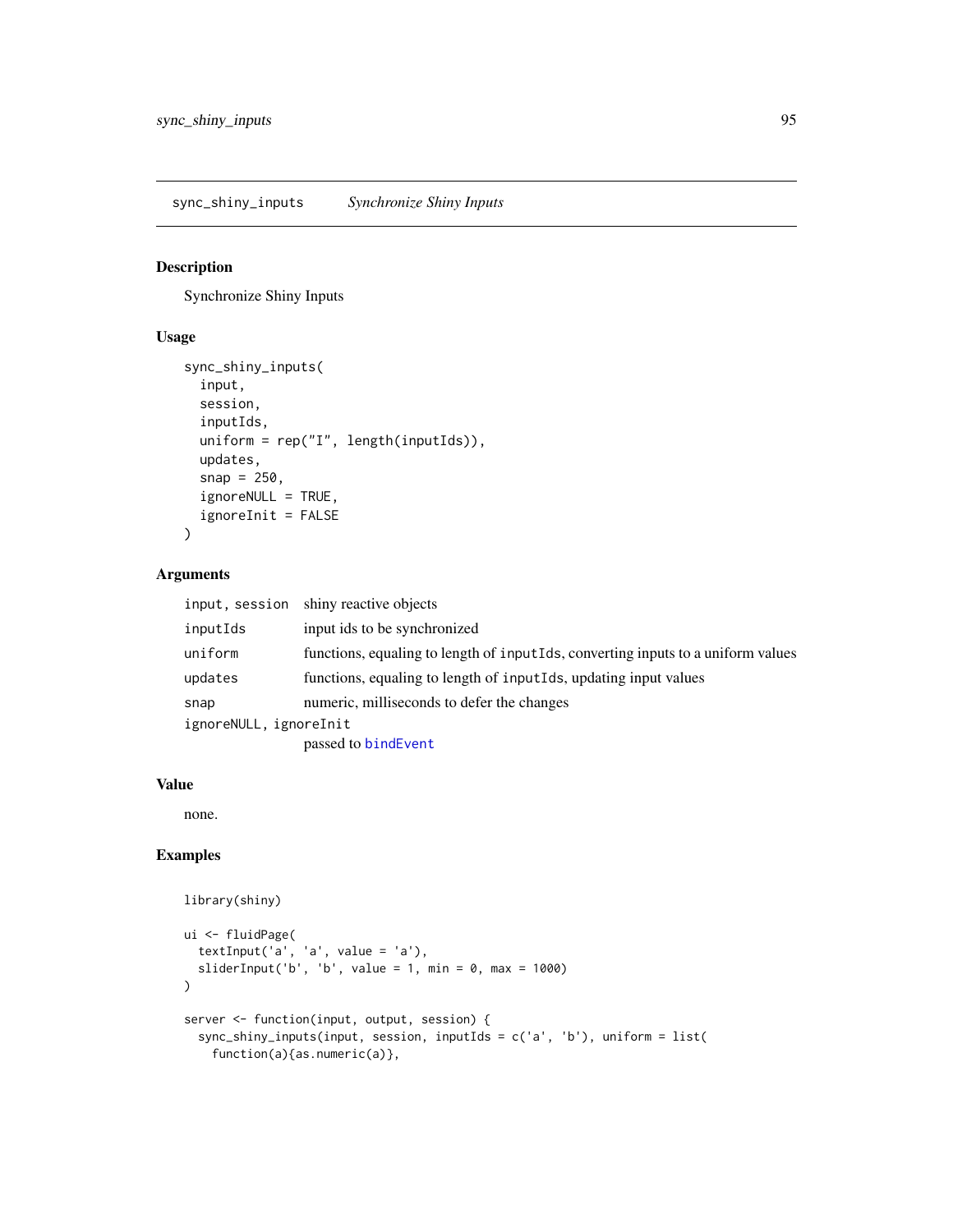sync_shiny_inputs — *Synchronize Shiny Inputs*

## Description

Synchronize Shiny Inputs

## Usage

```
sync_shiny_inputs(
  input,
  session,
  inputIds,
  uniform = rep("I", length(inputIds)),
  updates,
  snap = 250,
  ignoreNULL = TRUE,
  ignoreInit = FALSE
)
```

## Arguments

| | |
|---|---|
| `input, session` | shiny reactive objects |
| `inputIds` | input ids to be synchronized |
| `uniform` | functions, equaling to length of `inputIds`, converting inputs to a uniform values |
| `updates` | functions, equaling to length of `inputIds`, updating input values |
| `snap` | numeric, milliseconds to defer the changes |
| `ignoreNULL, ignoreInit` | passed to `bindEvent` |

## Value

none.

## Examples

```
library(shiny)

ui <- fluidPage(
  textInput('a', 'a', value = 'a'),
  sliderInput('b', 'b', value = 1, min = 0, max = 1000)
)

server <- function(input, output, session) {
  sync_shiny_inputs(input, session, inputIds = c('a', 'b'), uniform = list(
    function(a){as.numeric(a)},
```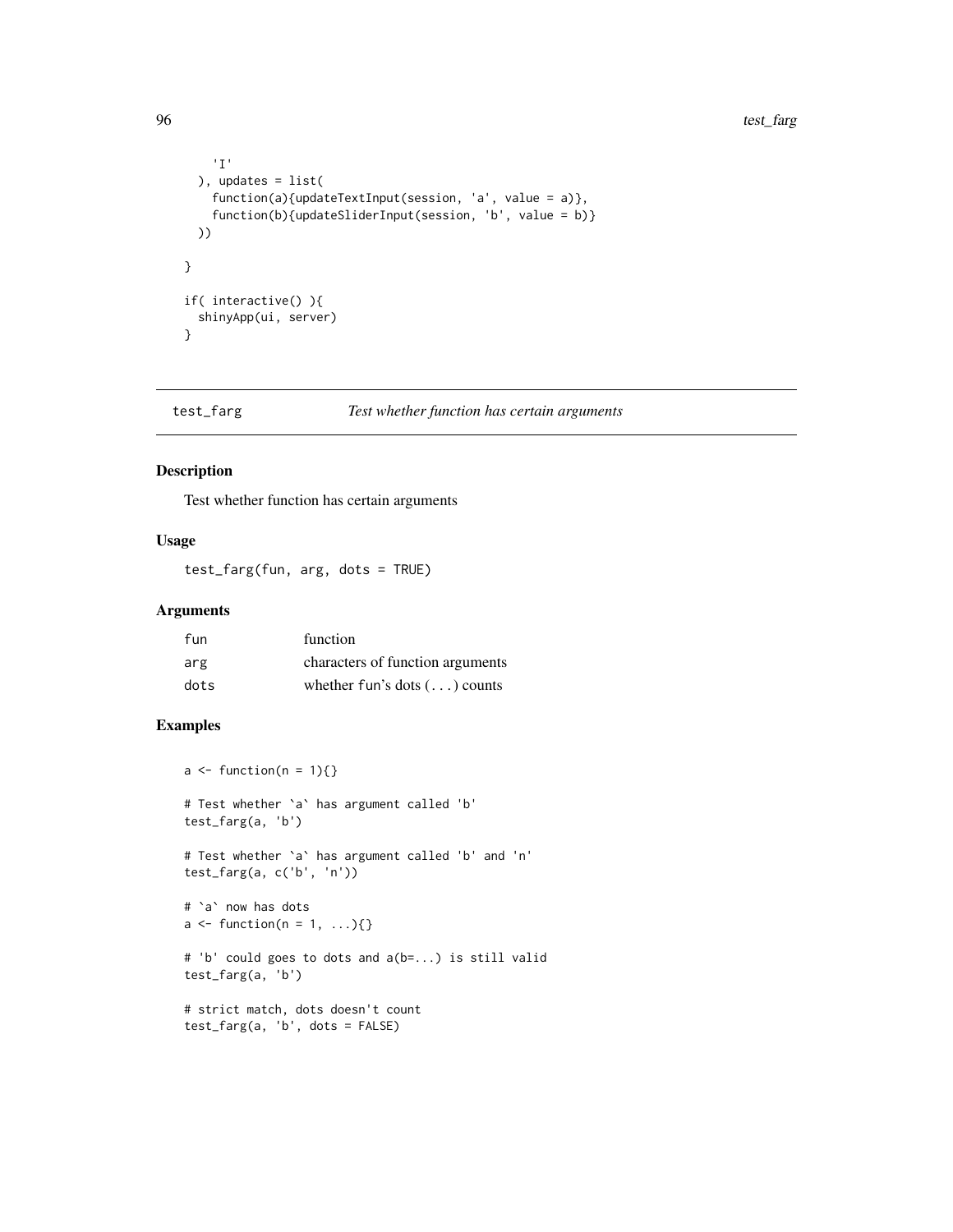```
    'I'
  ), updates = list(
    function(a){updateTextInput(session, 'a', value = a)},
    function(b){updateSliderInput(session, 'b', value = b)}
  ))

}

if( interactive() ){
  shinyApp(ui, server)
}
```

## test_farg *Test whether function has certain arguments*

### Description

Test whether function has certain arguments

### Usage

```
test_farg(fun, arg, dots = TRUE)
```

### Arguments

| | |
|---|---|
| fun | function |
| arg | characters of function arguments |
| dots | whether fun's dots (...) counts |

### Examples

```
a <- function(n = 1){}

# Test whether `a` has argument called 'b'
test_farg(a, 'b')

# Test whether `a` has argument called 'b' and 'n'
test_farg(a, c('b', 'n'))

# `a` now has dots
a <- function(n = 1, ...){}

# 'b' could goes to dots and a(b=...) is still valid
test_farg(a, 'b')

# strict match, dots doesn't count
test_farg(a, 'b', dots = FALSE)
```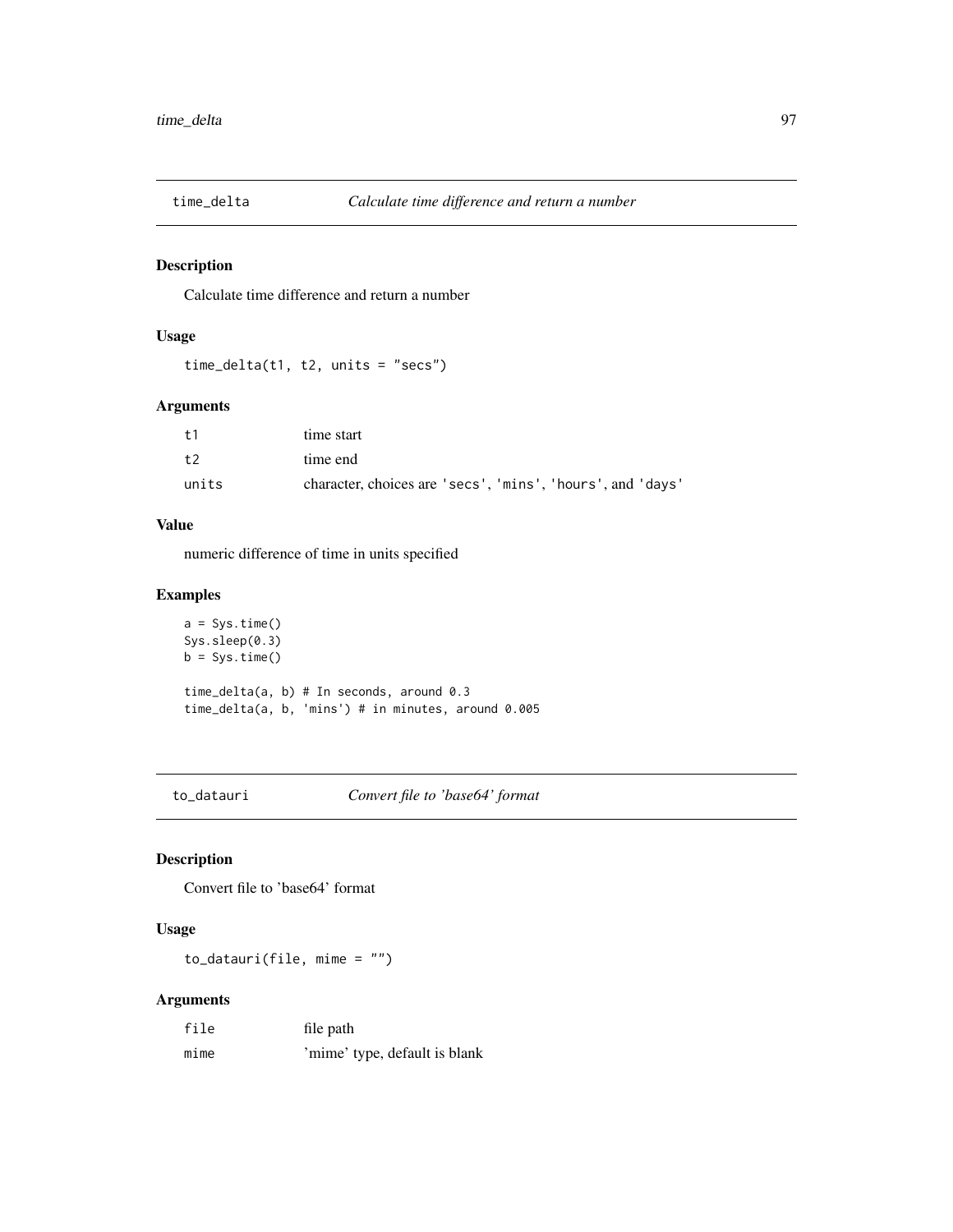## time_delta — *Calculate time difference and return a number*

### Description

Calculate time difference and return a number

### Usage

```
time_delta(t1, t2, units = "secs")
```

### Arguments

| | |
|---|---|
| t1 | time start |
| t2 | time end |
| units | character, choices are 'secs', 'mins', 'hours', and 'days' |

### Value

numeric difference of time in units specified

### Examples

```
a = Sys.time()
Sys.sleep(0.3)
b = Sys.time()

time_delta(a, b) # In seconds, around 0.3
time_delta(a, b, 'mins') # in minutes, around 0.005
```

## to_datauri — *Convert file to 'base64' format*

### Description

Convert file to 'base64' format

### Usage

```
to_datauri(file, mime = "")
```

### Arguments

| | |
|---|---|
| file | file path |
| mime | 'mime' type, default is blank |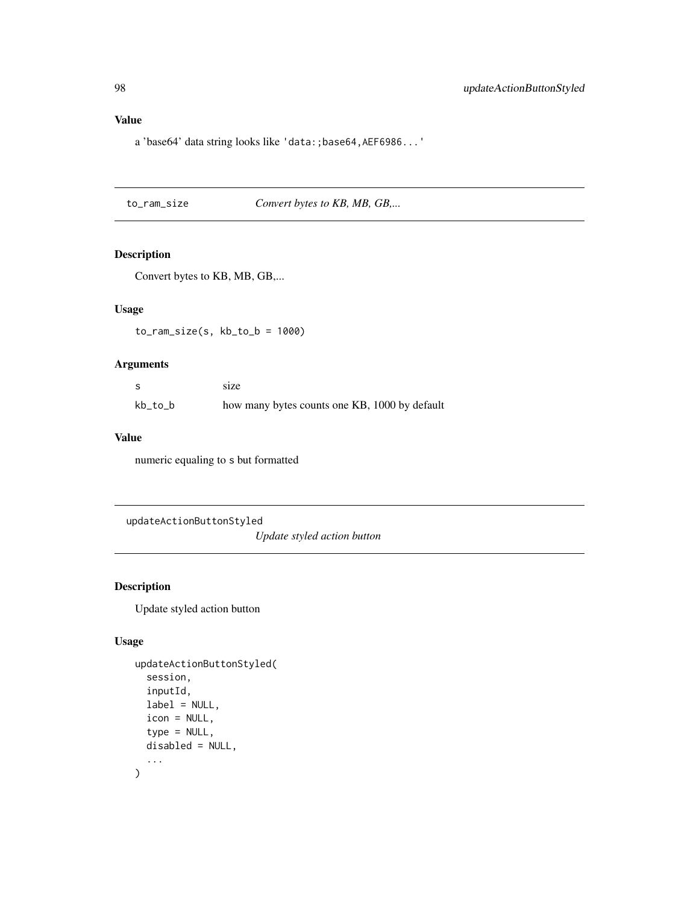## Value

a 'base64' data string looks like `'data:;base64,AEF6986...'`

---

## to_ram_size — *Convert bytes to KB, MB, GB,...*

### Description

Convert bytes to KB, MB, GB,...

### Usage

```
to_ram_size(s, kb_to_b = 1000)
```

### Arguments

| | |
|---|---|
| `s` | size |
| `kb_to_b` | how many bytes counts one KB, 1000 by default |

### Value

numeric equaling to `s` but formatted

---

## updateActionButtonStyled — *Update styled action button*

### Description

Update styled action button

### Usage

```
updateActionButtonStyled(
  session,
  inputId,
  label = NULL,
  icon = NULL,
  type = NULL,
  disabled = NULL,
  ...
)
```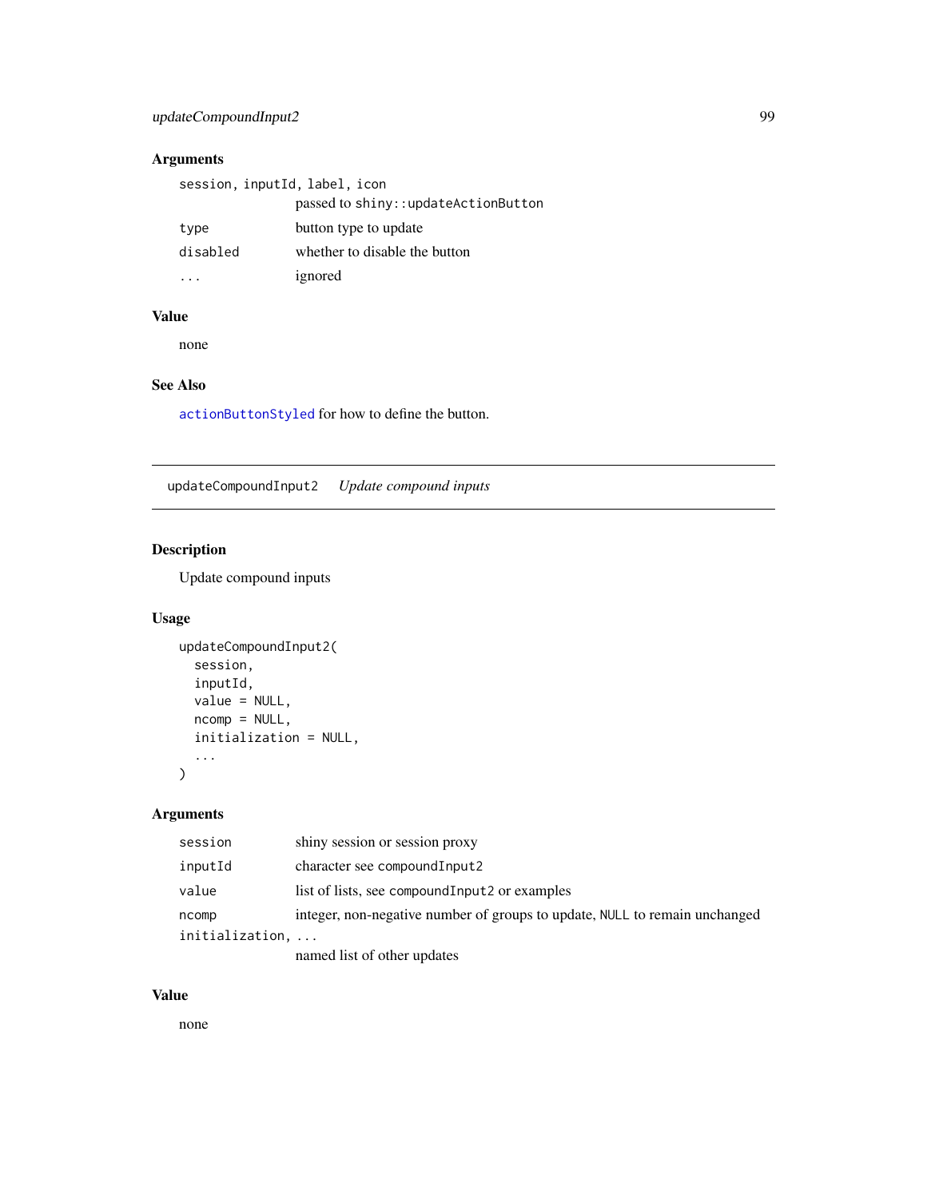## Arguments

| | |
|---|---|
| `session, inputId, label, icon` | passed to `shiny::updateActionButton` |
| `type` | button type to update |
| `disabled` | whether to disable the button |
| `...` | ignored |

## Value

none

## See Also

`actionButtonStyled` for how to define the button.

---

# updateCompoundInput2 *Update compound inputs*

## Description

Update compound inputs

## Usage

```
updateCompoundInput2(
  session,
  inputId,
  value = NULL,
  ncomp = NULL,
  initialization = NULL,
  ...
)
```

## Arguments

| | |
|---|---|
| `session` | shiny session or session proxy |
| `inputId` | character see `compoundInput2` |
| `value` | list of lists, see `compoundInput2` or examples |
| `ncomp` | integer, non-negative number of groups to update, `NULL` to remain unchanged |
| `initialization, ...` | named list of other updates |

## Value

none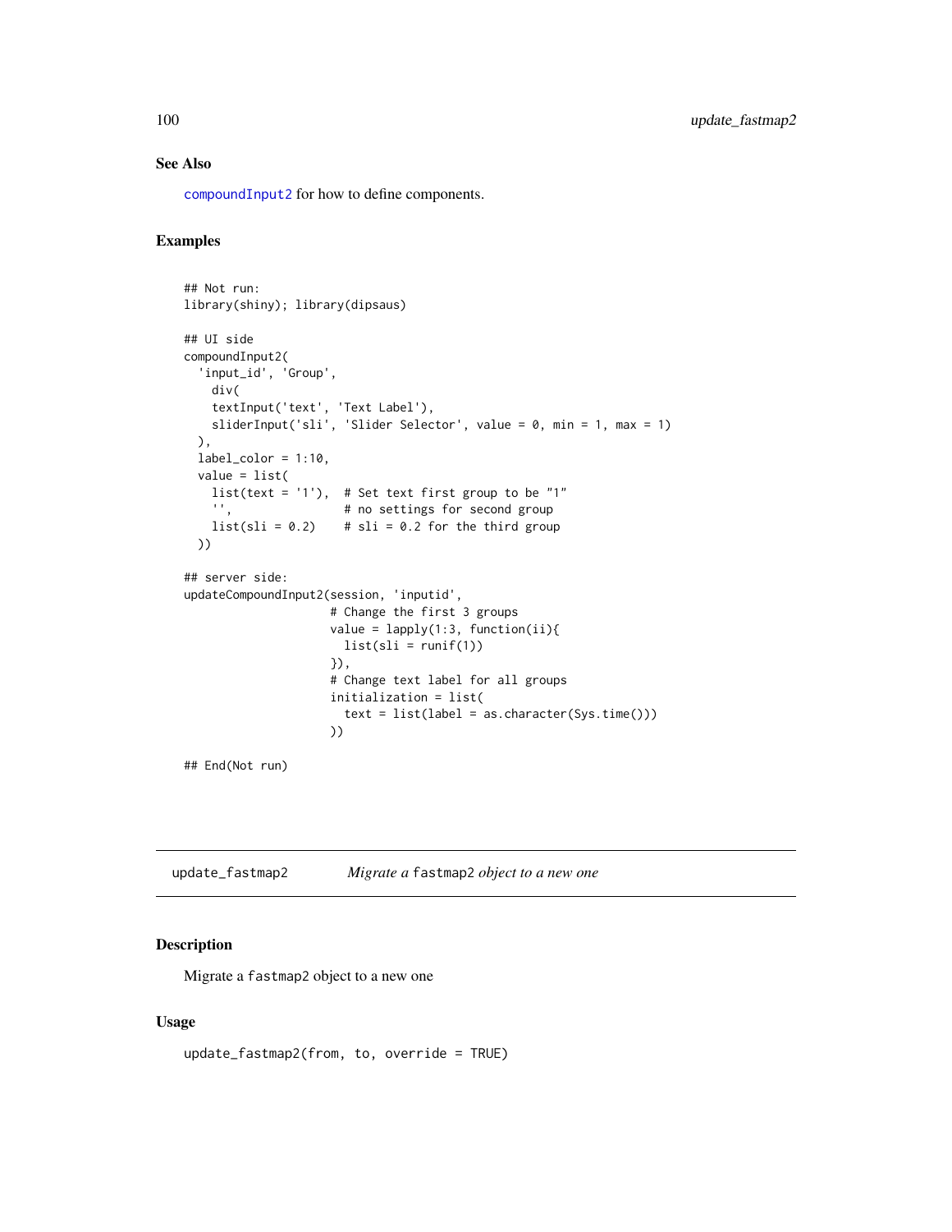### See Also

compoundInput2 for how to define components.

### Examples

```
## Not run:
library(shiny); library(dipsaus)

## UI side
compoundInput2(
  'input_id', 'Group',
    div(
    textInput('text', 'Text Label'),
    sliderInput('sli', 'Slider Selector', value = 0, min = 1, max = 1)
  ),
  label_color = 1:10,
  value = list(
    list(text = '1'),  # Set text first group to be "1"
    '',                # no settings for second group
    list(sli = 0.2)    # sli = 0.2 for the third group
  ))

## server side:
updateCompoundInput2(session, 'inputid',
                     # Change the first 3 groups
                     value = lapply(1:3, function(ii){
                       list(sli = runif(1))
                     }),
                     # Change text label for all groups
                     initialization = list(
                       text = list(label = as.character(Sys.time()))
                     ))

## End(Not run)
```

---

## update_fastmap2 — *Migrate a* `fastmap2` *object to a new one*

### Description

Migrate a `fastmap2` object to a new one

### Usage

```
update_fastmap2(from, to, override = TRUE)
```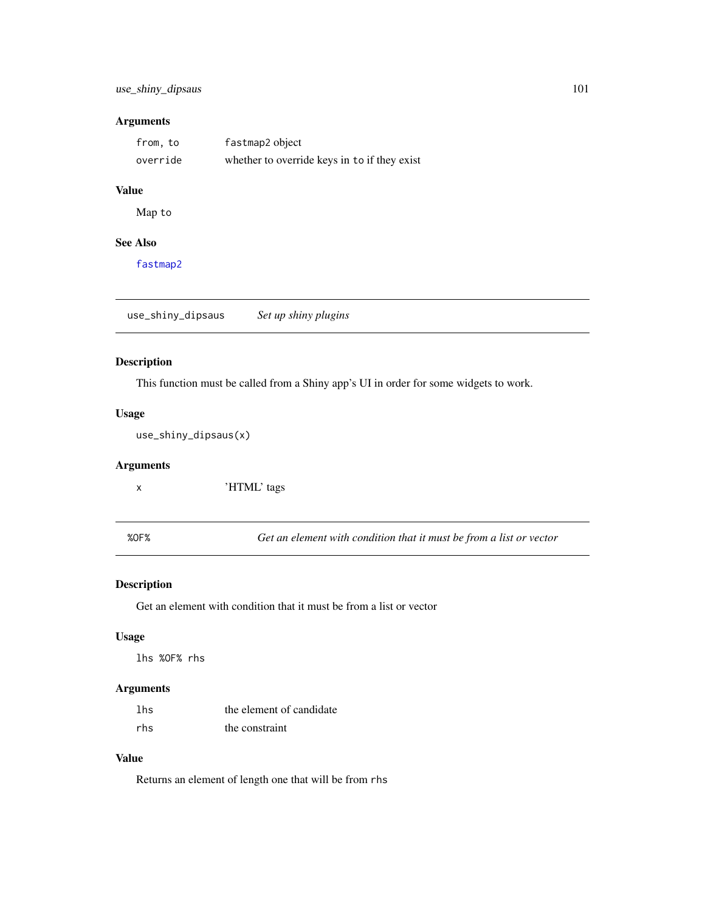### Arguments

| | |
|---|---|
| `from, to` | `fastmap2` object |
| `override` | whether to override keys in `to` if they exist |

### Value

Map `to`

### See Also

`fastmap2`

---

## use_shiny_dipsaus — *Set up shiny plugins*

### Description

This function must be called from a Shiny app's UI in order for some widgets to work.

### Usage

```
use_shiny_dipsaus(x)
```

### Arguments

| | |
|---|---|
| `x` | 'HTML' tags |

---

## %OF% — *Get an element with condition that it must be from a list or vector*

### Description

Get an element with condition that it must be from a list or vector

### Usage

```
lhs %OF% rhs
```

### Arguments

| | |
|---|---|
| `lhs` | the element of candidate |
| `rhs` | the constraint |

### Value

Returns an element of length one that will be from `rhs`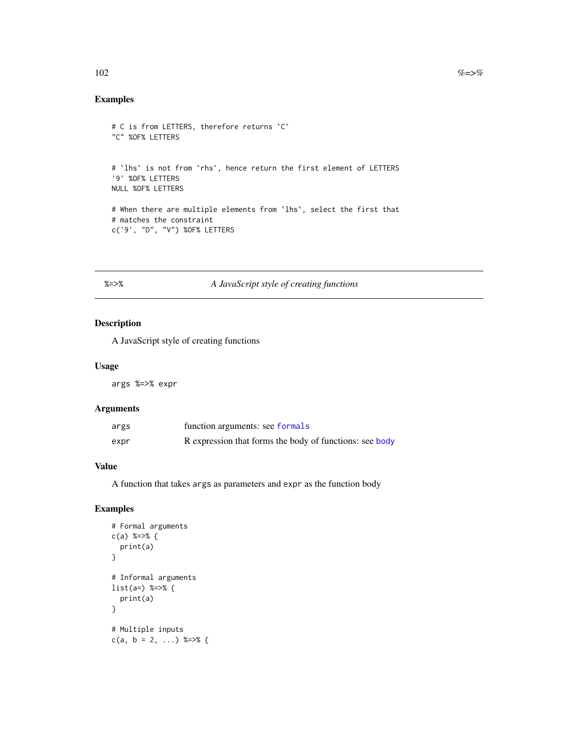## Examples

```
# C is from LETTERS, therefore returns `C`
"C" %OF% LETTERS


# `lhs` is not from `rhs`, hence return the first element of LETTERS
'9' %OF% LETTERS
NULL %OF% LETTERS

# When there are multiple elements from `lhs`, select the first that
# matches the constraint
c('9', "D", "V") %OF% LETTERS
```

---

# `%=>%` *A JavaScript style of creating functions*

---

## Description

A JavaScript style of creating functions

## Usage

```
args %=>% expr
```

## Arguments

| | |
|---|---|
| `args` | function arguments: see `formals` |
| `expr` | R expression that forms the body of functions: see `body` |

## Value

A function that takes `args` as parameters and `expr` as the function body

## Examples

```
# Formal arguments
c(a) %=>% {
  print(a)
}

# Informal arguments
list(a=) %=>% {
  print(a)
}

# Multiple inputs
c(a, b = 2, ...) %=>% {
```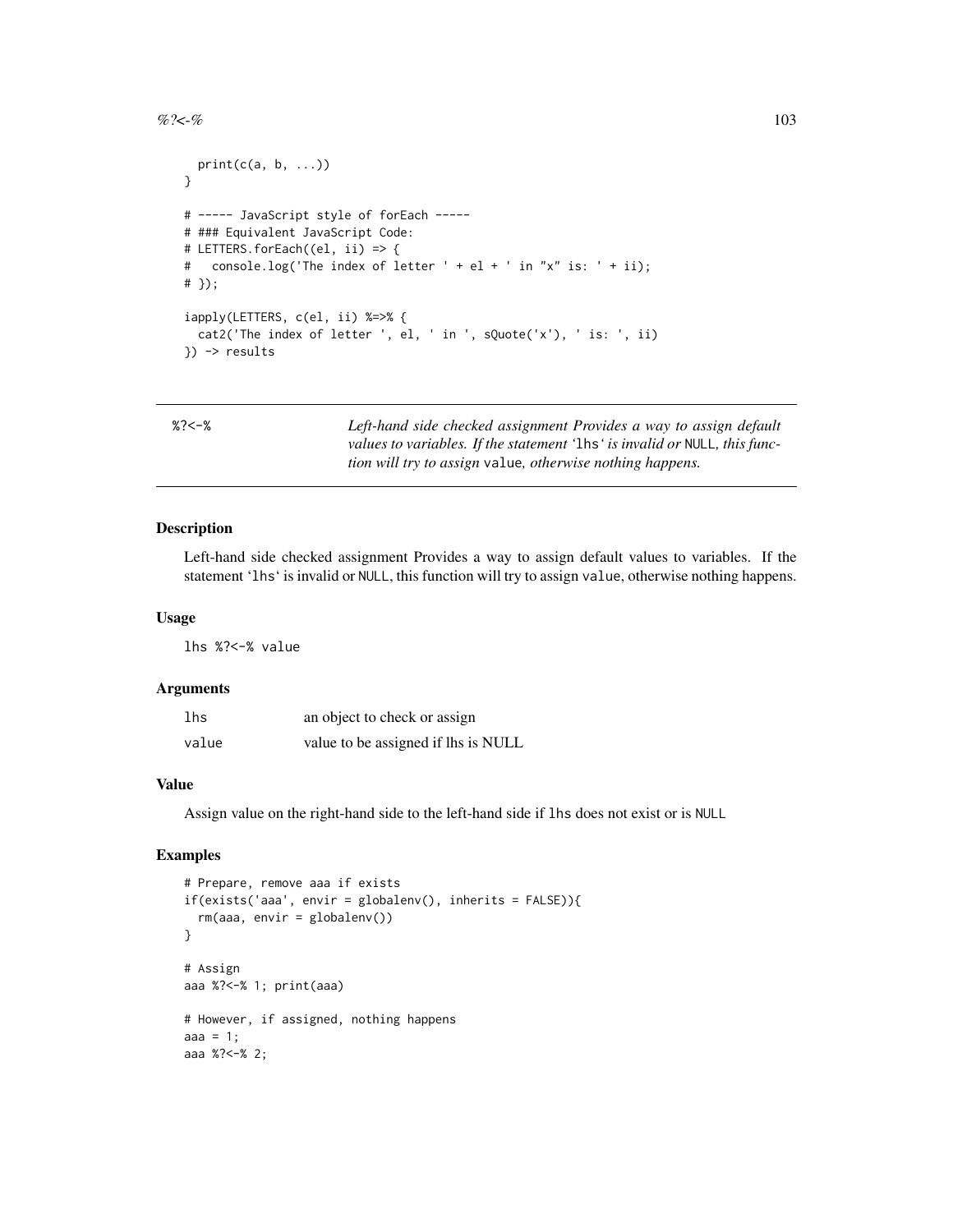```
  print(c(a, b, ...))
}

# ----- JavaScript style of forEach -----
# ### Equivalent JavaScript Code:
# LETTERS.forEach((el, ii) => {
#   console.log('The index of letter ' + el + ' in "x" is: ' + ii);
# });

iapply(LETTERS, c(el, ii) %=>% {
  cat2('The index of letter ', el, ' in ', sQuote('x'), ' is: ', ii)
}) -> results
```

## %?<-% *Left-hand side checked assignment Provides a way to assign default values to variables. If the statement '`lhs`' is invalid or `NULL`, this function will try to assign `value`, otherwise nothing happens.*

### Description

Left-hand side checked assignment Provides a way to assign default values to variables. If the statement '`lhs`' is invalid or `NULL`, this function will try to assign `value`, otherwise nothing happens.

### Usage

```
lhs %?<-% value
```

### Arguments

| | |
|---|---|
| `lhs` | an object to check or assign |
| `value` | value to be assigned if lhs is NULL |

### Value

Assign value on the right-hand side to the left-hand side if `lhs` does not exist or is `NULL`

### Examples

```
# Prepare, remove aaa if exists
if(exists('aaa', envir = globalenv(), inherits = FALSE)){
  rm(aaa, envir = globalenv())
}

# Assign
aaa %?<-% 1; print(aaa)

# However, if assigned, nothing happens
aaa = 1;
aaa %?<-% 2;
```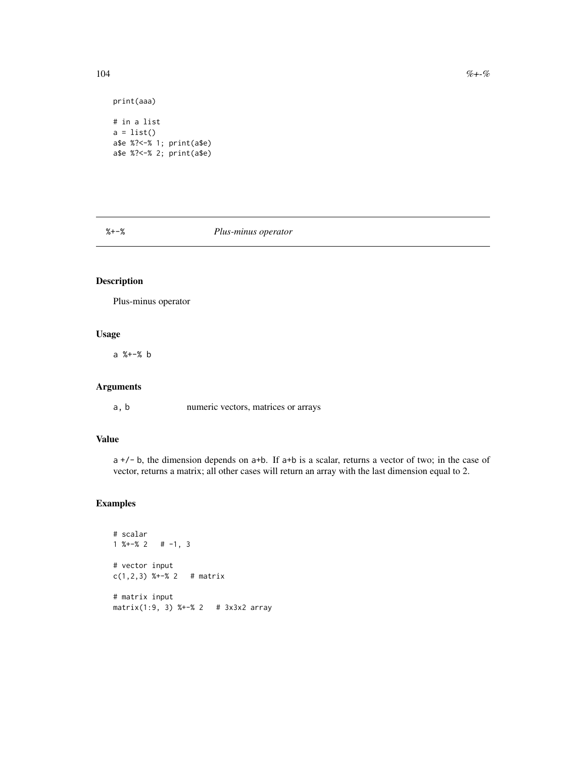```
print(aaa)

# in a list
a = list()
a$e %?<-% 1; print(a$e)
a$e %?<-% 2; print(a$e)
```

## %+-% *Plus-minus operator*

### Description

Plus-minus operator

### Usage

```
a %+-% b
```

### Arguments

| | |
|---|---|
| a, b | numeric vectors, matrices or arrays |

### Value

`a +/- b`, the dimension depends on `a+b`. If `a+b` is a scalar, returns a vector of two; in the case of vector, returns a matrix; all other cases will return an array with the last dimension equal to 2.

### Examples

```
# scalar
1 %+-% 2   # -1, 3

# vector input
c(1,2,3) %+-% 2   # matrix

# matrix input
matrix(1:9, 3) %+-% 2   # 3x3x2 array
```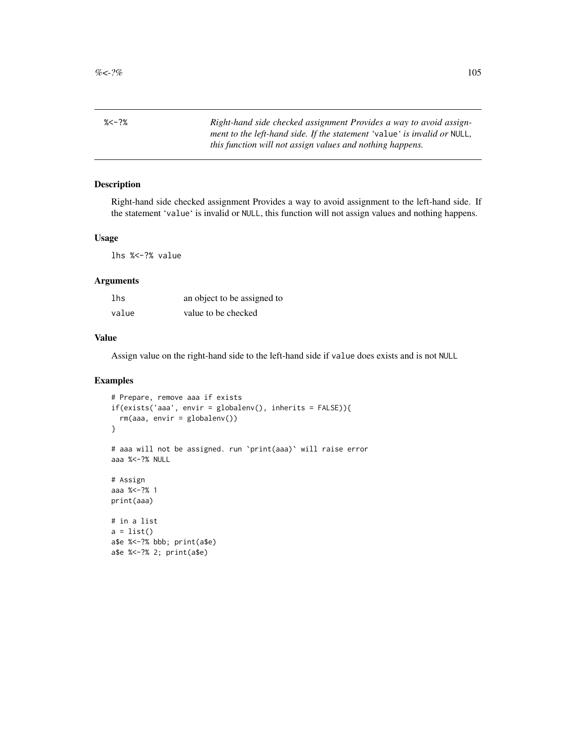`%<-?%` *Right-hand side checked assignment Provides a way to avoid assignment to the left-hand side. If the statement 'value' is invalid or NULL, this function will not assign values and nothing happens.*

## Description

Right-hand side checked assignment Provides a way to avoid assignment to the left-hand side. If the statement 'value' is invalid or NULL, this function will not assign values and nothing happens.

## Usage

```
lhs %<-?% value
```

## Arguments

| | |
|---|---|
| lhs | an object to be assigned to |
| value | value to be checked |

## Value

Assign value on the right-hand side to the left-hand side if value does exists and is not NULL

## Examples

```
# Prepare, remove aaa if exists
if(exists('aaa', envir = globalenv(), inherits = FALSE)){
  rm(aaa, envir = globalenv())
}

# aaa will not be assigned. run `print(aaa)` will raise error
aaa %<-?% NULL

# Assign
aaa %<-?% 1
print(aaa)

# in a list
a = list()
a$e %<-?% bbb; print(a$e)
a$e %<-?% 2; print(a$e)
```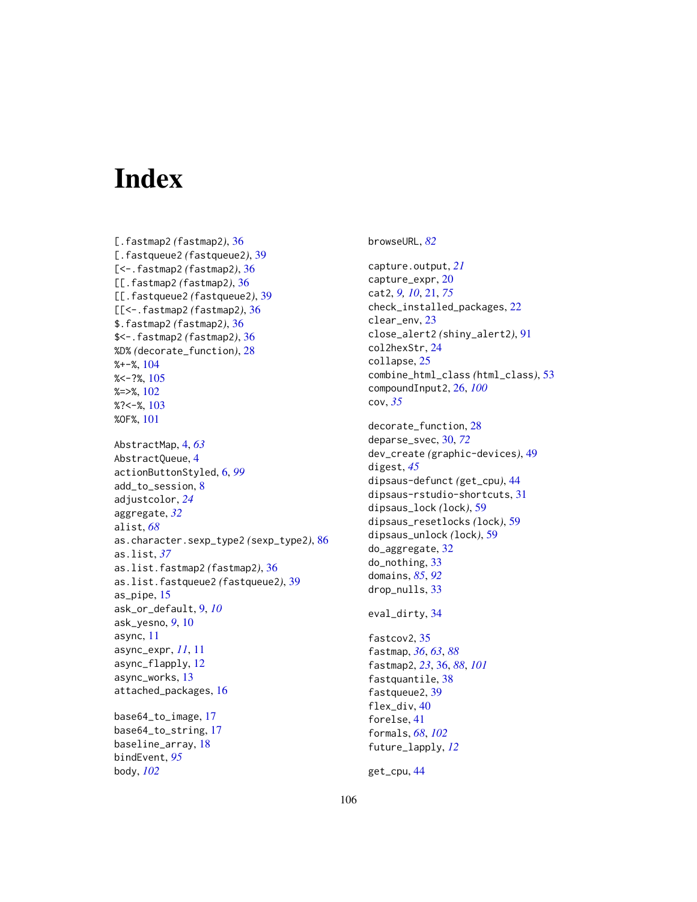# Index

[.fastmap2 *(fastmap2)*, 36
[.fastqueue2 *(fastqueue2)*, 39
[<-.fastmap2 *(fastmap2)*, 36
[[.fastmap2 *(fastmap2)*, 36
[[.fastqueue2 *(fastqueue2)*, 39
[[<-.fastmap2 *(fastmap2)*, 36
$.fastmap2 *(fastmap2)*, 36
$<-.fastmap2 *(fastmap2)*, 36
%D% *(decorate_function)*, 28
%+-%, 104
%<-?%, 105
%=>%, 102
%?<-%, 103
%OF%, 101

AbstractMap, 4, *63*
AbstractQueue, 4
actionButtonStyled, 6, *99*
add_to_session, 8
adjustcolor, *24*
aggregate, *32*
alist, *68*
as.character.sexp_type2 *(sexp_type2)*, 86
as.list, *37*
as.list.fastmap2 *(fastmap2)*, 36
as.list.fastqueue2 *(fastqueue2)*, 39
as_pipe, 15
ask_or_default, 9, *10*
ask_yesno, *9*, 10
async, 11
async_expr, *11*, 11
async_flapply, 12
async_works, 13
attached_packages, 16

base64_to_image, 17
base64_to_string, 17
baseline_array, 18
bindEvent, *95*
body, *102*

browseURL, *82*

capture.output, *21*
capture_expr, 20
cat2, *9*, *10*, 21, *75*
check_installed_packages, 22
clear_env, 23
close_alert2 *(shiny_alert2)*, 91
col2hexStr, 24
collapse, 25
combine_html_class *(html_class)*, 53
compoundInput2, 26, *100*
cov, *35*

decorate_function, 28
deparse_svec, 30, *72*
dev_create *(graphic-devices)*, 49
digest, *45*
dipsaus-defunct *(get_cpu)*, 44
dipsaus-rstudio-shortcuts, 31
dipsaus_lock *(lock)*, 59
dipsaus_resetlocks *(lock)*, 59
dipsaus_unlock *(lock)*, 59
do_aggregate, 32
do_nothing, 33
domains, *85*, *92*
drop_nulls, 33

eval_dirty, 34

fastcov2, 35
fastmap, *36*, *63*, *88*
fastmap2, *23*, 36, *88*, *101*
fastquantile, 38
fastqueue2, 39
flex_div, 40
forelse, 41
formals, *68*, *102*
future_lapply, *12*

get_cpu, 44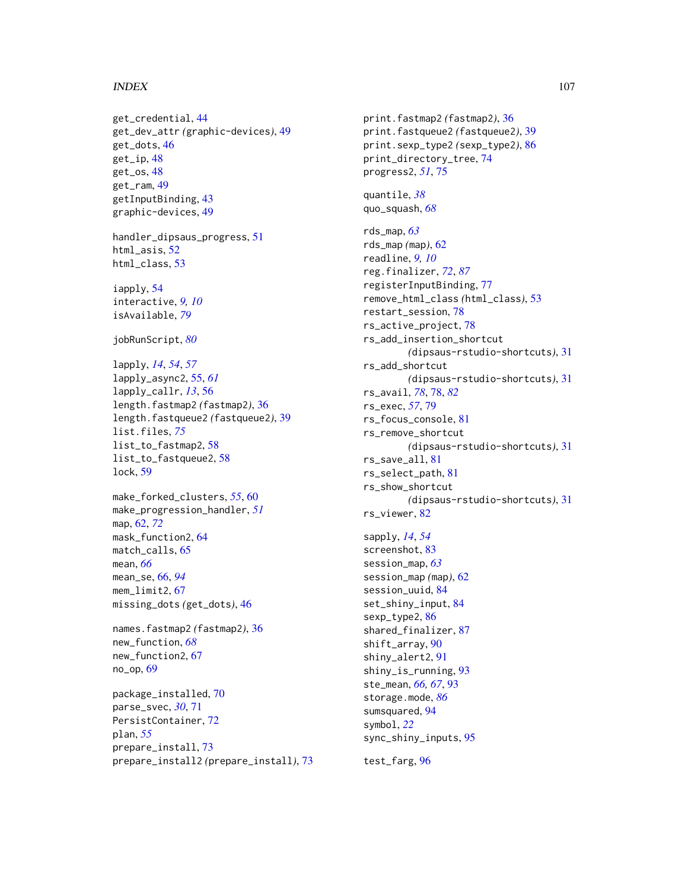get_credential, 44
get_dev_attr *(graphic-devices)*, 49
get_dots, 46
get_ip, 48
get_os, 48
get_ram, 49
getInputBinding, 43
graphic-devices, 49

handler_dipsaus_progress, 51
html_asis, 52
html_class, 53

iapply, 54
interactive, *9, 10*
isAvailable, *79*

jobRunScript, *80*

lapply, *14*, *54*, *57*
lapply_async2, 55, *61*
lapply_callr, *13*, 56
length.fastmap2 *(fastmap2)*, 36
length.fastqueue2 *(fastqueue2)*, 39
list.files, *75*
list_to_fastmap2, 58
list_to_fastqueue2, 58
lock, 59

make_forked_clusters, *55*, 60
make_progression_handler, *51*
map, 62, *72*
mask_function2, 64
match_calls, 65
mean, *66*
mean_se, 66, *94*
mem_limit2, 67
missing_dots *(get_dots)*, 46

names.fastmap2 *(fastmap2)*, 36
new_function, *68*
new_function2, 67
no_op, 69

package_installed, 70
parse_svec, *30*, 71
PersistContainer, 72
plan, *55*
prepare_install, 73
prepare_install2 *(prepare_install)*, 73

print.fastmap2 *(fastmap2)*, 36
print.fastqueue2 *(fastqueue2)*, 39
print.sexp_type2 *(sexp_type2)*, 86
print_directory_tree, 74
progress2, *51*, 75

quantile, *38*
quo_squash, *68*

rds_map, *63*
rds_map *(map)*, 62
readline, *9, 10*
reg.finalizer, *72*, *87*
registerInputBinding, 77
remove_html_class *(html_class)*, 53
restart_session, 78
rs_active_project, 78
rs_add_insertion_shortcut *(dipsaus-rstudio-shortcuts)*, 31
rs_add_shortcut *(dipsaus-rstudio-shortcuts)*, 31
rs_avail, *78*, 78, *82*
rs_exec, *57*, 79
rs_focus_console, 81
rs_remove_shortcut *(dipsaus-rstudio-shortcuts)*, 31
rs_save_all, 81
rs_select_path, 81
rs_show_shortcut *(dipsaus-rstudio-shortcuts)*, 31
rs_viewer, 82

sapply, *14*, *54*
screenshot, 83
session_map, *63*
session_map *(map)*, 62
session_uuid, 84
set_shiny_input, 84
sexp_type2, 86
shared_finalizer, 87
shift_array, 90
shiny_alert2, 91
shiny_is_running, 93
ste_mean, *66*, *67*, 93
storage.mode, *86*
sumsquared, 94
symbol, *22*
sync_shiny_inputs, 95

test_farg, 96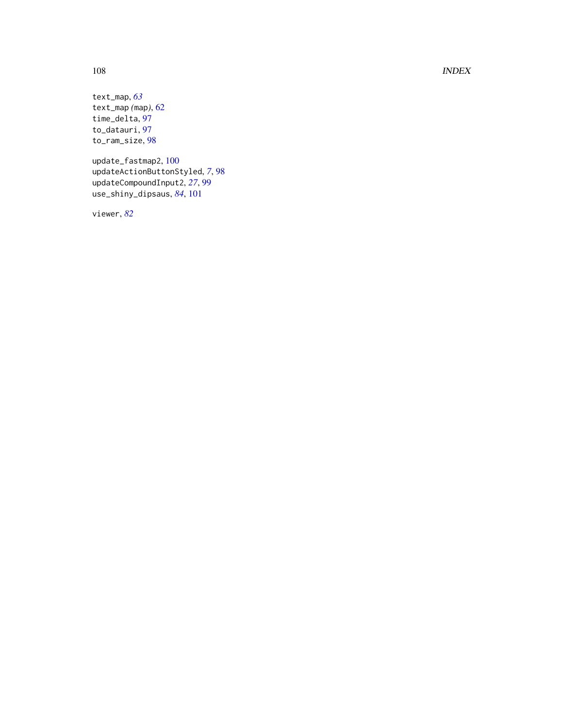text_map, *63*
text_map (map), 62
time_delta, 97
to_datauri, 97
to_ram_size, 98

update_fastmap2, 100
updateActionButtonStyled, *7*, 98
updateCompoundInput2, *27*, 99
use_shiny_dipsaus, *84*, 101

viewer, *82*